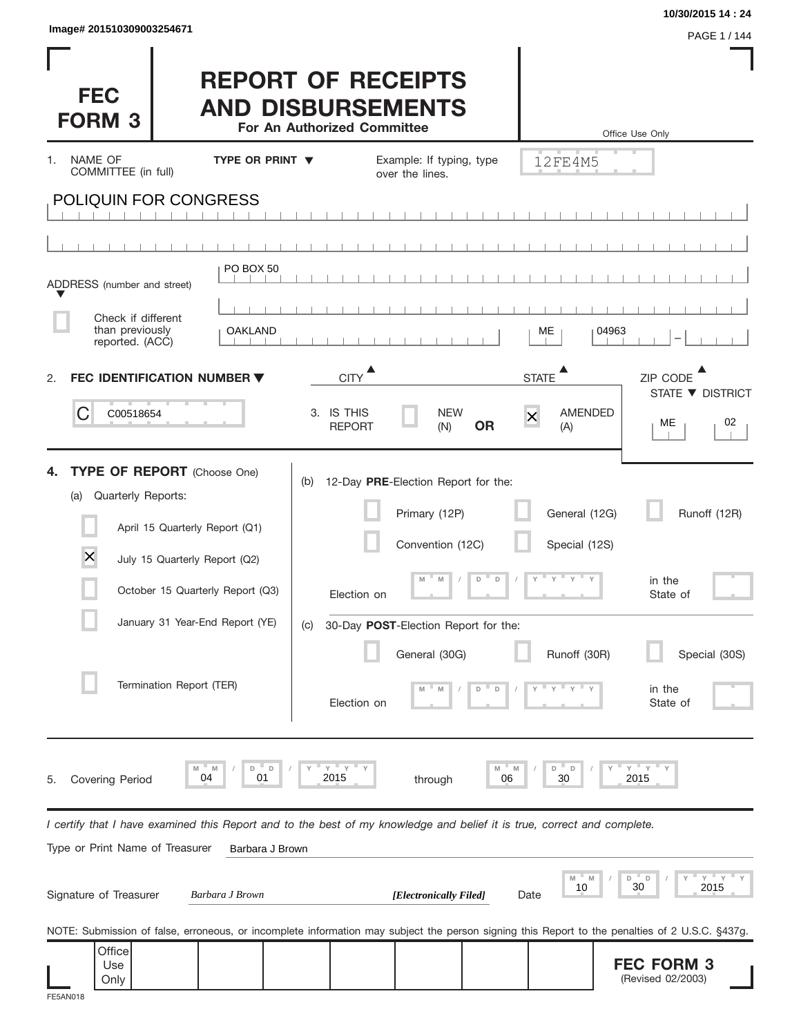Image# 201510309003254671

10/30/2015 14 : 24

# FEC FORM 3

# REPORT OF RECEIPTS AND DISBURSEMENTS

**For An Authorized Committee**

Office Use Only

12FE4M5

1. NAME OF COMMITTEE (in full) **TYPE OR PRINT ▼** Example: If typing, type over the lines.

POLIQUIN FOR CONGRESS

ADDRESS (number and street): PO BOX 50

☐ Check if different than previously reported. (ACC)

| CITY | STATE | ZIP CODE |
|---|---|---|
| OAKLAND | ME | 04963 |

2. **FEC IDENTIFICATION NUMBER ▼**

C00518654

3. IS THIS REPORT ☐ NEW (N) **OR** ☒ AMENDED (A)

STATE ▼ DISTRICT: ME 02

4. **TYPE OF REPORT** (Choose One)

(a) Quarterly Reports:

- ☐ April 15 Quarterly Report (Q1)
- ☒ July 15 Quarterly Report (Q2)
- ☐ October 15 Quarterly Report (Q3)
- ☐ January 31 Year-End Report (YE)
- ☐ Termination Report (TER)

(b) 12-Day **PRE**-Election Report for the:

- ☐ Primary (12P)
- ☐ General (12G)
- ☐ Runoff (12R)
- ☐ Convention (12C)
- ☐ Special (12S)

Election on MM / DD / YYYY in the State of

(c) 30-Day **POST**-Election Report for the:

- ☐ General (30G)
- ☐ Runoff (30R)
- ☐ Special (30S)

Election on MM / DD / YYYY in the State of

5. Covering Period 04 / 01 / 2015 through 06 / 30 / 2015

*I certify that I have examined this Report and to the best of my knowledge and belief it is true, correct and complete.*

Type or Print Name of Treasurer: Barbara J Brown

Signature of Treasurer: *Barbara J Brown* ***[Electronically Filed]*** Date 10 / 30 / 2015

NOTE: Submission of false, erroneous, or incomplete information may subject the person signing this Report to the penalties of 2 U.S.C. §437g.

Office Use Only

**FEC FORM 3**
(Revised 02/2003)

FE5AN018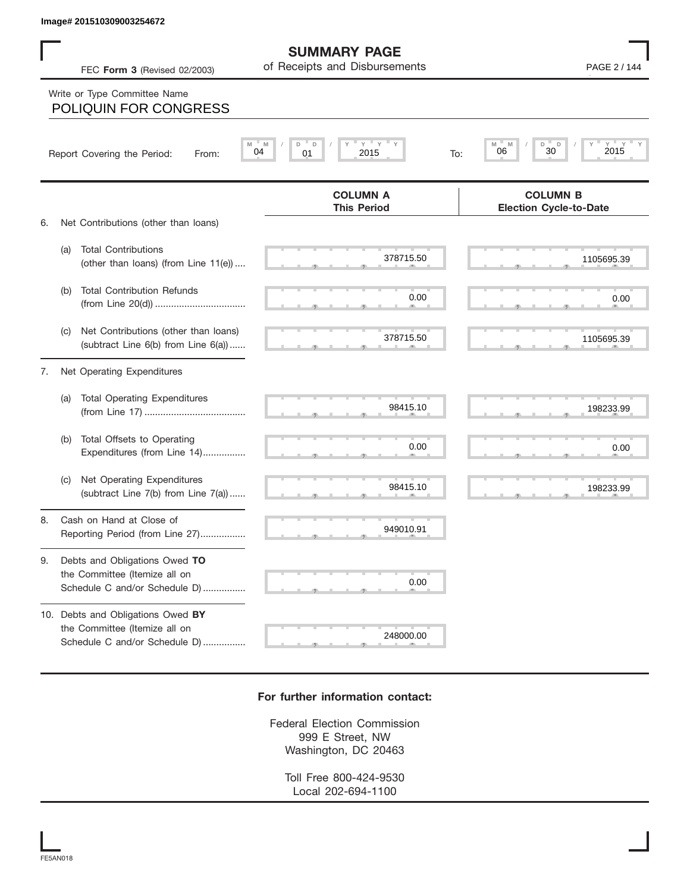Image# 201510309003254672

# SUMMARY PAGE

## of Receipts and Disbursements

FEC **Form 3** (Revised 02/2003)

PAGE 2 / 144

Write or Type Committee Name

POLIQUIN FOR CONGRESS

Report Covering the Period: From: 04 / 01 / 2015 To: 06 / 30 / 2015

| | COLUMN A This Period | COLUMN B Election Cycle-to-Date |
|---|---|---|
| 6. Net Contributions (other than loans) | | |
| (a) Total Contributions (other than loans) (from Line 11(e)) .... | 378715.50 | 1105695.39 |
| (b) Total Contribution Refunds (from Line 20(d)) .................................. | 0.00 | 0.00 |
| (c) Net Contributions (other than loans) (subtract Line 6(b) from Line 6(a)) ...... | 378715.50 | 1105695.39 |
| 7. Net Operating Expenditures | | |
| (a) Total Operating Expenditures (from Line 17) ...................................... | 98415.10 | 198233.99 |
| (b) Total Offsets to Operating Expenditures (from Line 14)................ | 0.00 | 0.00 |
| (c) Net Operating Expenditures (subtract Line 7(b) from Line 7(a)) ...... | 98415.10 | 198233.99 |
| 8. Cash on Hand at Close of Reporting Period (from Line 27)................. | 949010.91 | |
| 9. Debts and Obligations Owed **TO** the Committee (Itemize all on Schedule C and/or Schedule D) ................ | 0.00 | |
| 10. Debts and Obligations Owed **BY** the Committee (Itemize all on Schedule C and/or Schedule D) ................ | 248000.00 | |

**For further information contact:**

Federal Election Commission
999 E Street, NW
Washington, DC 20463

Toll Free 800-424-9530
Local 202-694-1100

FE5AN018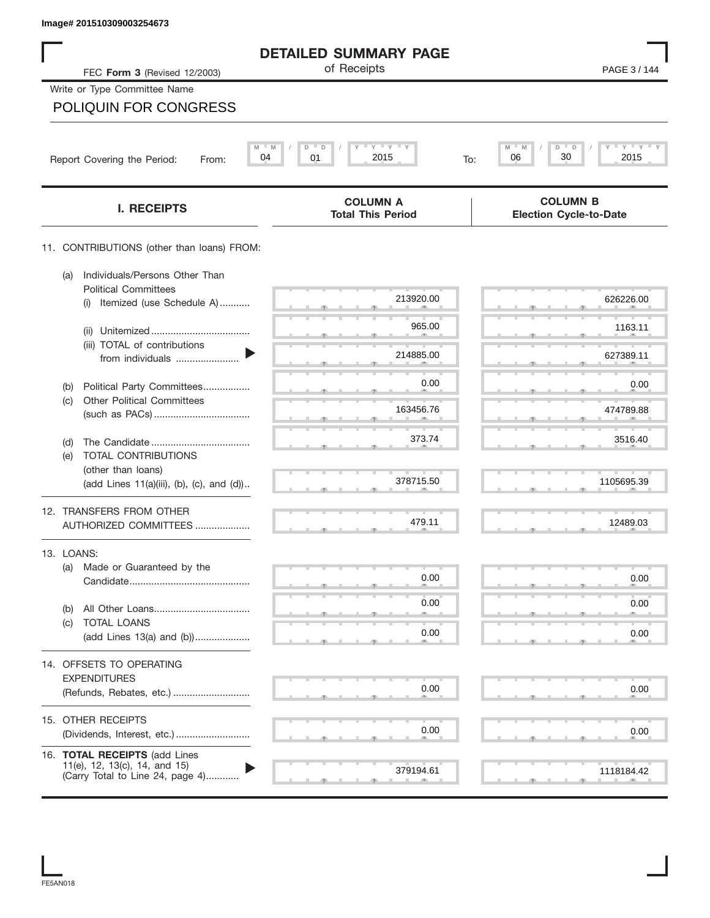Image# 201510309003254673

# DETAILED SUMMARY PAGE

of Receipts

FEC **Form 3** (Revised 12/2003)

Write or Type Committee Name

POLIQUIN FOR CONGRESS

Report Covering the Period: From: 04 / 01 / 2015 To: 06 / 30 / 2015

| I. RECEIPTS | COLUMN A Total This Period | COLUMN B Election Cycle-to-Date |
|---|---|---|
| 11. CONTRIBUTIONS (other than loans) FROM: | | |
| (a) Individuals/Persons Other Than Political Committees (i) Itemized (use Schedule A) | 213920.00 | 626226.00 |
| (ii) Unitemized | 965.00 | 1163.11 |
| (iii) TOTAL of contributions from individuals | 214885.00 | 627389.11 |
| (b) Political Party Committees | 0.00 | 0.00 |
| (c) Other Political Committees (such as PACs) | 163456.76 | 474789.88 |
| (d) The Candidate | 373.74 | 3516.40 |
| (e) TOTAL CONTRIBUTIONS (other than loans) (add Lines 11(a)(iii), (b), (c), and (d)) | 378715.50 | 1105695.39 |
| 12. TRANSFERS FROM OTHER AUTHORIZED COMMITTEES | 479.11 | 12489.03 |
| 13. LOANS: | | |
| (a) Made or Guaranteed by the Candidate | 0.00 | 0.00 |
| (b) All Other Loans | 0.00 | 0.00 |
| (c) TOTAL LOANS (add Lines 13(a) and (b)) | 0.00 | 0.00 |
| 14. OFFSETS TO OPERATING EXPENDITURES (Refunds, Rebates, etc.) | 0.00 | 0.00 |
| 15. OTHER RECEIPTS (Dividends, Interest, etc.) | 0.00 | 0.00 |
| 16. **TOTAL RECEIPTS** (add Lines 11(e), 12, 13(c), 14, and 15) (Carry Total to Line 24, page 4) | 379194.61 | 1118184.42 |

FE5AN018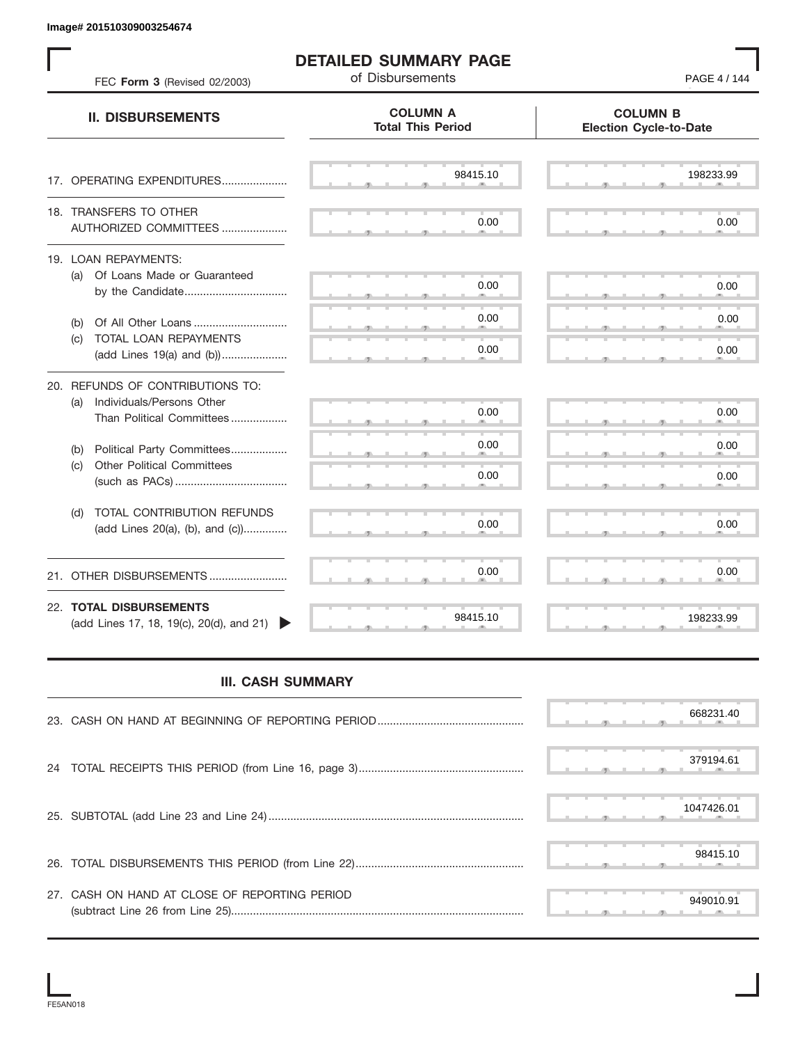Image# 201510309003254674

# DETAILED SUMMARY PAGE

of Disbursements

FEC **Form 3** (Revised 02/2003)

| II. DISBURSEMENTS | COLUMN A Total This Period | COLUMN B Election Cycle-to-Date |
|---|---|---|
| 17. OPERATING EXPENDITURES | 98415.10 | 198233.99 |
| 18. TRANSFERS TO OTHER AUTHORIZED COMMITTEES | 0.00 | 0.00 |
| 19. LOAN REPAYMENTS: | | |
| (a) Of Loans Made or Guaranteed by the Candidate | 0.00 | 0.00 |
| (b) Of All Other Loans | 0.00 | 0.00 |
| (c) TOTAL LOAN REPAYMENTS (add Lines 19(a) and (b)) | 0.00 | 0.00 |
| 20. REFUNDS OF CONTRIBUTIONS TO: | | |
| (a) Individuals/Persons Other Than Political Committees | 0.00 | 0.00 |
| (b) Political Party Committees | 0.00 | 0.00 |
| (c) Other Political Committees (such as PACs) | 0.00 | 0.00 |
| (d) TOTAL CONTRIBUTION REFUNDS (add Lines 20(a), (b), and (c)) | 0.00 | 0.00 |
| 21. OTHER DISBURSEMENTS | 0.00 | 0.00 |
| 22. **TOTAL DISBURSEMENTS** (add Lines 17, 18, 19(c), 20(d), and 21) | 98415.10 | 198233.99 |

## III. CASH SUMMARY

| | |
|---|---|
| 23. CASH ON HAND AT BEGINNING OF REPORTING PERIOD | 668231.40 |
| 24 TOTAL RECEIPTS THIS PERIOD (from Line 16, page 3) | 379194.61 |
| 25. SUBTOTAL (add Line 23 and Line 24) | 1047426.01 |
| 26. TOTAL DISBURSEMENTS THIS PERIOD (from Line 22) | 98415.10 |
| 27. CASH ON HAND AT CLOSE OF REPORTING PERIOD (subtract Line 26 from Line 25) | 949010.91 |

FE5AN018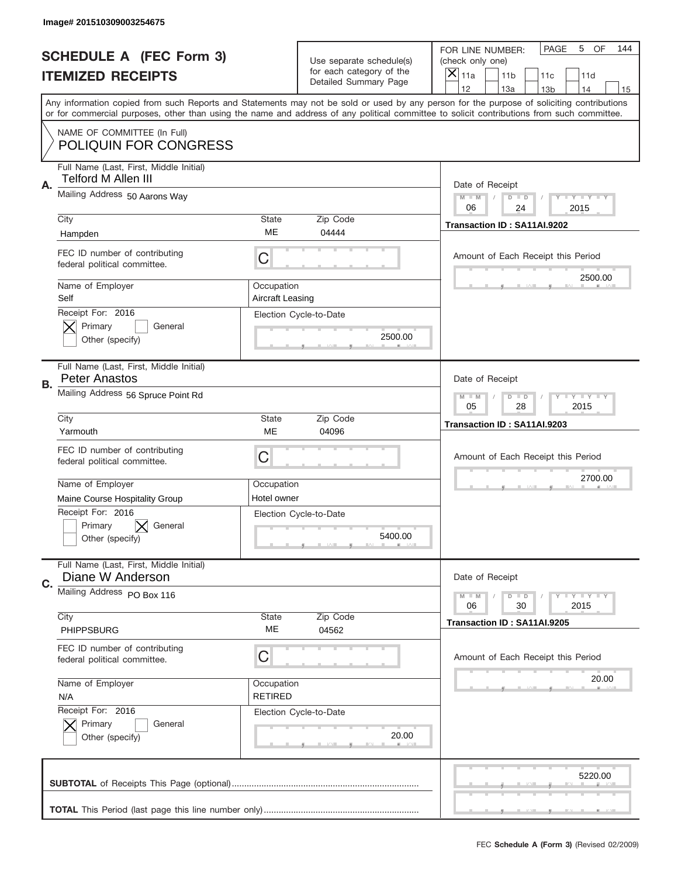Image# 201510309003254675

# SCHEDULE A (FEC Form 3)
## ITEMIZED RECEIPTS

Use separate schedule(s) for each category of the Detailed Summary Page

FOR LINE NUMBER: (check only one)
[X] 11a [ ] 11b [ ] 11c [ ] 11d [ ] 12 [ ] 13a [ ] 13b [ ] 14 [ ] 15

PAGE 5 OF 144

Any information copied from such Reports and Statements may not be sold or used by any person for the purpose of soliciting contributions or for commercial purposes, other than using the name and address of any political committee to solicit contributions from such committee.

NAME OF COMMITTEE (In Full)
POLIQUIN FOR CONGRESS

---

**A.** Full Name (Last, First, Middle Initial): Telford M Allen III

Mailing Address: 50 Aarons Way

City: Hampden | State: ME | Zip Code: 04444

FEC ID number of contributing federal political committee: C

Name of Employer: Self | Occupation: Aircraft Leasing

Receipt For: 2016 — [X] Primary [ ] General [ ] Other (specify)

Election Cycle-to-Date: 2500.00

Date of Receipt: 06 / 24 / 2015

Transaction ID : SA11AI.9202

Amount of Each Receipt this Period: 2500.00

---

**B.** Full Name (Last, First, Middle Initial): Peter Anastos

Mailing Address: 56 Spruce Point Rd

City: Yarmouth | State: ME | Zip Code: 04096

FEC ID number of contributing federal political committee: C

Name of Employer: Maine Course Hospitality Group | Occupation: Hotel owner

Receipt For: 2016 — [ ] Primary [X] General [ ] Other (specify)

Election Cycle-to-Date: 5400.00

Date of Receipt: 05 / 28 / 2015

Transaction ID : SA11AI.9203

Amount of Each Receipt this Period: 2700.00

---

**C.** Full Name (Last, First, Middle Initial): Diane W Anderson

Mailing Address: PO Box 116

City: PHIPPSBURG | State: ME | Zip Code: 04562

FEC ID number of contributing federal political committee: C

Name of Employer: N/A | Occupation: RETIRED

Receipt For: 2016 — [X] Primary [ ] General [ ] Other (specify)

Election Cycle-to-Date: 20.00

Date of Receipt: 06 / 30 / 2015

Transaction ID : SA11AI.9205

Amount of Each Receipt this Period: 20.00

---

**SUBTOTAL** of Receipts This Page (optional): 5220.00

**TOTAL** This Period (last page this line number only):

FEC **Schedule A (Form 3)** (Revised 02/2009)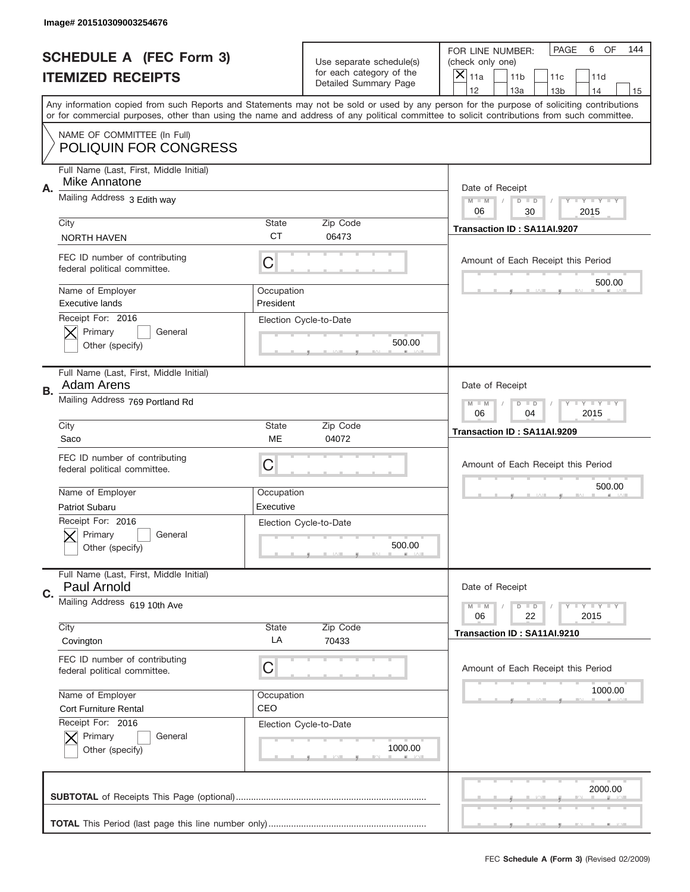Image# 201510309003254676

# SCHEDULE A (FEC Form 3)
## ITEMIZED RECEIPTS

Use separate schedule(s) for each category of the Detailed Summary Page

FOR LINE NUMBER: (check only one)

[X] 11a [ ] 11b [ ] 11c [ ] 11d [ ] 12 [ ] 13a [ ] 13b [ ] 14 [ ] 15

Any information copied from such Reports and Statements may not be sold or used by any person for the purpose of soliciting contributions or for commercial purposes, other than using the name and address of any political committee to solicit contributions from such committee.

NAME OF COMMITTEE (In Full)
POLIQUIN FOR CONGRESS

---

**A.** Full Name (Last, First, Middle Initial): Mike Annatone

Mailing Address: 3 Edith way

City: NORTH HAVEN | State: CT | Zip Code: 06473

FEC ID number of contributing federal political committee: C

Name of Employer: Executive lands | Occupation: President

Receipt For: 2016 — [X] Primary [ ] General [ ] Other (specify)

Election Cycle-to-Date: 500.00

Date of Receipt: 06 / 30 / 2015

Transaction ID : SA11AI.9207

Amount of Each Receipt this Period: 500.00

---

**B.** Full Name (Last, First, Middle Initial): Adam Arens

Mailing Address: 769 Portland Rd

City: Saco | State: ME | Zip Code: 04072

FEC ID number of contributing federal political committee: C

Name of Employer: Patriot Subaru | Occupation: Executive

Receipt For: 2016 — [X] Primary [ ] General [ ] Other (specify)

Election Cycle-to-Date: 500.00

Date of Receipt: 06 / 04 / 2015

Transaction ID : SA11AI.9209

Amount of Each Receipt this Period: 500.00

---

**C.** Full Name (Last, First, Middle Initial): Paul Arnold

Mailing Address: 619 10th Ave

City: Covington | State: LA | Zip Code: 70433

FEC ID number of contributing federal political committee: C

Name of Employer: Cort Furniture Rental | Occupation: CEO

Receipt For: 2016 — [X] Primary [ ] General [ ] Other (specify)

Election Cycle-to-Date: 1000.00

Date of Receipt: 06 / 22 / 2015

Transaction ID : SA11AI.9210

Amount of Each Receipt this Period: 1000.00

---

**SUBTOTAL** of Receipts This Page (optional): 2000.00

**TOTAL** This Period (last page this line number only):

FEC **Schedule A (Form 3)** (Revised 02/2009)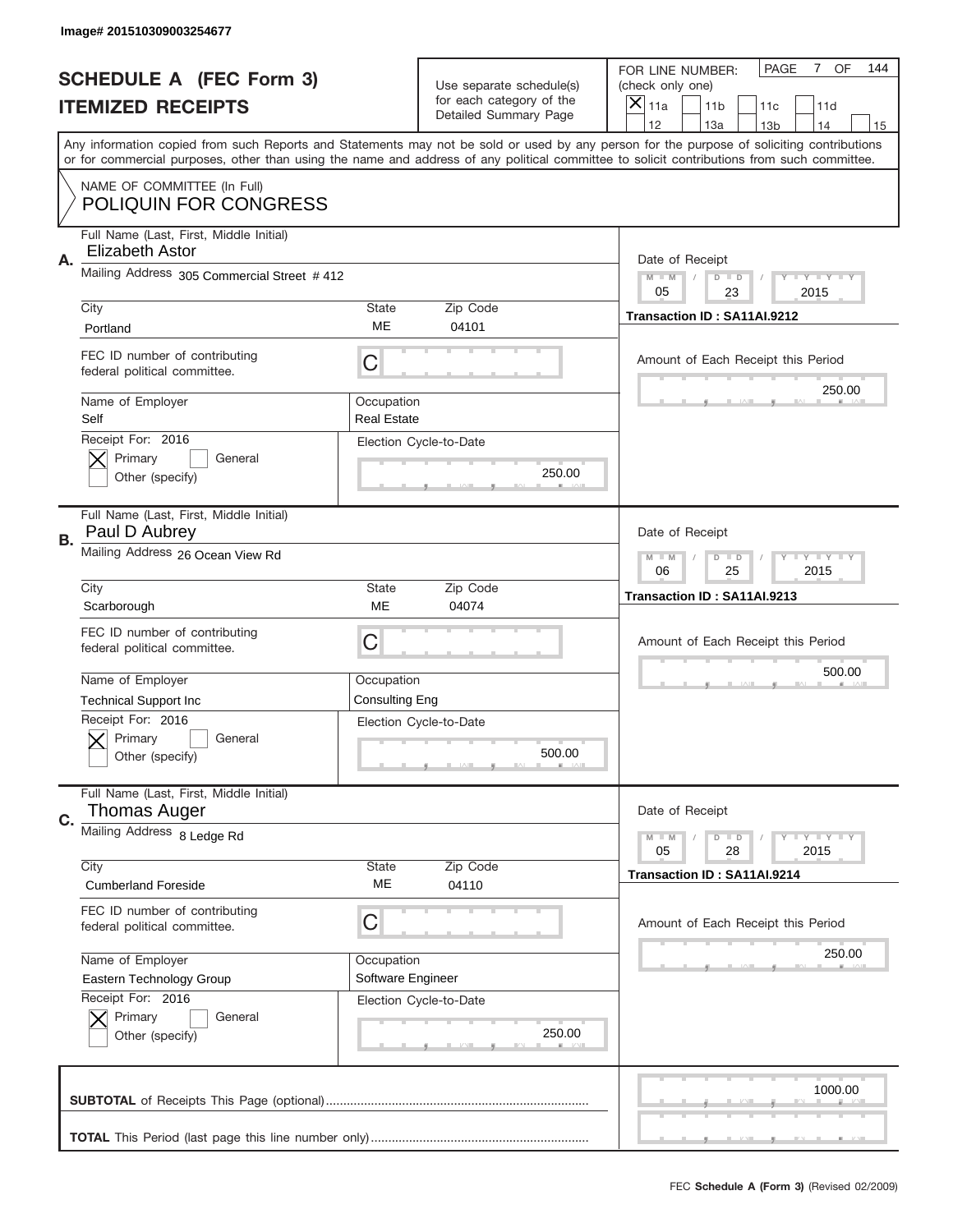Image# 201510309003254677

# SCHEDULE A (FEC Form 3)
# ITEMIZED RECEIPTS

Use separate schedule(s) for each category of the Detailed Summary Page

FOR LINE NUMBER: (check only one)

- [X] 11a
- [ ] 11b
- [ ] 11c
- [ ] 11d
- [ ] 12
- [ ] 13a
- [ ] 13b
- [ ] 14
- [ ] 15

PAGE 7 OF 144

Any information copied from such Reports and Statements may not be sold or used by any person for the purpose of soliciting contributions or for commercial purposes, other than using the name and address of any political committee to solicit contributions from such committee.

NAME OF COMMITTEE (In Full)
POLIQUIN FOR CONGRESS

---

**A.** Full Name (Last, First, Middle Initial): Elizabeth Astor

Mailing Address: 305 Commercial Street # 412

City: Portland | State: ME | Zip Code: 04101

FEC ID number of contributing federal political committee: C

Name of Employer: Self | Occupation: Real Estate

Receipt For: 2016 — [X] Primary [ ] General [ ] Other (specify)

Election Cycle-to-Date: 250.00

Date of Receipt: 05 / 23 / 2015

Transaction ID : SA11AI.9212

Amount of Each Receipt this Period: 250.00

---

**B.** Full Name (Last, First, Middle Initial): Paul D Aubrey

Mailing Address: 26 Ocean View Rd

City: Scarborough | State: ME | Zip Code: 04074

FEC ID number of contributing federal political committee: C

Name of Employer: Technical Support Inc | Occupation: Consulting Eng

Receipt For: 2016 — [X] Primary [ ] General [ ] Other (specify)

Election Cycle-to-Date: 500.00

Date of Receipt: 06 / 25 / 2015

Transaction ID : SA11AI.9213

Amount of Each Receipt this Period: 500.00

---

**C.** Full Name (Last, First, Middle Initial): Thomas Auger

Mailing Address: 8 Ledge Rd

City: Cumberland Foreside | State: ME | Zip Code: 04110

FEC ID number of contributing federal political committee: C

Name of Employer: Eastern Technology Group | Occupation: Software Engineer

Receipt For: 2016 — [X] Primary [ ] General [ ] Other (specify)

Election Cycle-to-Date: 250.00

Date of Receipt: 05 / 28 / 2015

Transaction ID : SA11AI.9214

Amount of Each Receipt this Period: 250.00

---

**SUBTOTAL** of Receipts This Page (optional): 1000.00

**TOTAL** This Period (last page this line number only):

FEC Schedule A (Form 3) (Revised 02/2009)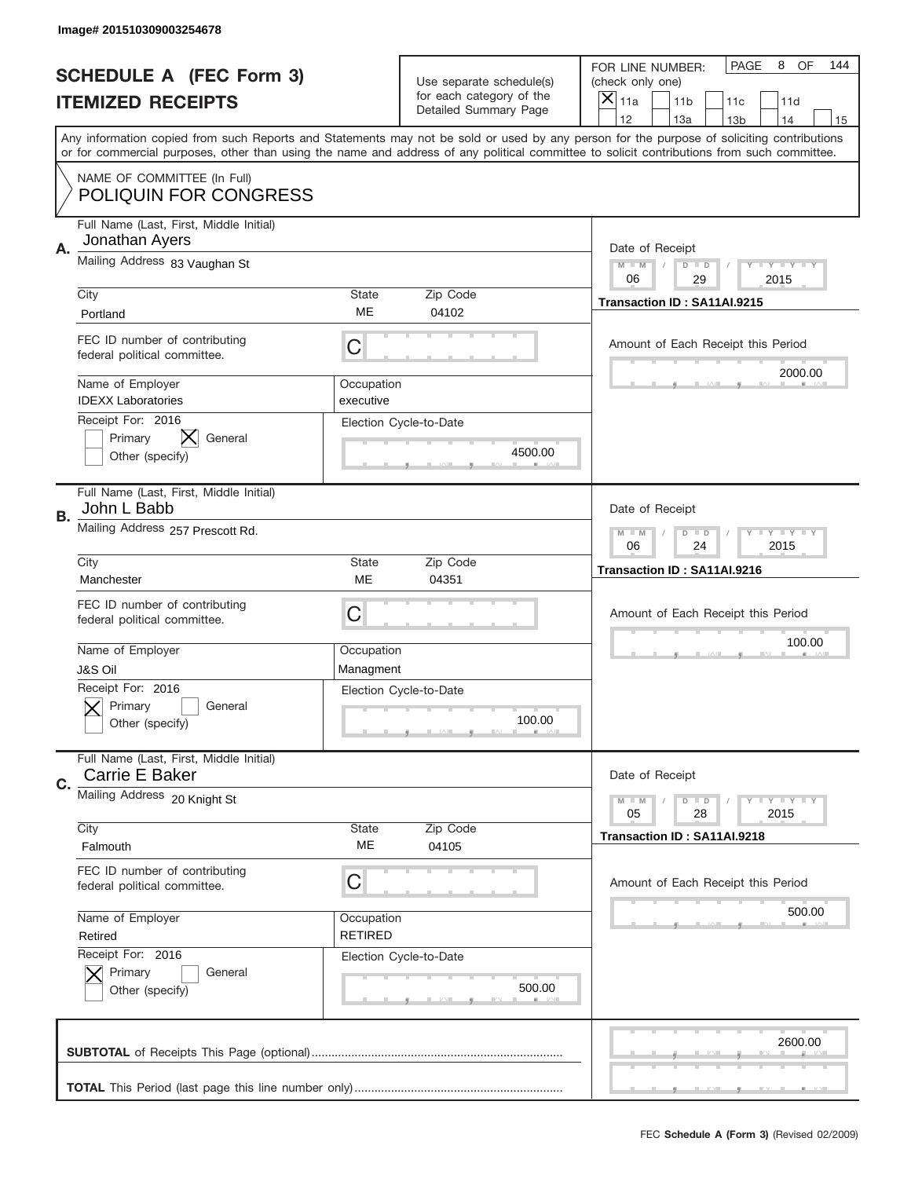Image# 201510309003254678

# SCHEDULE A (FEC Form 3)
## ITEMIZED RECEIPTS

Use separate schedule(s) for each category of the Detailed Summary Page

FOR LINE NUMBER: (check only one)

- [X] 11a
- [ ] 11b
- [ ] 11c
- [ ] 11d
- [ ] 12
- [ ] 13a
- [ ] 13b
- [ ] 14
- [ ] 15

Any information copied from such Reports and Statements may not be sold or used by any person for the purpose of soliciting contributions or for commercial purposes, other than using the name and address of any political committee to solicit contributions from such committee.

NAME OF COMMITTEE (In Full)
POLIQUIN FOR CONGRESS

---

**A.** Full Name (Last, First, Middle Initial): Jonathan Ayers

Mailing Address: 83 Vaughan St

City: Portland | State: ME | Zip Code: 04102

FEC ID number of contributing federal political committee: C

Name of Employer: IDEXX Laboratories | Occupation: executive

Receipt For: 2016 — [ ] Primary [X] General [ ] Other (specify)

Election Cycle-to-Date: 4500.00

Date of Receipt: 06 / 29 / 2015

Transaction ID : SA11AI.9215

Amount of Each Receipt this Period: 2000.00

---

**B.** Full Name (Last, First, Middle Initial): John L Babb

Mailing Address: 257 Prescott Rd.

City: Manchester | State: ME | Zip Code: 04351

FEC ID number of contributing federal political committee: C

Name of Employer: J&S Oil | Occupation: Managment

Receipt For: 2016 — [X] Primary [ ] General [ ] Other (specify)

Election Cycle-to-Date: 100.00

Date of Receipt: 06 / 24 / 2015

Transaction ID : SA11AI.9216

Amount of Each Receipt this Period: 100.00

---

**C.** Full Name (Last, First, Middle Initial): Carrie E Baker

Mailing Address: 20 Knight St

City: Falmouth | State: ME | Zip Code: 04105

FEC ID number of contributing federal political committee: C

Name of Employer: Retired | Occupation: RETIRED

Receipt For: 2016 — [X] Primary [ ] General [ ] Other (specify)

Election Cycle-to-Date: 500.00

Date of Receipt: 05 / 28 / 2015

Transaction ID : SA11AI.9218

Amount of Each Receipt this Period: 500.00

---

**SUBTOTAL** of Receipts This Page (optional): 2600.00

**TOTAL** This Period (last page this line number only):

FEC **Schedule A (Form 3)** (Revised 02/2009)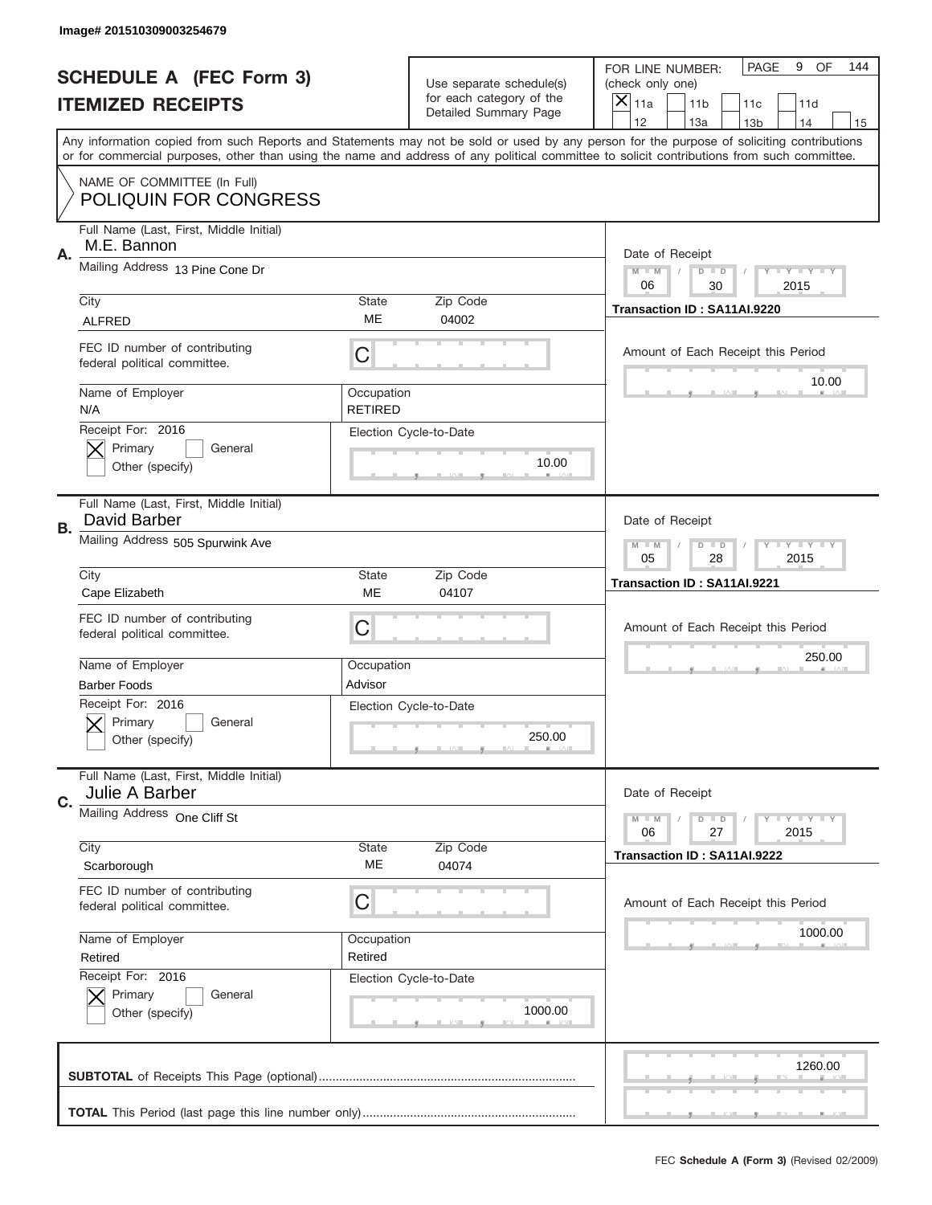Image# 201510309003254679

# SCHEDULE A (FEC Form 3)
## ITEMIZED RECEIPTS

Use separate schedule(s) for each category of the Detailed Summary Page

FOR LINE NUMBER: (check only one)

- [X] 11a
- [ ] 11b
- [ ] 11c
- [ ] 11d
- [ ] 12
- [ ] 13a
- [ ] 13b
- [ ] 14
- [ ] 15

PAGE 9 OF 144

Any information copied from such Reports and Statements may not be sold or used by any person for the purpose of soliciting contributions or for commercial purposes, other than using the name and address of any political committee to solicit contributions from such committee.

NAME OF COMMITTEE (In Full)
POLIQUIN FOR CONGRESS

---

**A.** Full Name (Last, First, Middle Initial): M.E. Bannon

Mailing Address: 13 Pine Cone Dr

| City | State | Zip Code |
|---|---|---|
| ALFRED | ME | 04002 |

FEC ID number of contributing federal political committee: C

| Name of Employer | Occupation |
|---|---|
| N/A | RETIRED |

Receipt For: 2016
- [X] Primary
- [ ] General
- [ ] Other (specify)

Election Cycle-to-Date: 10.00

Date of Receipt: 06 / 30 / 2015

Transaction ID : SA11AI.9220

Amount of Each Receipt this Period: 10.00

---

**B.** Full Name (Last, First, Middle Initial): David Barber

Mailing Address: 505 Spurwink Ave

| City | State | Zip Code |
|---|---|---|
| Cape Elizabeth | ME | 04107 |

FEC ID number of contributing federal political committee: C

| Name of Employer | Occupation |
|---|---|
| Barber Foods | Advisor |

Receipt For: 2016
- [X] Primary
- [ ] General
- [ ] Other (specify)

Election Cycle-to-Date: 250.00

Date of Receipt: 05 / 28 / 2015

Transaction ID : SA11AI.9221

Amount of Each Receipt this Period: 250.00

---

**C.** Full Name (Last, First, Middle Initial): Julie A Barber

Mailing Address: One Cliff St

| City | State | Zip Code |
|---|---|---|
| Scarborough | ME | 04074 |

FEC ID number of contributing federal political committee: C

| Name of Employer | Occupation |
|---|---|
| Retired | Retired |

Receipt For: 2016
- [X] Primary
- [ ] General
- [ ] Other (specify)

Election Cycle-to-Date: 1000.00

Date of Receipt: 06 / 27 / 2015

Transaction ID : SA11AI.9222

Amount of Each Receipt this Period: 1000.00

---

**SUBTOTAL** of Receipts This Page (optional): 1260.00

**TOTAL** This Period (last page this line number only):

FEC **Schedule A (Form 3)** (Revised 02/2009)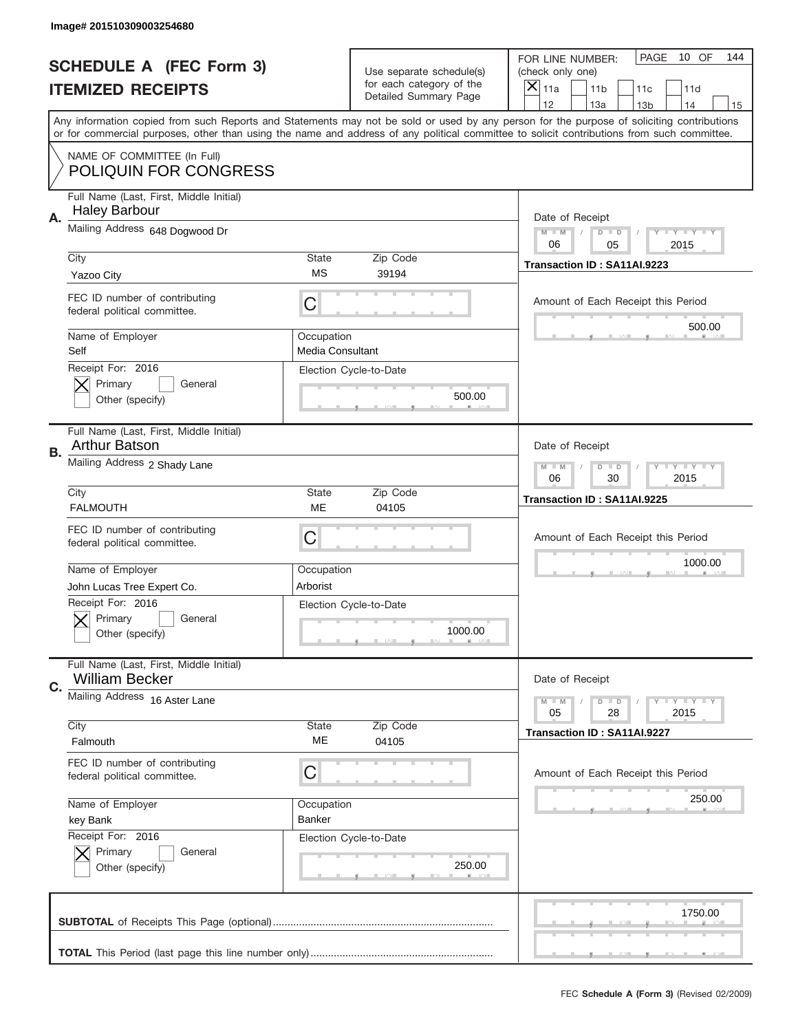Image# 201510309003254680

# SCHEDULE A (FEC Form 3)
# ITEMIZED RECEIPTS

Use separate schedule(s) for each category of the Detailed Summary Page

FOR LINE NUMBER: (check only one)
[X] 11a [ ] 11b [ ] 11c [ ] 11d [ ] 12 [ ] 13a [ ] 13b [ ] 14 [ ] 15

Any information copied from such Reports and Statements may not be sold or used by any person for the purpose of soliciting contributions or for commercial purposes, other than using the name and address of any political committee to solicit contributions from such committee.

NAME OF COMMITTEE (In Full)
POLIQUIN FOR CONGRESS

## A.

Full Name (Last, First, Middle Initial): Haley Barbour
Mailing Address: 648 Dogwood Dr
City: Yazoo City
State: MS
Zip Code: 39194
FEC ID number of contributing federal political committee: C
Name of Employer: Self
Occupation: Media Consultant
Receipt For: 2016
[X] Primary [ ] General
[ ] Other (specify)
Election Cycle-to-Date: 500.00

Date of Receipt: 06 / 05 / 2015
Transaction ID : SA11AI.9223
Amount of Each Receipt this Period: 500.00

## B.

Full Name (Last, First, Middle Initial): Arthur Batson
Mailing Address: 2 Shady Lane
City: FALMOUTH
State: ME
Zip Code: 04105
FEC ID number of contributing federal political committee: C
Name of Employer: John Lucas Tree Expert Co.
Occupation: Arborist
Receipt For: 2016
[X] Primary [ ] General
[ ] Other (specify)
Election Cycle-to-Date: 1000.00

Date of Receipt: 06 / 30 / 2015
Transaction ID : SA11AI.9225
Amount of Each Receipt this Period: 1000.00

## C.

Full Name (Last, First, Middle Initial): William Becker
Mailing Address: 16 Aster Lane
City: Falmouth
State: ME
Zip Code: 04105
FEC ID number of contributing federal political committee: C
Name of Employer: key Bank
Occupation: Banker
Receipt For: 2016
[X] Primary [ ] General
[ ] Other (specify)
Election Cycle-to-Date: 250.00

Date of Receipt: 05 / 28 / 2015
Transaction ID : SA11AI.9227
Amount of Each Receipt this Period: 250.00

**SUBTOTAL** of Receipts This Page (optional): 1750.00

**TOTAL** This Period (last page this line number only):

FEC **Schedule A (Form 3)** (Revised 02/2009)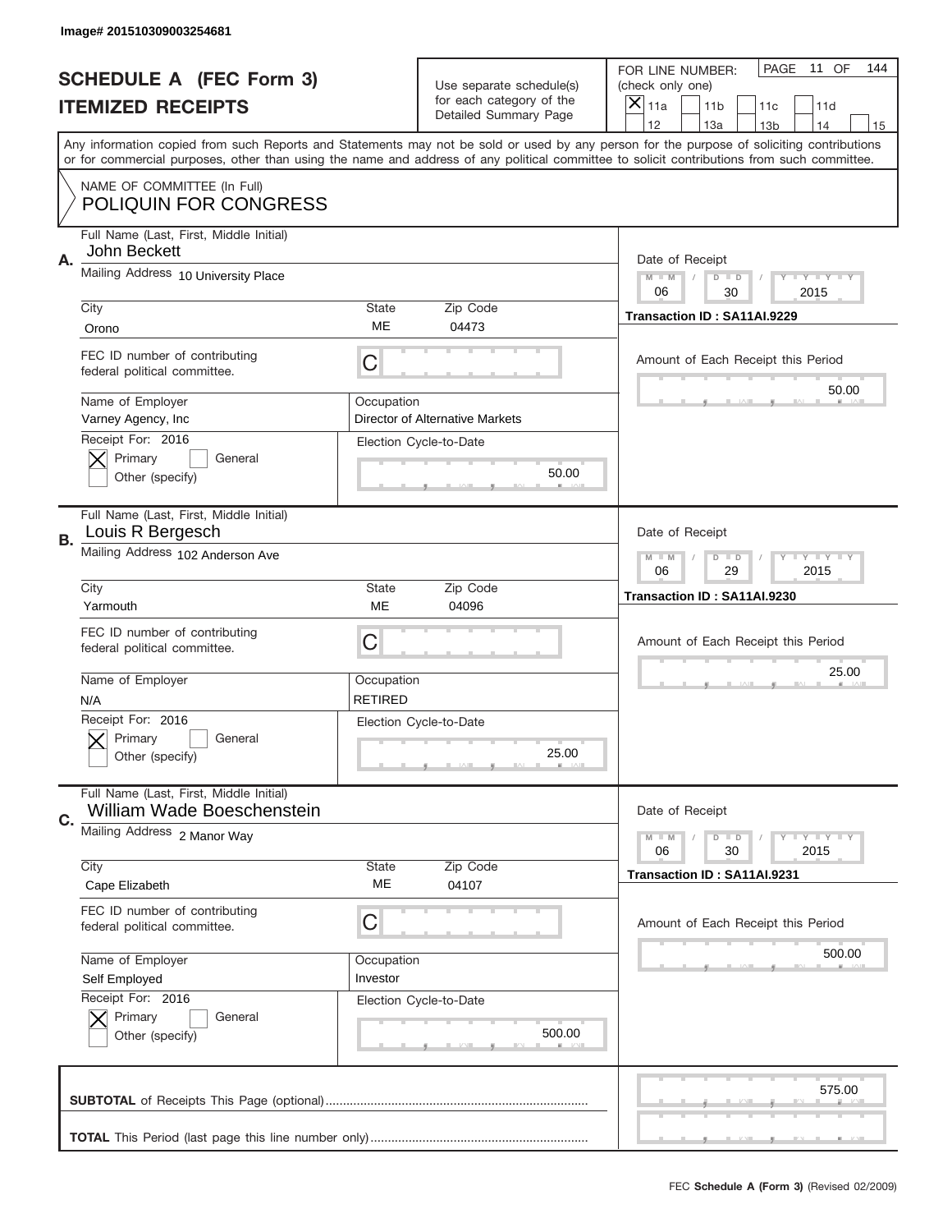Image# 201510309003254681

# SCHEDULE A (FEC Form 3)
## ITEMIZED RECEIPTS

Use separate schedule(s) for each category of the Detailed Summary Page

FOR LINE NUMBER: (check only one)
[X] 11a [ ] 11b [ ] 11c [ ] 11d [ ] 12 [ ] 13a [ ] 13b [ ] 14 [ ] 15

PAGE 11 OF 144

Any information copied from such Reports and Statements may not be sold or used by any person for the purpose of soliciting contributions or for commercial purposes, other than using the name and address of any political committee to solicit contributions from such committee.

NAME OF COMMITTEE (In Full)
POLIQUIN FOR CONGRESS

---

**A.** Full Name (Last, First, Middle Initial): John Beckett
Mailing Address: 10 University Place
City: Orono | State: ME | Zip Code: 04473
FEC ID number of contributing federal political committee: C
Name of Employer: Varney Agency, Inc
Occupation: Director of Alternative Markets
Receipt For: 2016 — [X] Primary [ ] General [ ] Other (specify)
Election Cycle-to-Date: 50.00
Date of Receipt: 06/30/2015
Transaction ID : SA11AI.9229
Amount of Each Receipt this Period: 50.00

---

**B.** Full Name (Last, First, Middle Initial): Louis R Bergesch
Mailing Address: 102 Anderson Ave
City: Yarmouth | State: ME | Zip Code: 04096
FEC ID number of contributing federal political committee: C
Name of Employer: N/A
Occupation: RETIRED
Receipt For: 2016 — [X] Primary [ ] General [ ] Other (specify)
Election Cycle-to-Date: 25.00
Date of Receipt: 06/29/2015
Transaction ID : SA11AI.9230
Amount of Each Receipt this Period: 25.00

---

**C.** Full Name (Last, First, Middle Initial): William Wade Boeschenstein
Mailing Address: 2 Manor Way
City: Cape Elizabeth | State: ME | Zip Code: 04107
FEC ID number of contributing federal political committee: C
Name of Employer: Self Employed
Occupation: Investor
Receipt For: 2016 — [X] Primary [ ] General [ ] Other (specify)
Election Cycle-to-Date: 500.00
Date of Receipt: 06/30/2015
Transaction ID : SA11AI.9231
Amount of Each Receipt this Period: 500.00

---

**SUBTOTAL** of Receipts This Page (optional): 575.00

**TOTAL** This Period (last page this line number only):

FEC Schedule A (Form 3) (Revised 02/2009)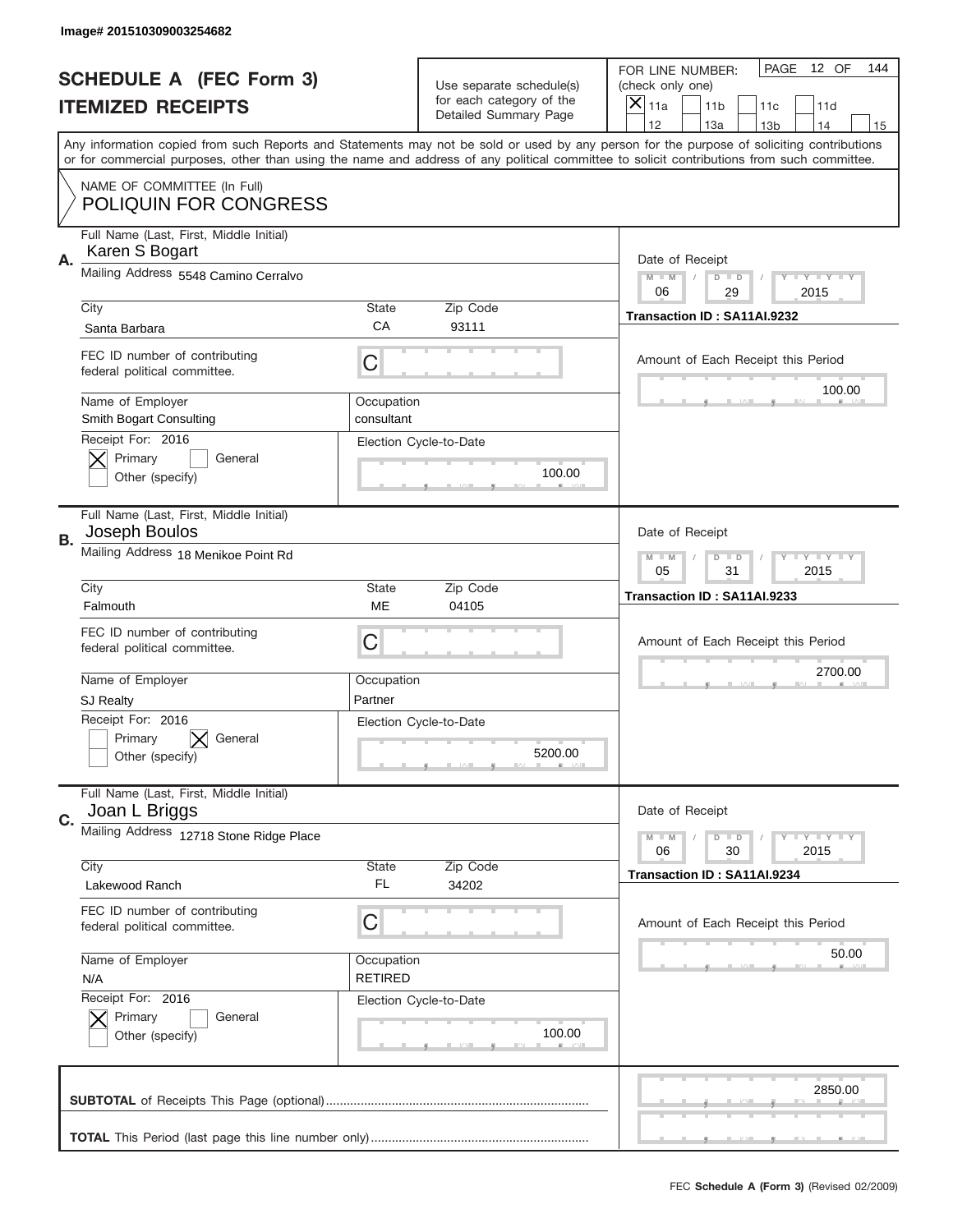Image# 201510309003254682

# SCHEDULE A (FEC Form 3)
## ITEMIZED RECEIPTS

Use separate schedule(s) for each category of the Detailed Summary Page

FOR LINE NUMBER: (check only one)
[X] 11a [ ] 11b [ ] 11c [ ] 11d [ ] 12 [ ] 13a [ ] 13b [ ] 14 [ ] 15

PAGE 12 OF 144

Any information copied from such Reports and Statements may not be sold or used by any person for the purpose of soliciting contributions or for commercial purposes, other than using the name and address of any political committee to solicit contributions from such committee.

NAME OF COMMITTEE (In Full)
POLIQUIN FOR CONGRESS

---

**A.** Full Name (Last, First, Middle Initial): Karen S Bogart

Mailing Address: 5548 Camino Cerralvo

City: Santa Barbara | State: CA | Zip Code: 93111

FEC ID number of contributing federal political committee: C

Name of Employer: Smith Bogart Consulting | Occupation: consultant

Receipt For: 2016 — [X] Primary [ ] General [ ] Other (specify)

Election Cycle-to-Date: 100.00

Date of Receipt: 06 / 29 / 2015

Transaction ID : SA11AI.9232

Amount of Each Receipt this Period: 100.00

---

**B.** Full Name (Last, First, Middle Initial): Joseph Boulos

Mailing Address: 18 Menikoe Point Rd

City: Falmouth | State: ME | Zip Code: 04105

FEC ID number of contributing federal political committee: C

Name of Employer: SJ Realty | Occupation: Partner

Receipt For: 2016 — [ ] Primary [X] General [ ] Other (specify)

Election Cycle-to-Date: 5200.00

Date of Receipt: 05 / 31 / 2015

Transaction ID : SA11AI.9233

Amount of Each Receipt this Period: 2700.00

---

**C.** Full Name (Last, First, Middle Initial): Joan L Briggs

Mailing Address: 12718 Stone Ridge Place

City: Lakewood Ranch | State: FL | Zip Code: 34202

FEC ID number of contributing federal political committee: C

Name of Employer: N/A | Occupation: RETIRED

Receipt For: 2016 — [X] Primary [ ] General [ ] Other (specify)

Election Cycle-to-Date: 100.00

Date of Receipt: 06 / 30 / 2015

Transaction ID : SA11AI.9234

Amount of Each Receipt this Period: 50.00

---

**SUBTOTAL** of Receipts This Page (optional): 2850.00

**TOTAL** This Period (last page this line number only):

FEC **Schedule A (Form 3)** (Revised 02/2009)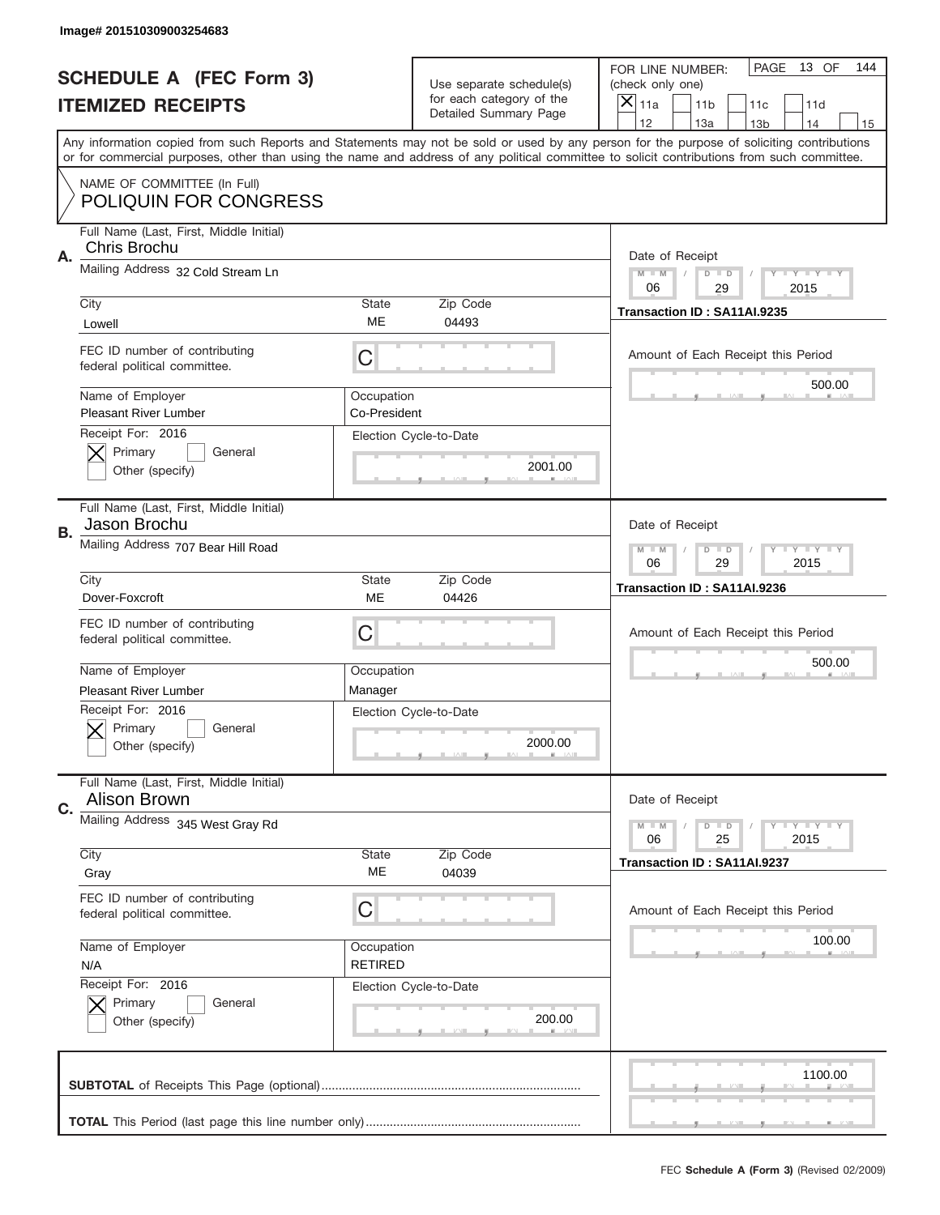Image# 201510309003254683

# SCHEDULE A (FEC Form 3)
# ITEMIZED RECEIPTS

Use separate schedule(s) for each category of the Detailed Summary Page

FOR LINE NUMBER: (check only one)
[X] 11a [ ] 11b [ ] 11c [ ] 11d [ ] 12 [ ] 13a [ ] 13b [ ] 14 [ ] 15

PAGE 13 OF 144

Any information copied from such Reports and Statements may not be sold or used by any person for the purpose of soliciting contributions or for commercial purposes, other than using the name and address of any political committee to solicit contributions from such committee.

NAME OF COMMITTEE (In Full)
POLIQUIN FOR CONGRESS

---

**A.** Full Name (Last, First, Middle Initial): Chris Brochu

Mailing Address: 32 Cold Stream Ln

City: Lowell | State: ME | Zip Code: 04493

FEC ID number of contributing federal political committee: C

Name of Employer: Pleasant River Lumber

Occupation: Co-President

Receipt For: 2016 — [X] Primary [ ] General [ ] Other (specify)

Election Cycle-to-Date: 2001.00

Date of Receipt: 06 / 29 / 2015

Transaction ID : SA11AI.9235

Amount of Each Receipt this Period: 500.00

---

**B.** Full Name (Last, First, Middle Initial): Jason Brochu

Mailing Address: 707 Bear Hill Road

City: Dover-Foxcroft | State: ME | Zip Code: 04426

FEC ID number of contributing federal political committee: C

Name of Employer: Pleasant River Lumber

Occupation: Manager

Receipt For: 2016 — [X] Primary [ ] General [ ] Other (specify)

Election Cycle-to-Date: 2000.00

Date of Receipt: 06 / 29 / 2015

Transaction ID : SA11AI.9236

Amount of Each Receipt this Period: 500.00

---

**C.** Full Name (Last, First, Middle Initial): Alison Brown

Mailing Address: 345 West Gray Rd

City: Gray | State: ME | Zip Code: 04039

FEC ID number of contributing federal political committee: C

Name of Employer: N/A

Occupation: RETIRED

Receipt For: 2016 — [X] Primary [ ] General [ ] Other (specify)

Election Cycle-to-Date: 200.00

Date of Receipt: 06 / 25 / 2015

Transaction ID : SA11AI.9237

Amount of Each Receipt this Period: 100.00

---

**SUBTOTAL** of Receipts This Page (optional): 1100.00

**TOTAL** This Period (last page this line number only):

FEC **Schedule A (Form 3)** (Revised 02/2009)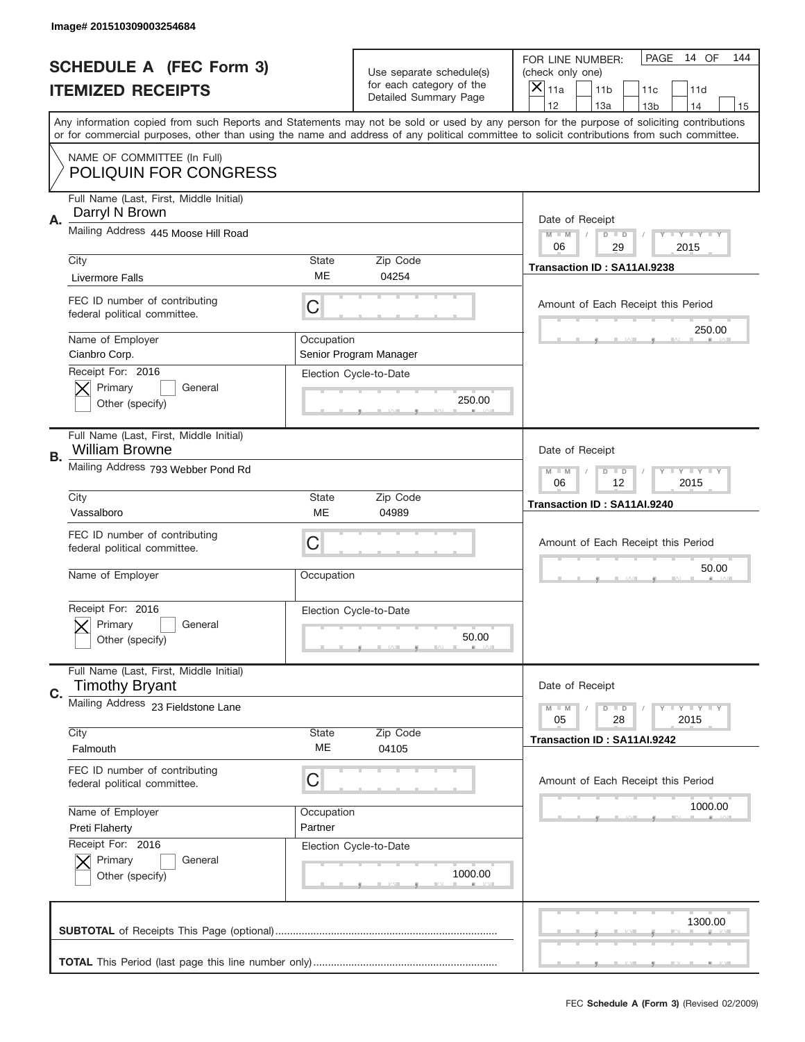Image# 201510309003254684

# SCHEDULE A (FEC Form 3)
## ITEMIZED RECEIPTS

Use separate schedule(s) for each category of the Detailed Summary Page

FOR LINE NUMBER: (check only one)
[X] 11a [ ] 11b [ ] 11c [ ] 11d [ ] 12 [ ] 13a [ ] 13b [ ] 14 [ ] 15

PAGE 14 OF 144

Any information copied from such Reports and Statements may not be sold or used by any person for the purpose of soliciting contributions or for commercial purposes, other than using the name and address of any political committee to solicit contributions from such committee.

NAME OF COMMITTEE (In Full)
POLIQUIN FOR CONGRESS

---

**A.** Full Name (Last, First, Middle Initial): Darryl N Brown

Mailing Address: 445 Moose Hill Road

City: Livermore Falls | State: ME | Zip Code: 04254

FEC ID number of contributing federal political committee: C

Name of Employer: Cianbro Corp.

Occupation: Senior Program Manager

Receipt For: 2016 — [X] Primary [ ] General [ ] Other (specify)

Election Cycle-to-Date: 250.00

Date of Receipt: 06 / 29 / 2015

Transaction ID : SA11AI.9238

Amount of Each Receipt this Period: 250.00

---

**B.** Full Name (Last, First, Middle Initial): William Browne

Mailing Address: 793 Webber Pond Rd

City: Vassalboro | State: ME | Zip Code: 04989

FEC ID number of contributing federal political committee: C

Name of Employer:

Occupation:

Receipt For: 2016 — [X] Primary [ ] General [ ] Other (specify)

Election Cycle-to-Date: 50.00

Date of Receipt: 06 / 12 / 2015

Transaction ID : SA11AI.9240

Amount of Each Receipt this Period: 50.00

---

**C.** Full Name (Last, First, Middle Initial): Timothy Bryant

Mailing Address: 23 Fieldstone Lane

City: Falmouth | State: ME | Zip Code: 04105

FEC ID number of contributing federal political committee: C

Name of Employer: Preti Flaherty

Occupation: Partner

Receipt For: 2016 — [X] Primary [ ] General [ ] Other (specify)

Election Cycle-to-Date: 1000.00

Date of Receipt: 05 / 28 / 2015

Transaction ID : SA11AI.9242

Amount of Each Receipt this Period: 1000.00

---

**SUBTOTAL** of Receipts This Page (optional): 1300.00

**TOTAL** This Period (last page this line number only):

FEC Schedule A (Form 3) (Revised 02/2009)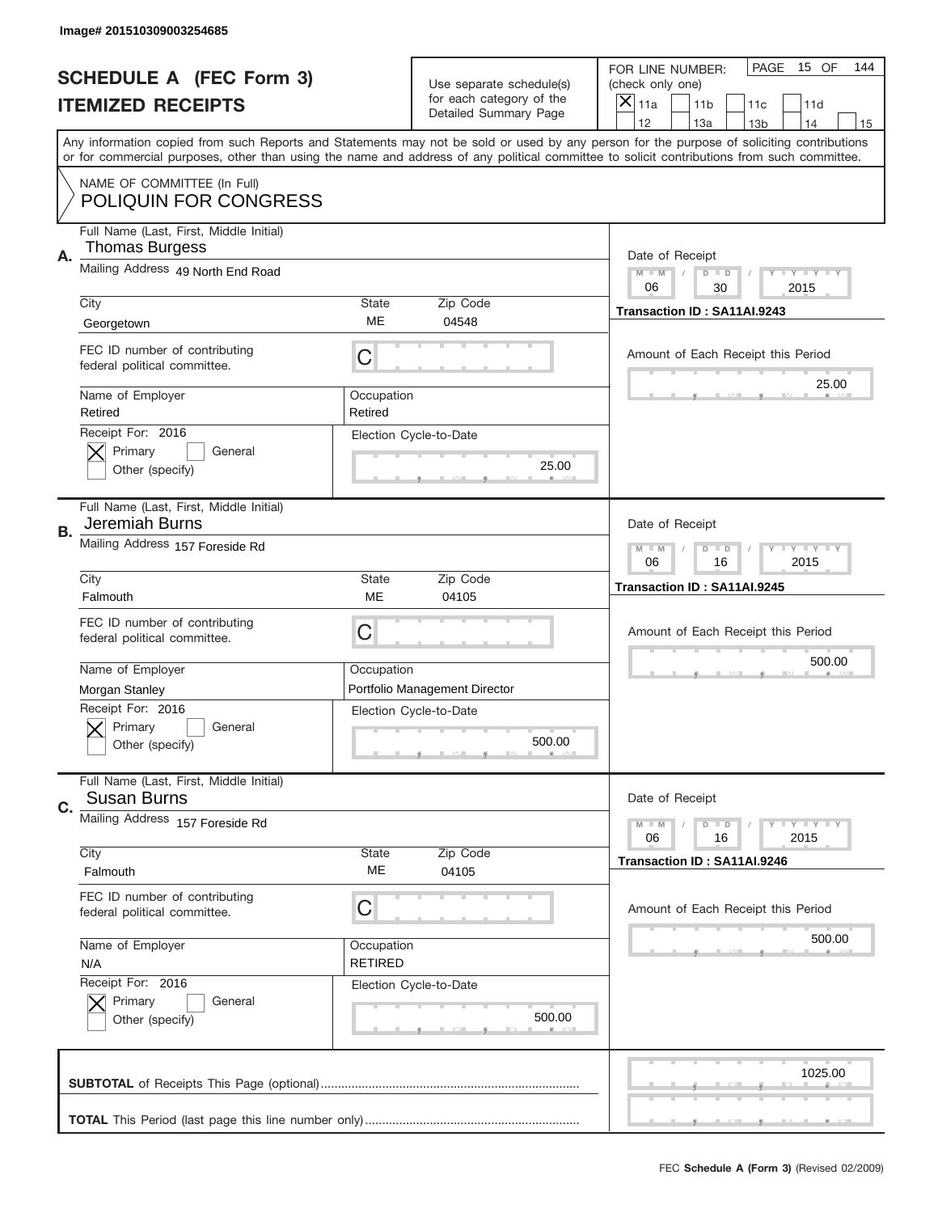Image# 201510309003254685

# SCHEDULE A (FEC Form 3)
## ITEMIZED RECEIPTS

Use separate schedule(s) for each category of the Detailed Summary Page

FOR LINE NUMBER: (check only one)
[X] 11a [ ] 11b [ ] 11c [ ] 11d [ ] 12 [ ] 13a [ ] 13b [ ] 14 [ ] 15

PAGE 15 OF 144

Any information copied from such Reports and Statements may not be sold or used by any person for the purpose of soliciting contributions or for commercial purposes, other than using the name and address of any political committee to solicit contributions from such committee.

NAME OF COMMITTEE (In Full)
POLIQUIN FOR CONGRESS

---

**A.** Full Name (Last, First, Middle Initial): Thomas Burgess

Mailing Address: 49 North End Road

City: Georgetown | State: ME | Zip Code: 04548

FEC ID number of contributing federal political committee: C

Name of Employer: Retired | Occupation: Retired

Receipt For: 2016 [X] Primary [ ] General [ ] Other (specify)

Election Cycle-to-Date: 25.00

Date of Receipt: 06 / 30 / 2015

Transaction ID : SA11AI.9243

Amount of Each Receipt this Period: 25.00

---

**B.** Full Name (Last, First, Middle Initial): Jeremiah Burns

Mailing Address: 157 Foreside Rd

City: Falmouth | State: ME | Zip Code: 04105

FEC ID number of contributing federal political committee: C

Name of Employer: Morgan Stanley | Occupation: Portfolio Management Director

Receipt For: 2016 [X] Primary [ ] General [ ] Other (specify)

Election Cycle-to-Date: 500.00

Date of Receipt: 06 / 16 / 2015

Transaction ID : SA11AI.9245

Amount of Each Receipt this Period: 500.00

---

**C.** Full Name (Last, First, Middle Initial): Susan Burns

Mailing Address: 157 Foreside Rd

City: Falmouth | State: ME | Zip Code: 04105

FEC ID number of contributing federal political committee: C

Name of Employer: N/A | Occupation: RETIRED

Receipt For: 2016 [X] Primary [ ] General [ ] Other (specify)

Election Cycle-to-Date: 500.00

Date of Receipt: 06 / 16 / 2015

Transaction ID : SA11AI.9246

Amount of Each Receipt this Period: 500.00

---

**SUBTOTAL** of Receipts This Page (optional): 1025.00

**TOTAL** This Period (last page this line number only):

FEC **Schedule A (Form 3)** (Revised 02/2009)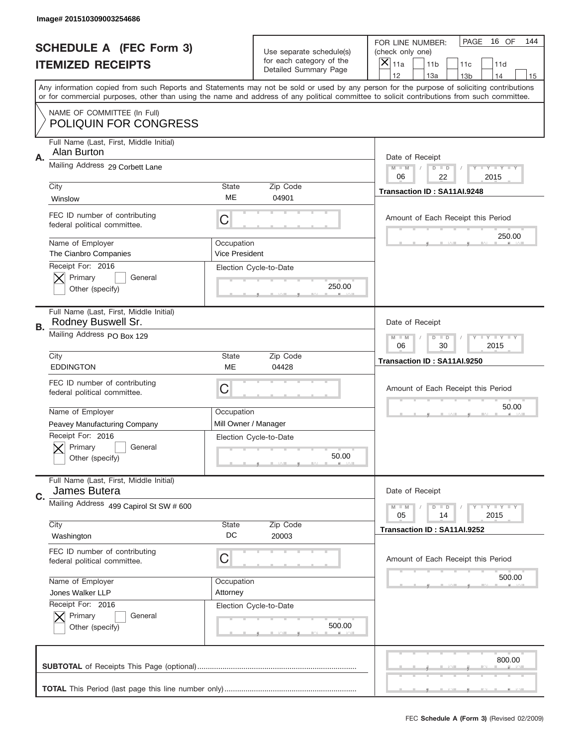Image# 201510309003254686

# SCHEDULE A (FEC Form 3)
## ITEMIZED RECEIPTS

Use separate schedule(s) for each category of the Detailed Summary Page

FOR LINE NUMBER: (check only one)

- [X] 11a
- [ ] 11b
- [ ] 11c
- [ ] 11d
- [ ] 12
- [ ] 13a
- [ ] 13b
- [ ] 14
- [ ] 15

PAGE 16 OF 144

Any information copied from such Reports and Statements may not be sold or used by any person for the purpose of soliciting contributions or for commercial purposes, other than using the name and address of any political committee to solicit contributions from such committee.

NAME OF COMMITTEE (In Full)
POLIQUIN FOR CONGRESS

---

**A.** Full Name (Last, First, Middle Initial): Alan Burton

Mailing Address: 29 Corbett Lane

City: Winslow | State: ME | Zip Code: 04901

FEC ID number of contributing federal political committee: C

Name of Employer: The Cianbro Companies

Occupation: Vice President

Receipt For: 2016
- [X] Primary
- [ ] General
- [ ] Other (specify)

Election Cycle-to-Date: 250.00

Date of Receipt: 06 / 22 / 2015

Transaction ID : SA11AI.9248

Amount of Each Receipt this Period: 250.00

---

**B.** Full Name (Last, First, Middle Initial): Rodney Buswell Sr.

Mailing Address: PO Box 129

City: EDDINGTON | State: ME | Zip Code: 04428

FEC ID number of contributing federal political committee: C

Name of Employer: Peavey Manufacturing Company

Occupation: Mill Owner / Manager

Receipt For: 2016
- [X] Primary
- [ ] General
- [ ] Other (specify)

Election Cycle-to-Date: 50.00

Date of Receipt: 06 / 30 / 2015

Transaction ID : SA11AI.9250

Amount of Each Receipt this Period: 50.00

---

**C.** Full Name (Last, First, Middle Initial): James Butera

Mailing Address: 499 Capirol St SW # 600

City: Washington | State: DC | Zip Code: 20003

FEC ID number of contributing federal political committee: C

Name of Employer: Jones Walker LLP

Occupation: Attorney

Receipt For: 2016
- [X] Primary
- [ ] General
- [ ] Other (specify)

Election Cycle-to-Date: 500.00

Date of Receipt: 05 / 14 / 2015

Transaction ID : SA11AI.9252

Amount of Each Receipt this Period: 500.00

---

**SUBTOTAL** of Receipts This Page (optional): 800.00

**TOTAL** This Period (last page this line number only):

FEC **Schedule A (Form 3)** (Revised 02/2009)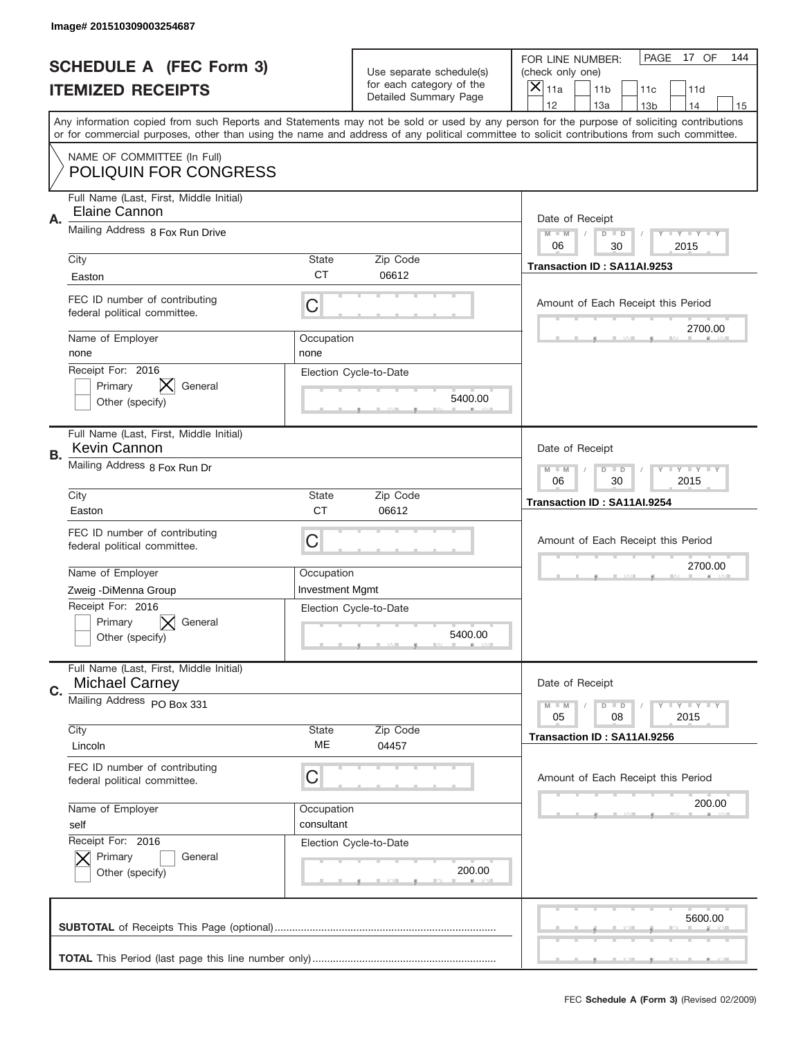Image# 201510309003254687

# SCHEDULE A (FEC Form 3)
## ITEMIZED RECEIPTS

Use separate schedule(s) for each category of the Detailed Summary Page

FOR LINE NUMBER: (check only one)

- [X] 11a
- [ ] 11b
- [ ] 11c
- [ ] 11d
- [ ] 12
- [ ] 13a
- [ ] 13b
- [ ] 14
- [ ] 15

Any information copied from such Reports and Statements may not be sold or used by any person for the purpose of soliciting contributions or for commercial purposes, other than using the name and address of any political committee to solicit contributions from such committee.

NAME OF COMMITTEE (In Full)
POLIQUIN FOR CONGRESS

---

**A.** Full Name (Last, First, Middle Initial): Elaine Cannon
Mailing Address: 8 Fox Run Drive
City: Easton | State: CT | Zip Code: 06612
FEC ID number of contributing federal political committee: C
Name of Employer: none
Occupation: none
Receipt For: 2016 — [ ] Primary [X] General [ ] Other (specify)
Election Cycle-to-Date: 5400.00
Date of Receipt: 06 / 30 / 2015
Transaction ID : SA11AI.9253
Amount of Each Receipt this Period: 2700.00

---

**B.** Full Name (Last, First, Middle Initial): Kevin Cannon
Mailing Address: 8 Fox Run Dr
City: Easton | State: CT | Zip Code: 06612
FEC ID number of contributing federal political committee: C
Name of Employer: Zweig -DiMenna Group
Occupation: Investment Mgmt
Receipt For: 2016 — [ ] Primary [X] General [ ] Other (specify)
Election Cycle-to-Date: 5400.00
Date of Receipt: 06 / 30 / 2015
Transaction ID : SA11AI.9254
Amount of Each Receipt this Period: 2700.00

---

**C.** Full Name (Last, First, Middle Initial): Michael Carney
Mailing Address: PO Box 331
City: Lincoln | State: ME | Zip Code: 04457
FEC ID number of contributing federal political committee: C
Name of Employer: self
Occupation: consultant
Receipt For: 2016 — [X] Primary [ ] General [ ] Other (specify)
Election Cycle-to-Date: 200.00
Date of Receipt: 05 / 08 / 2015
Transaction ID : SA11AI.9256
Amount of Each Receipt this Period: 200.00

---

**SUBTOTAL** of Receipts This Page (optional): 5600.00

**TOTAL** This Period (last page this line number only):

FEC **Schedule A (Form 3)** (Revised 02/2009)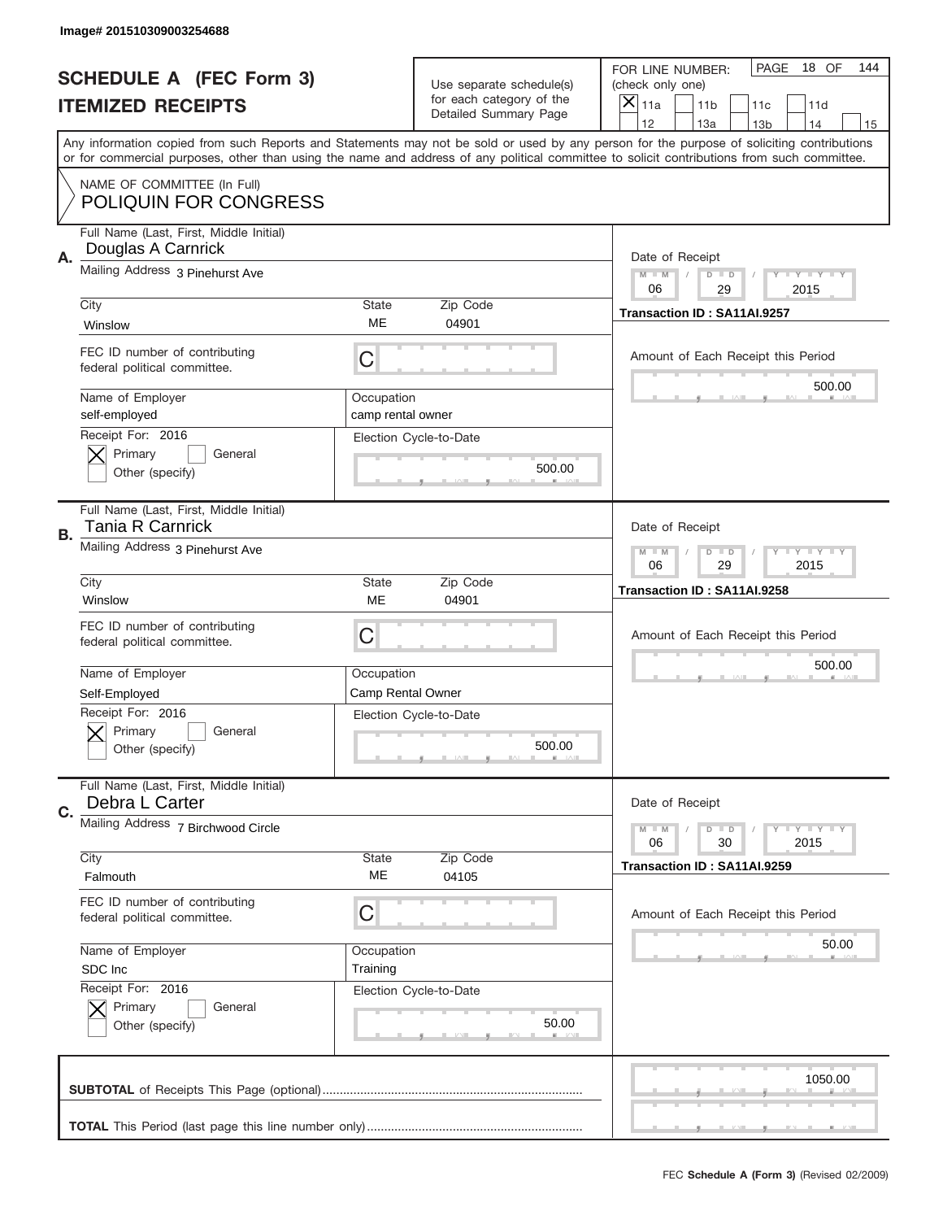Image# 201510309003254688

# SCHEDULE A (FEC Form 3)
# ITEMIZED RECEIPTS

Use separate schedule(s) for each category of the Detailed Summary Page

FOR LINE NUMBER: (check only one)

[X] 11a [ ] 11b [ ] 11c [ ] 11d [ ] 12 [ ] 13a [ ] 13b [ ] 14 [ ] 15

PAGE 18 OF 144

Any information copied from such Reports and Statements may not be sold or used by any person for the purpose of soliciting contributions or for commercial purposes, other than using the name and address of any political committee to solicit contributions from such committee.

NAME OF COMMITTEE (In Full)
POLIQUIN FOR CONGRESS

---

**A.** Full Name (Last, First, Middle Initial): Douglas A Carnrick

Mailing Address: 3 Pinehurst Ave

City: Winslow | State: ME | Zip Code: 04901

FEC ID number of contributing federal political committee: C

Name of Employer: self-employed

Occupation: camp rental owner

Receipt For: 2016 — [X] Primary [ ] General [ ] Other (specify)

Election Cycle-to-Date: 500.00

Date of Receipt: 06 / 29 / 2015

Transaction ID : SA11AI.9257

Amount of Each Receipt this Period: 500.00

---

**B.** Full Name (Last, First, Middle Initial): Tania R Carnrick

Mailing Address: 3 Pinehurst Ave

City: Winslow | State: ME | Zip Code: 04901

FEC ID number of contributing federal political committee: C

Name of Employer: Self-Employed

Occupation: Camp Rental Owner

Receipt For: 2016 — [X] Primary [ ] General [ ] Other (specify)

Election Cycle-to-Date: 500.00

Date of Receipt: 06 / 29 / 2015

Transaction ID : SA11AI.9258

Amount of Each Receipt this Period: 500.00

---

**C.** Full Name (Last, First, Middle Initial): Debra L Carter

Mailing Address: 7 Birchwood Circle

City: Falmouth | State: ME | Zip Code: 04105

FEC ID number of contributing federal political committee: C

Name of Employer: SDC Inc

Occupation: Training

Receipt For: 2016 — [X] Primary [ ] General [ ] Other (specify)

Election Cycle-to-Date: 50.00

Date of Receipt: 06 / 30 / 2015

Transaction ID : SA11AI.9259

Amount of Each Receipt this Period: 50.00

---

**SUBTOTAL** of Receipts This Page (optional): 1050.00

**TOTAL** This Period (last page this line number only):

FEC **Schedule A (Form 3)** (Revised 02/2009)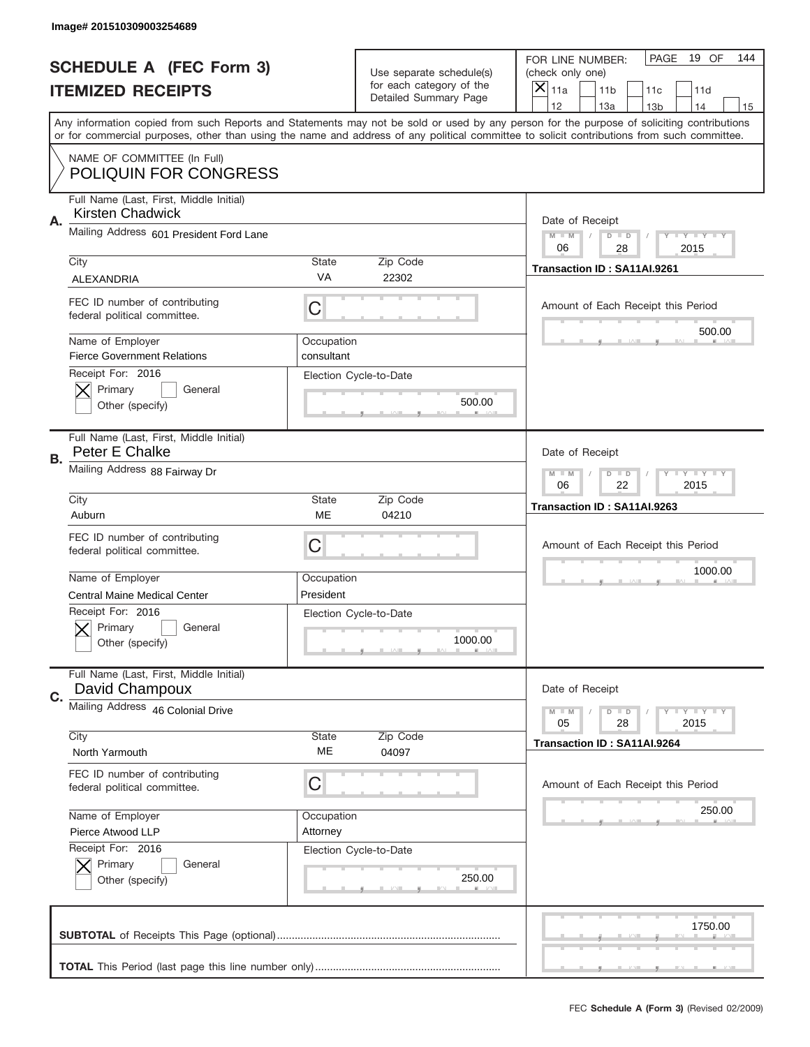Image# 201510309003254689

# SCHEDULE A (FEC Form 3)
## ITEMIZED RECEIPTS

Use separate schedule(s) for each category of the Detailed Summary Page

FOR LINE NUMBER: (check only one)
[X] 11a [ ] 11b [ ] 11c [ ] 11d [ ] 12 [ ] 13a [ ] 13b [ ] 14 [ ] 15

PAGE 19 OF 144

Any information copied from such Reports and Statements may not be sold or used by any person for the purpose of soliciting contributions or for commercial purposes, other than using the name and address of any political committee to solicit contributions from such committee.

NAME OF COMMITTEE (In Full)
POLIQUIN FOR CONGRESS

---

**A.** Full Name (Last, First, Middle Initial): Kirsten Chadwick

Mailing Address: 601 President Ford Lane

City: ALEXANDRIA | State: VA | Zip Code: 22302

FEC ID number of contributing federal political committee: C

Name of Employer: Fierce Government Relations | Occupation: consultant

Receipt For: 2016 [X] Primary [ ] General [ ] Other (specify)

Election Cycle-to-Date: 500.00

Date of Receipt: 06 / 28 / 2015

Transaction ID : SA11AI.9261

Amount of Each Receipt this Period: 500.00

---

**B.** Full Name (Last, First, Middle Initial): Peter E Chalke

Mailing Address: 88 Fairway Dr

City: Auburn | State: ME | Zip Code: 04210

FEC ID number of contributing federal political committee: C

Name of Employer: Central Maine Medical Center | Occupation: President

Receipt For: 2016 [X] Primary [ ] General [ ] Other (specify)

Election Cycle-to-Date: 1000.00

Date of Receipt: 06 / 22 / 2015

Transaction ID : SA11AI.9263

Amount of Each Receipt this Period: 1000.00

---

**C.** Full Name (Last, First, Middle Initial): David Champoux

Mailing Address: 46 Colonial Drive

City: North Yarmouth | State: ME | Zip Code: 04097

FEC ID number of contributing federal political committee: C

Name of Employer: Pierce Atwood LLP | Occupation: Attorney

Receipt For: 2016 [X] Primary [ ] General [ ] Other (specify)

Election Cycle-to-Date: 250.00

Date of Receipt: 05 / 28 / 2015

Transaction ID : SA11AI.9264

Amount of Each Receipt this Period: 250.00

---

**SUBTOTAL** of Receipts This Page (optional): 1750.00

**TOTAL** This Period (last page this line number only):

FEC **Schedule A (Form 3)** (Revised 02/2009)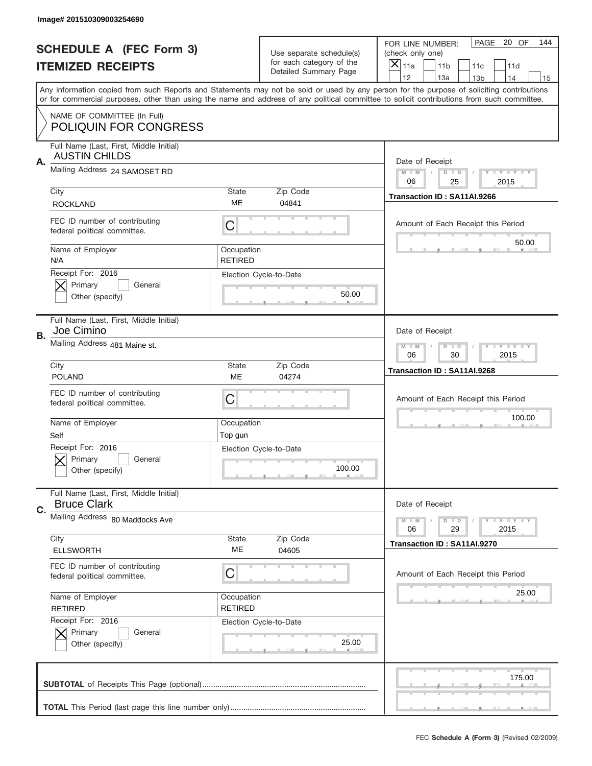Image# 201510309003254690

# SCHEDULE A (FEC Form 3)
## ITEMIZED RECEIPTS

Use separate schedule(s) for each category of the Detailed Summary Page

FOR LINE NUMBER: (check only one)
[X] 11a [ ] 11b [ ] 11c [ ] 11d [ ] 12 [ ] 13a [ ] 13b [ ] 14 [ ] 15

PAGE 20 OF 144

Any information copied from such Reports and Statements may not be sold or used by any person for the purpose of soliciting contributions or for commercial purposes, other than using the name and address of any political committee to solicit contributions from such committee.

NAME OF COMMITTEE (In Full)
POLIQUIN FOR CONGRESS

---

**A.** Full Name (Last, First, Middle Initial): AUSTIN CHILDS

Mailing Address: 24 SAMOSET RD

City: ROCKLAND | State: ME | Zip Code: 04841

FEC ID number of contributing federal political committee: C

Name of Employer: N/A | Occupation: RETIRED

Receipt For: 2016 — [X] Primary [ ] General [ ] Other (specify)

Election Cycle-to-Date: 50.00

Date of Receipt: 06 / 25 / 2015

Transaction ID : SA11AI.9266

Amount of Each Receipt this Period: 50.00

---

**B.** Full Name (Last, First, Middle Initial): Joe Cimino

Mailing Address: 481 Maine st.

City: POLAND | State: ME | Zip Code: 04274

FEC ID number of contributing federal political committee: C

Name of Employer: Self | Occupation: Top gun

Receipt For: 2016 — [X] Primary [ ] General [ ] Other (specify)

Election Cycle-to-Date: 100.00

Date of Receipt: 06 / 30 / 2015

Transaction ID : SA11AI.9268

Amount of Each Receipt this Period: 100.00

---

**C.** Full Name (Last, First, Middle Initial): Bruce Clark

Mailing Address: 80 Maddocks Ave

City: ELLSWORTH | State: ME | Zip Code: 04605

FEC ID number of contributing federal political committee: C

Name of Employer: RETIRED | Occupation: RETIRED

Receipt For: 2016 — [X] Primary [ ] General [ ] Other (specify)

Election Cycle-to-Date: 25.00

Date of Receipt: 06 / 29 / 2015

Transaction ID : SA11AI.9270

Amount of Each Receipt this Period: 25.00

---

**SUBTOTAL** of Receipts This Page (optional): 175.00

**TOTAL** This Period (last page this line number only):

FEC **Schedule A (Form 3)** (Revised 02/2009)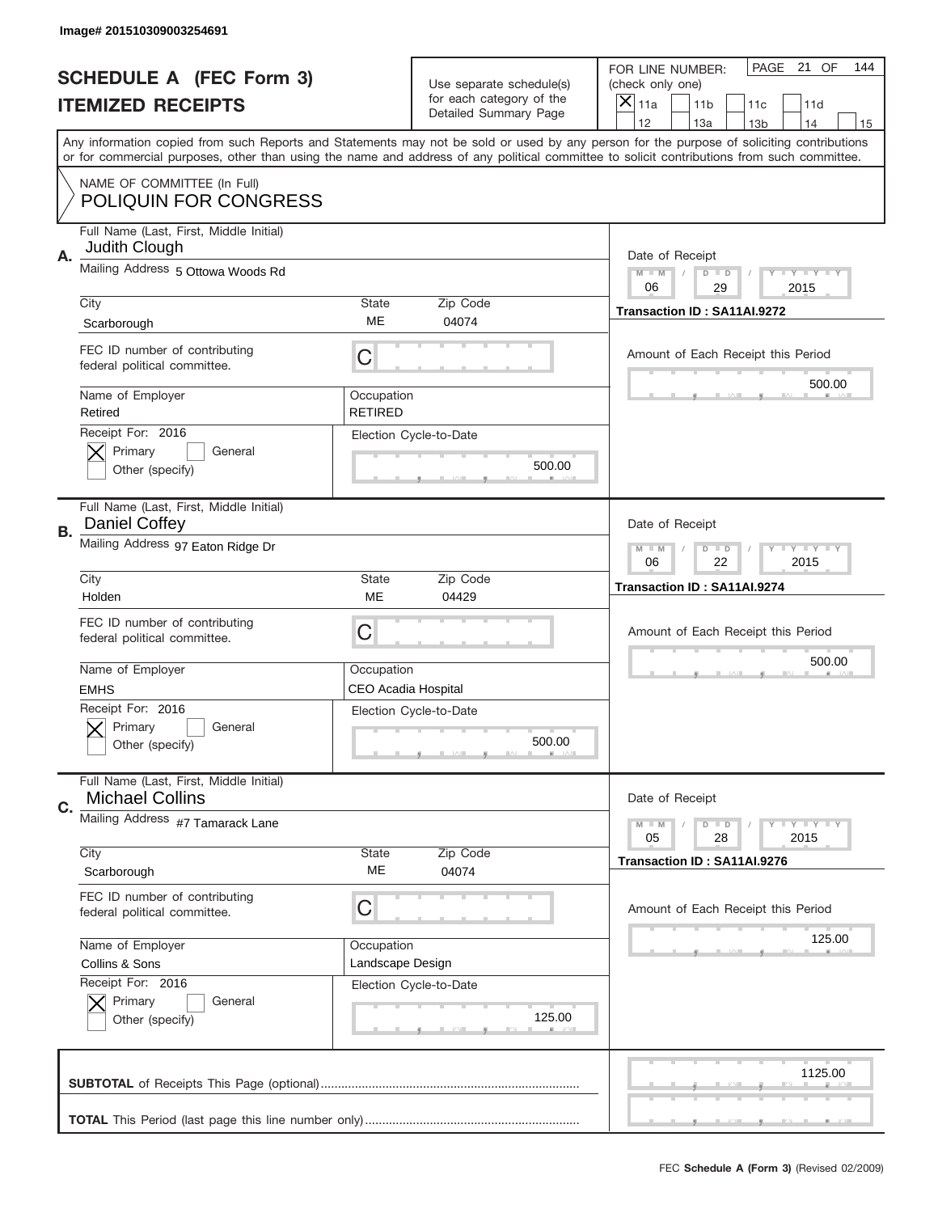Image# 201510309003254691

# SCHEDULE A (FEC Form 3)
# ITEMIZED RECEIPTS

Use separate schedule(s) for each category of the Detailed Summary Page

FOR LINE NUMBER: (check only one)
[X] 11a [ ] 11b [ ] 11c [ ] 11d [ ] 12 [ ] 13a [ ] 13b [ ] 14 [ ] 15

PAGE 21 OF 144

Any information copied from such Reports and Statements may not be sold or used by any person for the purpose of soliciting contributions or for commercial purposes, other than using the name and address of any political committee to solicit contributions from such committee.

NAME OF COMMITTEE (In Full)
POLIQUIN FOR CONGRESS

## A.

Full Name (Last, First, Middle Initial): Judith Clough
Mailing Address: 5 Ottowa Woods Rd
City: Scarborough | State: ME | Zip Code: 04074
FEC ID number of contributing federal political committee: C
Name of Employer: Retired | Occupation: RETIRED
Receipt For: 2016 — [X] Primary [ ] General [ ] Other (specify)
Election Cycle-to-Date: 500.00
Date of Receipt: 06 / 29 / 2015
Transaction ID : SA11AI.9272
Amount of Each Receipt this Period: 500.00

## B.

Full Name (Last, First, Middle Initial): Daniel Coffey
Mailing Address: 97 Eaton Ridge Dr
City: Holden | State: ME | Zip Code: 04429
FEC ID number of contributing federal political committee: C
Name of Employer: EMHS | Occupation: CEO Acadia Hospital
Receipt For: 2016 — [X] Primary [ ] General [ ] Other (specify)
Election Cycle-to-Date: 500.00
Date of Receipt: 06 / 22 / 2015
Transaction ID : SA11AI.9274
Amount of Each Receipt this Period: 500.00

## C.

Full Name (Last, First, Middle Initial): Michael Collins
Mailing Address: #7 Tamarack Lane
City: Scarborough | State: ME | Zip Code: 04074
FEC ID number of contributing federal political committee: C
Name of Employer: Collins & Sons | Occupation: Landscape Design
Receipt For: 2016 — [X] Primary [ ] General [ ] Other (specify)
Election Cycle-to-Date: 125.00
Date of Receipt: 05 / 28 / 2015
Transaction ID : SA11AI.9276
Amount of Each Receipt this Period: 125.00

**SUBTOTAL** of Receipts This Page (optional): 1125.00

**TOTAL** This Period (last page this line number only):

FEC **Schedule A (Form 3)** (Revised 02/2009)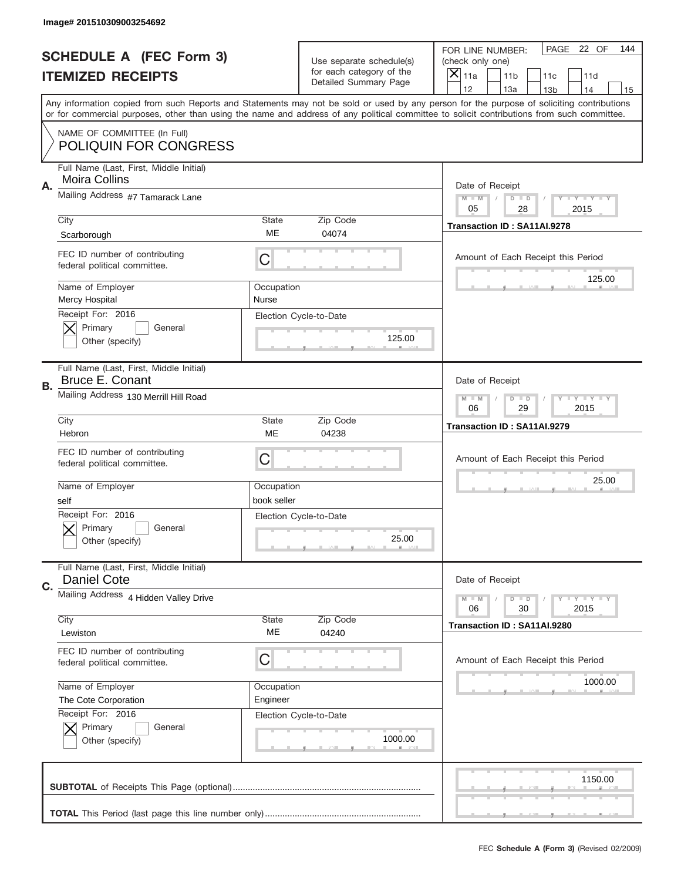Image# 201510309003254692

# SCHEDULE A (FEC Form 3)
## ITEMIZED RECEIPTS

Use separate schedule(s) for each category of the Detailed Summary Page

FOR LINE NUMBER: (check only one)
[X] 11a [ ] 11b [ ] 11c [ ] 11d [ ] 12 [ ] 13a [ ] 13b [ ] 14 [ ] 15

PAGE 22 OF 144

Any information copied from such Reports and Statements may not be sold or used by any person for the purpose of soliciting contributions or for commercial purposes, other than using the name and address of any political committee to solicit contributions from such committee.

NAME OF COMMITTEE (In Full)
POLIQUIN FOR CONGRESS

**A.**
Full Name (Last, First, Middle Initial): Moira Collins
Mailing Address: #7 Tamarack Lane
City: Scarborough | State: ME | Zip Code: 04074
FEC ID number of contributing federal political committee: C
Name of Employer: Mercy Hospital
Occupation: Nurse
Receipt For: 2016 — [X] Primary [ ] General [ ] Other (specify)
Election Cycle-to-Date: 125.00
Date of Receipt: 05 / 28 / 2015
Transaction ID : SA11AI.9278
Amount of Each Receipt this Period: 125.00

**B.**
Full Name (Last, First, Middle Initial): Bruce E. Conant
Mailing Address: 130 Merrill Hill Road
City: Hebron | State: ME | Zip Code: 04238
FEC ID number of contributing federal political committee: C
Name of Employer: self
Occupation: book seller
Receipt For: 2016 — [X] Primary [ ] General [ ] Other (specify)
Election Cycle-to-Date: 25.00
Date of Receipt: 06 / 29 / 2015
Transaction ID : SA11AI.9279
Amount of Each Receipt this Period: 25.00

**C.**
Full Name (Last, First, Middle Initial): Daniel Cote
Mailing Address: 4 Hidden Valley Drive
City: Lewiston | State: ME | Zip Code: 04240
FEC ID number of contributing federal political committee: C
Name of Employer: The Cote Corporation
Occupation: Engineer
Receipt For: 2016 — [X] Primary [ ] General [ ] Other (specify)
Election Cycle-to-Date: 1000.00
Date of Receipt: 06 / 30 / 2015
Transaction ID : SA11AI.9280
Amount of Each Receipt this Period: 1000.00

**SUBTOTAL** of Receipts This Page (optional): 1150.00

**TOTAL** This Period (last page this line number only):

FEC **Schedule A (Form 3)** (Revised 02/2009)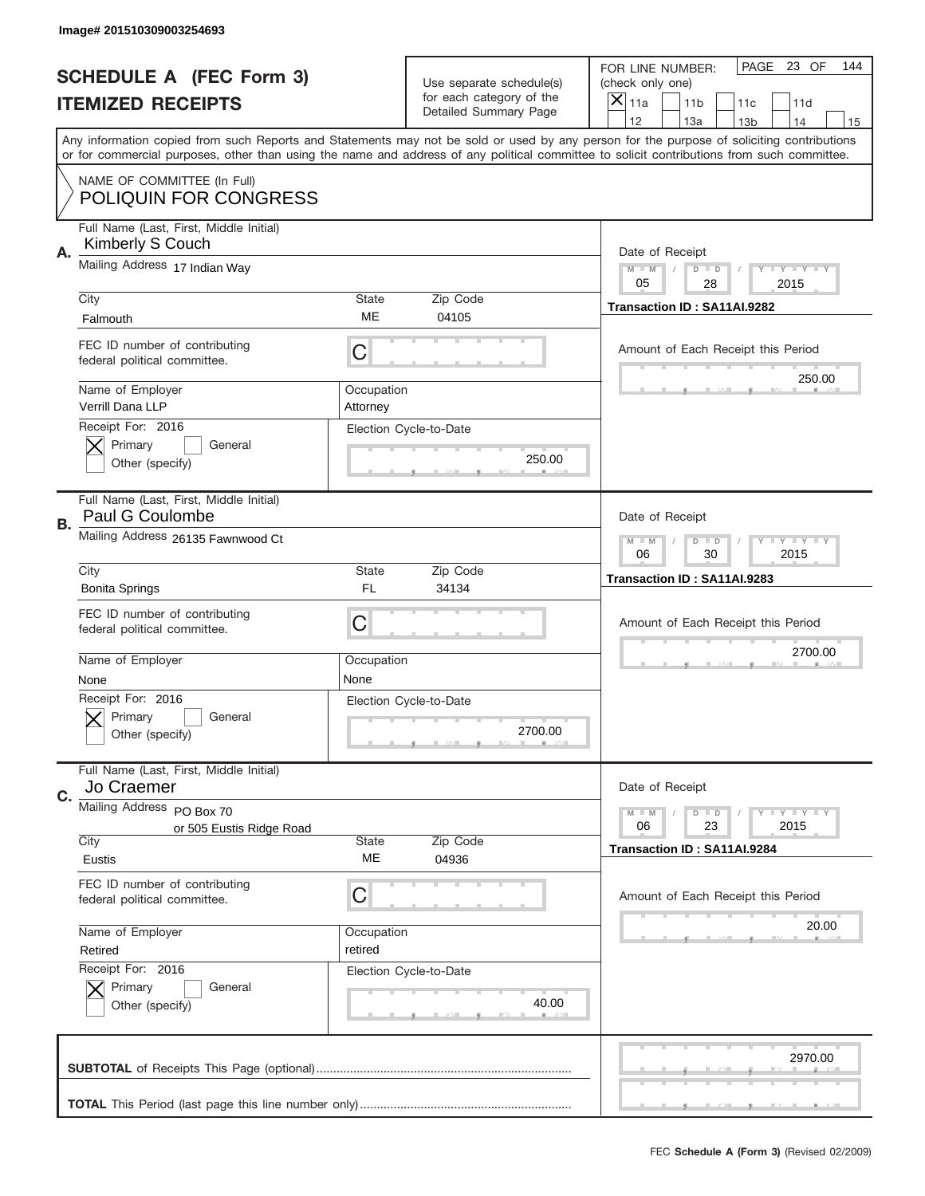Image# 201510309003254693

# SCHEDULE A (FEC Form 3)
## ITEMIZED RECEIPTS

Use separate schedule(s) for each category of the Detailed Summary Page

FOR LINE NUMBER: (check only one)
[X] 11a [ ] 11b [ ] 11c [ ] 11d [ ] 12 [ ] 13a [ ] 13b [ ] 14 [ ] 15

PAGE 23 OF 144

Any information copied from such Reports and Statements may not be sold or used by any person for the purpose of soliciting contributions or for commercial purposes, other than using the name and address of any political committee to solicit contributions from such committee.

NAME OF COMMITTEE (In Full)
POLIQUIN FOR CONGRESS

---

**A.** Full Name (Last, First, Middle Initial): Kimberly S Couch

Mailing Address: 17 Indian Way

City: Falmouth | State: ME | Zip Code: 04105

FEC ID number of contributing federal political committee: C

Name of Employer: Verrill Dana LLP | Occupation: Attorney

Receipt For: 2016 — [X] Primary [ ] General [ ] Other (specify)

Election Cycle-to-Date: 250.00

Date of Receipt: 05 / 28 / 2015

Transaction ID : SA11AI.9282

Amount of Each Receipt this Period: 250.00

---

**B.** Full Name (Last, First, Middle Initial): Paul G Coulombe

Mailing Address: 26135 Fawnwood Ct

City: Bonita Springs | State: FL | Zip Code: 34134

FEC ID number of contributing federal political committee: C

Name of Employer: None | Occupation: None

Receipt For: 2016 — [X] Primary [ ] General [ ] Other (specify)

Election Cycle-to-Date: 2700.00

Date of Receipt: 06 / 30 / 2015

Transaction ID : SA11AI.9283

Amount of Each Receipt this Period: 2700.00

---

**C.** Full Name (Last, First, Middle Initial): Jo Craemer

Mailing Address: PO Box 70 or 505 Eustis Ridge Road

City: Eustis | State: ME | Zip Code: 04936

FEC ID number of contributing federal political committee: C

Name of Employer: Retired | Occupation: retired

Receipt For: 2016 — [X] Primary [ ] General [ ] Other (specify)

Election Cycle-to-Date: 40.00

Date of Receipt: 06 / 23 / 2015

Transaction ID : SA11AI.9284

Amount of Each Receipt this Period: 20.00

---

**SUBTOTAL** of Receipts This Page (optional): 2970.00

**TOTAL** This Period (last page this line number only):

FEC **Schedule A (Form 3)** (Revised 02/2009)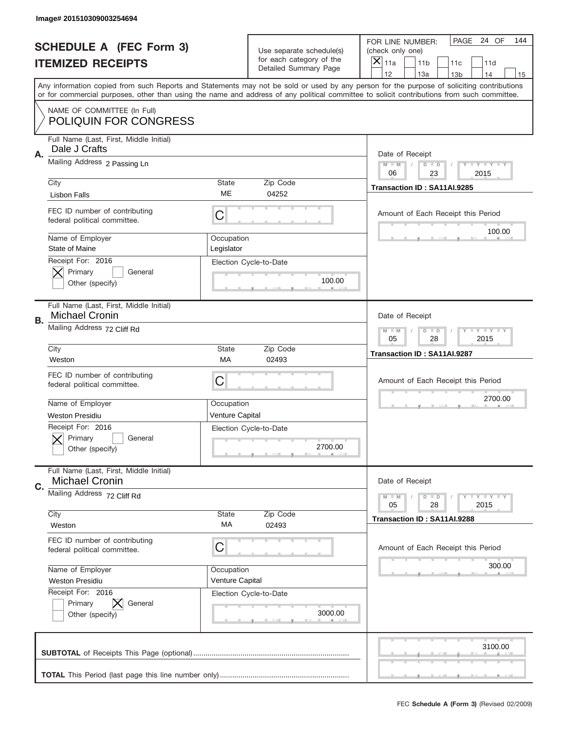Image# 201510309003254694

# SCHEDULE A (FEC Form 3)
## ITEMIZED RECEIPTS

Use separate schedule(s) for each category of the Detailed Summary Page

FOR LINE NUMBER: (check only one)
[X] 11a [ ] 11b [ ] 11c [ ] 11d [ ] 12 [ ] 13a [ ] 13b [ ] 14 [ ] 15

PAGE 24 OF 144

Any information copied from such Reports and Statements may not be sold or used by any person for the purpose of soliciting contributions or for commercial purposes, other than using the name and address of any political committee to solicit contributions from such committee.

NAME OF COMMITTEE (In Full)
POLIQUIN FOR CONGRESS

---

**A.** Full Name (Last, First, Middle Initial): Dale J Crafts
Mailing Address: 2 Passing Ln
City: Lisbon Falls | State: ME | Zip Code: 04252
FEC ID number of contributing federal political committee: C
Name of Employer: State of Maine | Occupation: Legislator
Receipt For: 2016 — [X] Primary [ ] General [ ] Other (specify)
Election Cycle-to-Date: 100.00
Date of Receipt: 06 / 23 / 2015
Transaction ID : SA11AI.9285
Amount of Each Receipt this Period: 100.00

---

**B.** Full Name (Last, First, Middle Initial): Michael Cronin
Mailing Address: 72 Cliff Rd
City: Weston | State: MA | Zip Code: 02493
FEC ID number of contributing federal political committee: C
Name of Employer: Weston Presidiu | Occupation: Venture Capital
Receipt For: 2016 — [X] Primary [ ] General [ ] Other (specify)
Election Cycle-to-Date: 2700.00
Date of Receipt: 05 / 28 / 2015
Transaction ID : SA11AI.9287
Amount of Each Receipt this Period: 2700.00

---

**C.** Full Name (Last, First, Middle Initial): Michael Cronin
Mailing Address: 72 Cliff Rd
City: Weston | State: MA | Zip Code: 02493
FEC ID number of contributing federal political committee: C
Name of Employer: Weston Presidiu | Occupation: Venture Capital
Receipt For: 2016 — [ ] Primary [X] General [ ] Other (specify)
Election Cycle-to-Date: 3000.00
Date of Receipt: 05 / 28 / 2015
Transaction ID : SA11AI.9288
Amount of Each Receipt this Period: 300.00

---

**SUBTOTAL** of Receipts This Page (optional): 3100.00

**TOTAL** This Period (last page this line number only):

FEC Schedule A (Form 3) (Revised 02/2009)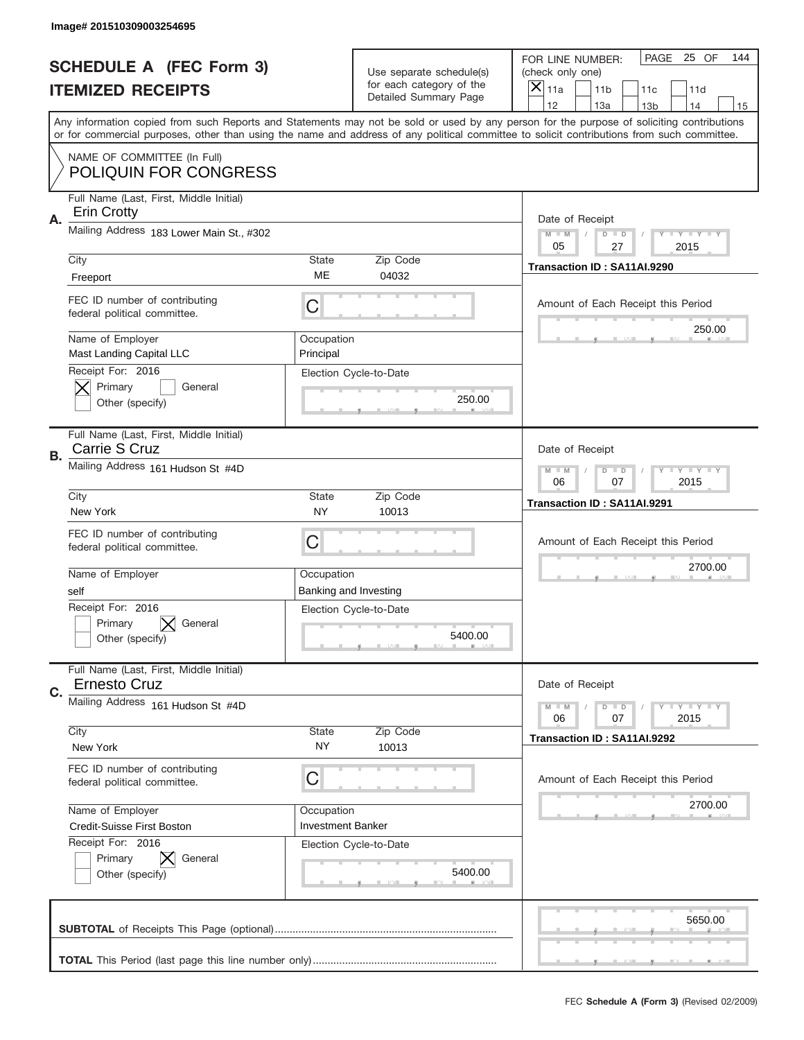Image# 201510309003254695

# SCHEDULE A (FEC Form 3)
## ITEMIZED RECEIPTS

Use separate schedule(s) for each category of the Detailed Summary Page

FOR LINE NUMBER: (check only one)
[X] 11a [ ] 11b [ ] 11c [ ] 11d [ ] 12 [ ] 13a [ ] 13b [ ] 14 [ ] 15

PAGE 25 OF 144

Any information copied from such Reports and Statements may not be sold or used by any person for the purpose of soliciting contributions or for commercial purposes, other than using the name and address of any political committee to solicit contributions from such committee.

NAME OF COMMITTEE (In Full)
POLIQUIN FOR CONGRESS

---

**A.** Full Name (Last, First, Middle Initial): Erin Crotty

Mailing Address: 183 Lower Main St., #302

City: Freeport | State: ME | Zip Code: 04032

FEC ID number of contributing federal political committee: C

Name of Employer: Mast Landing Capital LLC

Occupation: Principal

Receipt For: 2016 — [X] Primary [ ] General [ ] Other (specify)

Election Cycle-to-Date: 250.00

Date of Receipt: 05 / 27 / 2015

Transaction ID : SA11AI.9290

Amount of Each Receipt this Period: 250.00

---

**B.** Full Name (Last, First, Middle Initial): Carrie S Cruz

Mailing Address: 161 Hudson St #4D

City: New York | State: NY | Zip Code: 10013

FEC ID number of contributing federal political committee: C

Name of Employer: self

Occupation: Banking and Investing

Receipt For: 2016 — [ ] Primary [X] General [ ] Other (specify)

Election Cycle-to-Date: 5400.00

Date of Receipt: 06 / 07 / 2015

Transaction ID : SA11AI.9291

Amount of Each Receipt this Period: 2700.00

---

**C.** Full Name (Last, First, Middle Initial): Ernesto Cruz

Mailing Address: 161 Hudson St #4D

City: New York | State: NY | Zip Code: 10013

FEC ID number of contributing federal political committee: C

Name of Employer: Credit-Suisse First Boston

Occupation: Investment Banker

Receipt For: 2016 — [ ] Primary [X] General [ ] Other (specify)

Election Cycle-to-Date: 5400.00

Date of Receipt: 06 / 07 / 2015

Transaction ID : SA11AI.9292

Amount of Each Receipt this Period: 2700.00

---

**SUBTOTAL** of Receipts This Page (optional): 5650.00

**TOTAL** This Period (last page this line number only):

FEC Schedule A (Form 3) (Revised 02/2009)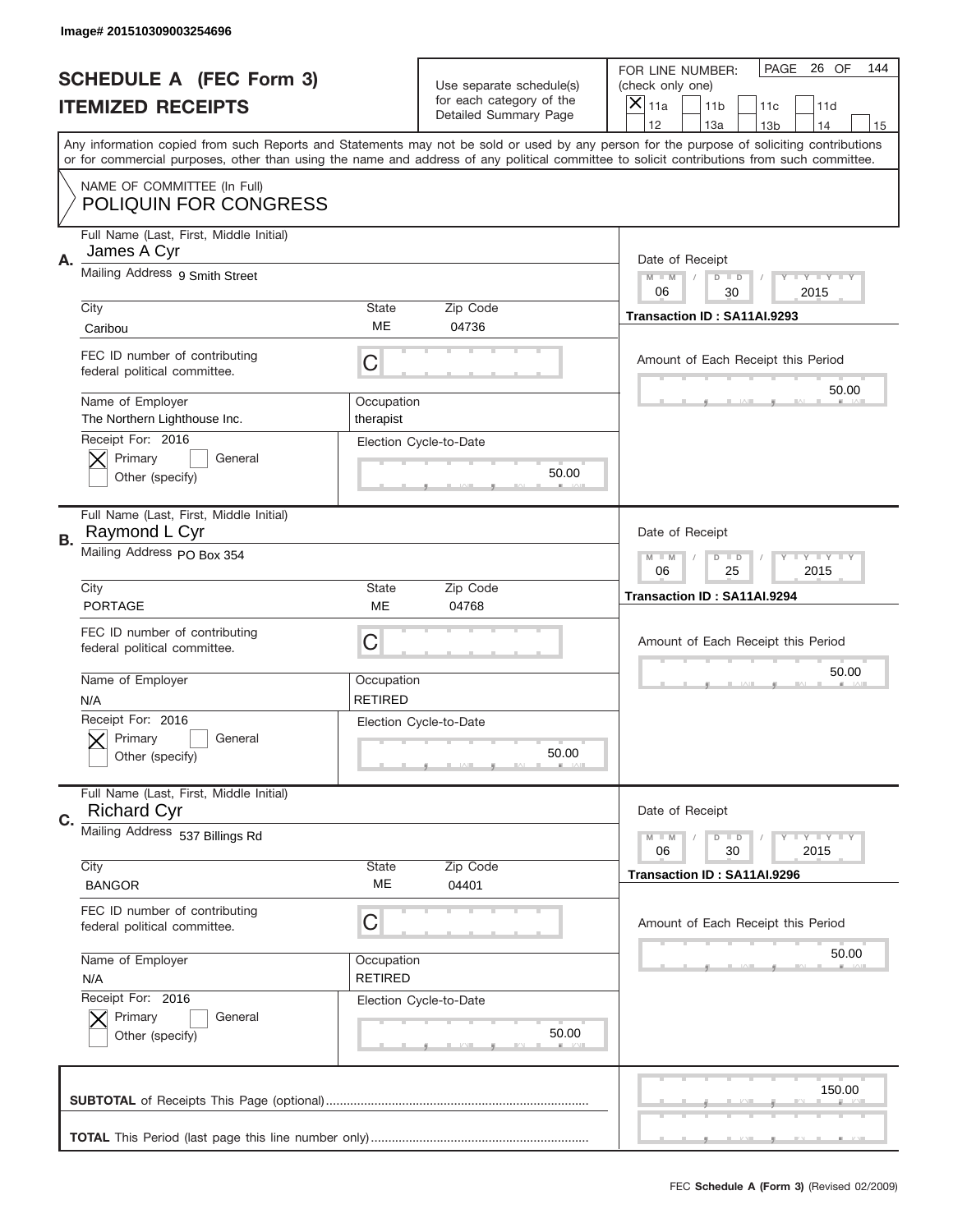Image# 201510309003254696

# SCHEDULE A (FEC Form 3)
## ITEMIZED RECEIPTS

Use separate schedule(s) for each category of the Detailed Summary Page

FOR LINE NUMBER: (check only one)

- [X] 11a
- [ ] 11b
- [ ] 11c
- [ ] 11d
- [ ] 12
- [ ] 13a
- [ ] 13b
- [ ] 14
- [ ] 15

PAGE 26 OF 144

Any information copied from such Reports and Statements may not be sold or used by any person for the purpose of soliciting contributions or for commercial purposes, other than using the name and address of any political committee to solicit contributions from such committee.

NAME OF COMMITTEE (In Full)
POLIQUIN FOR CONGRESS

---

**A.** Full Name (Last, First, Middle Initial): James A Cyr

Mailing Address: 9 Smith Street

City: Caribou | State: ME | Zip Code: 04736

FEC ID number of contributing federal political committee: C

Name of Employer: The Northern Lighthouse Inc. | Occupation: therapist

Receipt For: 2016
- [X] Primary
- [ ] General
- [ ] Other (specify)

Election Cycle-to-Date: 50.00

Date of Receipt: 06 / 30 / 2015

Transaction ID : SA11AI.9293

Amount of Each Receipt this Period: 50.00

---

**B.** Full Name (Last, First, Middle Initial): Raymond L Cyr

Mailing Address: PO Box 354

City: PORTAGE | State: ME | Zip Code: 04768

FEC ID number of contributing federal political committee: C

Name of Employer: N/A | Occupation: RETIRED

Receipt For: 2016
- [X] Primary
- [ ] General
- [ ] Other (specify)

Election Cycle-to-Date: 50.00

Date of Receipt: 06 / 25 / 2015

Transaction ID : SA11AI.9294

Amount of Each Receipt this Period: 50.00

---

**C.** Full Name (Last, First, Middle Initial): Richard Cyr

Mailing Address: 537 Billings Rd

City: BANGOR | State: ME | Zip Code: 04401

FEC ID number of contributing federal political committee: C

Name of Employer: N/A | Occupation: RETIRED

Receipt For: 2016
- [X] Primary
- [ ] General
- [ ] Other (specify)

Election Cycle-to-Date: 50.00

Date of Receipt: 06 / 30 / 2015

Transaction ID : SA11AI.9296

Amount of Each Receipt this Period: 50.00

---

**SUBTOTAL** of Receipts This Page (optional): 150.00

**TOTAL** This Period (last page this line number only):

FEC Schedule A (Form 3) (Revised 02/2009)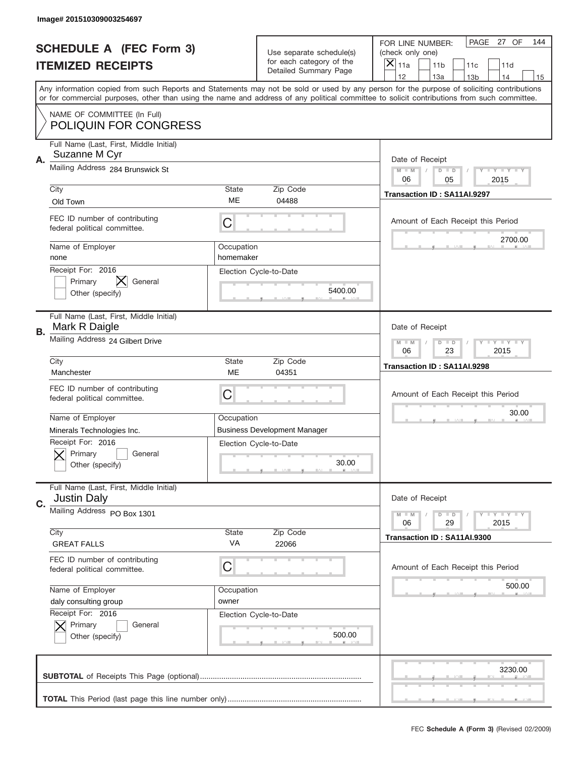Image# 201510309003254697

# SCHEDULE A (FEC Form 3)
## ITEMIZED RECEIPTS

Use separate schedule(s) for each category of the Detailed Summary Page

FOR LINE NUMBER: (check only one)
[X] 11a [ ] 11b [ ] 11c [ ] 11d [ ] 12 [ ] 13a [ ] 13b [ ] 14 [ ] 15

PAGE 27 OF 144

Any information copied from such Reports and Statements may not be sold or used by any person for the purpose of soliciting contributions or for commercial purposes, other than using the name and address of any political committee to solicit contributions from such committee.

NAME OF COMMITTEE (In Full)
POLIQUIN FOR CONGRESS

---

**A.** Full Name (Last, First, Middle Initial): Suzanne M Cyr
Mailing Address: 284 Brunswick St
City: Old Town | State: ME | Zip Code: 04488
FEC ID number of contributing federal political committee: C
Name of Employer: none
Occupation: homemaker
Receipt For: 2016 — [ ] Primary [X] General [ ] Other (specify)
Election Cycle-to-Date: 5400.00
Date of Receipt: 06 / 05 / 2015
Transaction ID : SA11AI.9297
Amount of Each Receipt this Period: 2700.00

---

**B.** Full Name (Last, First, Middle Initial): Mark R Daigle
Mailing Address: 24 Gilbert Drive
City: Manchester | State: ME | Zip Code: 04351
FEC ID number of contributing federal political committee: C
Name of Employer: Minerals Technologies Inc.
Occupation: Business Development Manager
Receipt For: 2016 — [X] Primary [ ] General [ ] Other (specify)
Election Cycle-to-Date: 30.00
Date of Receipt: 06 / 23 / 2015
Transaction ID : SA11AI.9298
Amount of Each Receipt this Period: 30.00

---

**C.** Full Name (Last, First, Middle Initial): Justin Daly
Mailing Address: PO Box 1301
City: GREAT FALLS | State: VA | Zip Code: 22066
FEC ID number of contributing federal political committee: C
Name of Employer: daly consulting group
Occupation: owner
Receipt For: 2016 — [X] Primary [ ] General [ ] Other (specify)
Election Cycle-to-Date: 500.00
Date of Receipt: 06 / 29 / 2015
Transaction ID : SA11AI.9300
Amount of Each Receipt this Period: 500.00

---

**SUBTOTAL** of Receipts This Page (optional): 3230.00

**TOTAL** This Period (last page this line number only):

FEC **Schedule A (Form 3)** (Revised 02/2009)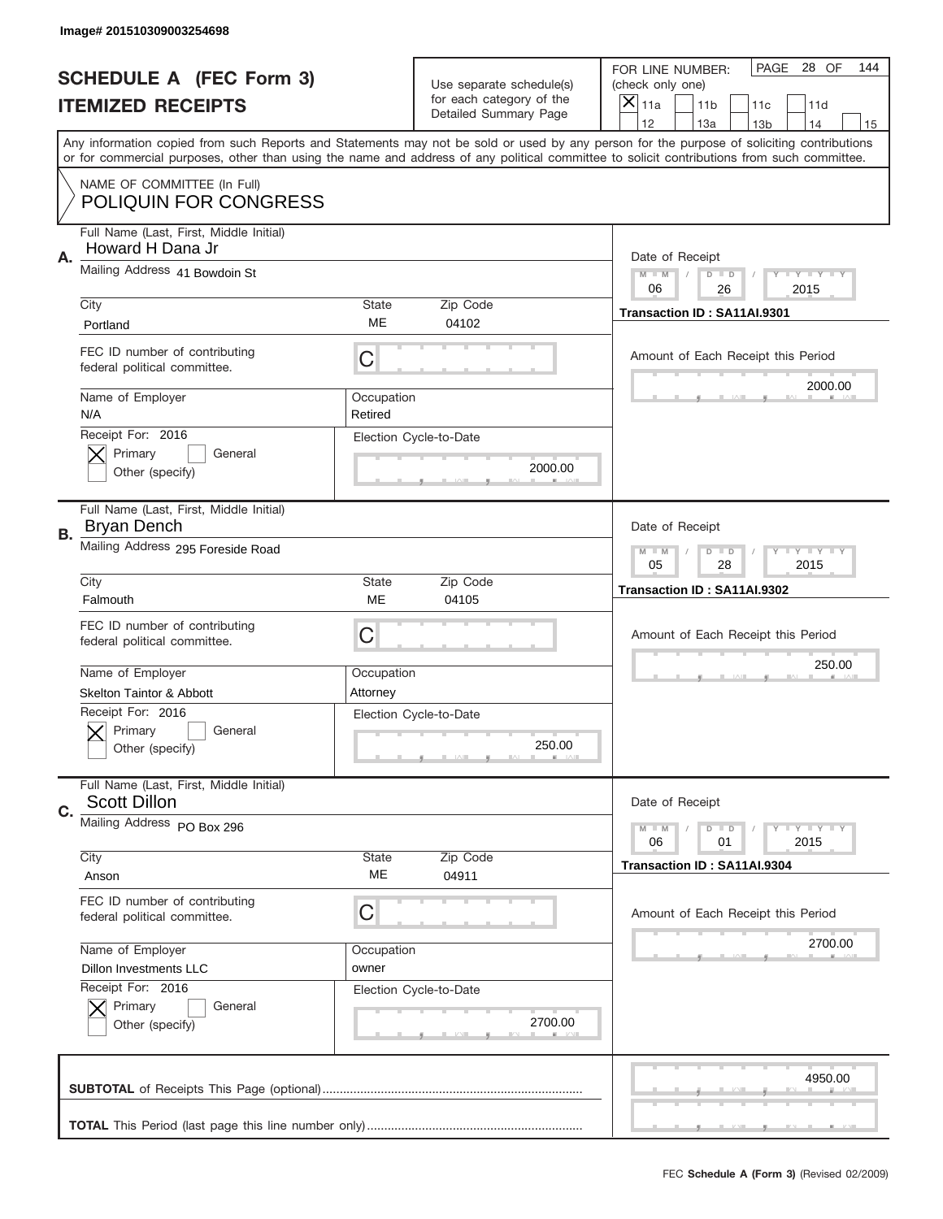Image# 201510309003254698

# SCHEDULE A (FEC Form 3)
## ITEMIZED RECEIPTS

Use separate schedule(s) for each category of the Detailed Summary Page

FOR LINE NUMBER: (check only one)
[X] 11a [ ] 11b [ ] 11c [ ] 11d [ ] 12 [ ] 13a [ ] 13b [ ] 14 [ ] 15

PAGE 28 OF 144

Any information copied from such Reports and Statements may not be sold or used by any person for the purpose of soliciting contributions or for commercial purposes, other than using the name and address of any political committee to solicit contributions from such committee.

NAME OF COMMITTEE (In Full)
POLIQUIN FOR CONGRESS

---

**A.**
Full Name (Last, First, Middle Initial): Howard H Dana Jr
Mailing Address: 41 Bowdoin St
City: Portland | State: ME | Zip Code: 04102
FEC ID number of contributing federal political committee: C
Name of Employer: N/A
Occupation: Retired
Receipt For: 2016
[X] Primary [ ] General
[ ] Other (specify)
Election Cycle-to-Date: 2000.00

Date of Receipt: 06 / 26 / 2015
Transaction ID : SA11AI.9301
Amount of Each Receipt this Period: 2000.00

---

**B.**
Full Name (Last, First, Middle Initial): Bryan Dench
Mailing Address: 295 Foreside Road
City: Falmouth | State: ME | Zip Code: 04105
FEC ID number of contributing federal political committee: C
Name of Employer: Skelton Taintor & Abbott
Occupation: Attorney
Receipt For: 2016
[X] Primary [ ] General
[ ] Other (specify)
Election Cycle-to-Date: 250.00

Date of Receipt: 05 / 28 / 2015
Transaction ID : SA11AI.9302
Amount of Each Receipt this Period: 250.00

---

**C.**
Full Name (Last, First, Middle Initial): Scott Dillon
Mailing Address: PO Box 296
City: Anson | State: ME | Zip Code: 04911
FEC ID number of contributing federal political committee: C
Name of Employer: Dillon Investments LLC
Occupation: owner
Receipt For: 2016
[X] Primary [ ] General
[ ] Other (specify)
Election Cycle-to-Date: 2700.00

Date of Receipt: 06 / 01 / 2015
Transaction ID : SA11AI.9304
Amount of Each Receipt this Period: 2700.00

---

**SUBTOTAL** of Receipts This Page (optional): 4950.00

**TOTAL** This Period (last page this line number only):

FEC **Schedule A (Form 3)** (Revised 02/2009)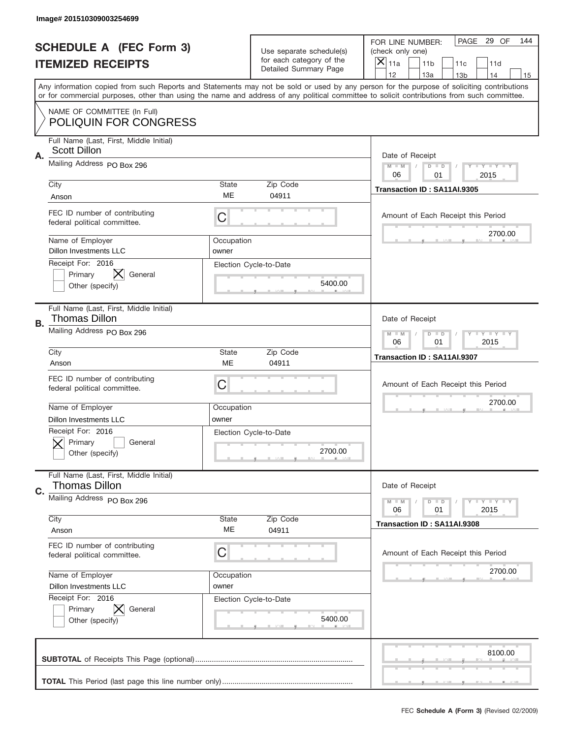Image# 201510309003254699

# SCHEDULE A (FEC Form 3)
## ITEMIZED RECEIPTS

Use separate schedule(s) for each category of the Detailed Summary Page

FOR LINE NUMBER: (check only one)
[X] 11a [ ] 11b [ ] 11c [ ] 11d [ ] 12 [ ] 13a [ ] 13b [ ] 14 [ ] 15

PAGE 29 OF 144

Any information copied from such Reports and Statements may not be sold or used by any person for the purpose of soliciting contributions or for commercial purposes, other than using the name and address of any political committee to solicit contributions from such committee.

NAME OF COMMITTEE (In Full)
POLIQUIN FOR CONGRESS

---

**A.** Full Name (Last, First, Middle Initial): Scott Dillon
Mailing Address: PO Box 296
City: Anson | State: ME | Zip Code: 04911
FEC ID number of contributing federal political committee: C
Name of Employer: Dillon Investments LLC | Occupation: owner
Receipt For: 2016 — [ ] Primary [X] General [ ] Other (specify)
Election Cycle-to-Date: 5400.00
Date of Receipt: 06 / 01 / 2015
Transaction ID : SA11AI.9305
Amount of Each Receipt this Period: 2700.00

---

**B.** Full Name (Last, First, Middle Initial): Thomas Dillon
Mailing Address: PO Box 296
City: Anson | State: ME | Zip Code: 04911
FEC ID number of contributing federal political committee: C
Name of Employer: Dillon Investments LLC | Occupation: owner
Receipt For: 2016 — [X] Primary [ ] General [ ] Other (specify)
Election Cycle-to-Date: 2700.00
Date of Receipt: 06 / 01 / 2015
Transaction ID : SA11AI.9307
Amount of Each Receipt this Period: 2700.00

---

**C.** Full Name (Last, First, Middle Initial): Thomas Dillon
Mailing Address: PO Box 296
City: Anson | State: ME | Zip Code: 04911
FEC ID number of contributing federal political committee: C
Name of Employer: Dillon Investments LLC | Occupation: owner
Receipt For: 2016 — [ ] Primary [X] General [ ] Other (specify)
Election Cycle-to-Date: 5400.00
Date of Receipt: 06 / 01 / 2015
Transaction ID : SA11AI.9308
Amount of Each Receipt this Period: 2700.00

---

**SUBTOTAL** of Receipts This Page (optional): 8100.00

**TOTAL** This Period (last page this line number only):

FEC Schedule A (Form 3) (Revised 02/2009)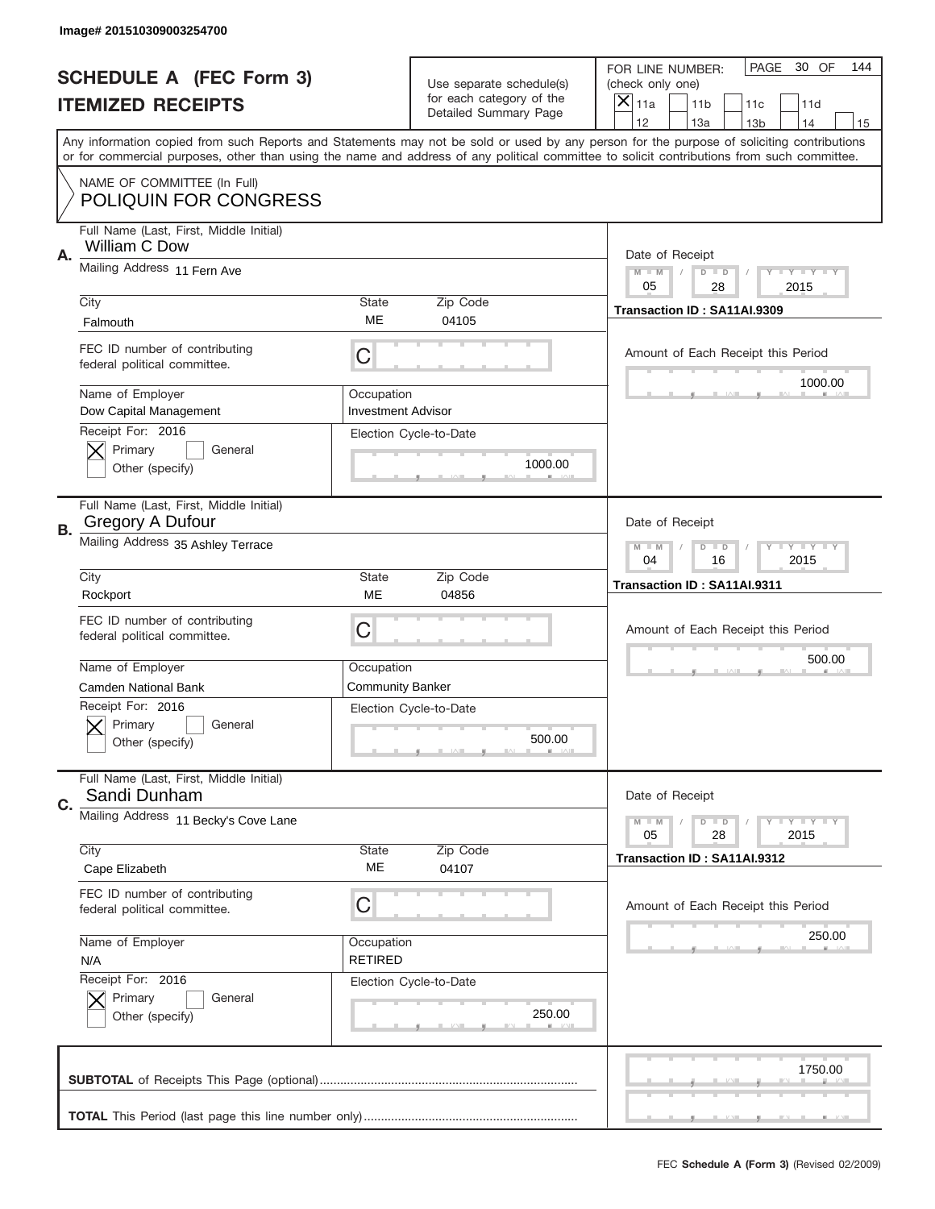Image# 201510309003254700

# SCHEDULE A (FEC Form 3)
## ITEMIZED RECEIPTS

Use separate schedule(s) for each category of the Detailed Summary Page

FOR LINE NUMBER: (check only one)
[X] 11a [ ] 11b [ ] 11c [ ] 11d [ ] 12 [ ] 13a [ ] 13b [ ] 14 [ ] 15

PAGE 30 OF 144

Any information copied from such Reports and Statements may not be sold or used by any person for the purpose of soliciting contributions or for commercial purposes, other than using the name and address of any political committee to solicit contributions from such committee.

NAME OF COMMITTEE (In Full)
POLIQUIN FOR CONGRESS

---

**A.** Full Name (Last, First, Middle Initial): William C Dow

Mailing Address: 11 Fern Ave

City: Falmouth | State: ME | Zip Code: 04105

FEC ID number of contributing federal political committee: C

Name of Employer: Dow Capital Management

Occupation: Investment Advisor

Receipt For: 2016 — [X] Primary [ ] General — Other (specify)

Election Cycle-to-Date: 1000.00

Date of Receipt: 05 / 28 / 2015

Transaction ID : SA11AI.9309

Amount of Each Receipt this Period: 1000.00

---

**B.** Full Name (Last, First, Middle Initial): Gregory A Dufour

Mailing Address: 35 Ashley Terrace

City: Rockport | State: ME | Zip Code: 04856

FEC ID number of contributing federal political committee: C

Name of Employer: Camden National Bank

Occupation: Community Banker

Receipt For: 2016 — [X] Primary [ ] General — Other (specify)

Election Cycle-to-Date: 500.00

Date of Receipt: 04 / 16 / 2015

Transaction ID : SA11AI.9311

Amount of Each Receipt this Period: 500.00

---

**C.** Full Name (Last, First, Middle Initial): Sandi Dunham

Mailing Address: 11 Becky's Cove Lane

City: Cape Elizabeth | State: ME | Zip Code: 04107

FEC ID number of contributing federal political committee: C

Name of Employer: N/A

Occupation: RETIRED

Receipt For: 2016 — [X] Primary [ ] General — Other (specify)

Election Cycle-to-Date: 250.00

Date of Receipt: 05 / 28 / 2015

Transaction ID : SA11AI.9312

Amount of Each Receipt this Period: 250.00

---

**SUBTOTAL** of Receipts This Page (optional): 1750.00

**TOTAL** This Period (last page this line number only):

FEC **Schedule A (Form 3)** (Revised 02/2009)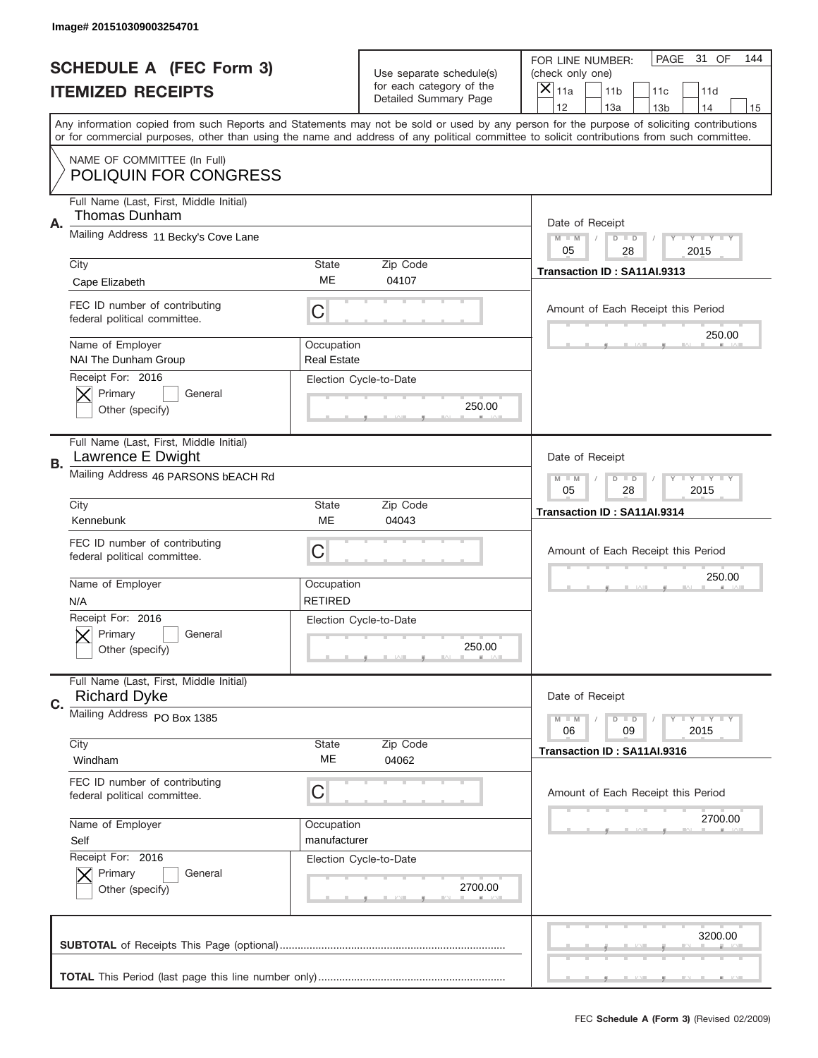Image# 201510309003254701

# SCHEDULE A (FEC Form 3)
## ITEMIZED RECEIPTS

Use separate schedule(s) for each category of the Detailed Summary Page

FOR LINE NUMBER: (check only one)
[X] 11a [ ] 11b [ ] 11c [ ] 11d [ ] 12 [ ] 13a [ ] 13b [ ] 14 [ ] 15

PAGE 31 OF 144

Any information copied from such Reports and Statements may not be sold or used by any person for the purpose of soliciting contributions or for commercial purposes, other than using the name and address of any political committee to solicit contributions from such committee.

NAME OF COMMITTEE (In Full)
POLIQUIN FOR CONGRESS

---

**A.** Full Name (Last, First, Middle Initial): Thomas Dunham

Mailing Address: 11 Becky's Cove Lane

City: Cape Elizabeth | State: ME | Zip Code: 04107

FEC ID number of contributing federal political committee: C

Name of Employer: NAI The Dunham Group | Occupation: Real Estate

Receipt For: 2016 [X] Primary [ ] General [ ] Other (specify)

Election Cycle-to-Date: 250.00

Date of Receipt: 05 / 28 / 2015

Transaction ID : SA11AI.9313

Amount of Each Receipt this Period: 250.00

---

**B.** Full Name (Last, First, Middle Initial): Lawrence E Dwight

Mailing Address: 46 PARSONS bEACH Rd

City: Kennebunk | State: ME | Zip Code: 04043

FEC ID number of contributing federal political committee: C

Name of Employer: N/A | Occupation: RETIRED

Receipt For: 2016 [X] Primary [ ] General [ ] Other (specify)

Election Cycle-to-Date: 250.00

Date of Receipt: 05 / 28 / 2015

Transaction ID : SA11AI.9314

Amount of Each Receipt this Period: 250.00

---

**C.** Full Name (Last, First, Middle Initial): Richard Dyke

Mailing Address: PO Box 1385

City: Windham | State: ME | Zip Code: 04062

FEC ID number of contributing federal political committee: C

Name of Employer: Self | Occupation: manufacturer

Receipt For: 2016 [X] Primary [ ] General [ ] Other (specify)

Election Cycle-to-Date: 2700.00

Date of Receipt: 06 / 09 / 2015

Transaction ID : SA11AI.9316

Amount of Each Receipt this Period: 2700.00

---

**SUBTOTAL** of Receipts This Page (optional): 3200.00

**TOTAL** This Period (last page this line number only):

FEC **Schedule A (Form 3)** (Revised 02/2009)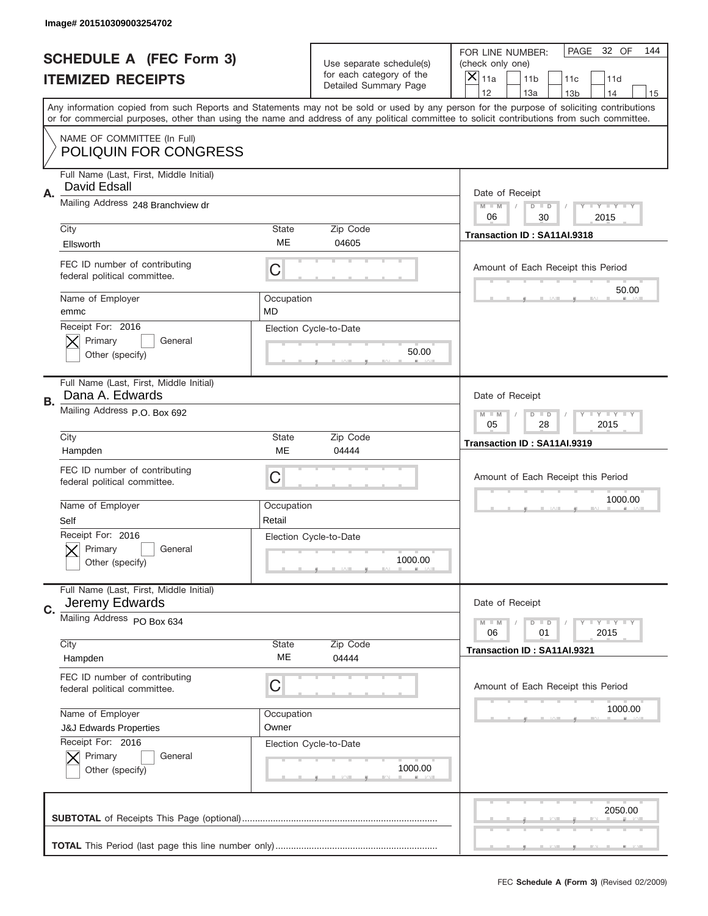Image# 201510309003254702

# SCHEDULE A (FEC Form 3)
## ITEMIZED RECEIPTS

Use separate schedule(s) for each category of the Detailed Summary Page

FOR LINE NUMBER: (check only one)
- [X] 11a
- [ ] 11b
- [ ] 11c
- [ ] 11d
- [ ] 12
- [ ] 13a
- [ ] 13b
- [ ] 14
- [ ] 15

PAGE 32 OF 144

Any information copied from such Reports and Statements may not be sold or used by any person for the purpose of soliciting contributions or for commercial purposes, other than using the name and address of any political committee to solicit contributions from such committee.

NAME OF COMMITTEE (In Full)
POLIQUIN FOR CONGRESS

---

**A.** Full Name (Last, First, Middle Initial): David Edsall

Mailing Address: 248 Branchview dr

City: Ellsworth | State: ME | Zip Code: 04605

FEC ID number of contributing federal political committee: C

Name of Employer: emmc | Occupation: MD

Receipt For: 2016
- [X] Primary
- [ ] General
- [ ] Other (specify)

Election Cycle-to-Date: 50.00

Date of Receipt: 06 / 30 / 2015

Transaction ID : SA11AI.9318

Amount of Each Receipt this Period: 50.00

---

**B.** Full Name (Last, First, Middle Initial): Dana A. Edwards

Mailing Address: P.O. Box 692

City: Hampden | State: ME | Zip Code: 04444

FEC ID number of contributing federal political committee: C

Name of Employer: Self | Occupation: Retail

Receipt For: 2016
- [X] Primary
- [ ] General
- [ ] Other (specify)

Election Cycle-to-Date: 1000.00

Date of Receipt: 05 / 28 / 2015

Transaction ID : SA11AI.9319

Amount of Each Receipt this Period: 1000.00

---

**C.** Full Name (Last, First, Middle Initial): Jeremy Edwards

Mailing Address: PO Box 634

City: Hampden | State: ME | Zip Code: 04444

FEC ID number of contributing federal political committee: C

Name of Employer: J&J Edwards Properties | Occupation: Owner

Receipt For: 2016
- [X] Primary
- [ ] General
- [ ] Other (specify)

Election Cycle-to-Date: 1000.00

Date of Receipt: 06 / 01 / 2015

Transaction ID : SA11AI.9321

Amount of Each Receipt this Period: 1000.00

---

**SUBTOTAL** of Receipts This Page (optional): 2050.00

**TOTAL** This Period (last page this line number only):

FEC Schedule A (Form 3) (Revised 02/2009)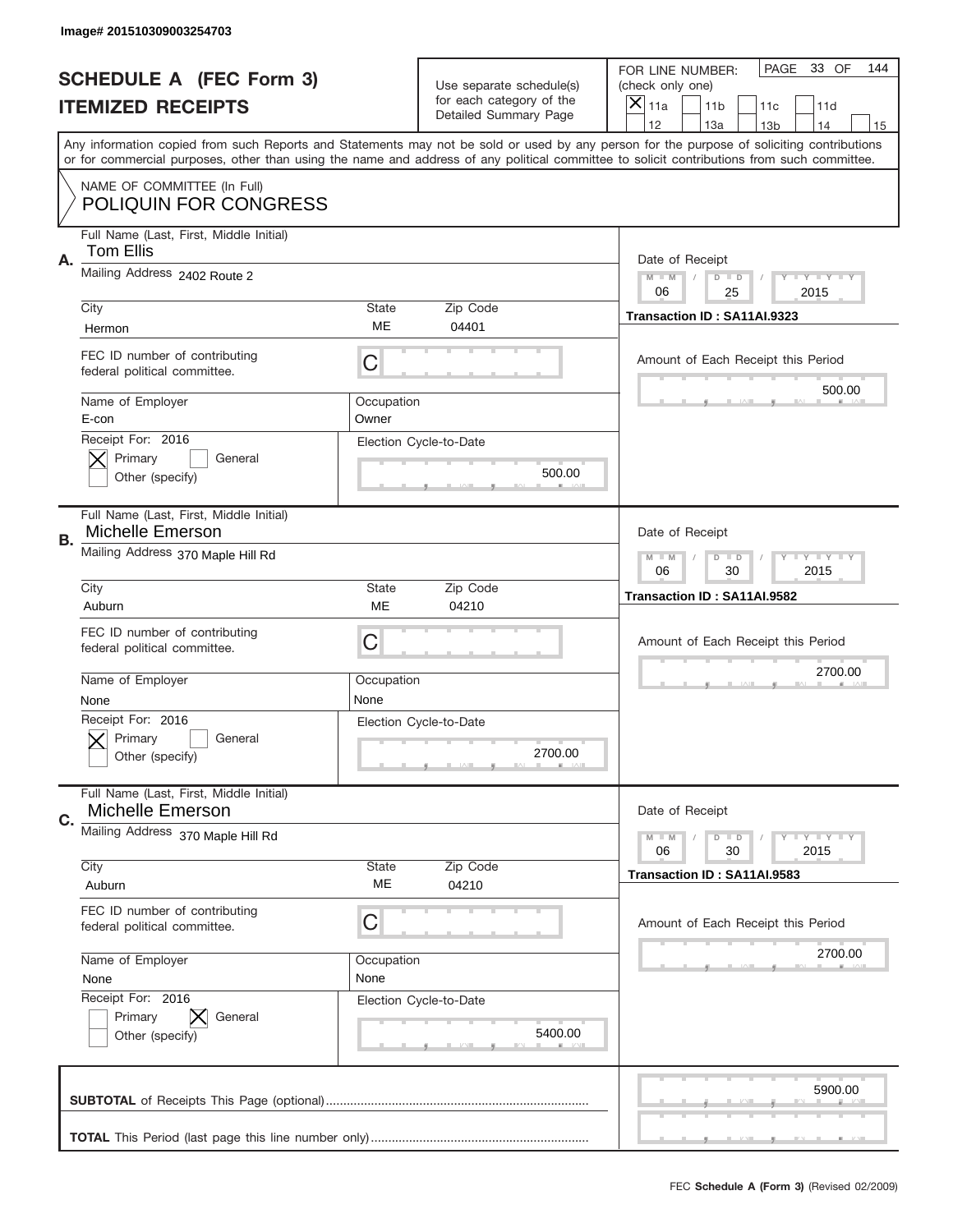Image# 201510309003254703

# SCHEDULE A (FEC Form 3)
## ITEMIZED RECEIPTS

Use separate schedule(s) for each category of the Detailed Summary Page

FOR LINE NUMBER: (check only one)
[X] 11a [ ] 11b [ ] 11c [ ] 11d [ ] 12 [ ] 13a [ ] 13b [ ] 14 [ ] 15

PAGE 33 OF 144

Any information copied from such Reports and Statements may not be sold or used by any person for the purpose of soliciting contributions or for commercial purposes, other than using the name and address of any political committee to solicit contributions from such committee.

NAME OF COMMITTEE (In Full)
POLIQUIN FOR CONGRESS

---

**A.** Full Name (Last, First, Middle Initial): Tom Ellis
Mailing Address: 2402 Route 2
City: Hermon | State: ME | Zip Code: 04401
FEC ID number of contributing federal political committee: C
Name of Employer: E-con | Occupation: Owner
Receipt For: 2016 — [X] Primary [ ] General [ ] Other (specify)
Election Cycle-to-Date: 500.00
Date of Receipt: 06 / 25 / 2015
Transaction ID : SA11AI.9323
Amount of Each Receipt this Period: 500.00

---

**B.** Full Name (Last, First, Middle Initial): Michelle Emerson
Mailing Address: 370 Maple Hill Rd
City: Auburn | State: ME | Zip Code: 04210
FEC ID number of contributing federal political committee: C
Name of Employer: None | Occupation: None
Receipt For: 2016 — [X] Primary [ ] General [ ] Other (specify)
Election Cycle-to-Date: 2700.00
Date of Receipt: 06 / 30 / 2015
Transaction ID : SA11AI.9582
Amount of Each Receipt this Period: 2700.00

---

**C.** Full Name (Last, First, Middle Initial): Michelle Emerson
Mailing Address: 370 Maple Hill Rd
City: Auburn | State: ME | Zip Code: 04210
FEC ID number of contributing federal political committee: C
Name of Employer: None | Occupation: None
Receipt For: 2016 — [ ] Primary [X] General [ ] Other (specify)
Election Cycle-to-Date: 5400.00
Date of Receipt: 06 / 30 / 2015
Transaction ID : SA11AI.9583
Amount of Each Receipt this Period: 2700.00

---

**SUBTOTAL** of Receipts This Page (optional): 5900.00

**TOTAL** This Period (last page this line number only):

FEC **Schedule A (Form 3)** (Revised 02/2009)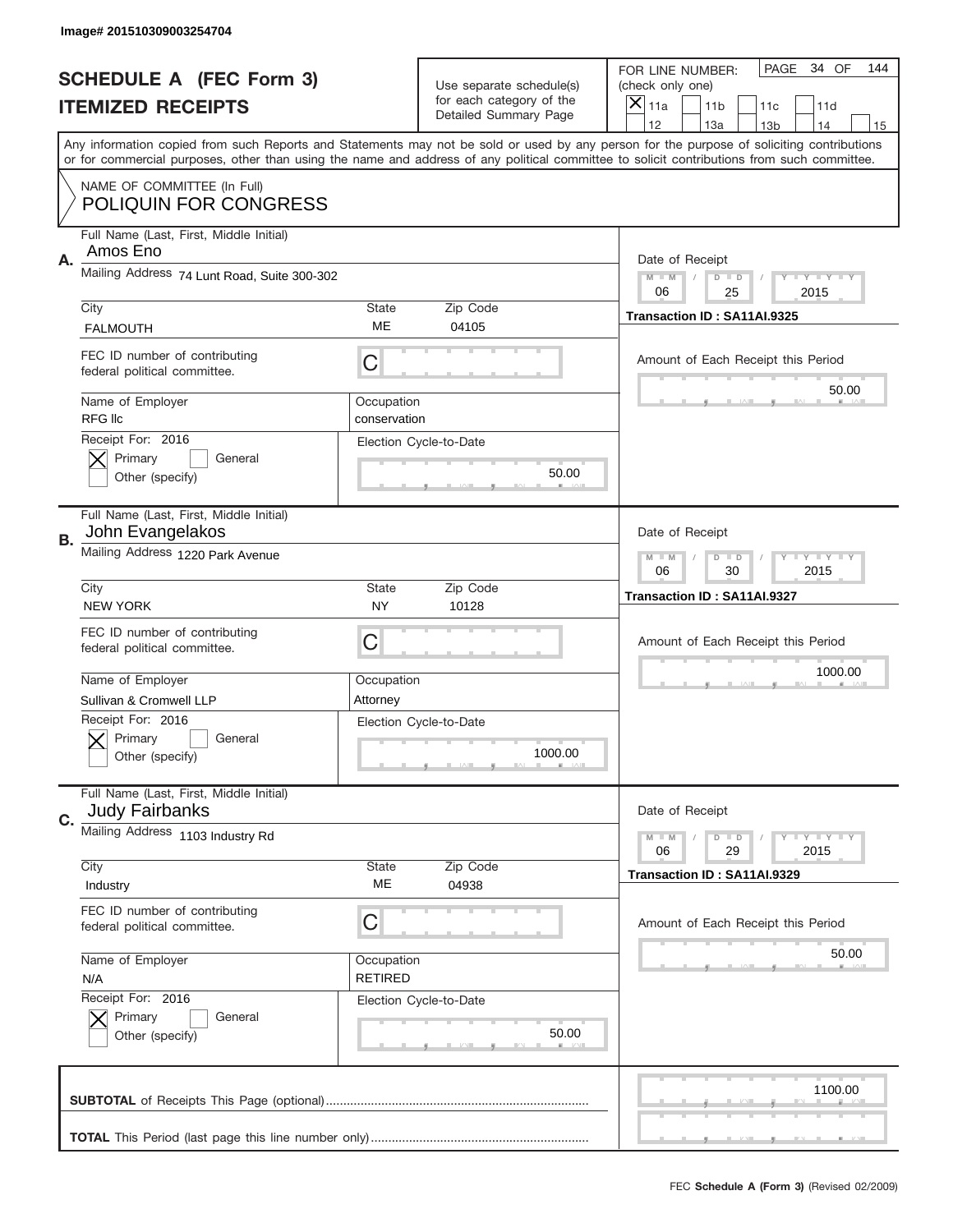Image# 201510309003254704

# SCHEDULE A (FEC Form 3)
## ITEMIZED RECEIPTS

Use separate schedule(s) for each category of the Detailed Summary Page

FOR LINE NUMBER: (check only one)
[X] 11a [ ] 11b [ ] 11c [ ] 11d [ ] 12 [ ] 13a [ ] 13b [ ] 14 [ ] 15

PAGE 34 OF 144

Any information copied from such Reports and Statements may not be sold or used by any person for the purpose of soliciting contributions or for commercial purposes, other than using the name and address of any political committee to solicit contributions from such committee.

NAME OF COMMITTEE (In Full)
POLIQUIN FOR CONGRESS

---

**A.** Full Name (Last, First, Middle Initial): Amos Eno

Mailing Address: 74 Lunt Road, Suite 300-302

City: FALMOUTH | State: ME | Zip Code: 04105

FEC ID number of contributing federal political committee: C

Name of Employer: RFG llc | Occupation: conservation

Receipt For: 2016 — [X] Primary [ ] General — Other (specify)

Election Cycle-to-Date: 50.00

Date of Receipt: 06 / 25 / 2015

Transaction ID : SA11AI.9325

Amount of Each Receipt this Period: 50.00

---

**B.** Full Name (Last, First, Middle Initial): John Evangelakos

Mailing Address: 1220 Park Avenue

City: NEW YORK | State: NY | Zip Code: 10128

FEC ID number of contributing federal political committee: C

Name of Employer: Sullivan & Cromwell LLP | Occupation: Attorney

Receipt For: 2016 — [X] Primary [ ] General — Other (specify)

Election Cycle-to-Date: 1000.00

Date of Receipt: 06 / 30 / 2015

Transaction ID : SA11AI.9327

Amount of Each Receipt this Period: 1000.00

---

**C.** Full Name (Last, First, Middle Initial): Judy Fairbanks

Mailing Address: 1103 Industry Rd

City: Industry | State: ME | Zip Code: 04938

FEC ID number of contributing federal political committee: C

Name of Employer: N/A | Occupation: RETIRED

Receipt For: 2016 — [X] Primary [ ] General — Other (specify)

Election Cycle-to-Date: 50.00

Date of Receipt: 06 / 29 / 2015

Transaction ID : SA11AI.9329

Amount of Each Receipt this Period: 50.00

---

**SUBTOTAL** of Receipts This Page (optional): 1100.00

**TOTAL** This Period (last page this line number only):

FEC **Schedule A (Form 3)** (Revised 02/2009)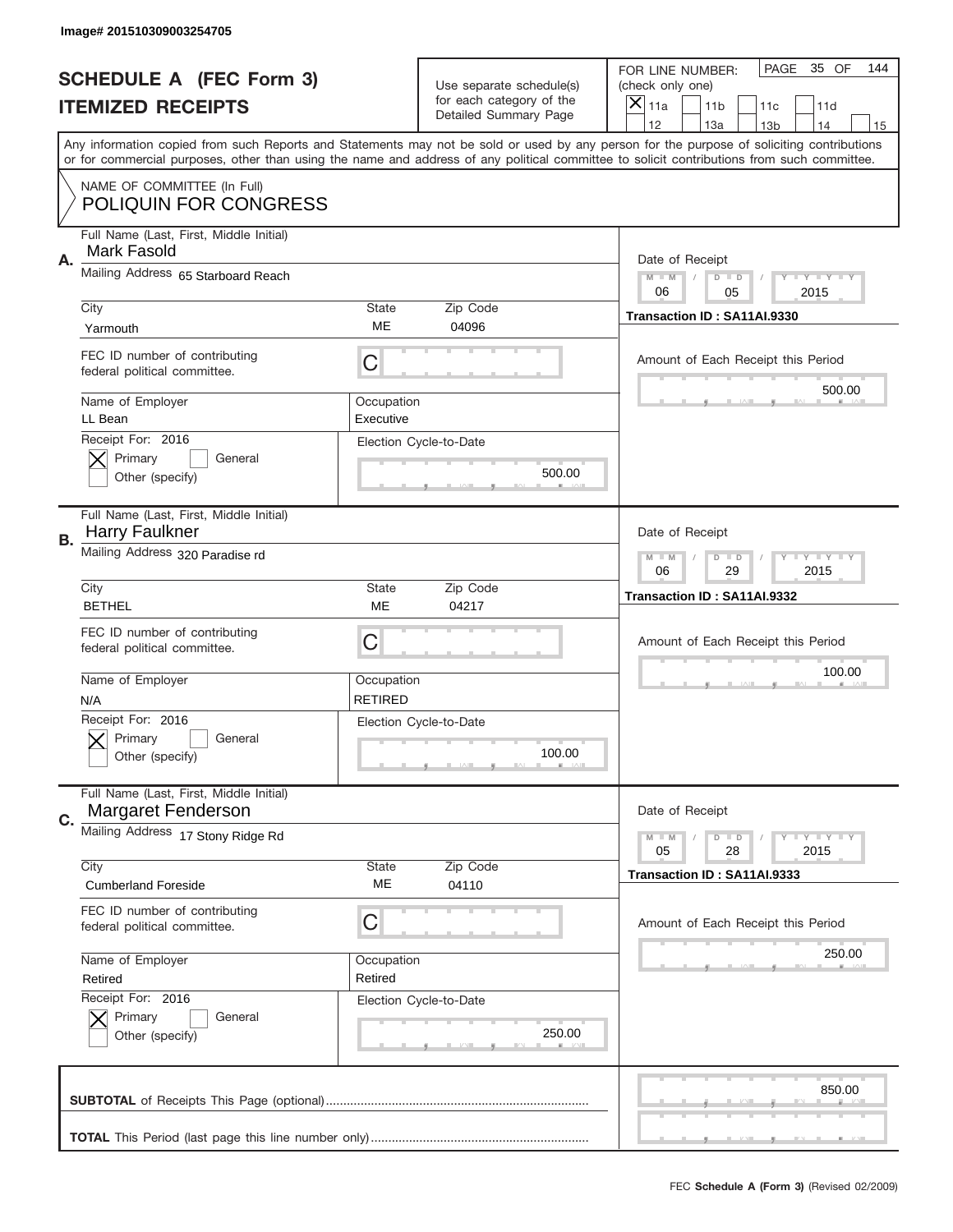Image# 201510309003254705

# SCHEDULE A (FEC Form 3)
## ITEMIZED RECEIPTS

Use separate schedule(s) for each category of the Detailed Summary Page

FOR LINE NUMBER: (check only one)
[X] 11a [ ] 11b [ ] 11c [ ] 11d [ ] 12 [ ] 13a [ ] 13b [ ] 14 [ ] 15

PAGE 35 OF 144

Any information copied from such Reports and Statements may not be sold or used by any person for the purpose of soliciting contributions or for commercial purposes, other than using the name and address of any political committee to solicit contributions from such committee.

NAME OF COMMITTEE (In Full)
POLIQUIN FOR CONGRESS

---

**A.** Full Name (Last, First, Middle Initial): Mark Fasold

Mailing Address: 65 Starboard Reach

City: Yarmouth | State: ME | Zip Code: 04096

FEC ID number of contributing federal political committee: C

Name of Employer: LL Bean | Occupation: Executive

Receipt For: 2016 — [X] Primary [ ] General [ ] Other (specify)

Election Cycle-to-Date: 500.00

Date of Receipt: 06 / 05 / 2015

Transaction ID : SA11AI.9330

Amount of Each Receipt this Period: 500.00

---

**B.** Full Name (Last, First, Middle Initial): Harry Faulkner

Mailing Address: 320 Paradise rd

City: BETHEL | State: ME | Zip Code: 04217

FEC ID number of contributing federal political committee: C

Name of Employer: N/A | Occupation: RETIRED

Receipt For: 2016 — [X] Primary [ ] General [ ] Other (specify)

Election Cycle-to-Date: 100.00

Date of Receipt: 06 / 29 / 2015

Transaction ID : SA11AI.9332

Amount of Each Receipt this Period: 100.00

---

**C.** Full Name (Last, First, Middle Initial): Margaret Fenderson

Mailing Address: 17 Stony Ridge Rd

City: Cumberland Foreside | State: ME | Zip Code: 04110

FEC ID number of contributing federal political committee: C

Name of Employer: Retired | Occupation: Retired

Receipt For: 2016 — [X] Primary [ ] General [ ] Other (specify)

Election Cycle-to-Date: 250.00

Date of Receipt: 05 / 28 / 2015

Transaction ID : SA11AI.9333

Amount of Each Receipt this Period: 250.00

---

**SUBTOTAL** of Receipts This Page (optional): 850.00

**TOTAL** This Period (last page this line number only):

FEC **Schedule A (Form 3)** (Revised 02/2009)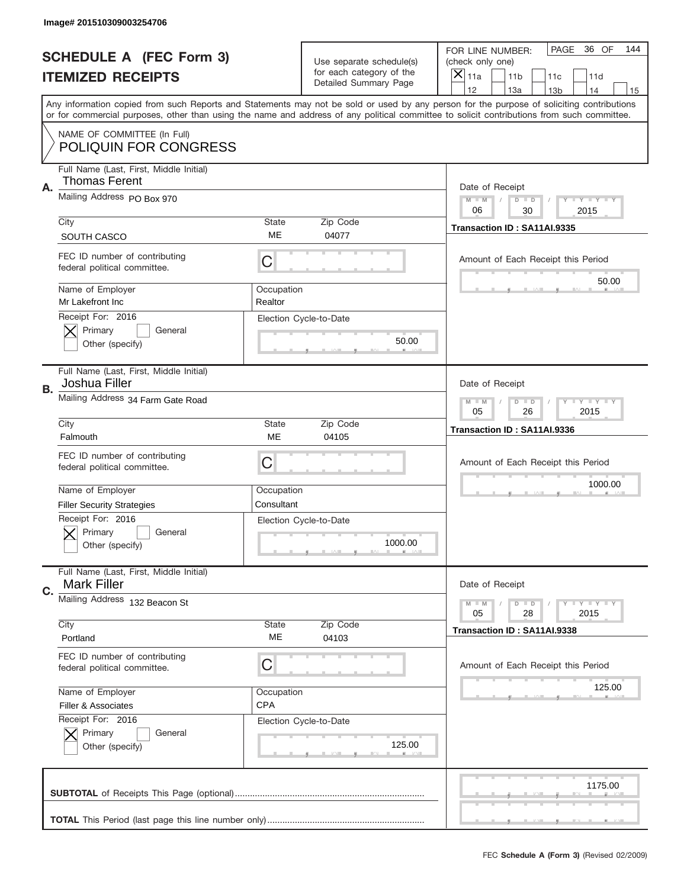Image# 201510309003254706

# SCHEDULE A (FEC Form 3)
## ITEMIZED RECEIPTS

Use separate schedule(s) for each category of the Detailed Summary Page

FOR LINE NUMBER: (check only one)

- [X] 11a
- [ ] 11b
- [ ] 11c
- [ ] 11d
- [ ] 12
- [ ] 13a
- [ ] 13b
- [ ] 14
- [ ] 15

PAGE 36 OF 144

Any information copied from such Reports and Statements may not be sold or used by any person for the purpose of soliciting contributions or for commercial purposes, other than using the name and address of any political committee to solicit contributions from such committee.

NAME OF COMMITTEE (In Full)
POLIQUIN FOR CONGRESS

---

**A.** Full Name (Last, First, Middle Initial): Thomas Ferent

Mailing Address: PO Box 970

City: SOUTH CASCO | State: ME | Zip Code: 04077

FEC ID number of contributing federal political committee: C

Name of Employer: Mr Lakefront Inc | Occupation: Realtor

Receipt For: 2016
- [X] Primary
- [ ] General
- Other (specify)

Election Cycle-to-Date: 50.00

Date of Receipt: 06 / 30 / 2015

Transaction ID : SA11AI.9335

Amount of Each Receipt this Period: 50.00

---

**B.** Full Name (Last, First, Middle Initial): Joshua Filler

Mailing Address: 34 Farm Gate Road

City: Falmouth | State: ME | Zip Code: 04105

FEC ID number of contributing federal political committee: C

Name of Employer: Filler Security Strategies | Occupation: Consultant

Receipt For: 2016
- [X] Primary
- [ ] General
- Other (specify)

Election Cycle-to-Date: 1000.00

Date of Receipt: 05 / 26 / 2015

Transaction ID : SA11AI.9336

Amount of Each Receipt this Period: 1000.00

---

**C.** Full Name (Last, First, Middle Initial): Mark Filler

Mailing Address: 132 Beacon St

City: Portland | State: ME | Zip Code: 04103

FEC ID number of contributing federal political committee: C

Name of Employer: Filler & Associates | Occupation: CPA

Receipt For: 2016
- [X] Primary
- [ ] General
- Other (specify)

Election Cycle-to-Date: 125.00

Date of Receipt: 05 / 28 / 2015

Transaction ID : SA11AI.9338

Amount of Each Receipt this Period: 125.00

---

**SUBTOTAL** of Receipts This Page (optional): 1175.00

**TOTAL** This Period (last page this line number only):

FEC **Schedule A (Form 3)** (Revised 02/2009)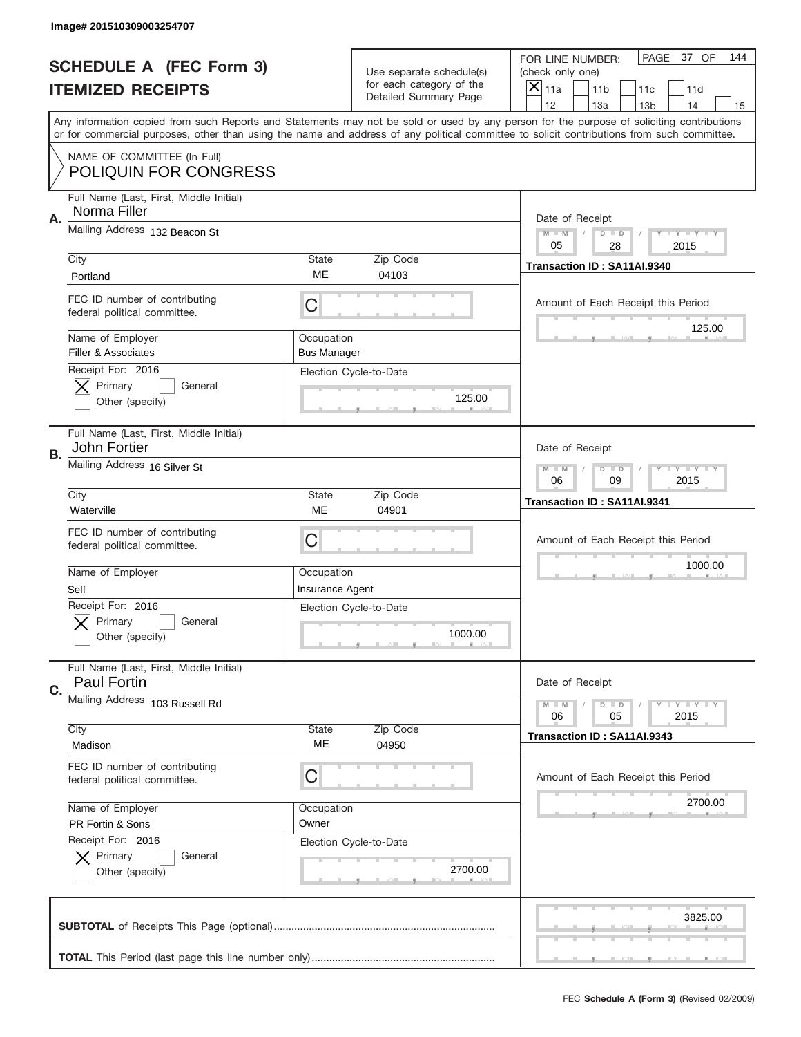Image# 201510309003254707

# SCHEDULE A (FEC Form 3)
# ITEMIZED RECEIPTS

Use separate schedule(s) for each category of the Detailed Summary Page

FOR LINE NUMBER: (check only one)

- [X] 11a
- [ ] 11b
- [ ] 11c
- [ ] 11d
- [ ] 12
- [ ] 13a
- [ ] 13b
- [ ] 14
- [ ] 15

PAGE 37 OF 144

Any information copied from such Reports and Statements may not be sold or used by any person for the purpose of soliciting contributions or for commercial purposes, other than using the name and address of any political committee to solicit contributions from such committee.

NAME OF COMMITTEE (In Full)
POLIQUIN FOR CONGRESS

---

**A.** Full Name (Last, First, Middle Initial): Norma Filler

Mailing Address: 132 Beacon St

City: Portland | State: ME | Zip Code: 04103

FEC ID number of contributing federal political committee: C

Name of Employer: Filler & Associates

Occupation: Bus Manager

Receipt For: 2016
- [X] Primary
- [ ] General
- [ ] Other (specify)

Election Cycle-to-Date: 125.00

Date of Receipt: 05 / 28 / 2015

Transaction ID : SA11AI.9340

Amount of Each Receipt this Period: 125.00

---

**B.** Full Name (Last, First, Middle Initial): John Fortier

Mailing Address: 16 Silver St

City: Waterville | State: ME | Zip Code: 04901

FEC ID number of contributing federal political committee: C

Name of Employer: Self

Occupation: Insurance Agent

Receipt For: 2016
- [X] Primary
- [ ] General
- [ ] Other (specify)

Election Cycle-to-Date: 1000.00

Date of Receipt: 06 / 09 / 2015

Transaction ID : SA11AI.9341

Amount of Each Receipt this Period: 1000.00

---

**C.** Full Name (Last, First, Middle Initial): Paul Fortin

Mailing Address: 103 Russell Rd

City: Madison | State: ME | Zip Code: 04950

FEC ID number of contributing federal political committee: C

Name of Employer: PR Fortin & Sons

Occupation: Owner

Receipt For: 2016
- [X] Primary
- [ ] General
- [ ] Other (specify)

Election Cycle-to-Date: 2700.00

Date of Receipt: 06 / 05 / 2015

Transaction ID : SA11AI.9343

Amount of Each Receipt this Period: 2700.00

---

**SUBTOTAL** of Receipts This Page (optional): 3825.00

**TOTAL** This Period (last page this line number only):

FEC **Schedule A (Form 3)** (Revised 02/2009)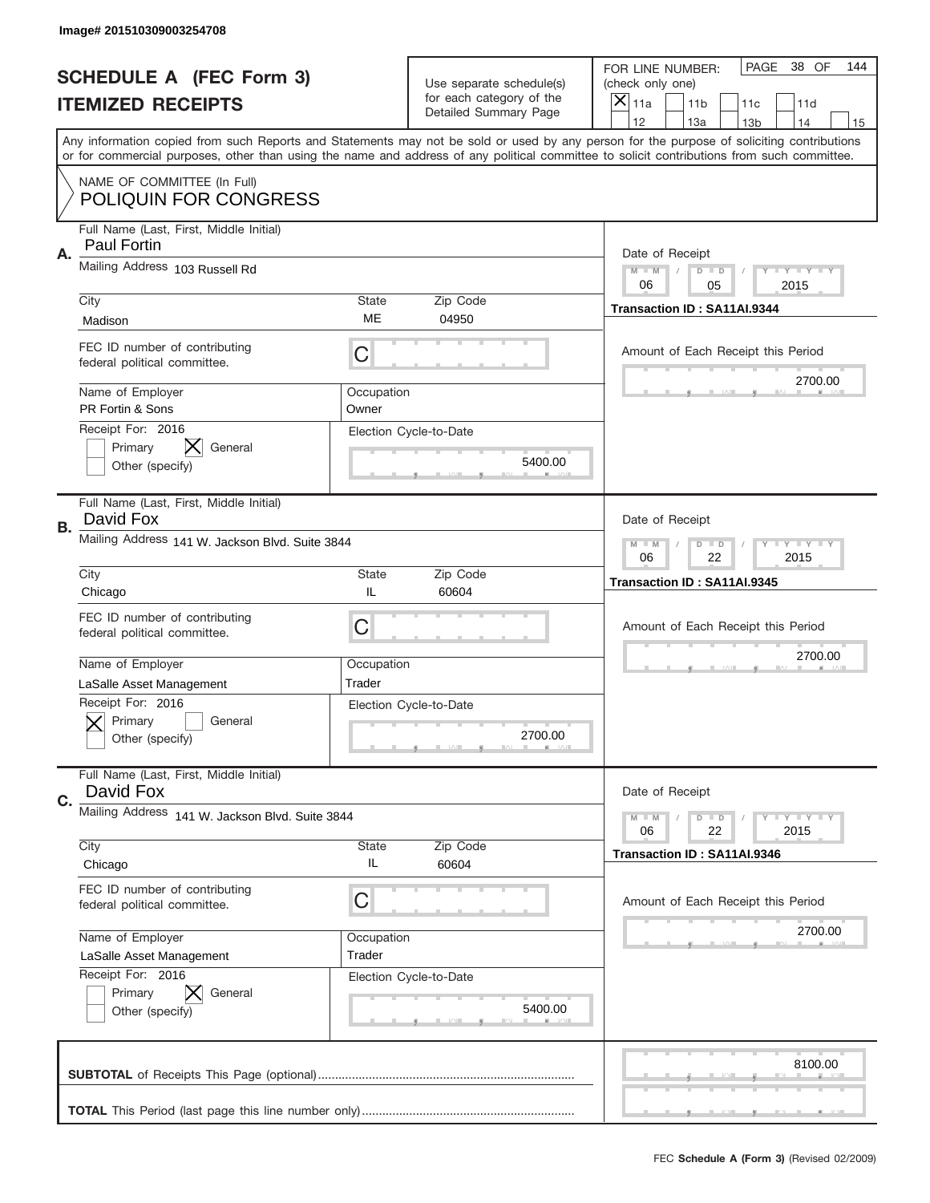Image# 201510309003254708

# SCHEDULE A (FEC Form 3)
## ITEMIZED RECEIPTS

Use separate schedule(s) for each category of the Detailed Summary Page

FOR LINE NUMBER: (check only one)
[X] 11a [ ] 11b [ ] 11c [ ] 11d [ ] 12 [ ] 13a [ ] 13b [ ] 14 [ ] 15

PAGE 38 OF 144

Any information copied from such Reports and Statements may not be sold or used by any person for the purpose of soliciting contributions or for commercial purposes, other than using the name and address of any political committee to solicit contributions from such committee.

NAME OF COMMITTEE (In Full)
POLIQUIN FOR CONGRESS

---

**A.**
Full Name (Last, First, Middle Initial): Paul Fortin
Mailing Address: 103 Russell Rd
City: Madison | State: ME | Zip Code: 04950
FEC ID number of contributing federal political committee: C
Name of Employer: PR Fortin & Sons
Occupation: Owner
Receipt For: 2016 — [ ] Primary [X] General [ ] Other (specify)
Election Cycle-to-Date: 5400.00
Date of Receipt: 06 / 05 / 2015
Transaction ID : SA11AI.9344
Amount of Each Receipt this Period: 2700.00

---

**B.**
Full Name (Last, First, Middle Initial): David Fox
Mailing Address: 141 W. Jackson Blvd. Suite 3844
City: Chicago | State: IL | Zip Code: 60604
FEC ID number of contributing federal political committee: C
Name of Employer: LaSalle Asset Management
Occupation: Trader
Receipt For: 2016 — [X] Primary [ ] General [ ] Other (specify)
Election Cycle-to-Date: 2700.00
Date of Receipt: 06 / 22 / 2015
Transaction ID : SA11AI.9345
Amount of Each Receipt this Period: 2700.00

---

**C.**
Full Name (Last, First, Middle Initial): David Fox
Mailing Address: 141 W. Jackson Blvd. Suite 3844
City: Chicago | State: IL | Zip Code: 60604
FEC ID number of contributing federal political committee: C
Name of Employer: LaSalle Asset Management
Occupation: Trader
Receipt For: 2016 — [ ] Primary [X] General [ ] Other (specify)
Election Cycle-to-Date: 5400.00
Date of Receipt: 06 / 22 / 2015
Transaction ID : SA11AI.9346
Amount of Each Receipt this Period: 2700.00

---

**SUBTOTAL** of Receipts This Page (optional): 8100.00

**TOTAL** This Period (last page this line number only):

FEC Schedule A (Form 3) (Revised 02/2009)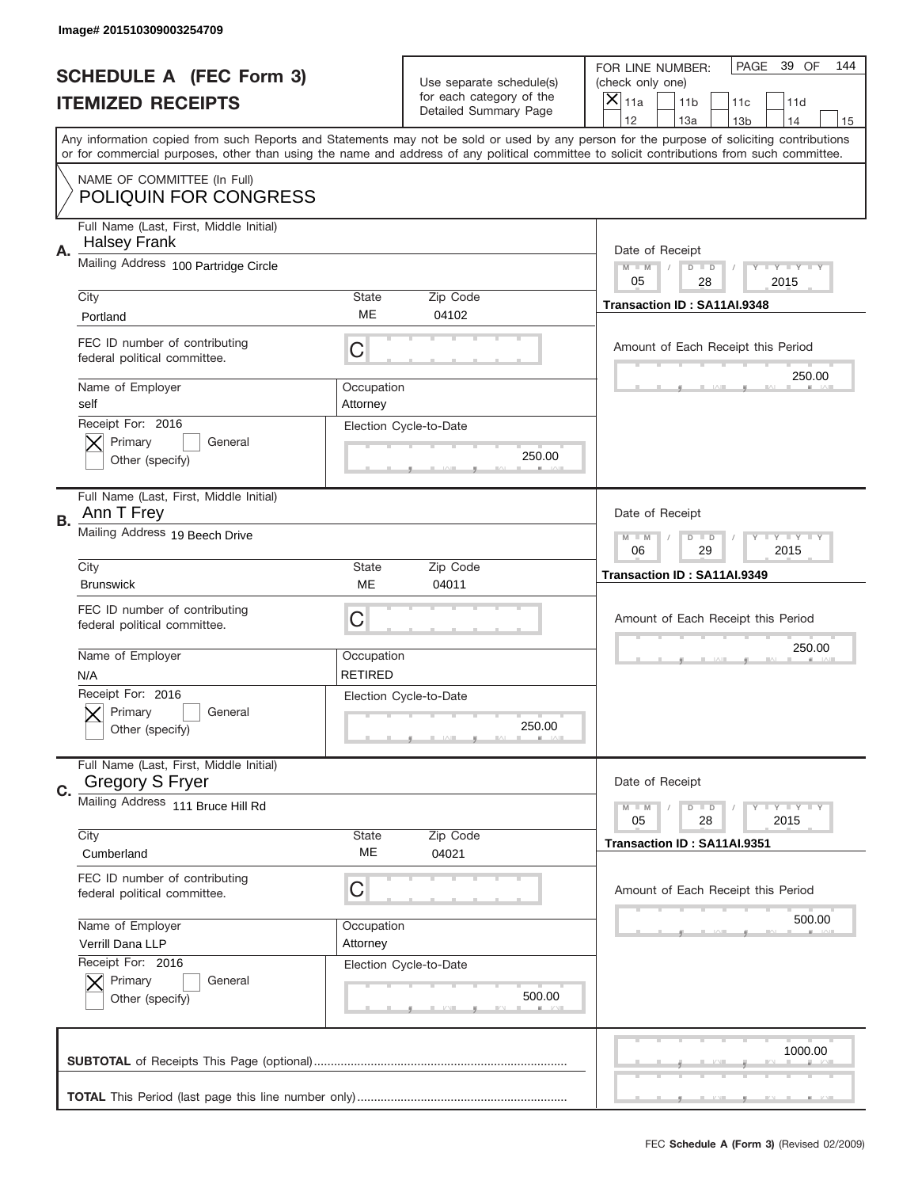Image# 201510309003254709

# SCHEDULE A (FEC Form 3)
## ITEMIZED RECEIPTS

Use separate schedule(s) for each category of the Detailed Summary Page

FOR LINE NUMBER: (check only one)
[X] 11a [ ] 11b [ ] 11c [ ] 11d
[ ] 12 [ ] 13a [ ] 13b [ ] 14 [ ] 15

PAGE 39 OF 144

Any information copied from such Reports and Statements may not be sold or used by any person for the purpose of soliciting contributions or for commercial purposes, other than using the name and address of any political committee to solicit contributions from such committee.

NAME OF COMMITTEE (In Full)
POLIQUIN FOR CONGRESS

**A.**
Full Name (Last, First, Middle Initial): Halsey Frank
Mailing Address: 100 Partridge Circle
City: Portland | State: ME | Zip Code: 04102
FEC ID number of contributing federal political committee: C
Name of Employer: self
Occupation: Attorney
Receipt For: 2016 — [X] Primary [ ] General [ ] Other (specify)
Election Cycle-to-Date: 250.00
Date of Receipt: 05 / 28 / 2015
Transaction ID : SA11AI.9348
Amount of Each Receipt this Period: 250.00

**B.**
Full Name (Last, First, Middle Initial): Ann T Frey
Mailing Address: 19 Beech Drive
City: Brunswick | State: ME | Zip Code: 04011
FEC ID number of contributing federal political committee: C
Name of Employer: N/A
Occupation: RETIRED
Receipt For: 2016 — [X] Primary [ ] General [ ] Other (specify)
Election Cycle-to-Date: 250.00
Date of Receipt: 06 / 29 / 2015
Transaction ID : SA11AI.9349
Amount of Each Receipt this Period: 250.00

**C.**
Full Name (Last, First, Middle Initial): Gregory S Fryer
Mailing Address: 111 Bruce Hill Rd
City: Cumberland | State: ME | Zip Code: 04021
FEC ID number of contributing federal political committee: C
Name of Employer: Verrill Dana LLP
Occupation: Attorney
Receipt For: 2016 — [X] Primary [ ] General [ ] Other (specify)
Election Cycle-to-Date: 500.00
Date of Receipt: 05 / 28 / 2015
Transaction ID : SA11AI.9351
Amount of Each Receipt this Period: 500.00

**SUBTOTAL** of Receipts This Page (optional): 1000.00

**TOTAL** This Period (last page this line number only):

FEC **Schedule A (Form 3)** (Revised 02/2009)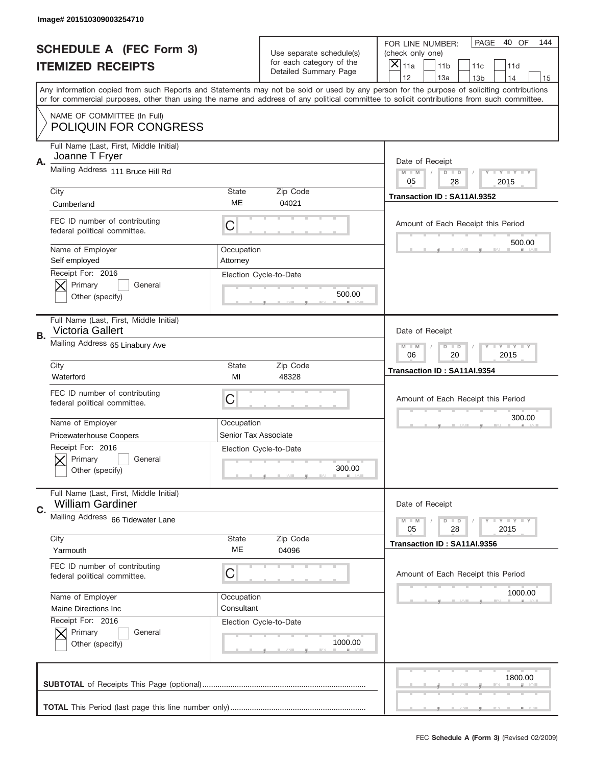Image# 201510309003254710

# SCHEDULE A (FEC Form 3)
## ITEMIZED RECEIPTS

Use separate schedule(s) for each category of the Detailed Summary Page

FOR LINE NUMBER: (check only one)

- [x] 11a
- [ ] 11b
- [ ] 11c
- [ ] 11d
- [ ] 12
- [ ] 13a
- [ ] 13b
- [ ] 14
- [ ] 15

PAGE 40 OF 144

Any information copied from such Reports and Statements may not be sold or used by any person for the purpose of soliciting contributions or for commercial purposes, other than using the name and address of any political committee to solicit contributions from such committee.

NAME OF COMMITTEE (In Full)
POLIQUIN FOR CONGRESS

---

**A.**

Full Name (Last, First, Middle Initial): Joanne T Fryer

Mailing Address: 111 Bruce Hill Rd

City: Cumberland | State: ME | Zip Code: 04021

FEC ID number of contributing federal political committee: C

Name of Employer: Self employed

Occupation: Attorney

Receipt For: 2016 — [x] Primary [ ] General [ ] Other (specify)

Election Cycle-to-Date: 500.00

Date of Receipt: 05 / 28 / 2015

Transaction ID : SA11AI.9352

Amount of Each Receipt this Period: 500.00

---

**B.**

Full Name (Last, First, Middle Initial): Victoria Gallert

Mailing Address: 65 Linabury Ave

City: Waterford | State: MI | Zip Code: 48328

FEC ID number of contributing federal political committee: C

Name of Employer: Pricewaterhouse Coopers

Occupation: Senior Tax Associate

Receipt For: 2016 — [x] Primary [ ] General [ ] Other (specify)

Election Cycle-to-Date: 300.00

Date of Receipt: 06 / 20 / 2015

Transaction ID : SA11AI.9354

Amount of Each Receipt this Period: 300.00

---

**C.**

Full Name (Last, First, Middle Initial): William Gardiner

Mailing Address: 66 Tidewater Lane

City: Yarmouth | State: ME | Zip Code: 04096

FEC ID number of contributing federal political committee: C

Name of Employer: Maine Directions Inc

Occupation: Consultant

Receipt For: 2016 — [x] Primary [ ] General [ ] Other (specify)

Election Cycle-to-Date: 1000.00

Date of Receipt: 05 / 28 / 2015

Transaction ID : SA11AI.9356

Amount of Each Receipt this Period: 1000.00

---

**SUBTOTAL** of Receipts This Page (optional): 1800.00

**TOTAL** This Period (last page this line number only):

FEC **Schedule A (Form 3)** (Revised 02/2009)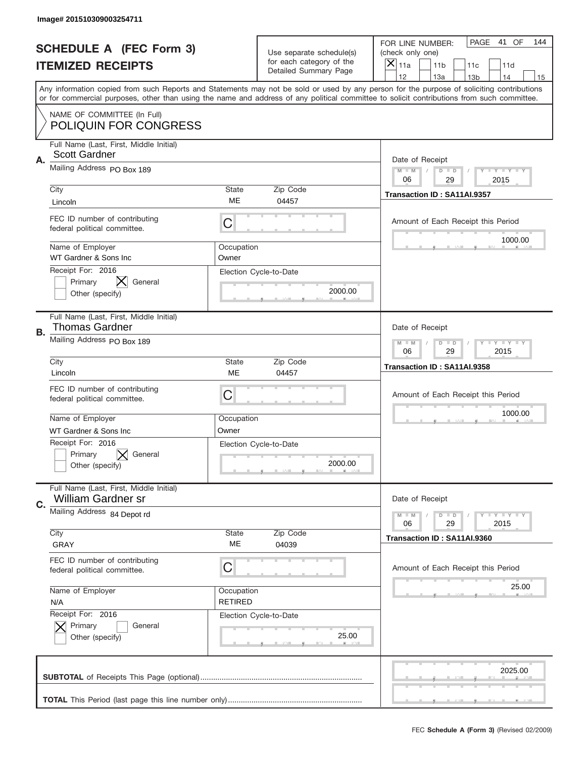Image# 201510309003254711

# SCHEDULE A (FEC Form 3)
## ITEMIZED RECEIPTS

Use separate schedule(s) for each category of the Detailed Summary Page

FOR LINE NUMBER: (check only one)
[X] 11a [ ] 11b [ ] 11c [ ] 11d [ ] 12 [ ] 13a [ ] 13b [ ] 14 [ ] 15

Any information copied from such Reports and Statements may not be sold or used by any person for the purpose of soliciting contributions or for commercial purposes, other than using the name and address of any political committee to solicit contributions from such committee.

NAME OF COMMITTEE (In Full)
POLIQUIN FOR CONGRESS

**A.**

| Field | Value |
|---|---|
| Full Name (Last, First, Middle Initial) | Scott Gardner |
| Mailing Address | PO Box 189 |
| City | Lincoln |
| State | ME |
| Zip Code | 04457 |
| FEC ID number of contributing federal political committee | C |
| Name of Employer | WT Gardner & Sons Inc |
| Occupation | Owner |
| Receipt For | 2016 — [ ] Primary [X] General [ ] Other (specify) |
| Election Cycle-to-Date | 2000.00 |
| Date of Receipt | 06 / 29 / 2015 |
| Transaction ID | SA11AI.9357 |
| Amount of Each Receipt this Period | 1000.00 |

**B.**

| Field | Value |
|---|---|
| Full Name (Last, First, Middle Initial) | Thomas Gardner |
| Mailing Address | PO Box 189 |
| City | Lincoln |
| State | ME |
| Zip Code | 04457 |
| FEC ID number of contributing federal political committee | C |
| Name of Employer | WT Gardner & Sons Inc |
| Occupation | Owner |
| Receipt For | 2016 — [ ] Primary [X] General [ ] Other (specify) |
| Election Cycle-to-Date | 2000.00 |
| Date of Receipt | 06 / 29 / 2015 |
| Transaction ID | SA11AI.9358 |
| Amount of Each Receipt this Period | 1000.00 |

**C.**

| Field | Value |
|---|---|
| Full Name (Last, First, Middle Initial) | William Gardner sr |
| Mailing Address | 84 Depot rd |
| City | GRAY |
| State | ME |
| Zip Code | 04039 |
| FEC ID number of contributing federal political committee | C |
| Name of Employer | N/A |
| Occupation | RETIRED |
| Receipt For | 2016 — [X] Primary [ ] General [ ] Other (specify) |
| Election Cycle-to-Date | 25.00 |
| Date of Receipt | 06 / 29 / 2015 |
| Transaction ID | SA11AI.9360 |
| Amount of Each Receipt this Period | 25.00 |

**SUBTOTAL** of Receipts This Page (optional): 2025.00

**TOTAL** This Period (last page this line number only):

FEC Schedule A (Form 3) (Revised 02/2009)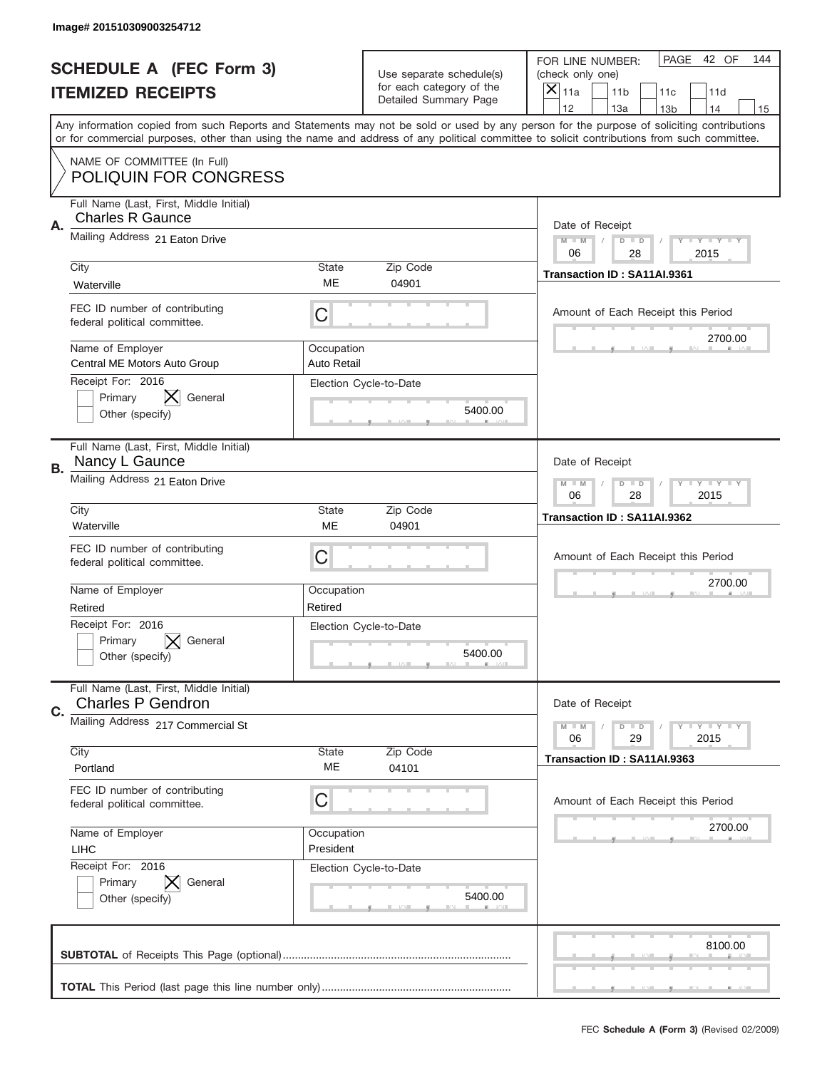Image# 201510309003254712

# SCHEDULE A (FEC Form 3)
## ITEMIZED RECEIPTS

Use separate schedule(s) for each category of the Detailed Summary Page

FOR LINE NUMBER: (check only one)
[X] 11a [ ] 11b [ ] 11c [ ] 11d [ ] 12 [ ] 13a [ ] 13b [ ] 14 [ ] 15

PAGE 42 OF 144

Any information copied from such Reports and Statements may not be sold or used by any person for the purpose of soliciting contributions or for commercial purposes, other than using the name and address of any political committee to solicit contributions from such committee.

NAME OF COMMITTEE (In Full)
POLIQUIN FOR CONGRESS

---

**A.** Full Name (Last, First, Middle Initial): Charles R Gaunce
Mailing Address: 21 Eaton Drive
City: Waterville | State: ME | Zip Code: 04901
FEC ID number of contributing federal political committee: C
Name of Employer: Central ME Motors Auto Group
Occupation: Auto Retail
Receipt For: 2016 — [ ] Primary [X] General [ ] Other (specify)
Election Cycle-to-Date: 5400.00
Date of Receipt: 06 / 28 / 2015
Transaction ID : SA11AI.9361
Amount of Each Receipt this Period: 2700.00

---

**B.** Full Name (Last, First, Middle Initial): Nancy L Gaunce
Mailing Address: 21 Eaton Drive
City: Waterville | State: ME | Zip Code: 04901
FEC ID number of contributing federal political committee: C
Name of Employer: Retired
Occupation: Retired
Receipt For: 2016 — [ ] Primary [X] General [ ] Other (specify)
Election Cycle-to-Date: 5400.00
Date of Receipt: 06 / 28 / 2015
Transaction ID : SA11AI.9362
Amount of Each Receipt this Period: 2700.00

---

**C.** Full Name (Last, First, Middle Initial): Charles P Gendron
Mailing Address: 217 Commercial St
City: Portland | State: ME | Zip Code: 04101
FEC ID number of contributing federal political committee: C
Name of Employer: LIHC
Occupation: President
Receipt For: 2016 — [ ] Primary [X] General [ ] Other (specify)
Election Cycle-to-Date: 5400.00
Date of Receipt: 06 / 29 / 2015
Transaction ID : SA11AI.9363
Amount of Each Receipt this Period: 2700.00

---

**SUBTOTAL** of Receipts This Page (optional): 8100.00

**TOTAL** This Period (last page this line number only):

FEC **Schedule A (Form 3)** (Revised 02/2009)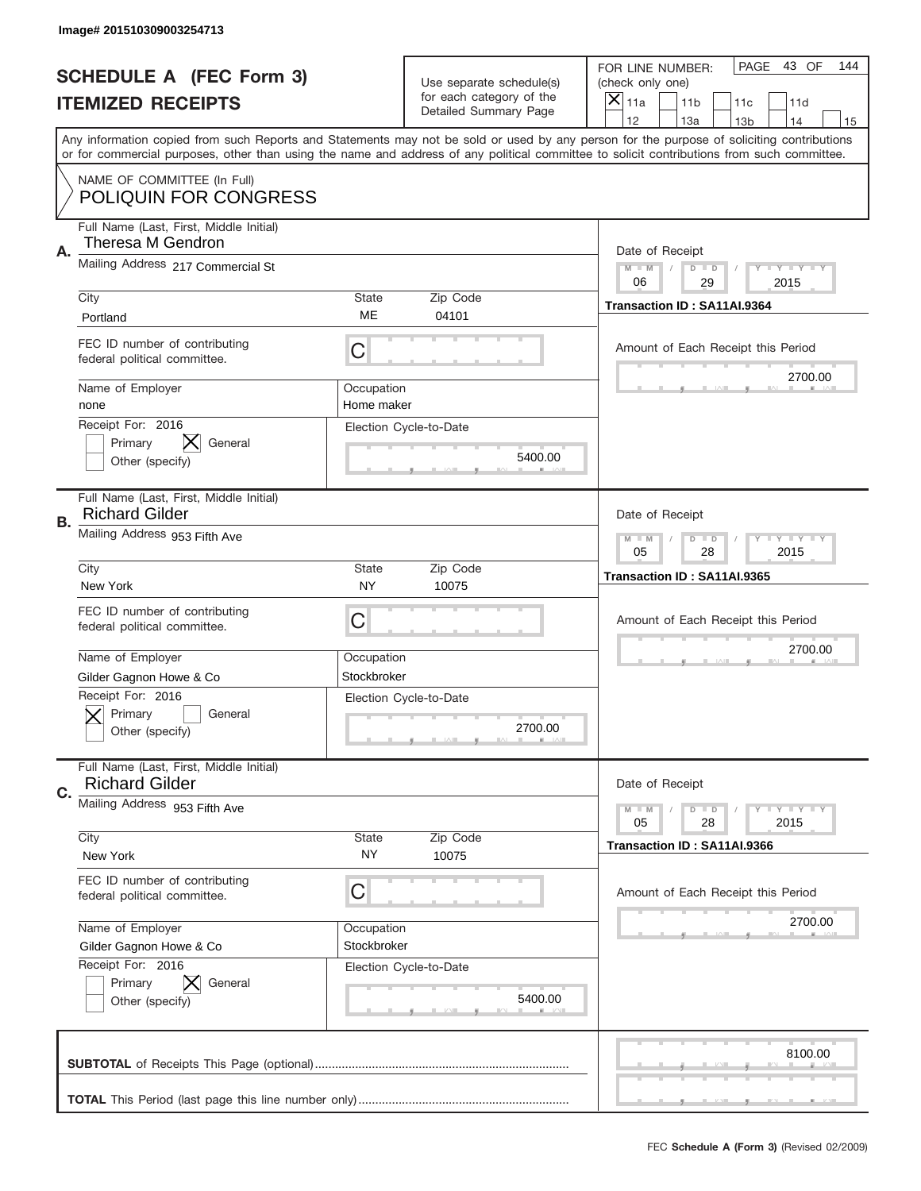Image# 201510309003254713

# SCHEDULE A (FEC Form 3)
## ITEMIZED RECEIPTS

Use separate schedule(s) for each category of the Detailed Summary Page

FOR LINE NUMBER: (check only one)
[X] 11a [ ] 11b [ ] 11c [ ] 11d [ ] 12 [ ] 13a [ ] 13b [ ] 14 [ ] 15

PAGE 43 OF 144

Any information copied from such Reports and Statements may not be sold or used by any person for the purpose of soliciting contributions or for commercial purposes, other than using the name and address of any political committee to solicit contributions from such committee.

NAME OF COMMITTEE (In Full)
POLIQUIN FOR CONGRESS

---

**A.** Full Name (Last, First, Middle Initial): Theresa M Gendron
Mailing Address: 217 Commercial St
City: Portland | State: ME | Zip Code: 04101
FEC ID number of contributing federal political committee: C
Name of Employer: none
Occupation: Home maker
Receipt For: 2016 — [ ] Primary [X] General [ ] Other (specify)
Election Cycle-to-Date: 5400.00
Date of Receipt: 06 / 29 / 2015
Transaction ID : SA11AI.9364
Amount of Each Receipt this Period: 2700.00

---

**B.** Full Name (Last, First, Middle Initial): Richard Gilder
Mailing Address: 953 Fifth Ave
City: New York | State: NY | Zip Code: 10075
FEC ID number of contributing federal political committee: C
Name of Employer: Gilder Gagnon Howe & Co
Occupation: Stockbroker
Receipt For: 2016 — [X] Primary [ ] General [ ] Other (specify)
Election Cycle-to-Date: 2700.00
Date of Receipt: 05 / 28 / 2015
Transaction ID : SA11AI.9365
Amount of Each Receipt this Period: 2700.00

---

**C.** Full Name (Last, First, Middle Initial): Richard Gilder
Mailing Address: 953 Fifth Ave
City: New York | State: NY | Zip Code: 10075
FEC ID number of contributing federal political committee: C
Name of Employer: Gilder Gagnon Howe & Co
Occupation: Stockbroker
Receipt For: 2016 — [ ] Primary [X] General [ ] Other (specify)
Election Cycle-to-Date: 5400.00
Date of Receipt: 05 / 28 / 2015
Transaction ID : SA11AI.9366
Amount of Each Receipt this Period: 2700.00

---

**SUBTOTAL** of Receipts This Page (optional): 8100.00

**TOTAL** This Period (last page this line number only):

FEC Schedule A (Form 3) (Revised 02/2009)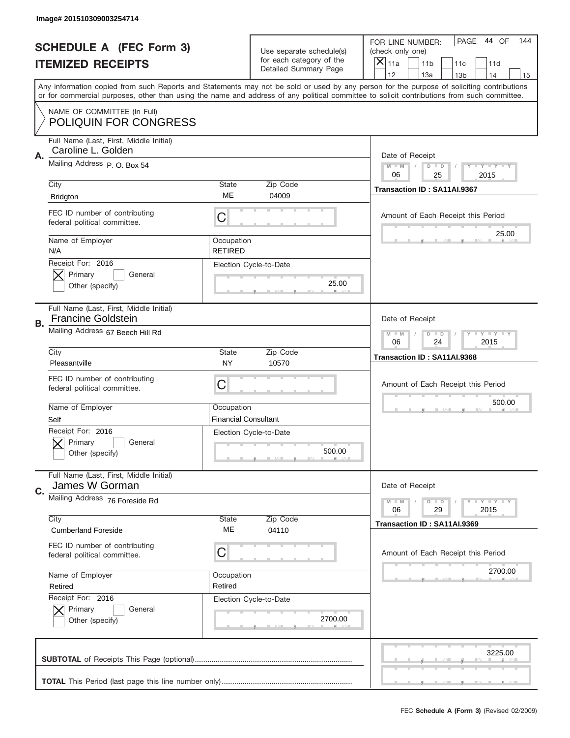Image# 201510309003254714

# SCHEDULE A (FEC Form 3)
# ITEMIZED RECEIPTS

Use separate schedule(s) for each category of the Detailed Summary Page

FOR LINE NUMBER: (check only one)
[X] 11a [ ] 11b [ ] 11c [ ] 11d [ ] 12 [ ] 13a [ ] 13b [ ] 14 [ ] 15

PAGE 44 OF 144

Any information copied from such Reports and Statements may not be sold or used by any person for the purpose of soliciting contributions or for commercial purposes, other than using the name and address of any political committee to solicit contributions from such committee.

NAME OF COMMITTEE (In Full)
POLIQUIN FOR CONGRESS

---

**A.** Full Name (Last, First, Middle Initial): Caroline L. Golden

Mailing Address: P. O. Box 54

City: Bridgton | State: ME | Zip Code: 04009

FEC ID number of contributing federal political committee: C

Name of Employer: N/A | Occupation: RETIRED

Receipt For: 2016 — [X] Primary [ ] General [ ] Other (specify)

Election Cycle-to-Date: 25.00

Date of Receipt: 06 / 25 / 2015

Transaction ID : SA11AI.9367

Amount of Each Receipt this Period: 25.00

---

**B.** Full Name (Last, First, Middle Initial): Francine Goldstein

Mailing Address: 67 Beech Hill Rd

City: Pleasantville | State: NY | Zip Code: 10570

FEC ID number of contributing federal political committee: C

Name of Employer: Self | Occupation: Financial Consultant

Receipt For: 2016 — [X] Primary [ ] General [ ] Other (specify)

Election Cycle-to-Date: 500.00

Date of Receipt: 06 / 24 / 2015

Transaction ID : SA11AI.9368

Amount of Each Receipt this Period: 500.00

---

**C.** Full Name (Last, First, Middle Initial): James W Gorman

Mailing Address: 76 Foreside Rd

City: Cumberland Foreside | State: ME | Zip Code: 04110

FEC ID number of contributing federal political committee: C

Name of Employer: Retired | Occupation: Retired

Receipt For: 2016 — [X] Primary [ ] General [ ] Other (specify)

Election Cycle-to-Date: 2700.00

Date of Receipt: 06 / 29 / 2015

Transaction ID : SA11AI.9369

Amount of Each Receipt this Period: 2700.00

---

**SUBTOTAL** of Receipts This Page (optional): 3225.00

**TOTAL** This Period (last page this line number only):

FEC Schedule A (Form 3) (Revised 02/2009)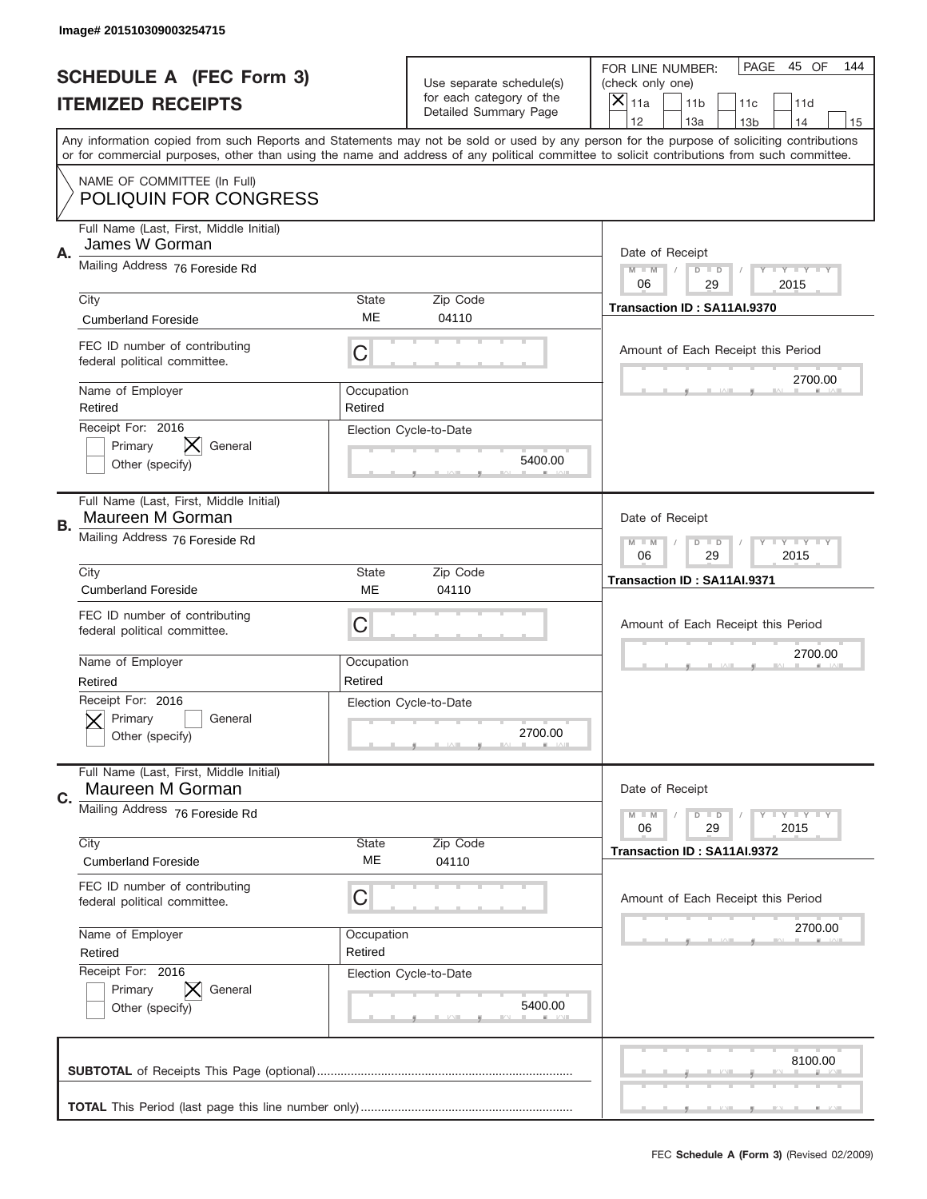Image# 201510309003254715

# SCHEDULE A (FEC Form 3)
## ITEMIZED RECEIPTS

Use separate schedule(s) for each category of the Detailed Summary Page

FOR LINE NUMBER: (check only one)
[X] 11a [ ] 11b [ ] 11c [ ] 11d [ ] 12 [ ] 13a [ ] 13b [ ] 14 [ ] 15

PAGE 45 OF 144

Any information copied from such Reports and Statements may not be sold or used by any person for the purpose of soliciting contributions or for commercial purposes, other than using the name and address of any political committee to solicit contributions from such committee.

NAME OF COMMITTEE (In Full)
POLIQUIN FOR CONGRESS

---

**A.** Full Name (Last, First, Middle Initial): James W Gorman

Mailing Address: 76 Foreside Rd

City: Cumberland Foreside | State: ME | Zip Code: 04110

FEC ID number of contributing federal political committee: C

Name of Employer: Retired | Occupation: Retired

Receipt For: 2016 — [ ] Primary [X] General [ ] Other (specify)

Election Cycle-to-Date: 5400.00

Date of Receipt: 06/29/2015

Transaction ID : SA11AI.9370

Amount of Each Receipt this Period: 2700.00

---

**B.** Full Name (Last, First, Middle Initial): Maureen M Gorman

Mailing Address: 76 Foreside Rd

City: Cumberland Foreside | State: ME | Zip Code: 04110

FEC ID number of contributing federal political committee: C

Name of Employer: Retired | Occupation: Retired

Receipt For: 2016 — [X] Primary [ ] General [ ] Other (specify)

Election Cycle-to-Date: 2700.00

Date of Receipt: 06/29/2015

Transaction ID : SA11AI.9371

Amount of Each Receipt this Period: 2700.00

---

**C.** Full Name (Last, First, Middle Initial): Maureen M Gorman

Mailing Address: 76 Foreside Rd

City: Cumberland Foreside | State: ME | Zip Code: 04110

FEC ID number of contributing federal political committee: C

Name of Employer: Retired | Occupation: Retired

Receipt For: 2016 — [ ] Primary [X] General [ ] Other (specify)

Election Cycle-to-Date: 5400.00

Date of Receipt: 06/29/2015

Transaction ID : SA11AI.9372

Amount of Each Receipt this Period: 2700.00

---

**SUBTOTAL** of Receipts This Page (optional): 8100.00

**TOTAL** This Period (last page this line number only):

FEC **Schedule A (Form 3)** (Revised 02/2009)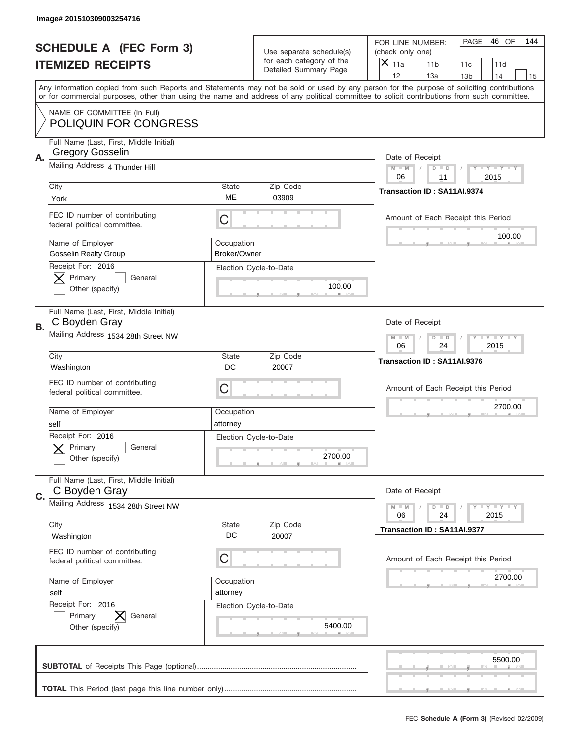Image# 201510309003254716

# SCHEDULE A (FEC Form 3)
# ITEMIZED RECEIPTS

Use separate schedule(s) for each category of the Detailed Summary Page

FOR LINE NUMBER: (check only one)
☒ 11a ☐ 11b ☐ 11c ☐ 11d
☐ 12 ☐ 13a ☐ 13b ☐ 14 ☐ 15

PAGE 46 OF 144

Any information copied from such Reports and Statements may not be sold or used by any person for the purpose of soliciting contributions or for commercial purposes, other than using the name and address of any political committee to solicit contributions from such committee.

NAME OF COMMITTEE (In Full)
POLIQUIN FOR CONGRESS

---

**A.** Full Name (Last, First, Middle Initial): Gregory Gosselin

Mailing Address: 4 Thunder Hill

City: York | State: ME | Zip Code: 03909

FEC ID number of contributing federal political committee: C

Name of Employer: Gosselin Realty Group | Occupation: Broker/Owner

Receipt For: 2016 ☒ Primary ☐ General ☐ Other (specify)

Election Cycle-to-Date: 100.00

Date of Receipt: 06 / 11 / 2015

Transaction ID : SA11AI.9374

Amount of Each Receipt this Period: 100.00

---

**B.** Full Name (Last, First, Middle Initial): C Boyden Gray

Mailing Address: 1534 28th Street NW

City: Washington | State: DC | Zip Code: 20007

FEC ID number of contributing federal political committee: C

Name of Employer: self | Occupation: attorney

Receipt For: 2016 ☒ Primary ☐ General ☐ Other (specify)

Election Cycle-to-Date: 2700.00

Date of Receipt: 06 / 24 / 2015

Transaction ID : SA11AI.9376

Amount of Each Receipt this Period: 2700.00

---

**C.** Full Name (Last, First, Middle Initial): C Boyden Gray

Mailing Address: 1534 28th Street NW

City: Washington | State: DC | Zip Code: 20007

FEC ID number of contributing federal political committee: C

Name of Employer: self | Occupation: attorney

Receipt For: 2016 ☐ Primary ☒ General ☐ Other (specify)

Election Cycle-to-Date: 5400.00

Date of Receipt: 06 / 24 / 2015

Transaction ID : SA11AI.9377

Amount of Each Receipt this Period: 2700.00

---

**SUBTOTAL** of Receipts This Page (optional): 5500.00

**TOTAL** This Period (last page this line number only):

FEC **Schedule A (Form 3)** (Revised 02/2009)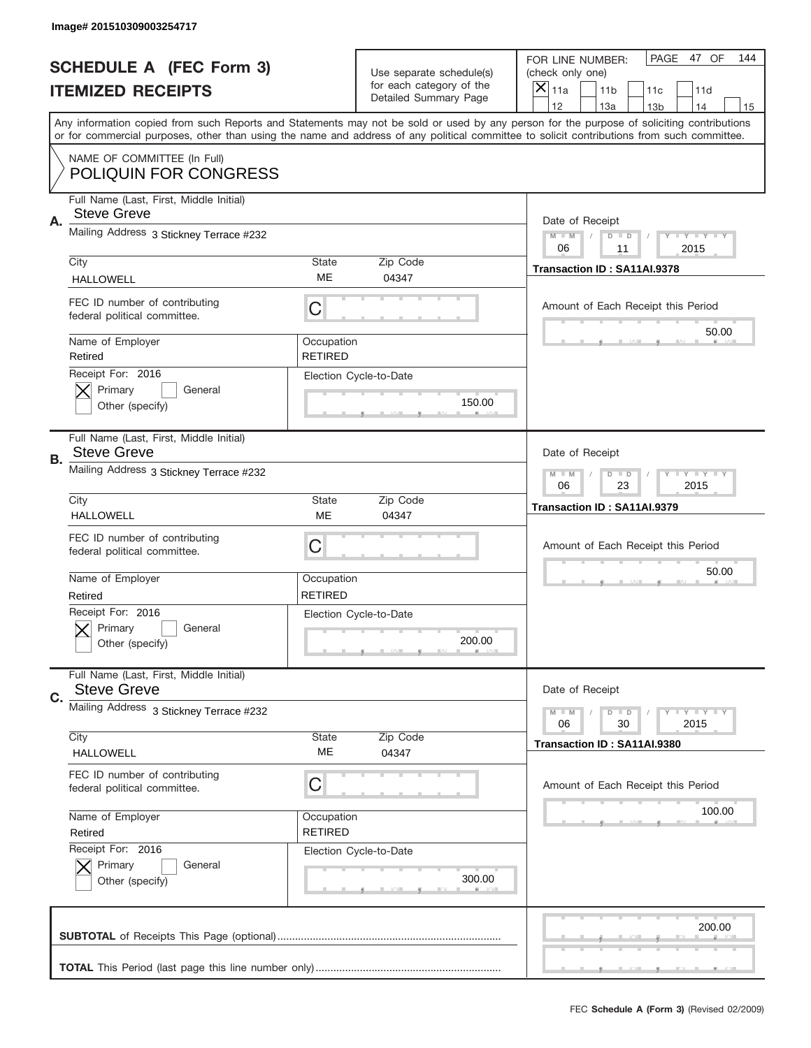Image# 201510309003254717

# SCHEDULE A (FEC Form 3)
# ITEMIZED RECEIPTS

Use separate schedule(s) for each category of the Detailed Summary Page

FOR LINE NUMBER: (check only one)
[X] 11a [ ] 11b [ ] 11c [ ] 11d [ ] 12 [ ] 13a [ ] 13b [ ] 14 [ ] 15

PAGE 47 OF 144

Any information copied from such Reports and Statements may not be sold or used by any person for the purpose of soliciting contributions or for commercial purposes, other than using the name and address of any political committee to solicit contributions from such committee.

NAME OF COMMITTEE (In Full)
POLIQUIN FOR CONGRESS

**A.**
Full Name (Last, First, Middle Initial): Steve Greve
Mailing Address: 3 Stickney Terrace #232
City: HALLOWELL | State: ME | Zip Code: 04347
FEC ID number of contributing federal political committee: C
Name of Employer: Retired
Occupation: RETIRED
Receipt For: 2016 — [X] Primary [ ] General [ ] Other (specify)
Election Cycle-to-Date: 150.00
Date of Receipt: 06 / 11 / 2015
Transaction ID : SA11AI.9378
Amount of Each Receipt this Period: 50.00

**B.**
Full Name (Last, First, Middle Initial): Steve Greve
Mailing Address: 3 Stickney Terrace #232
City: HALLOWELL | State: ME | Zip Code: 04347
FEC ID number of contributing federal political committee: C
Name of Employer: Retired
Occupation: RETIRED
Receipt For: 2016 — [X] Primary [ ] General [ ] Other (specify)
Election Cycle-to-Date: 200.00
Date of Receipt: 06 / 23 / 2015
Transaction ID : SA11AI.9379
Amount of Each Receipt this Period: 50.00

**C.**
Full Name (Last, First, Middle Initial): Steve Greve
Mailing Address: 3 Stickney Terrace #232
City: HALLOWELL | State: ME | Zip Code: 04347
FEC ID number of contributing federal political committee: C
Name of Employer: Retired
Occupation: RETIRED
Receipt For: 2016 — [X] Primary [ ] General [ ] Other (specify)
Election Cycle-to-Date: 300.00
Date of Receipt: 06 / 30 / 2015
Transaction ID : SA11AI.9380
Amount of Each Receipt this Period: 100.00

**SUBTOTAL** of Receipts This Page (optional): 200.00

**TOTAL** This Period (last page this line number only):

FEC **Schedule A (Form 3)** (Revised 02/2009)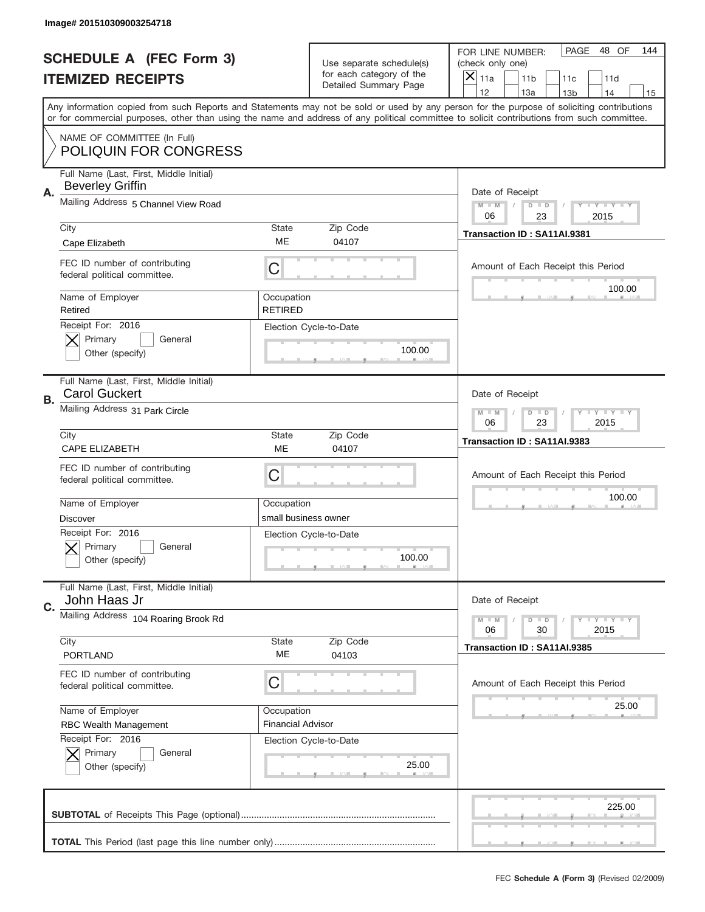Image# 201510309003254718

# SCHEDULE A (FEC Form 3)
## ITEMIZED RECEIPTS

Use separate schedule(s) for each category of the Detailed Summary Page

FOR LINE NUMBER: (check only one)
- [X] 11a
- [ ] 11b
- [ ] 11c
- [ ] 11d
- [ ] 12
- [ ] 13a
- [ ] 13b
- [ ] 14
- [ ] 15

PAGE 48 OF 144

Any information copied from such Reports and Statements may not be sold or used by any person for the purpose of soliciting contributions or for commercial purposes, other than using the name and address of any political committee to solicit contributions from such committee.

NAME OF COMMITTEE (In Full)
POLIQUIN FOR CONGRESS

---

**A.** Full Name (Last, First, Middle Initial): Beverley Griffin

Mailing Address: 5 Channel View Road

City: Cape Elizabeth | State: ME | Zip Code: 04107

FEC ID number of contributing federal political committee: C

Name of Employer: Retired | Occupation: RETIRED

Receipt For: 2016 — [X] Primary [ ] General [ ] Other (specify)

Election Cycle-to-Date: 100.00

Date of Receipt: 06 / 23 / 2015

Transaction ID : SA11AI.9381

Amount of Each Receipt this Period: 100.00

---

**B.** Full Name (Last, First, Middle Initial): Carol Guckert

Mailing Address: 31 Park Circle

City: CAPE ELIZABETH | State: ME | Zip Code: 04107

FEC ID number of contributing federal political committee: C

Name of Employer: Discover | Occupation: small business owner

Receipt For: 2016 — [X] Primary [ ] General [ ] Other (specify)

Election Cycle-to-Date: 100.00

Date of Receipt: 06 / 23 / 2015

Transaction ID : SA11AI.9383

Amount of Each Receipt this Period: 100.00

---

**C.** Full Name (Last, First, Middle Initial): John Haas Jr

Mailing Address: 104 Roaring Brook Rd

City: PORTLAND | State: ME | Zip Code: 04103

FEC ID number of contributing federal political committee: C

Name of Employer: RBC Wealth Management | Occupation: Financial Advisor

Receipt For: 2016 — [X] Primary [ ] General [ ] Other (specify)

Election Cycle-to-Date: 25.00

Date of Receipt: 06 / 30 / 2015

Transaction ID : SA11AI.9385

Amount of Each Receipt this Period: 25.00

---

**SUBTOTAL** of Receipts This Page (optional): 225.00

**TOTAL** This Period (last page this line number only):

FEC **Schedule A (Form 3)** (Revised 02/2009)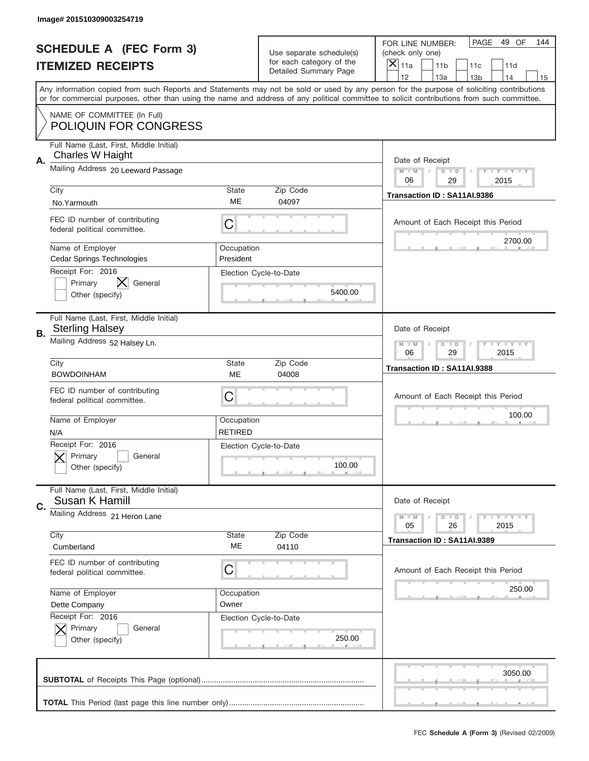Image# 201510309003254719

# SCHEDULE A (FEC Form 3)
## ITEMIZED RECEIPTS

Use separate schedule(s) for each category of the Detailed Summary Page

FOR LINE NUMBER: (check only one)

[X] 11a [ ] 11b [ ] 11c [ ] 11d [ ] 12 [ ] 13a [ ] 13b [ ] 14 [ ] 15

PAGE 49 OF 144

Any information copied from such Reports and Statements may not be sold or used by any person for the purpose of soliciting contributions or for commercial purposes, other than using the name and address of any political committee to solicit contributions from such committee.

NAME OF COMMITTEE (In Full)
POLIQUIN FOR CONGRESS

---

**A.** Full Name (Last, First, Middle Initial): Charles W Haight

Mailing Address: 20 Leeward Passage

City: No.Yarmouth | State: ME | Zip Code: 04097

FEC ID number of contributing federal political committee: C

Name of Employer: Cedar Springs Technologies

Occupation: President

Receipt For: 2016 — [ ] Primary [X] General [ ] Other (specify)

Election Cycle-to-Date: 5400.00

Date of Receipt: 06 / 29 / 2015

Transaction ID : SA11AI.9386

Amount of Each Receipt this Period: 2700.00

---

**B.** Full Name (Last, First, Middle Initial): Sterling Halsey

Mailing Address: 52 Halsey Ln.

City: BOWDOINHAM | State: ME | Zip Code: 04008

FEC ID number of contributing federal political committee: C

Name of Employer: N/A

Occupation: RETIRED

Receipt For: 2016 — [X] Primary [ ] General [ ] Other (specify)

Election Cycle-to-Date: 100.00

Date of Receipt: 06 / 29 / 2015

Transaction ID : SA11AI.9388

Amount of Each Receipt this Period: 100.00

---

**C.** Full Name (Last, First, Middle Initial): Susan K Hamill

Mailing Address: 21 Heron Lane

City: Cumberland | State: ME | Zip Code: 04110

FEC ID number of contributing federal political committee: C

Name of Employer: Dette Company

Occupation: Owner

Receipt For: 2016 — [X] Primary [ ] General [ ] Other (specify)

Election Cycle-to-Date: 250.00

Date of Receipt: 05 / 26 / 2015

Transaction ID : SA11AI.9389

Amount of Each Receipt this Period: 250.00

---

**SUBTOTAL** of Receipts This Page (optional): 3050.00

**TOTAL** This Period (last page this line number only):

FEC **Schedule A (Form 3)** (Revised 02/2009)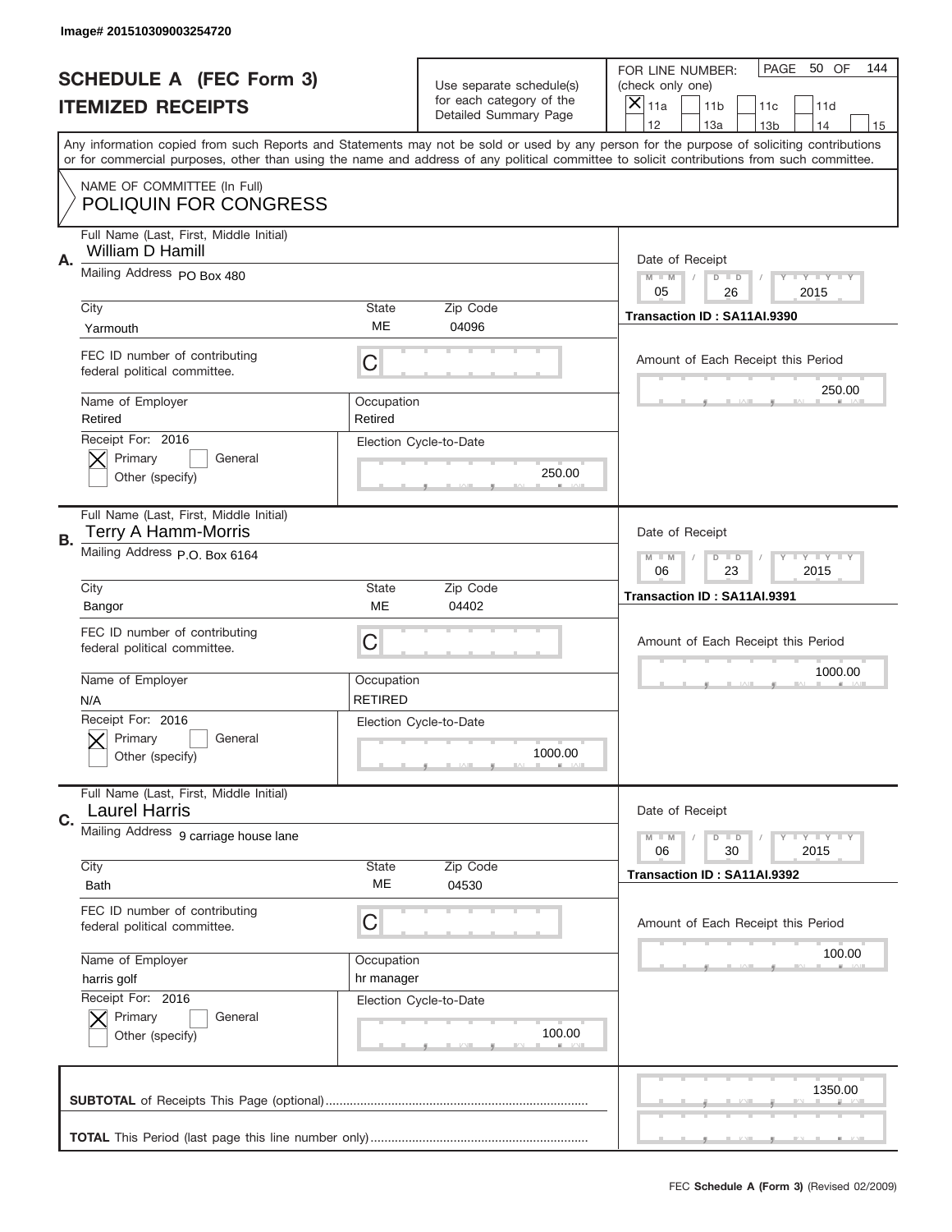Image# 201510309003254720

# SCHEDULE A (FEC Form 3)
# ITEMIZED RECEIPTS

Use separate schedule(s) for each category of the Detailed Summary Page

FOR LINE NUMBER: (check only one)

- [X] 11a
- [ ] 11b
- [ ] 11c
- [ ] 11d
- [ ] 12
- [ ] 13a
- [ ] 13b
- [ ] 14
- [ ] 15

PAGE 50 OF 144

Any information copied from such Reports and Statements may not be sold or used by any person for the purpose of soliciting contributions or for commercial purposes, other than using the name and address of any political committee to solicit contributions from such committee.

NAME OF COMMITTEE (In Full)
POLIQUIN FOR CONGRESS

---

**A.**
Full Name (Last, First, Middle Initial): William D Hamill
Mailing Address: PO Box 480
City: Yarmouth | State: ME | Zip Code: 04096
FEC ID number of contributing federal political committee: C
Name of Employer: Retired
Occupation: Retired
Receipt For: 2016
- [X] Primary
- [ ] General
- [ ] Other (specify)

Election Cycle-to-Date: 250.00
Date of Receipt: 05 / 26 / 2015
Transaction ID : SA11AI.9390
Amount of Each Receipt this Period: 250.00

---

**B.**
Full Name (Last, First, Middle Initial): Terry A Hamm-Morris
Mailing Address: P.O. Box 6164
City: Bangor | State: ME | Zip Code: 04402
FEC ID number of contributing federal political committee: C
Name of Employer: N/A
Occupation: RETIRED
Receipt For: 2016
- [X] Primary
- [ ] General
- [ ] Other (specify)

Election Cycle-to-Date: 1000.00
Date of Receipt: 06 / 23 / 2015
Transaction ID : SA11AI.9391
Amount of Each Receipt this Period: 1000.00

---

**C.**
Full Name (Last, First, Middle Initial): Laurel Harris
Mailing Address: 9 carriage house lane
City: Bath | State: ME | Zip Code: 04530
FEC ID number of contributing federal political committee: C
Name of Employer: harris golf
Occupation: hr manager
Receipt For: 2016
- [X] Primary
- [ ] General
- [ ] Other (specify)

Election Cycle-to-Date: 100.00
Date of Receipt: 06 / 30 / 2015
Transaction ID : SA11AI.9392
Amount of Each Receipt this Period: 100.00

---

**SUBTOTAL** of Receipts This Page (optional): 1350.00

**TOTAL** This Period (last page this line number only):

FEC **Schedule A (Form 3)** (Revised 02/2009)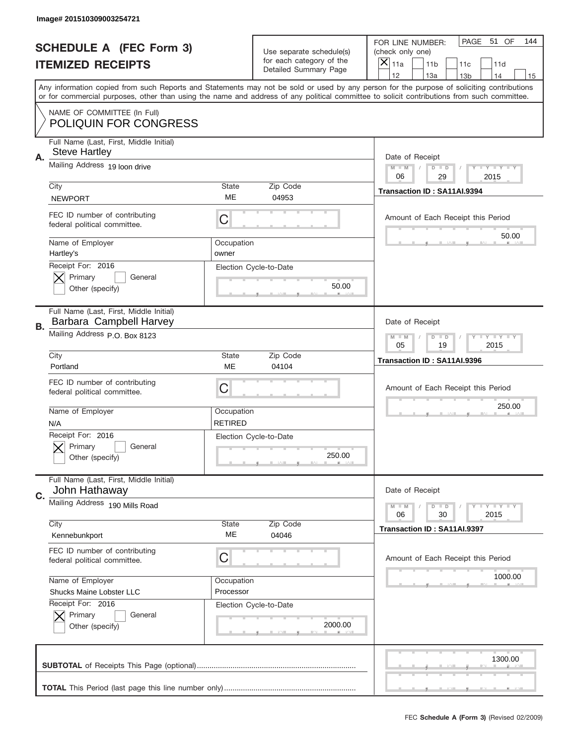Image# 201510309003254721

# SCHEDULE A (FEC Form 3)
## ITEMIZED RECEIPTS

Use separate schedule(s) for each category of the Detailed Summary Page

FOR LINE NUMBER: (check only one)
[X] 11a [ ] 11b [ ] 11c [ ] 11d [ ] 12 [ ] 13a [ ] 13b [ ] 14 [ ] 15

PAGE 51 OF 144

Any information copied from such Reports and Statements may not be sold or used by any person for the purpose of soliciting contributions or for commercial purposes, other than using the name and address of any political committee to solicit contributions from such committee.

NAME OF COMMITTEE (In Full)
POLIQUIN FOR CONGRESS

---

**A.** Full Name (Last, First, Middle Initial): Steve Hartley
Mailing Address: 19 loon drive
City: NEWPORT | State: ME | Zip Code: 04953
FEC ID number of contributing federal political committee: C
Name of Employer: Hartley's | Occupation: owner
Receipt For: 2016 [X] Primary [ ] General [ ] Other (specify)
Election Cycle-to-Date: 50.00

Date of Receipt: 06 / 29 / 2015
Transaction ID : SA11AI.9394
Amount of Each Receipt this Period: 50.00

---

**B.** Full Name (Last, First, Middle Initial): Barbara Campbell Harvey
Mailing Address: P.O. Box 8123
City: Portland | State: ME | Zip Code: 04104
FEC ID number of contributing federal political committee: C
Name of Employer: N/A | Occupation: RETIRED
Receipt For: 2016 [X] Primary [ ] General [ ] Other (specify)
Election Cycle-to-Date: 250.00

Date of Receipt: 05 / 19 / 2015
Transaction ID : SA11AI.9396
Amount of Each Receipt this Period: 250.00

---

**C.** Full Name (Last, First, Middle Initial): John Hathaway
Mailing Address: 190 Mills Road
City: Kennebunkport | State: ME | Zip Code: 04046
FEC ID number of contributing federal political committee: C
Name of Employer: Shucks Maine Lobster LLC | Occupation: Processor
Receipt For: 2016 [X] Primary [ ] General [ ] Other (specify)
Election Cycle-to-Date: 2000.00

Date of Receipt: 06 / 30 / 2015
Transaction ID : SA11AI.9397
Amount of Each Receipt this Period: 1000.00

---

**SUBTOTAL** of Receipts This Page (optional): 1300.00

**TOTAL** This Period (last page this line number only):

FEC Schedule A (Form 3) (Revised 02/2009)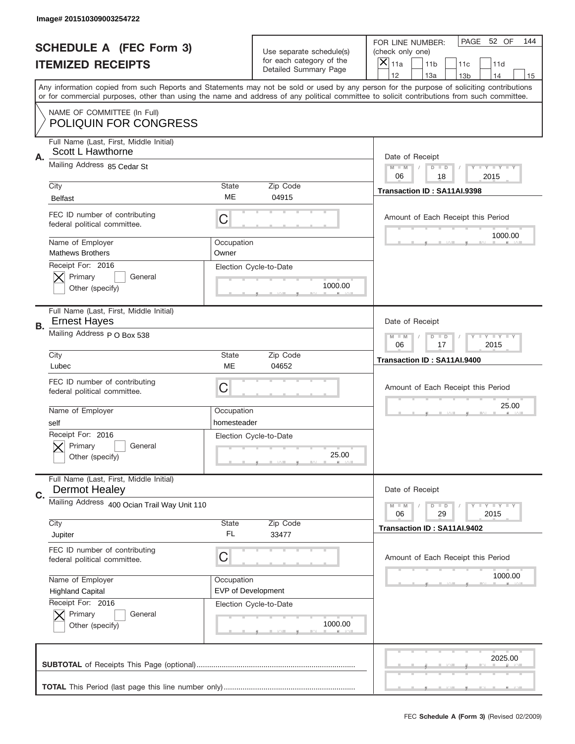Image# 201510309003254722

# SCHEDULE A (FEC Form 3)
## ITEMIZED RECEIPTS

Use separate schedule(s) for each category of the Detailed Summary Page

FOR LINE NUMBER: (check only one)
[X] 11a [ ] 11b [ ] 11c [ ] 11d [ ] 12 [ ] 13a [ ] 13b [ ] 14 [ ] 15

PAGE 52 OF 144

Any information copied from such Reports and Statements may not be sold or used by any person for the purpose of soliciting contributions or for commercial purposes, other than using the name and address of any political committee to solicit contributions from such committee.

NAME OF COMMITTEE (In Full)
POLIQUIN FOR CONGRESS

---

**A.** Full Name (Last, First, Middle Initial): Scott L Hawthorne

Mailing Address: 85 Cedar St

City: Belfast | State: ME | Zip Code: 04915

FEC ID number of contributing federal political committee: C

Name of Employer: Mathews Brothers | Occupation: Owner

Receipt For: 2016 [X] Primary [ ] General [ ] Other (specify)

Election Cycle-to-Date: 1000.00

Date of Receipt: 06 / 18 / 2015

Transaction ID : SA11AI.9398

Amount of Each Receipt this Period: 1000.00

---

**B.** Full Name (Last, First, Middle Initial): Ernest Hayes

Mailing Address: P O Box 538

City: Lubec | State: ME | Zip Code: 04652

FEC ID number of contributing federal political committee: C

Name of Employer: self | Occupation: homesteader

Receipt For: 2016 [X] Primary [ ] General [ ] Other (specify)

Election Cycle-to-Date: 25.00

Date of Receipt: 06 / 17 / 2015

Transaction ID : SA11AI.9400

Amount of Each Receipt this Period: 25.00

---

**C.** Full Name (Last, First, Middle Initial): Dermot Healey

Mailing Address: 400 Ocian Trail Way Unit 110

City: Jupiter | State: FL | Zip Code: 33477

FEC ID number of contributing federal political committee: C

Name of Employer: Highland Capital | Occupation: EVP of Development

Receipt For: 2016 [X] Primary [ ] General [ ] Other (specify)

Election Cycle-to-Date: 1000.00

Date of Receipt: 06 / 29 / 2015

Transaction ID : SA11AI.9402

Amount of Each Receipt this Period: 1000.00

---

**SUBTOTAL** of Receipts This Page (optional): 2025.00

**TOTAL** This Period (last page this line number only):

FEC Schedule A (Form 3) (Revised 02/2009)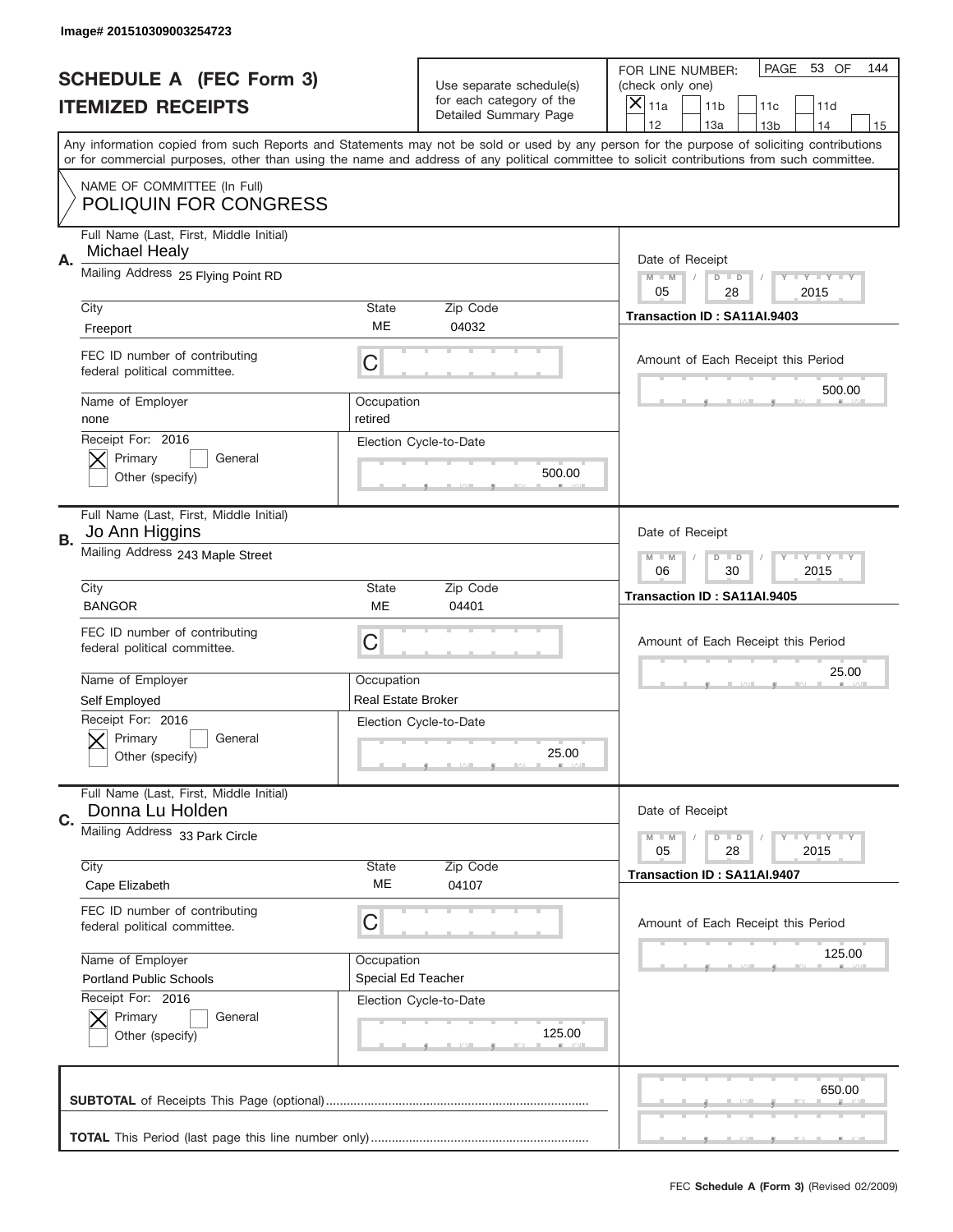Image# 201510309003254723

# SCHEDULE A (FEC Form 3)
## ITEMIZED RECEIPTS

Use separate schedule(s) for each category of the Detailed Summary Page

FOR LINE NUMBER: (check only one)
[X] 11a [ ] 11b [ ] 11c [ ] 11d [ ] 12 [ ] 13a [ ] 13b [ ] 14 [ ] 15

PAGE 53 OF 144

Any information copied from such Reports and Statements may not be sold or used by any person for the purpose of soliciting contributions or for commercial purposes, other than using the name and address of any political committee to solicit contributions from such committee.

NAME OF COMMITTEE (In Full)
POLIQUIN FOR CONGRESS

---

**A.**
Full Name (Last, First, Middle Initial): Michael Healy
Mailing Address: 25 Flying Point RD
City: Freeport | State: ME | Zip Code: 04032
FEC ID number of contributing federal political committee: C
Name of Employer: none | Occupation: retired
Receipt For: 2016 — [X] Primary [ ] General [ ] Other (specify)
Election Cycle-to-Date: 500.00
Date of Receipt: 05 / 28 / 2015
Transaction ID : SA11AI.9403
Amount of Each Receipt this Period: 500.00

---

**B.**
Full Name (Last, First, Middle Initial): Jo Ann Higgins
Mailing Address: 243 Maple Street
City: BANGOR | State: ME | Zip Code: 04401
FEC ID number of contributing federal political committee: C
Name of Employer: Self Employed | Occupation: Real Estate Broker
Receipt For: 2016 — [X] Primary [ ] General [ ] Other (specify)
Election Cycle-to-Date: 25.00
Date of Receipt: 06 / 30 / 2015
Transaction ID : SA11AI.9405
Amount of Each Receipt this Period: 25.00

---

**C.**
Full Name (Last, First, Middle Initial): Donna Lu Holden
Mailing Address: 33 Park Circle
City: Cape Elizabeth | State: ME | Zip Code: 04107
FEC ID number of contributing federal political committee: C
Name of Employer: Portland Public Schools | Occupation: Special Ed Teacher
Receipt For: 2016 — [X] Primary [ ] General [ ] Other (specify)
Election Cycle-to-Date: 125.00
Date of Receipt: 05 / 28 / 2015
Transaction ID : SA11AI.9407
Amount of Each Receipt this Period: 125.00

---

**SUBTOTAL** of Receipts This Page (optional): 650.00

**TOTAL** This Period (last page this line number only):

FEC **Schedule A (Form 3)** (Revised 02/2009)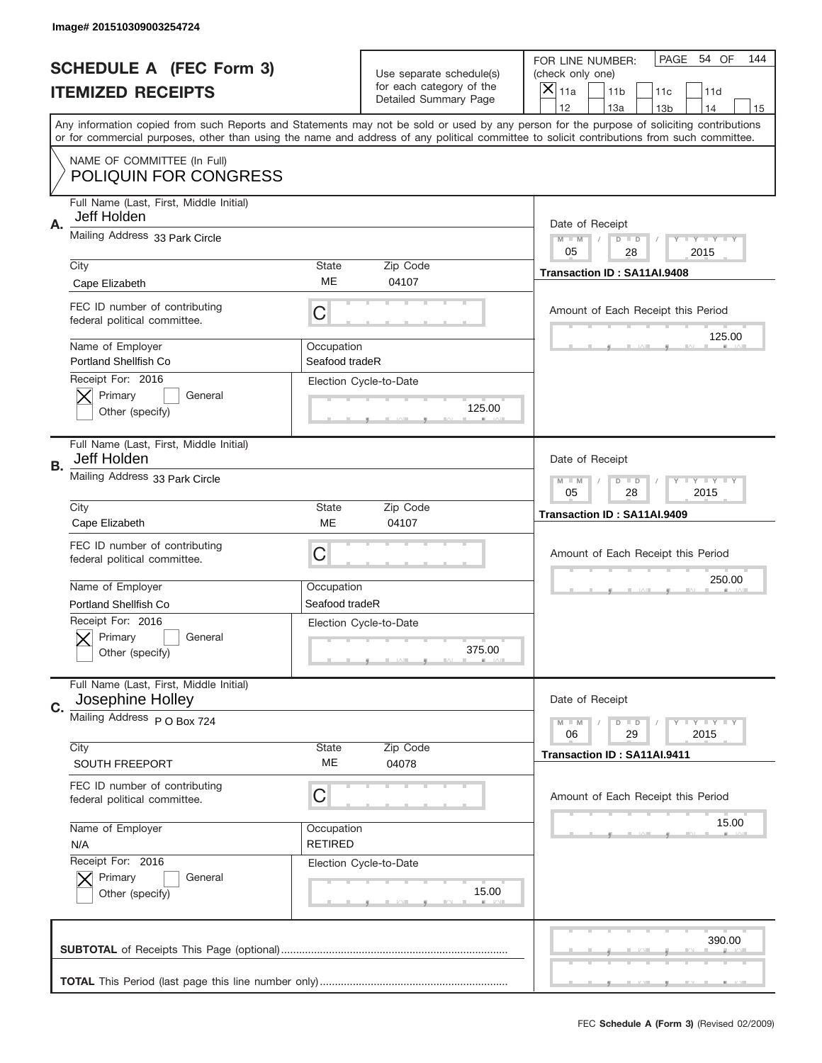Image# 201510309003254724

# SCHEDULE A (FEC Form 3)
## ITEMIZED RECEIPTS

Use separate schedule(s) for each category of the Detailed Summary Page

FOR LINE NUMBER: (check only one)
[X] 11a [ ] 11b [ ] 11c [ ] 11d [ ] 12 [ ] 13a [ ] 13b [ ] 14 [ ] 15

PAGE 54 OF 144

Any information copied from such Reports and Statements may not be sold or used by any person for the purpose of soliciting contributions or for commercial purposes, other than using the name and address of any political committee to solicit contributions from such committee.

NAME OF COMMITTEE (In Full)
POLIQUIN FOR CONGRESS

---

**A.**
Full Name (Last, First, Middle Initial): Jeff Holden
Mailing Address: 33 Park Circle
City: Cape Elizabeth | State: ME | Zip Code: 04107
FEC ID number of contributing federal political committee: C
Name of Employer: Portland Shellfish Co
Occupation: Seafood tradeR
Receipt For: 2016 — [X] Primary [ ] General [ ] Other (specify)
Election Cycle-to-Date: 125.00
Date of Receipt: 05/28/2015
Transaction ID : SA11AI.9408
Amount of Each Receipt this Period: 125.00

---

**B.**
Full Name (Last, First, Middle Initial): Jeff Holden
Mailing Address: 33 Park Circle
City: Cape Elizabeth | State: ME | Zip Code: 04107
FEC ID number of contributing federal political committee: C
Name of Employer: Portland Shellfish Co
Occupation: Seafood tradeR
Receipt For: 2016 — [X] Primary [ ] General [ ] Other (specify)
Election Cycle-to-Date: 375.00
Date of Receipt: 05/28/2015
Transaction ID : SA11AI.9409
Amount of Each Receipt this Period: 250.00

---

**C.**
Full Name (Last, First, Middle Initial): Josephine Holley
Mailing Address: P O Box 724
City: SOUTH FREEPORT | State: ME | Zip Code: 04078
FEC ID number of contributing federal political committee: C
Name of Employer: N/A
Occupation: RETIRED
Receipt For: 2016 — [X] Primary [ ] General [ ] Other (specify)
Election Cycle-to-Date: 15.00
Date of Receipt: 06/29/2015
Transaction ID : SA11AI.9411
Amount of Each Receipt this Period: 15.00

---

**SUBTOTAL** of Receipts This Page (optional): 390.00

**TOTAL** This Period (last page this line number only):

FEC **Schedule A (Form 3)** (Revised 02/2009)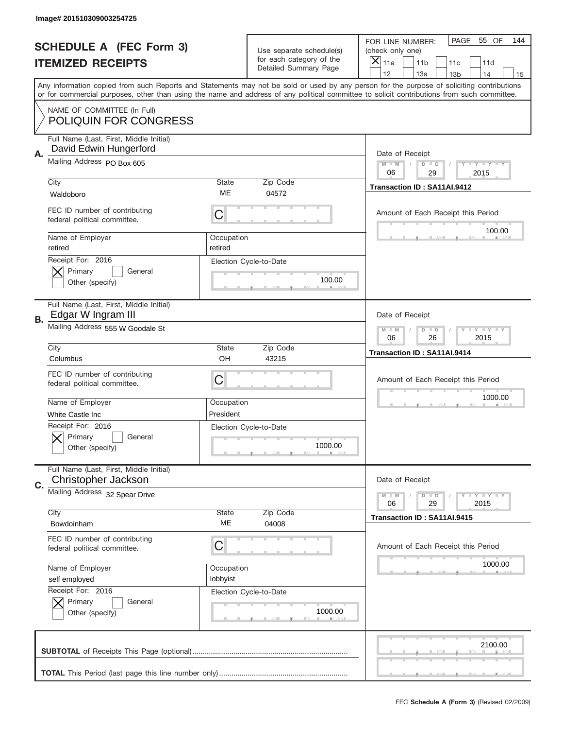Image# 201510309003254725

# SCHEDULE A (FEC Form 3)
## ITEMIZED RECEIPTS

Use separate schedule(s) for each category of the Detailed Summary Page

FOR LINE NUMBER: (check only one)

- [x] 11a
- [ ] 11b
- [ ] 11c
- [ ] 11d
- [ ] 12
- [ ] 13a
- [ ] 13b
- [ ] 14
- [ ] 15

PAGE 55 OF 144

Any information copied from such Reports and Statements may not be sold or used by any person for the purpose of soliciting contributions or for commercial purposes, other than using the name and address of any political committee to solicit contributions from such committee.

NAME OF COMMITTEE (In Full)
**POLIQUIN FOR CONGRESS**

---

**A.** Full Name (Last, First, Middle Initial): David Edwin Hungerford

Mailing Address: PO Box 605

City: Waldoboro | State: ME | Zip Code: 04572

FEC ID number of contributing federal political committee: C

Name of Employer: retired | Occupation: retired

Receipt For: 2016 — [x] Primary [ ] General [ ] Other (specify)

Election Cycle-to-Date: 100.00

Date of Receipt: 06 / 29 / 2015

Transaction ID : SA11AI.9412

Amount of Each Receipt this Period: 100.00

---

**B.** Full Name (Last, First, Middle Initial): Edgar W Ingram III

Mailing Address: 555 W Goodale St

City: Columbus | State: OH | Zip Code: 43215

FEC ID number of contributing federal political committee: C

Name of Employer: White Castle Inc | Occupation: President

Receipt For: 2016 — [x] Primary [ ] General [ ] Other (specify)

Election Cycle-to-Date: 1000.00

Date of Receipt: 06 / 26 / 2015

Transaction ID : SA11AI.9414

Amount of Each Receipt this Period: 1000.00

---

**C.** Full Name (Last, First, Middle Initial): Christopher Jackson

Mailing Address: 32 Spear Drive

City: Bowdoinham | State: ME | Zip Code: 04008

FEC ID number of contributing federal political committee: C

Name of Employer: self employed | Occupation: lobbyist

Receipt For: 2016 — [x] Primary [ ] General [ ] Other (specify)

Election Cycle-to-Date: 1000.00

Date of Receipt: 06 / 29 / 2015

Transaction ID : SA11AI.9415

Amount of Each Receipt this Period: 1000.00

---

**SUBTOTAL** of Receipts This Page (optional): 2100.00

**TOTAL** This Period (last page this line number only):

FEC **Schedule A (Form 3)** (Revised 02/2009)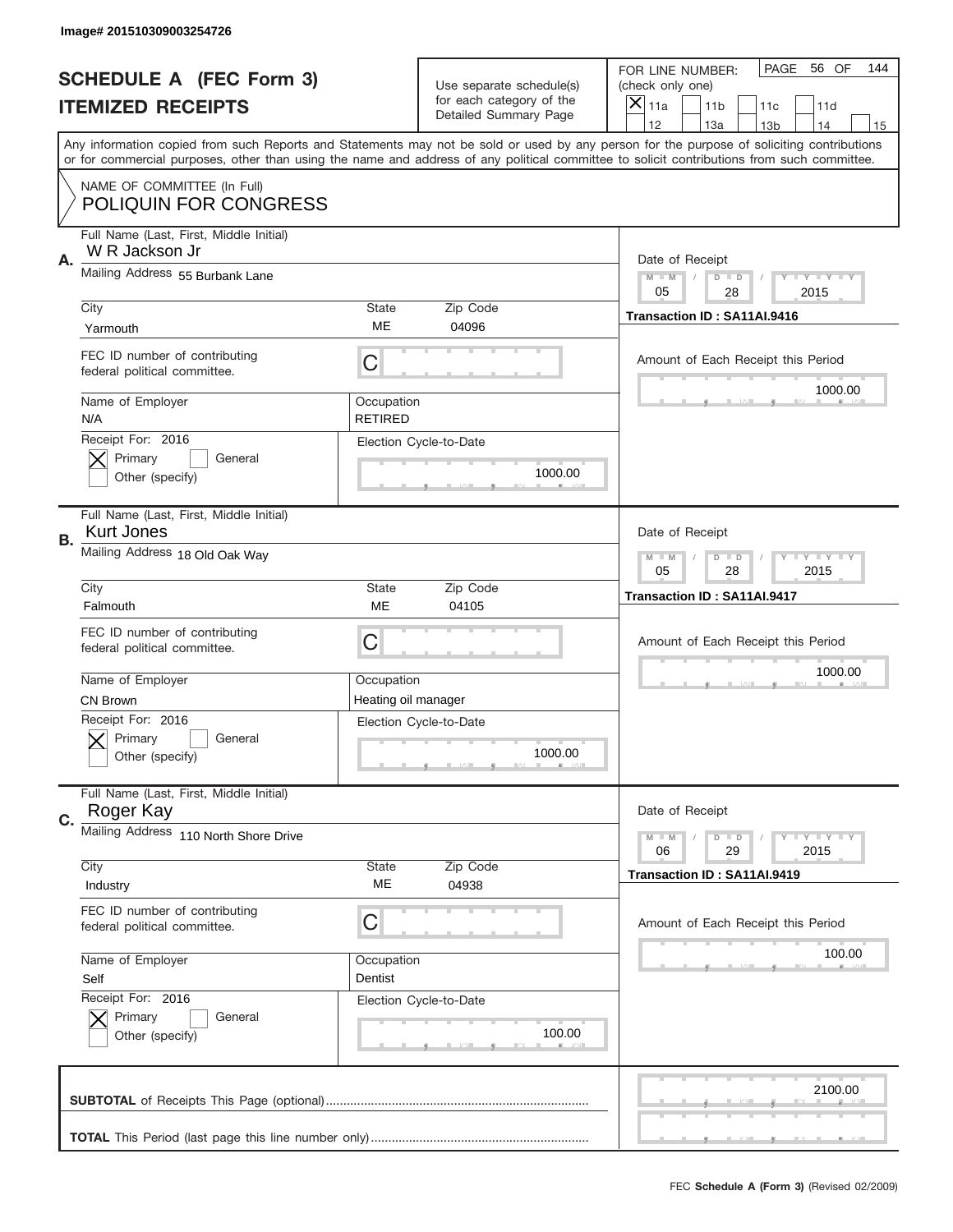Image# 201510309003254726

# SCHEDULE A (FEC Form 3)
## ITEMIZED RECEIPTS

Use separate schedule(s) for each category of the Detailed Summary Page

FOR LINE NUMBER: (check only one)

[X] 11a [ ] 11b [ ] 11c [ ] 11d [ ] 12 [ ] 13a [ ] 13b [ ] 14 [ ] 15

PAGE 56 OF 144

Any information copied from such Reports and Statements may not be sold or used by any person for the purpose of soliciting contributions or for commercial purposes, other than using the name and address of any political committee to solicit contributions from such committee.

NAME OF COMMITTEE (In Full)
POLIQUIN FOR CONGRESS

---

**A.** Full Name (Last, First, Middle Initial): W R Jackson Jr

Mailing Address: 55 Burbank Lane

City: Yarmouth | State: ME | Zip Code: 04096

FEC ID number of contributing federal political committee: C

Name of Employer: N/A | Occupation: RETIRED

Receipt For: 2016 — [X] Primary [ ] General [ ] Other (specify)

Election Cycle-to-Date: 1000.00

Date of Receipt: 05 / 28 / 2015

Transaction ID : SA11AI.9416

Amount of Each Receipt this Period: 1000.00

---

**B.** Full Name (Last, First, Middle Initial): Kurt Jones

Mailing Address: 18 Old Oak Way

City: Falmouth | State: ME | Zip Code: 04105

FEC ID number of contributing federal political committee: C

Name of Employer: CN Brown | Occupation: Heating oil manager

Receipt For: 2016 — [X] Primary [ ] General [ ] Other (specify)

Election Cycle-to-Date: 1000.00

Date of Receipt: 05 / 28 / 2015

Transaction ID : SA11AI.9417

Amount of Each Receipt this Period: 1000.00

---

**C.** Full Name (Last, First, Middle Initial): Roger Kay

Mailing Address: 110 North Shore Drive

City: Industry | State: ME | Zip Code: 04938

FEC ID number of contributing federal political committee: C

Name of Employer: Self | Occupation: Dentist

Receipt For: 2016 — [X] Primary [ ] General [ ] Other (specify)

Election Cycle-to-Date: 100.00

Date of Receipt: 06 / 29 / 2015

Transaction ID : SA11AI.9419

Amount of Each Receipt this Period: 100.00

---

**SUBTOTAL** of Receipts This Page (optional): 2100.00

**TOTAL** This Period (last page this line number only):

FEC **Schedule A (Form 3)** (Revised 02/2009)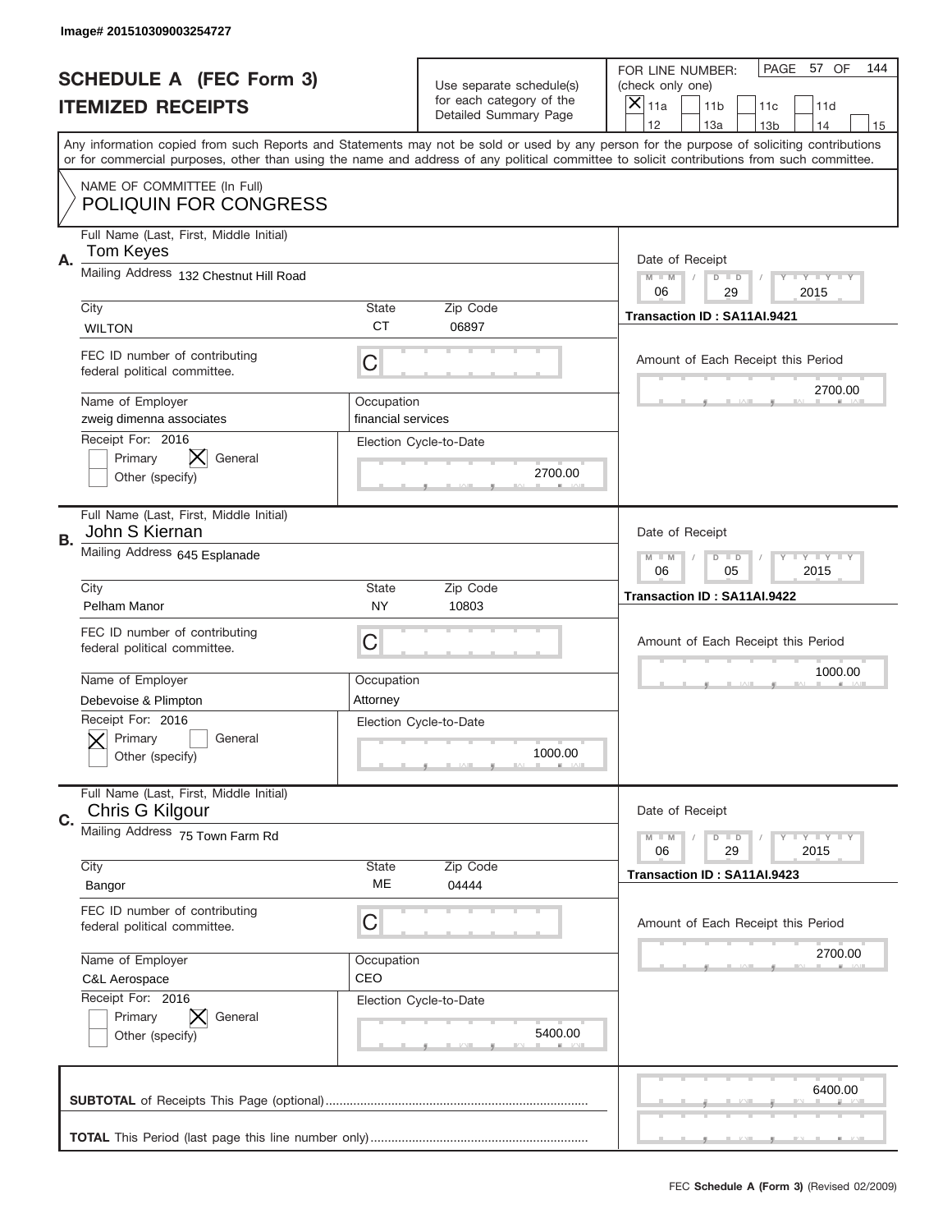Image# 201510309003254727

# SCHEDULE A (FEC Form 3)
## ITEMIZED RECEIPTS

Use separate schedule(s) for each category of the Detailed Summary Page

FOR LINE NUMBER: (check only one)
- [X] 11a
- [ ] 11b
- [ ] 11c
- [ ] 11d
- [ ] 12
- [ ] 13a
- [ ] 13b
- [ ] 14
- [ ] 15

PAGE 57 OF 144

Any information copied from such Reports and Statements may not be sold or used by any person for the purpose of soliciting contributions or for commercial purposes, other than using the name and address of any political committee to solicit contributions from such committee.

NAME OF COMMITTEE (In Full)
POLIQUIN FOR CONGRESS

---

**A.**

Full Name (Last, First, Middle Initial): Tom Keyes

Mailing Address: 132 Chestnut Hill Road

City: WILTON | State: CT | Zip Code: 06897

FEC ID number of contributing federal political committee: C

Name of Employer: zweig dimenna associates

Occupation: financial services

Receipt For: 2016 — [ ] Primary [X] General [ ] Other (specify)

Election Cycle-to-Date: 2700.00

Date of Receipt: 06 / 29 / 2015

Transaction ID : SA11AI.9421

Amount of Each Receipt this Period: 2700.00

---

**B.**

Full Name (Last, First, Middle Initial): John S Kiernan

Mailing Address: 645 Esplanade

City: Pelham Manor | State: NY | Zip Code: 10803

FEC ID number of contributing federal political committee: C

Name of Employer: Debevoise & Plimpton

Occupation: Attorney

Receipt For: 2016 — [X] Primary [ ] General [ ] Other (specify)

Election Cycle-to-Date: 1000.00

Date of Receipt: 06 / 05 / 2015

Transaction ID : SA11AI.9422

Amount of Each Receipt this Period: 1000.00

---

**C.**

Full Name (Last, First, Middle Initial): Chris G Kilgour

Mailing Address: 75 Town Farm Rd

City: Bangor | State: ME | Zip Code: 04444

FEC ID number of contributing federal political committee: C

Name of Employer: C&L Aerospace

Occupation: CEO

Receipt For: 2016 — [ ] Primary [X] General [ ] Other (specify)

Election Cycle-to-Date: 5400.00

Date of Receipt: 06 / 29 / 2015

Transaction ID : SA11AI.9423

Amount of Each Receipt this Period: 2700.00

---

**SUBTOTAL** of Receipts This Page (optional): 6400.00

**TOTAL** This Period (last page this line number only):

FEC **Schedule A (Form 3)** (Revised 02/2009)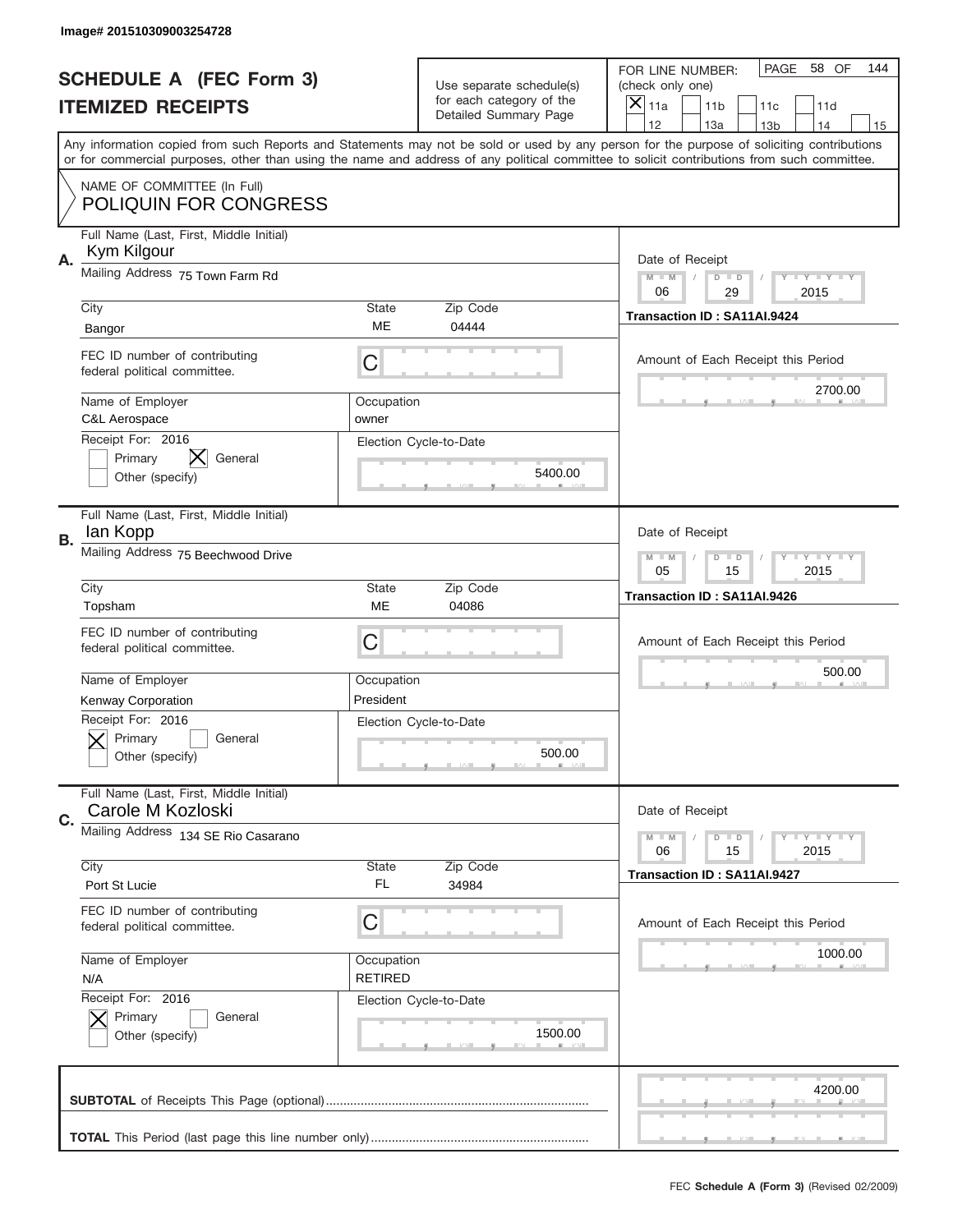Image# 201510309003254728

# SCHEDULE A (FEC Form 3)
## ITEMIZED RECEIPTS

Use separate schedule(s) for each category of the Detailed Summary Page

FOR LINE NUMBER: (check only one)
[X] 11a [ ] 11b [ ] 11c [ ] 11d [ ] 12 [ ] 13a [ ] 13b [ ] 14 [ ] 15

PAGE 58 OF 144

Any information copied from such Reports and Statements may not be sold or used by any person for the purpose of soliciting contributions or for commercial purposes, other than using the name and address of any political committee to solicit contributions from such committee.

NAME OF COMMITTEE (In Full)
POLIQUIN FOR CONGRESS

---

**A.**
Full Name (Last, First, Middle Initial): Kym Kilgour
Mailing Address: 75 Town Farm Rd
City: Bangor | State: ME | Zip Code: 04444
FEC ID number of contributing federal political committee: C
Name of Employer: C&L Aerospace
Occupation: owner
Receipt For: 2016 — [ ] Primary [X] General [ ] Other (specify)
Election Cycle-to-Date: 5400.00
Date of Receipt: 06 / 29 / 2015
Transaction ID : SA11AI.9424
Amount of Each Receipt this Period: 2700.00

---

**B.**
Full Name (Last, First, Middle Initial): Ian Kopp
Mailing Address: 75 Beechwood Drive
City: Topsham | State: ME | Zip Code: 04086
FEC ID number of contributing federal political committee: C
Name of Employer: Kenway Corporation
Occupation: President
Receipt For: 2016 — [X] Primary [ ] General [ ] Other (specify)
Election Cycle-to-Date: 500.00
Date of Receipt: 05 / 15 / 2015
Transaction ID : SA11AI.9426
Amount of Each Receipt this Period: 500.00

---

**C.**
Full Name (Last, First, Middle Initial): Carole M Kozloski
Mailing Address: 134 SE Rio Casarano
City: Port St Lucie | State: FL | Zip Code: 34984
FEC ID number of contributing federal political committee: C
Name of Employer: N/A
Occupation: RETIRED
Receipt For: 2016 — [X] Primary [ ] General [ ] Other (specify)
Election Cycle-to-Date: 1500.00
Date of Receipt: 06 / 15 / 2015
Transaction ID : SA11AI.9427
Amount of Each Receipt this Period: 1000.00

---

**SUBTOTAL** of Receipts This Page (optional): 4200.00

**TOTAL** This Period (last page this line number only):

FEC **Schedule A (Form 3)** (Revised 02/2009)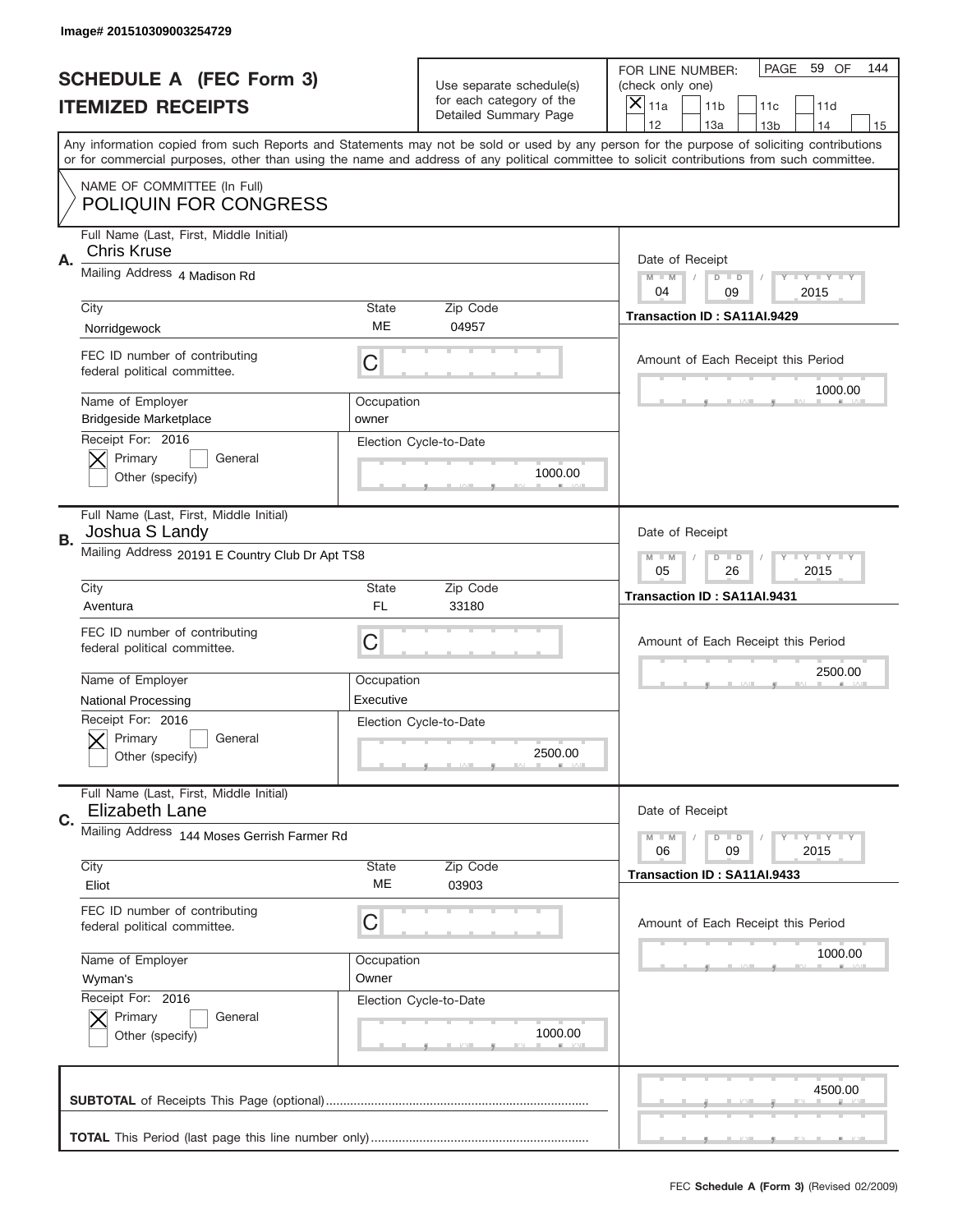Image# 201510309003254729

# SCHEDULE A (FEC Form 3)
# ITEMIZED RECEIPTS

Use separate schedule(s) for each category of the Detailed Summary Page

FOR LINE NUMBER: (check only one)

[X] 11a [ ] 11b [ ] 11c [ ] 11d [ ] 12 [ ] 13a [ ] 13b [ ] 14 [ ] 15

PAGE 59 OF 144

Any information copied from such Reports and Statements may not be sold or used by any person for the purpose of soliciting contributions or for commercial purposes, other than using the name and address of any political committee to solicit contributions from such committee.

NAME OF COMMITTEE (In Full)
POLIQUIN FOR CONGRESS

---

**A.**

Full Name (Last, First, Middle Initial): Chris Kruse

Mailing Address: 4 Madison Rd

City: Norridgewock | State: ME | Zip Code: 04957

FEC ID number of contributing federal political committee: C

Name of Employer: Bridgeside Marketplace | Occupation: owner

Receipt For: 2016 — [X] Primary [ ] General — Other (specify)

Election Cycle-to-Date: 1000.00

Date of Receipt: 04 / 09 / 2015

Transaction ID : SA11AI.9429

Amount of Each Receipt this Period: 1000.00

---

**B.**

Full Name (Last, First, Middle Initial): Joshua S Landy

Mailing Address: 20191 E Country Club Dr Apt TS8

City: Aventura | State: FL | Zip Code: 33180

FEC ID number of contributing federal political committee: C

Name of Employer: National Processing | Occupation: Executive

Receipt For: 2016 — [X] Primary [ ] General — Other (specify)

Election Cycle-to-Date: 2500.00

Date of Receipt: 05 / 26 / 2015

Transaction ID : SA11AI.9431

Amount of Each Receipt this Period: 2500.00

---

**C.**

Full Name (Last, First, Middle Initial): Elizabeth Lane

Mailing Address: 144 Moses Gerrish Farmer Rd

City: Eliot | State: ME | Zip Code: 03903

FEC ID number of contributing federal political committee: C

Name of Employer: Wyman's | Occupation: Owner

Receipt For: 2016 — [X] Primary [ ] General — Other (specify)

Election Cycle-to-Date: 1000.00

Date of Receipt: 06 / 09 / 2015

Transaction ID : SA11AI.9433

Amount of Each Receipt this Period: 1000.00

---

**SUBTOTAL** of Receipts This Page (optional): 4500.00

**TOTAL** This Period (last page this line number only):

FEC **Schedule A (Form 3)** (Revised 02/2009)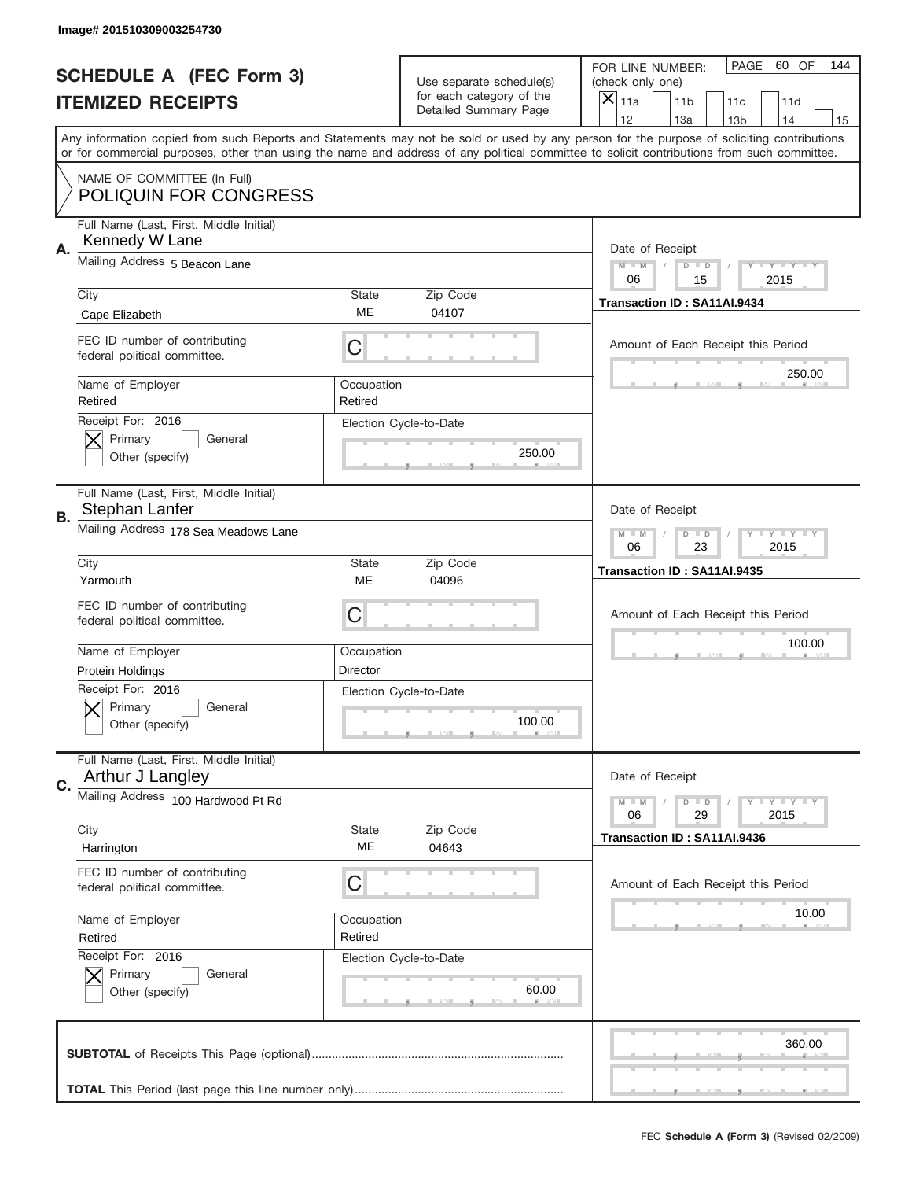Image# 201510309003254730

# SCHEDULE A (FEC Form 3)
## ITEMIZED RECEIPTS

Use separate schedule(s) for each category of the Detailed Summary Page

FOR LINE NUMBER: (check only one)

- [X] 11a
- [ ] 11b
- [ ] 11c
- [ ] 11d
- [ ] 12
- [ ] 13a
- [ ] 13b
- [ ] 14
- [ ] 15

PAGE 60 OF 144

Any information copied from such Reports and Statements may not be sold or used by any person for the purpose of soliciting contributions or for commercial purposes, other than using the name and address of any political committee to solicit contributions from such committee.

NAME OF COMMITTEE (In Full)
POLIQUIN FOR CONGRESS

---

**A.**

| Field | Value |
|---|---|
| Full Name (Last, First, Middle Initial) | Kennedy W Lane |
| Mailing Address | 5 Beacon Lane |
| City | Cape Elizabeth |
| State | ME |
| Zip Code | 04107 |
| FEC ID number of contributing federal political committee | C |
| Name of Employer | Retired |
| Occupation | Retired |
| Receipt For | 2016 — [X] Primary [ ] General [ ] Other (specify) |
| Election Cycle-to-Date | 250.00 |
| Date of Receipt | 06 / 15 / 2015 |
| Transaction ID | SA11AI.9434 |
| Amount of Each Receipt this Period | 250.00 |

---

**B.**

| Field | Value |
|---|---|
| Full Name (Last, First, Middle Initial) | Stephan Lanfer |
| Mailing Address | 178 Sea Meadows Lane |
| City | Yarmouth |
| State | ME |
| Zip Code | 04096 |
| FEC ID number of contributing federal political committee | C |
| Name of Employer | Protein Holdings |
| Occupation | Director |
| Receipt For | 2016 — [X] Primary [ ] General [ ] Other (specify) |
| Election Cycle-to-Date | 100.00 |
| Date of Receipt | 06 / 23 / 2015 |
| Transaction ID | SA11AI.9435 |
| Amount of Each Receipt this Period | 100.00 |

---

**C.**

| Field | Value |
|---|---|
| Full Name (Last, First, Middle Initial) | Arthur J Langley |
| Mailing Address | 100 Hardwood Pt Rd |
| City | Harrington |
| State | ME |
| Zip Code | 04643 |
| FEC ID number of contributing federal political committee | C |
| Name of Employer | Retired |
| Occupation | Retired |
| Receipt For | 2016 — [X] Primary [ ] General [ ] Other (specify) |
| Election Cycle-to-Date | 60.00 |
| Date of Receipt | 06 / 29 / 2015 |
| Transaction ID | SA11AI.9436 |
| Amount of Each Receipt this Period | 10.00 |

---

| | |
|---|---|
| **SUBTOTAL** of Receipts This Page (optional) | 360.00 |
| **TOTAL** This Period (last page this line number only) | |

FEC **Schedule A (Form 3)** (Revised 02/2009)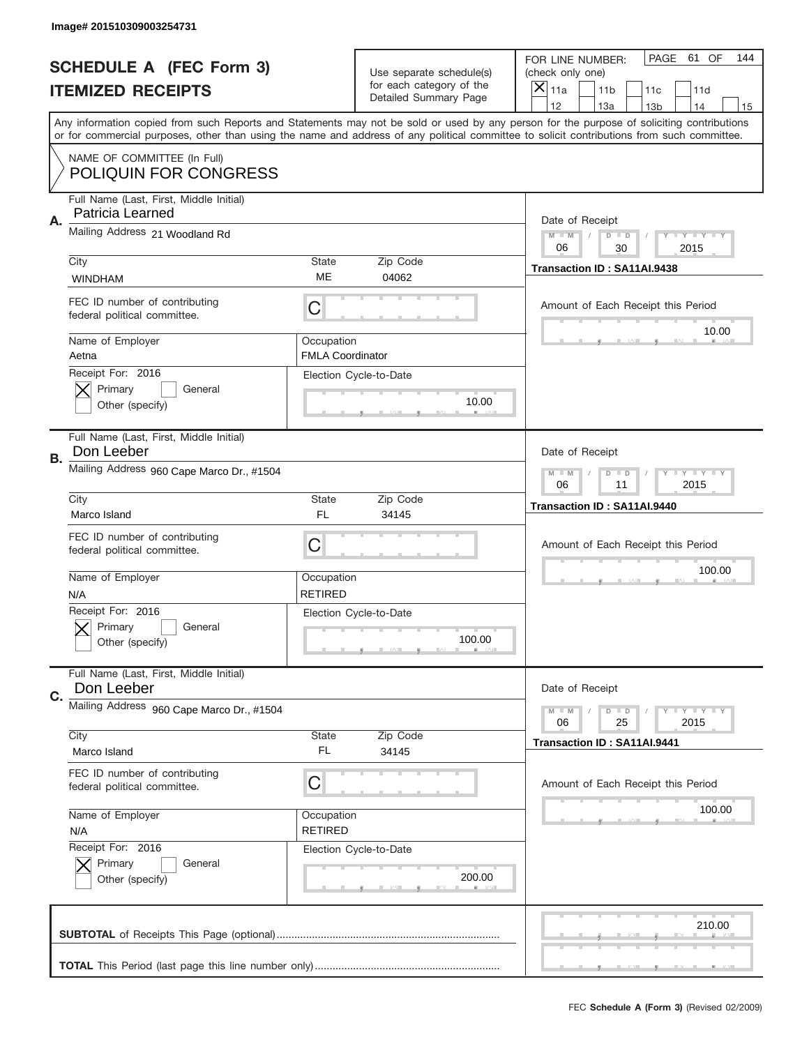Image# 201510309003254731

# SCHEDULE A (FEC Form 3)
# ITEMIZED RECEIPTS

Use separate schedule(s) for each category of the Detailed Summary Page

FOR LINE NUMBER: (check only one)

[X] 11a [ ] 11b [ ] 11c [ ] 11d [ ] 12 [ ] 13a [ ] 13b [ ] 14 [ ] 15

PAGE 61 OF 144

Any information copied from such Reports and Statements may not be sold or used by any person for the purpose of soliciting contributions or for commercial purposes, other than using the name and address of any political committee to solicit contributions from such committee.

NAME OF COMMITTEE (In Full)
POLIQUIN FOR CONGRESS

---

**A.** Full Name (Last, First, Middle Initial): Patricia Learned

Mailing Address: 21 Woodland Rd

City: WINDHAM | State: ME | Zip Code: 04062

FEC ID number of contributing federal political committee: C

Name of Employer: Aetna

Occupation: FMLA Coordinator

Receipt For: 2016 — [X] Primary [ ] General [ ] Other (specify)

Election Cycle-to-Date: 10.00

Date of Receipt: 06 / 30 / 2015

Transaction ID : SA11AI.9438

Amount of Each Receipt this Period: 10.00

---

**B.** Full Name (Last, First, Middle Initial): Don Leeber

Mailing Address: 960 Cape Marco Dr., #1504

City: Marco Island | State: FL | Zip Code: 34145

FEC ID number of contributing federal political committee: C

Name of Employer: N/A

Occupation: RETIRED

Receipt For: 2016 — [X] Primary [ ] General [ ] Other (specify)

Election Cycle-to-Date: 100.00

Date of Receipt: 06 / 11 / 2015

Transaction ID : SA11AI.9440

Amount of Each Receipt this Period: 100.00

---

**C.** Full Name (Last, First, Middle Initial): Don Leeber

Mailing Address: 960 Cape Marco Dr., #1504

City: Marco Island | State: FL | Zip Code: 34145

FEC ID number of contributing federal political committee: C

Name of Employer: N/A

Occupation: RETIRED

Receipt For: 2016 — [X] Primary [ ] General [ ] Other (specify)

Election Cycle-to-Date: 200.00

Date of Receipt: 06 / 25 / 2015

Transaction ID : SA11AI.9441

Amount of Each Receipt this Period: 100.00

---

**SUBTOTAL** of Receipts This Page (optional): 210.00

**TOTAL** This Period (last page this line number only):

FEC **Schedule A (Form 3)** (Revised 02/2009)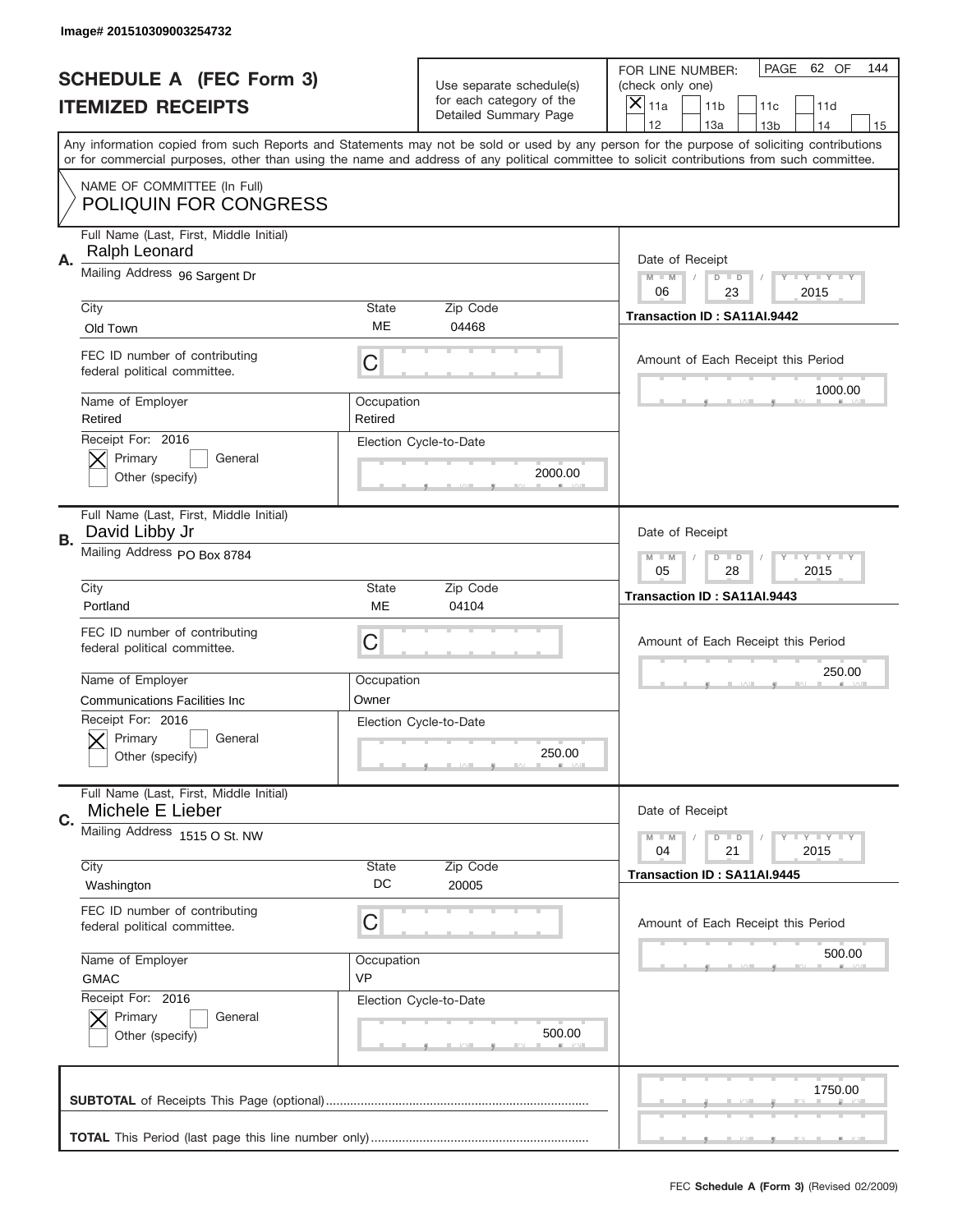Image# 201510309003254732

# SCHEDULE A (FEC Form 3)
## ITEMIZED RECEIPTS

Use separate schedule(s) for each category of the Detailed Summary Page

FOR LINE NUMBER: (check only one)
☒ 11a ☐ 11b ☐ 11c ☐ 11d ☐ 12 ☐ 13a ☐ 13b ☐ 14 ☐ 15

PAGE 62 OF 144

Any information copied from such Reports and Statements may not be sold or used by any person for the purpose of soliciting contributions or for commercial purposes, other than using the name and address of any political committee to solicit contributions from such committee.

NAME OF COMMITTEE (In Full)
POLIQUIN FOR CONGRESS

---

**A.** Full Name (Last, First, Middle Initial): Ralph Leonard
Mailing Address: 96 Sargent Dr
City: Old Town | State: ME | Zip Code: 04468
FEC ID number of contributing federal political committee: C
Name of Employer: Retired | Occupation: Retired
Receipt For: 2016 ☒ Primary ☐ General ☐ Other (specify)
Election Cycle-to-Date: 2000.00

Date of Receipt: 06 / 23 / 2015
Transaction ID : SA11AI.9442
Amount of Each Receipt this Period: 1000.00

---

**B.** Full Name (Last, First, Middle Initial): David Libby Jr
Mailing Address: PO Box 8784
City: Portland | State: ME | Zip Code: 04104
FEC ID number of contributing federal political committee: C
Name of Employer: Communications Facilities Inc | Occupation: Owner
Receipt For: 2016 ☒ Primary ☐ General ☐ Other (specify)
Election Cycle-to-Date: 250.00

Date of Receipt: 05 / 28 / 2015
Transaction ID : SA11AI.9443
Amount of Each Receipt this Period: 250.00

---

**C.** Full Name (Last, First, Middle Initial): Michele E Lieber
Mailing Address: 1515 O St. NW
City: Washington | State: DC | Zip Code: 20005
FEC ID number of contributing federal political committee: C
Name of Employer: GMAC | Occupation: VP
Receipt For: 2016 ☒ Primary ☐ General ☐ Other (specify)
Election Cycle-to-Date: 500.00

Date of Receipt: 04 / 21 / 2015
Transaction ID : SA11AI.9445
Amount of Each Receipt this Period: 500.00

---

**SUBTOTAL** of Receipts This Page (optional): 1750.00

**TOTAL** This Period (last page this line number only):

FEC **Schedule A (Form 3)** (Revised 02/2009)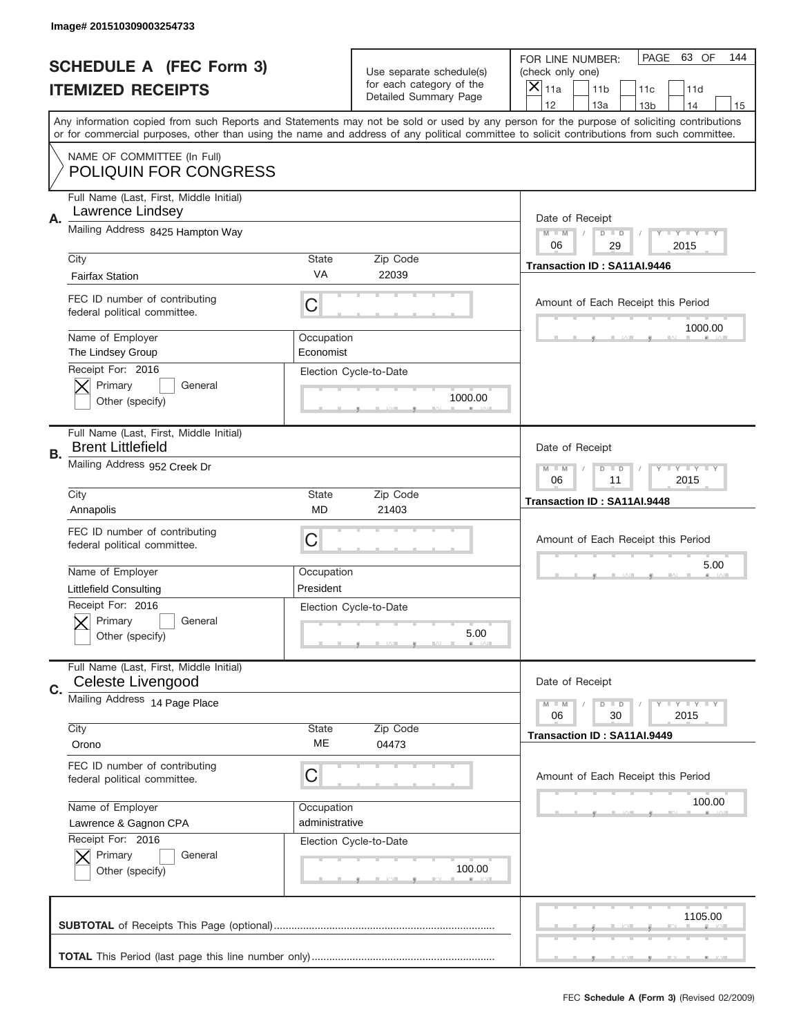Image# 201510309003254733

# SCHEDULE A (FEC Form 3)
## ITEMIZED RECEIPTS

Use separate schedule(s) for each category of the Detailed Summary Page

FOR LINE NUMBER: (check only one)
[X] 11a [ ] 11b [ ] 11c [ ] 11d [ ] 12 [ ] 13a [ ] 13b [ ] 14 [ ] 15

PAGE 63 OF 144

Any information copied from such Reports and Statements may not be sold or used by any person for the purpose of soliciting contributions or for commercial purposes, other than using the name and address of any political committee to solicit contributions from such committee.

NAME OF COMMITTEE (In Full)
POLIQUIN FOR CONGRESS

---

**A.** Full Name (Last, First, Middle Initial): Lawrence Lindsey
Mailing Address: 8425 Hampton Way
City: Fairfax Station | State: VA | Zip Code: 22039
FEC ID number of contributing federal political committee: C
Name of Employer: The Lindsey Group
Occupation: Economist
Receipt For: 2016 [X] Primary [ ] General [ ] Other (specify)
Election Cycle-to-Date: 1000.00
Date of Receipt: 06 / 29 / 2015
Transaction ID : SA11AI.9446
Amount of Each Receipt this Period: 1000.00

---

**B.** Full Name (Last, First, Middle Initial): Brent Littlefield
Mailing Address: 952 Creek Dr
City: Annapolis | State: MD | Zip Code: 21403
FEC ID number of contributing federal political committee: C
Name of Employer: Littlefield Consulting
Occupation: President
Receipt For: 2016 [X] Primary [ ] General [ ] Other (specify)
Election Cycle-to-Date: 5.00
Date of Receipt: 06 / 11 / 2015
Transaction ID : SA11AI.9448
Amount of Each Receipt this Period: 5.00

---

**C.** Full Name (Last, First, Middle Initial): Celeste Livengood
Mailing Address: 14 Page Place
City: Orono | State: ME | Zip Code: 04473
FEC ID number of contributing federal political committee: C
Name of Employer: Lawrence & Gagnon CPA
Occupation: administrative
Receipt For: 2016 [X] Primary [ ] General [ ] Other (specify)
Election Cycle-to-Date: 100.00
Date of Receipt: 06 / 30 / 2015
Transaction ID : SA11AI.9449
Amount of Each Receipt this Period: 100.00

---

**SUBTOTAL** of Receipts This Page (optional): 1105.00

**TOTAL** This Period (last page this line number only):

FEC **Schedule A (Form 3)** (Revised 02/2009)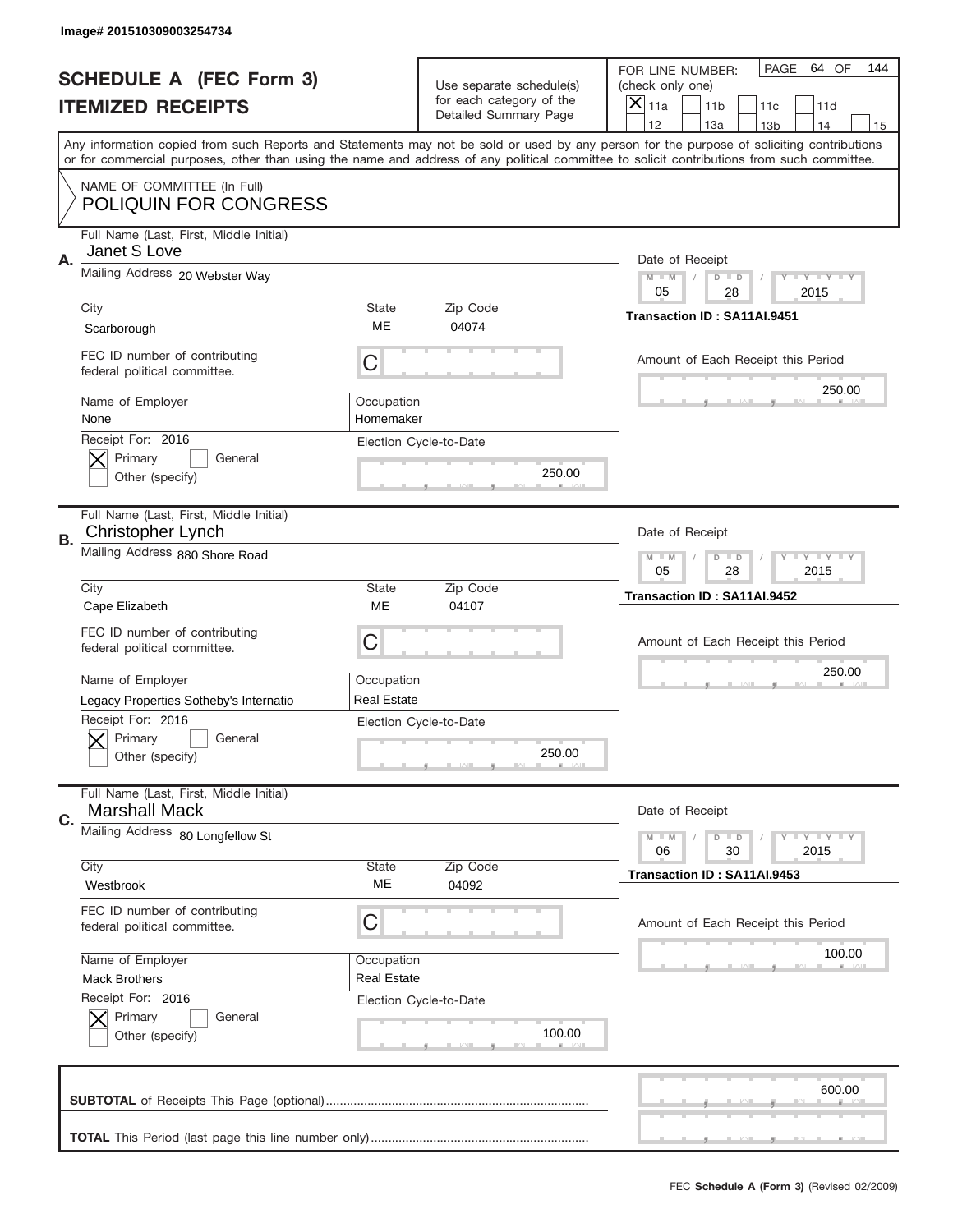Image# 201510309003254734

# SCHEDULE A (FEC Form 3)
## ITEMIZED RECEIPTS

Use separate schedule(s) for each category of the Detailed Summary Page

FOR LINE NUMBER: (check only one)

- [x] 11a
- [ ] 11b
- [ ] 11c
- [ ] 11d
- [ ] 12
- [ ] 13a
- [ ] 13b
- [ ] 14
- [ ] 15

PAGE 64 OF 144

Any information copied from such Reports and Statements may not be sold or used by any person for the purpose of soliciting contributions or for commercial purposes, other than using the name and address of any political committee to solicit contributions from such committee.

NAME OF COMMITTEE (In Full)
POLIQUIN FOR CONGRESS

---

**A.** Full Name (Last, First, Middle Initial): Janet S Love

Mailing Address: 20 Webster Way

City: Scarborough | State: ME | Zip Code: 04074

FEC ID number of contributing federal political committee: C

Name of Employer: None

Occupation: Homemaker

Receipt For: 2016
- [x] Primary
- [ ] General
- [ ] Other (specify)

Election Cycle-to-Date: 250.00

Date of Receipt: 05 / 28 / 2015

Transaction ID : SA11AI.9451

Amount of Each Receipt this Period: 250.00

---

**B.** Full Name (Last, First, Middle Initial): Christopher Lynch

Mailing Address: 880 Shore Road

City: Cape Elizabeth | State: ME | Zip Code: 04107

FEC ID number of contributing federal political committee: C

Name of Employer: Legacy Properties Sotheby's Internatio

Occupation: Real Estate

Receipt For: 2016
- [x] Primary
- [ ] General
- [ ] Other (specify)

Election Cycle-to-Date: 250.00

Date of Receipt: 05 / 28 / 2015

Transaction ID : SA11AI.9452

Amount of Each Receipt this Period: 250.00

---

**C.** Full Name (Last, First, Middle Initial): Marshall Mack

Mailing Address: 80 Longfellow St

City: Westbrook | State: ME | Zip Code: 04092

FEC ID number of contributing federal political committee: C

Name of Employer: Mack Brothers

Occupation: Real Estate

Receipt For: 2016
- [x] Primary
- [ ] General
- [ ] Other (specify)

Election Cycle-to-Date: 100.00

Date of Receipt: 06 / 30 / 2015

Transaction ID : SA11AI.9453

Amount of Each Receipt this Period: 100.00

---

**SUBTOTAL** of Receipts This Page (optional): 600.00

**TOTAL** This Period (last page this line number only):

FEC **Schedule A (Form 3)** (Revised 02/2009)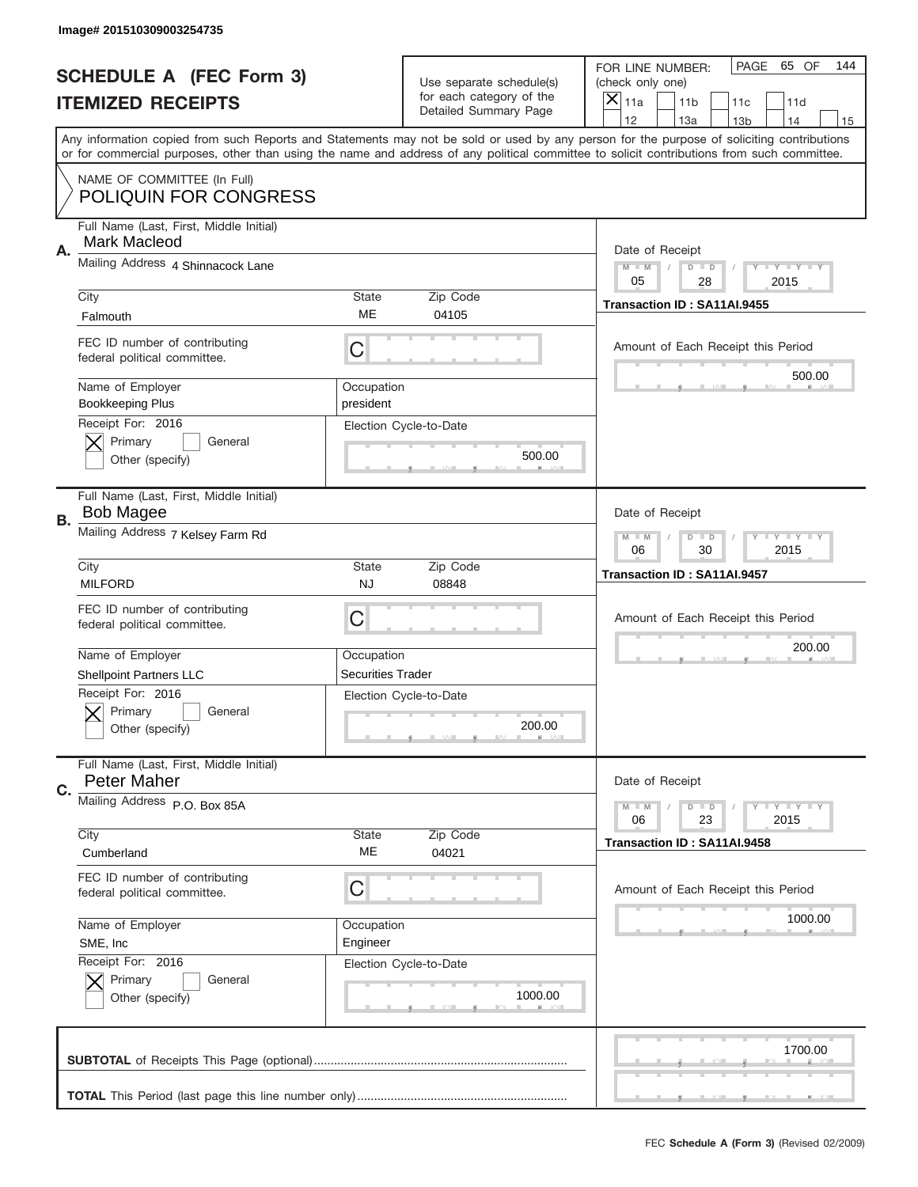Image# 201510309003254735

# SCHEDULE A (FEC Form 3)
## ITEMIZED RECEIPTS

Use separate schedule(s) for each category of the Detailed Summary Page

FOR LINE NUMBER: (check only one)
[X] 11a [ ] 11b [ ] 11c [ ] 11d [ ] 12 [ ] 13a [ ] 13b [ ] 14 [ ] 15

PAGE 65 OF 144

Any information copied from such Reports and Statements may not be sold or used by any person for the purpose of soliciting contributions or for commercial purposes, other than using the name and address of any political committee to solicit contributions from such committee.

NAME OF COMMITTEE (In Full)
POLIQUIN FOR CONGRESS

---

**A.** Full Name (Last, First, Middle Initial): Mark Macleod

Mailing Address: 4 Shinnacock Lane

City: Falmouth | State: ME | Zip Code: 04105

FEC ID number of contributing federal political committee: C

Name of Employer: Bookkeeping Plus | Occupation: president

Receipt For: 2016 [X] Primary [ ] General [ ] Other (specify)

Election Cycle-to-Date: 500.00

Date of Receipt: 05 / 28 / 2015

Transaction ID : SA11AI.9455

Amount of Each Receipt this Period: 500.00

---

**B.** Full Name (Last, First, Middle Initial): Bob Magee

Mailing Address: 7 Kelsey Farm Rd

City: MILFORD | State: NJ | Zip Code: 08848

FEC ID number of contributing federal political committee: C

Name of Employer: Shellpoint Partners LLC | Occupation: Securities Trader

Receipt For: 2016 [X] Primary [ ] General [ ] Other (specify)

Election Cycle-to-Date: 200.00

Date of Receipt: 06 / 30 / 2015

Transaction ID : SA11AI.9457

Amount of Each Receipt this Period: 200.00

---

**C.** Full Name (Last, First, Middle Initial): Peter Maher

Mailing Address: P.O. Box 85A

City: Cumberland | State: ME | Zip Code: 04021

FEC ID number of contributing federal political committee: C

Name of Employer: SME, Inc | Occupation: Engineer

Receipt For: 2016 [X] Primary [ ] General [ ] Other (specify)

Election Cycle-to-Date: 1000.00

Date of Receipt: 06 / 23 / 2015

Transaction ID : SA11AI.9458

Amount of Each Receipt this Period: 1000.00

---

**SUBTOTAL** of Receipts This Page (optional): 1700.00

**TOTAL** This Period (last page this line number only):

FEC **Schedule A (Form 3)** (Revised 02/2009)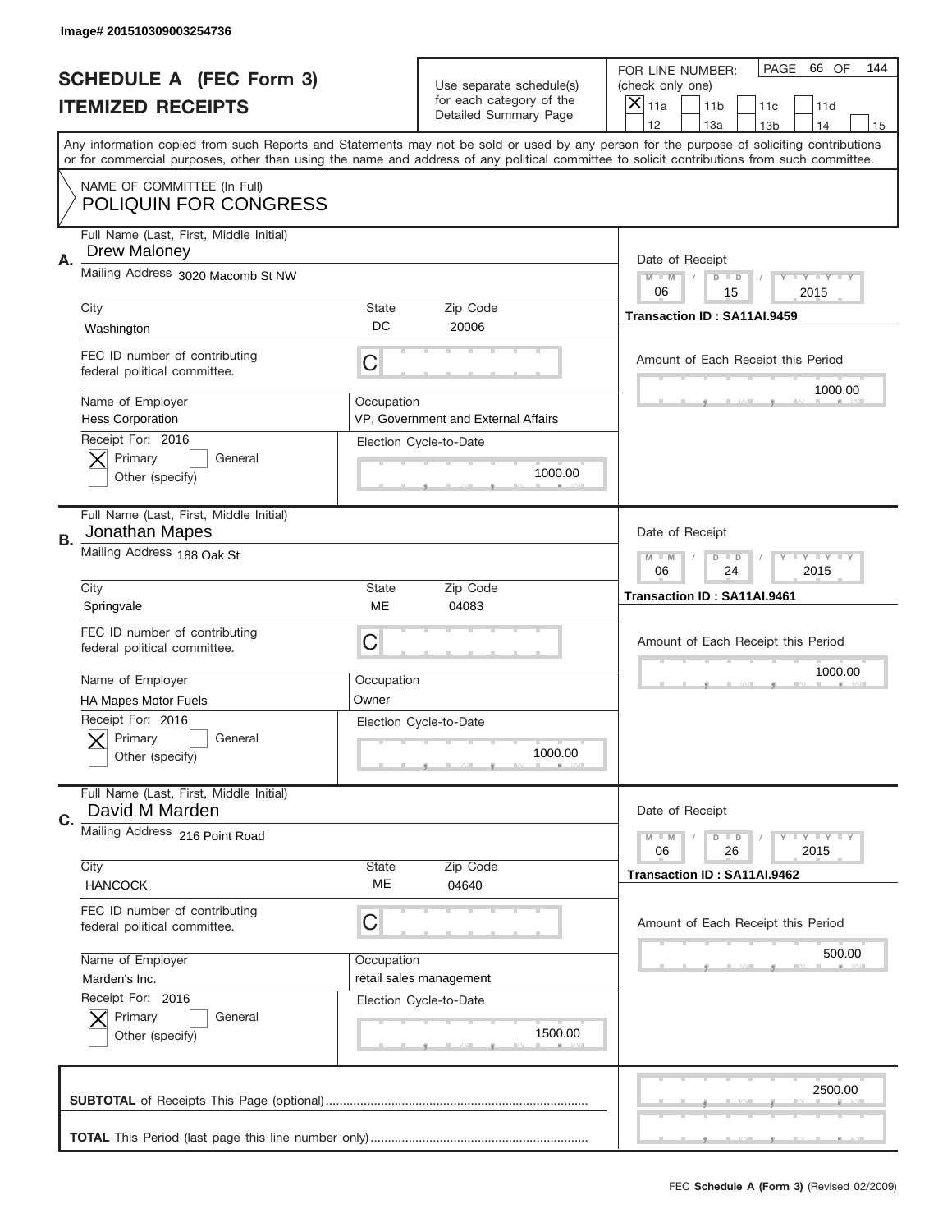Image# 201510309003254736

# SCHEDULE A (FEC Form 3)
## ITEMIZED RECEIPTS

Use separate schedule(s) for each category of the Detailed Summary Page

FOR LINE NUMBER: (check only one)

- [X] 11a
- [ ] 11b
- [ ] 11c
- [ ] 11d
- [ ] 12
- [ ] 13a
- [ ] 13b
- [ ] 14
- [ ] 15

PAGE 66 OF 144

Any information copied from such Reports and Statements may not be sold or used by any person for the purpose of soliciting contributions or for commercial purposes, other than using the name and address of any political committee to solicit contributions from such committee.

NAME OF COMMITTEE (In Full)
POLIQUIN FOR CONGRESS

---

**A.** Full Name (Last, First, Middle Initial): Drew Maloney

Mailing Address: 3020 Macomb St NW

City: Washington | State: DC | Zip Code: 20006

FEC ID number of contributing federal political committee: C

Name of Employer: Hess Corporation

Occupation: VP, Government and External Affairs

Receipt For: 2016 — [X] Primary [ ] General [ ] Other (specify)

Election Cycle-to-Date: 1000.00

Date of Receipt: 06 / 15 / 2015

Transaction ID : SA11AI.9459

Amount of Each Receipt this Period: 1000.00

---

**B.** Full Name (Last, First, Middle Initial): Jonathan Mapes

Mailing Address: 188 Oak St

City: Springvale | State: ME | Zip Code: 04083

FEC ID number of contributing federal political committee: C

Name of Employer: HA Mapes Motor Fuels

Occupation: Owner

Receipt For: 2016 — [X] Primary [ ] General [ ] Other (specify)

Election Cycle-to-Date: 1000.00

Date of Receipt: 06 / 24 / 2015

Transaction ID : SA11AI.9461

Amount of Each Receipt this Period: 1000.00

---

**C.** Full Name (Last, First, Middle Initial): David M Marden

Mailing Address: 216 Point Road

City: HANCOCK | State: ME | Zip Code: 04640

FEC ID number of contributing federal political committee: C

Name of Employer: Marden's Inc.

Occupation: retail sales management

Receipt For: 2016 — [X] Primary [ ] General [ ] Other (specify)

Election Cycle-to-Date: 1500.00

Date of Receipt: 06 / 26 / 2015

Transaction ID : SA11AI.9462

Amount of Each Receipt this Period: 500.00

---

**SUBTOTAL** of Receipts This Page (optional): 2500.00

**TOTAL** This Period (last page this line number only):

FEC **Schedule A (Form 3)** (Revised 02/2009)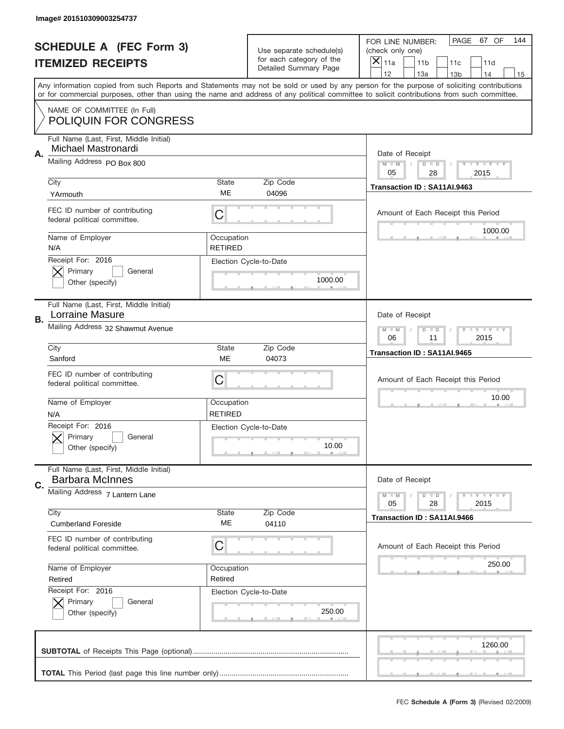Image# 201510309003254737

# SCHEDULE A (FEC Form 3)
## ITEMIZED RECEIPTS

Use separate schedule(s) for each category of the Detailed Summary Page

FOR LINE NUMBER: (check only one)

- [x] 11a
- [ ] 11b
- [ ] 11c
- [ ] 11d
- [ ] 12
- [ ] 13a
- [ ] 13b
- [ ] 14
- [ ] 15

PAGE 67 OF 144

Any information copied from such Reports and Statements may not be sold or used by any person for the purpose of soliciting contributions or for commercial purposes, other than using the name and address of any political committee to solicit contributions from such committee.

NAME OF COMMITTEE (In Full)
**POLIQUIN FOR CONGRESS**

---

**A.**
Full Name (Last, First, Middle Initial): Michael Mastronardi
Mailing Address: PO Box 800
City: YArmouth | State: ME | Zip Code: 04096
FEC ID number of contributing federal political committee: C
Name of Employer: N/A
Occupation: RETIRED
Receipt For: 2016 — [x] Primary [ ] General [ ] Other (specify)
Election Cycle-to-Date: 1000.00
Date of Receipt: 05 / 28 / 2015
Transaction ID : SA11AI.9463
Amount of Each Receipt this Period: 1000.00

---

**B.**
Full Name (Last, First, Middle Initial): Lorraine Masure
Mailing Address: 32 Shawmut Avenue
City: Sanford | State: ME | Zip Code: 04073
FEC ID number of contributing federal political committee: C
Name of Employer: N/A
Occupation: RETIRED
Receipt For: 2016 — [x] Primary [ ] General [ ] Other (specify)
Election Cycle-to-Date: 10.00
Date of Receipt: 06 / 11 / 2015
Transaction ID : SA11AI.9465
Amount of Each Receipt this Period: 10.00

---

**C.**
Full Name (Last, First, Middle Initial): Barbara McInnes
Mailing Address: 7 Lantern Lane
City: Cumberland Foreside | State: ME | Zip Code: 04110
FEC ID number of contributing federal political committee: C
Name of Employer: Retired
Occupation: Retired
Receipt For: 2016 — [x] Primary [ ] General [ ] Other (specify)
Election Cycle-to-Date: 250.00
Date of Receipt: 05 / 28 / 2015
Transaction ID : SA11AI.9466
Amount of Each Receipt this Period: 250.00

---

**SUBTOTAL** of Receipts This Page (optional): 1260.00

**TOTAL** This Period (last page this line number only):

FEC **Schedule A (Form 3)** (Revised 02/2009)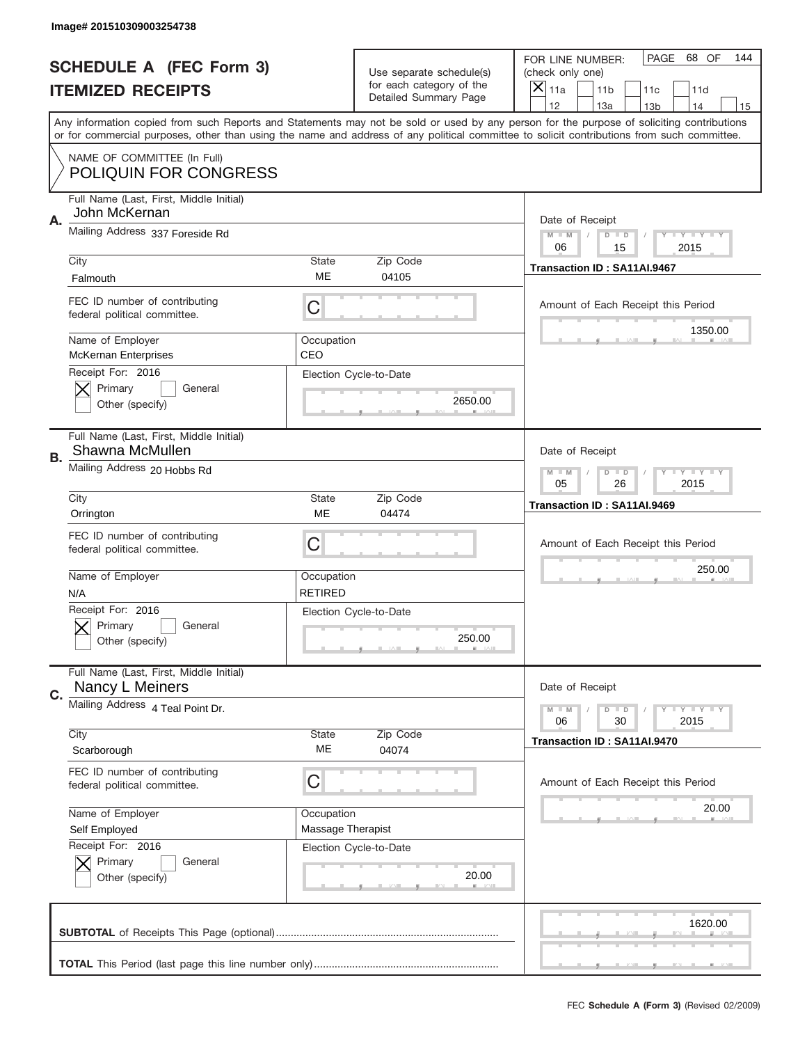Image# 201510309003254738

# SCHEDULE A (FEC Form 3)
## ITEMIZED RECEIPTS

Use separate schedule(s) for each category of the Detailed Summary Page

FOR LINE NUMBER: (check only one)
[X] 11a [ ] 11b [ ] 11c [ ] 11d [ ] 12 [ ] 13a [ ] 13b [ ] 14 [ ] 15

PAGE 68 OF 144

Any information copied from such Reports and Statements may not be sold or used by any person for the purpose of soliciting contributions or for commercial purposes, other than using the name and address of any political committee to solicit contributions from such committee.

NAME OF COMMITTEE (In Full)
POLIQUIN FOR CONGRESS

---

**A.** Full Name (Last, First, Middle Initial): John McKernan
Mailing Address: 337 Foreside Rd
City: Falmouth | State: ME | Zip Code: 04105
FEC ID number of contributing federal political committee: C
Name of Employer: McKernan Enterprises | Occupation: CEO
Receipt For: 2016 — [X] Primary [ ] General [ ] Other (specify)
Election Cycle-to-Date: 2650.00
Date of Receipt: 06 / 15 / 2015
Transaction ID : SA11AI.9467
Amount of Each Receipt this Period: 1350.00

---

**B.** Full Name (Last, First, Middle Initial): Shawna McMullen
Mailing Address: 20 Hobbs Rd
City: Orrington | State: ME | Zip Code: 04474
FEC ID number of contributing federal political committee: C
Name of Employer: N/A | Occupation: RETIRED
Receipt For: 2016 — [X] Primary [ ] General [ ] Other (specify)
Election Cycle-to-Date: 250.00
Date of Receipt: 05 / 26 / 2015
Transaction ID : SA11AI.9469
Amount of Each Receipt this Period: 250.00

---

**C.** Full Name (Last, First, Middle Initial): Nancy L Meiners
Mailing Address: 4 Teal Point Dr.
City: Scarborough | State: ME | Zip Code: 04074
FEC ID number of contributing federal political committee: C
Name of Employer: Self Employed | Occupation: Massage Therapist
Receipt For: 2016 — [X] Primary [ ] General [ ] Other (specify)
Election Cycle-to-Date: 20.00
Date of Receipt: 06 / 30 / 2015
Transaction ID : SA11AI.9470
Amount of Each Receipt this Period: 20.00

---

**SUBTOTAL** of Receipts This Page (optional): 1620.00

**TOTAL** This Period (last page this line number only):

FEC **Schedule A (Form 3)** (Revised 02/2009)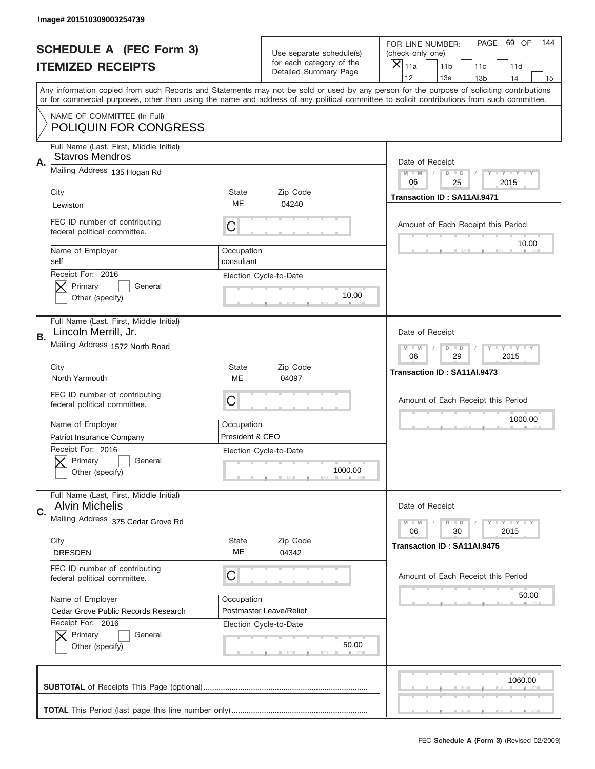Image# 201510309003254739

# SCHEDULE A (FEC Form 3)
## ITEMIZED RECEIPTS

Use separate schedule(s) for each category of the Detailed Summary Page

FOR LINE NUMBER: (check only one)
- [X] 11a
- [ ] 11b
- [ ] 11c
- [ ] 11d
- [ ] 12
- [ ] 13a
- [ ] 13b
- [ ] 14
- [ ] 15

PAGE 69 OF 144

Any information copied from such Reports and Statements may not be sold or used by any person for the purpose of soliciting contributions or for commercial purposes, other than using the name and address of any political committee to solicit contributions from such committee.

NAME OF COMMITTEE (In Full)
POLIQUIN FOR CONGRESS

---

**A.** Full Name (Last, First, Middle Initial): Stavros Mendros

Mailing Address: 135 Hogan Rd

City: Lewiston | State: ME | Zip Code: 04240

FEC ID number of contributing federal political committee: C

Name of Employer: self

Occupation: consultant

Receipt For: 2016
- [X] Primary
- [ ] General
- Other (specify)

Election Cycle-to-Date: 10.00

Date of Receipt: 06 / 25 / 2015

Transaction ID : SA11AI.9471

Amount of Each Receipt this Period: 10.00

---

**B.** Full Name (Last, First, Middle Initial): Lincoln Merrill, Jr.

Mailing Address: 1572 North Road

City: North Yarmouth | State: ME | Zip Code: 04097

FEC ID number of contributing federal political committee: C

Name of Employer: Patriot Insurance Company

Occupation: President & CEO

Receipt For: 2016
- [X] Primary
- [ ] General
- Other (specify)

Election Cycle-to-Date: 1000.00

Date of Receipt: 06 / 29 / 2015

Transaction ID : SA11AI.9473

Amount of Each Receipt this Period: 1000.00

---

**C.** Full Name (Last, First, Middle Initial): Alvin Michelis

Mailing Address: 375 Cedar Grove Rd

City: DRESDEN | State: ME | Zip Code: 04342

FEC ID number of contributing federal political committee: C

Name of Employer: Cedar Grove Public Records Research

Occupation: Postmaster Leave/Relief

Receipt For: 2016
- [X] Primary
- [ ] General
- Other (specify)

Election Cycle-to-Date: 50.00

Date of Receipt: 06 / 30 / 2015

Transaction ID : SA11AI.9475

Amount of Each Receipt this Period: 50.00

---

**SUBTOTAL** of Receipts This Page (optional): 1060.00

**TOTAL** This Period (last page this line number only):

FEC **Schedule A (Form 3)** (Revised 02/2009)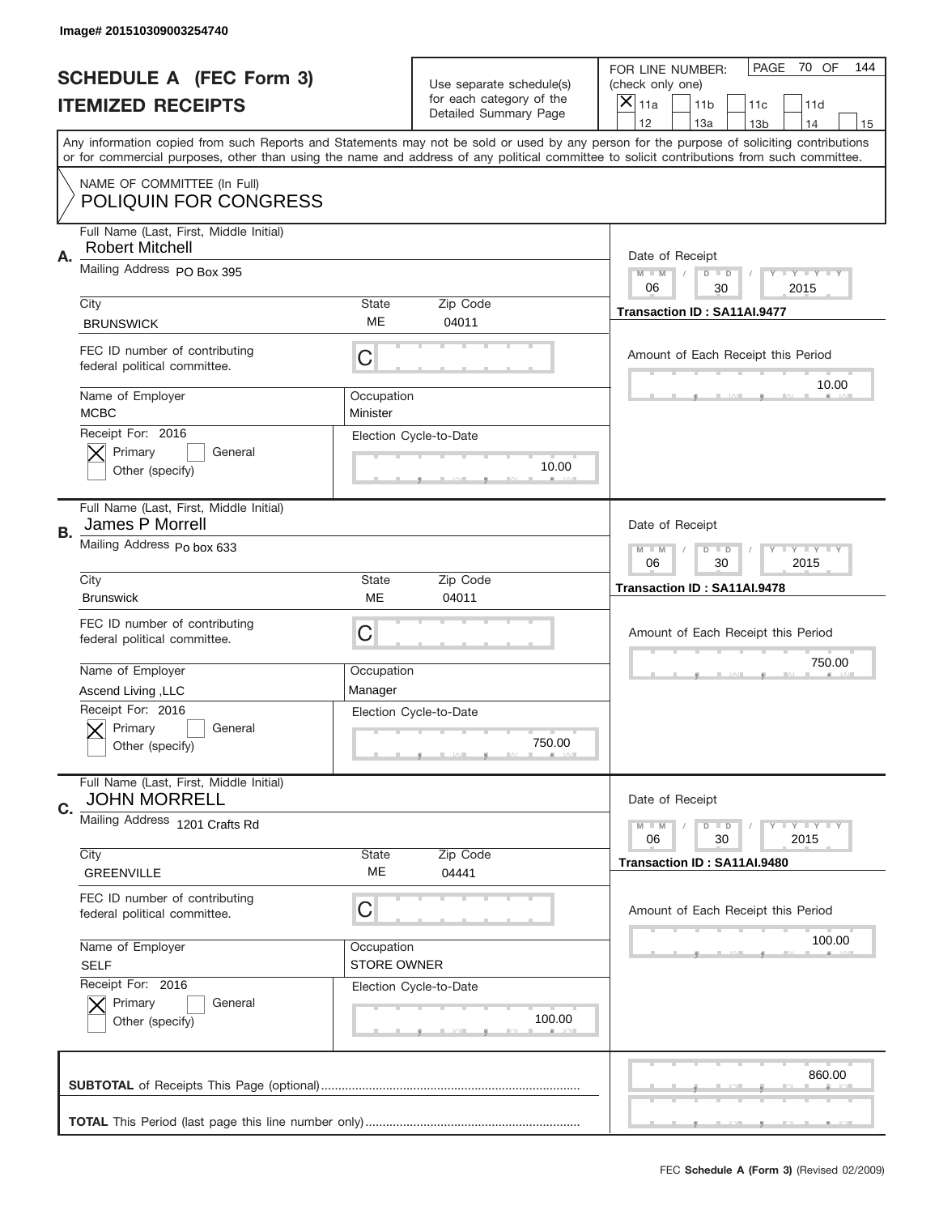Image# 201510309003254740

# SCHEDULE A (FEC Form 3)
## ITEMIZED RECEIPTS

Use separate schedule(s) for each category of the Detailed Summary Page

FOR LINE NUMBER: (check only one)
[X] 11a [ ] 11b [ ] 11c [ ] 11d [ ] 12 [ ] 13a [ ] 13b [ ] 14 [ ] 15

PAGE 70 OF 144

Any information copied from such Reports and Statements may not be sold or used by any person for the purpose of soliciting contributions or for commercial purposes, other than using the name and address of any political committee to solicit contributions from such committee.

NAME OF COMMITTEE (In Full)
POLIQUIN FOR CONGRESS

---

**A.** Full Name (Last, First, Middle Initial): Robert Mitchell

Mailing Address: PO Box 395

City: BRUNSWICK | State: ME | Zip Code: 04011

FEC ID number of contributing federal political committee: C

Name of Employer: MCBC | Occupation: Minister

Receipt For: 2016 — [X] Primary [ ] General [ ] Other (specify)

Election Cycle-to-Date: 10.00

Date of Receipt: 06 / 30 / 2015

Transaction ID : SA11AI.9477

Amount of Each Receipt this Period: 10.00

---

**B.** Full Name (Last, First, Middle Initial): James P Morrell

Mailing Address: Po box 633

City: Brunswick | State: ME | Zip Code: 04011

FEC ID number of contributing federal political committee: C

Name of Employer: Ascend Living ,LLC | Occupation: Manager

Receipt For: 2016 — [X] Primary [ ] General [ ] Other (specify)

Election Cycle-to-Date: 750.00

Date of Receipt: 06 / 30 / 2015

Transaction ID : SA11AI.9478

Amount of Each Receipt this Period: 750.00

---

**C.** Full Name (Last, First, Middle Initial): JOHN MORRELL

Mailing Address: 1201 Crafts Rd

City: GREENVILLE | State: ME | Zip Code: 04441

FEC ID number of contributing federal political committee: C

Name of Employer: SELF | Occupation: STORE OWNER

Receipt For: 2016 — [X] Primary [ ] General [ ] Other (specify)

Election Cycle-to-Date: 100.00

Date of Receipt: 06 / 30 / 2015

Transaction ID : SA11AI.9480

Amount of Each Receipt this Period: 100.00

---

**SUBTOTAL** of Receipts This Page (optional): 860.00

**TOTAL** This Period (last page this line number only):

FEC **Schedule A (Form 3)** (Revised 02/2009)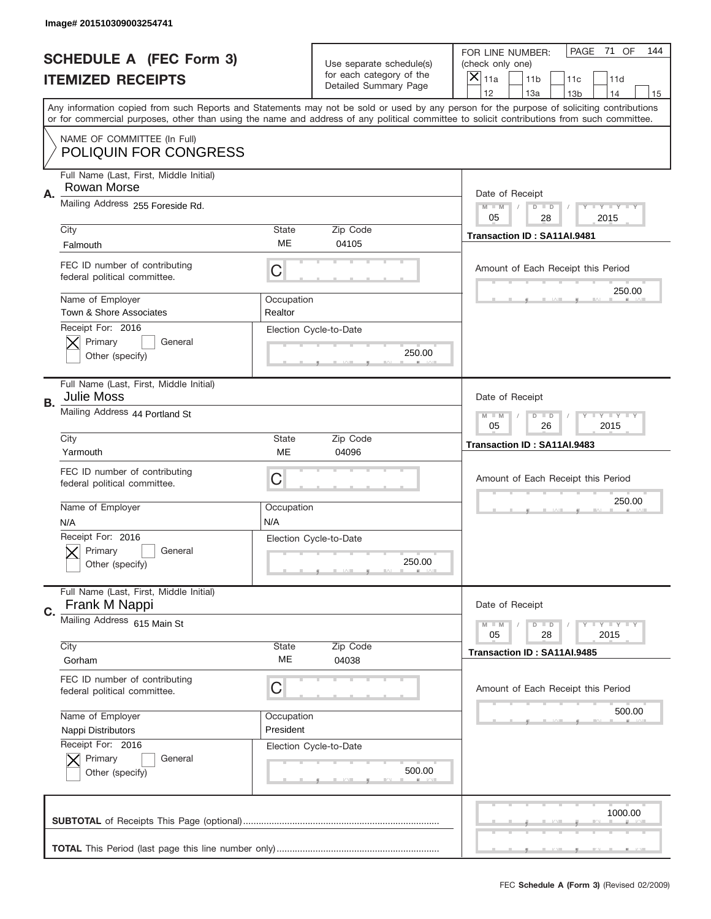Image# 201510309003254741

# SCHEDULE A (FEC Form 3)
## ITEMIZED RECEIPTS

Use separate schedule(s) for each category of the Detailed Summary Page

FOR LINE NUMBER: (check only one)
[X] 11a  [ ] 11b  [ ] 11c  [ ] 11d  [ ] 12  [ ] 13a  [ ] 13b  [ ] 14  [ ] 15

PAGE 71 OF 144

Any information copied from such Reports and Statements may not be sold or used by any person for the purpose of soliciting contributions or for commercial purposes, other than using the name and address of any political committee to solicit contributions from such committee.

NAME OF COMMITTEE (In Full)
POLIQUIN FOR CONGRESS

---

**A.** Full Name (Last, First, Middle Initial): Rowan Morse
Mailing Address: 255 Foreside Rd.
City: Falmouth | State: ME | Zip Code: 04105
FEC ID number of contributing federal political committee: C
Name of Employer: Town & Shore Associates
Occupation: Realtor
Receipt For: 2016 [X] Primary [ ] General [ ] Other (specify)
Election Cycle-to-Date: 250.00
Date of Receipt: 05 / 28 / 2015
Transaction ID : SA11AI.9481
Amount of Each Receipt this Period: 250.00

---

**B.** Full Name (Last, First, Middle Initial): Julie Moss
Mailing Address: 44 Portland St
City: Yarmouth | State: ME | Zip Code: 04096
FEC ID number of contributing federal political committee: C
Name of Employer: N/A
Occupation: N/A
Receipt For: 2016 [X] Primary [ ] General [ ] Other (specify)
Election Cycle-to-Date: 250.00
Date of Receipt: 05 / 26 / 2015
Transaction ID : SA11AI.9483
Amount of Each Receipt this Period: 250.00

---

**C.** Full Name (Last, First, Middle Initial): Frank M Nappi
Mailing Address: 615 Main St
City: Gorham | State: ME | Zip Code: 04038
FEC ID number of contributing federal political committee: C
Name of Employer: Nappi Distributors
Occupation: President
Receipt For: 2016 [X] Primary [ ] General [ ] Other (specify)
Election Cycle-to-Date: 500.00
Date of Receipt: 05 / 28 / 2015
Transaction ID : SA11AI.9485
Amount of Each Receipt this Period: 500.00

---

**SUBTOTAL** of Receipts This Page (optional): 1000.00

**TOTAL** This Period (last page this line number only):

FEC **Schedule A (Form 3)** (Revised 02/2009)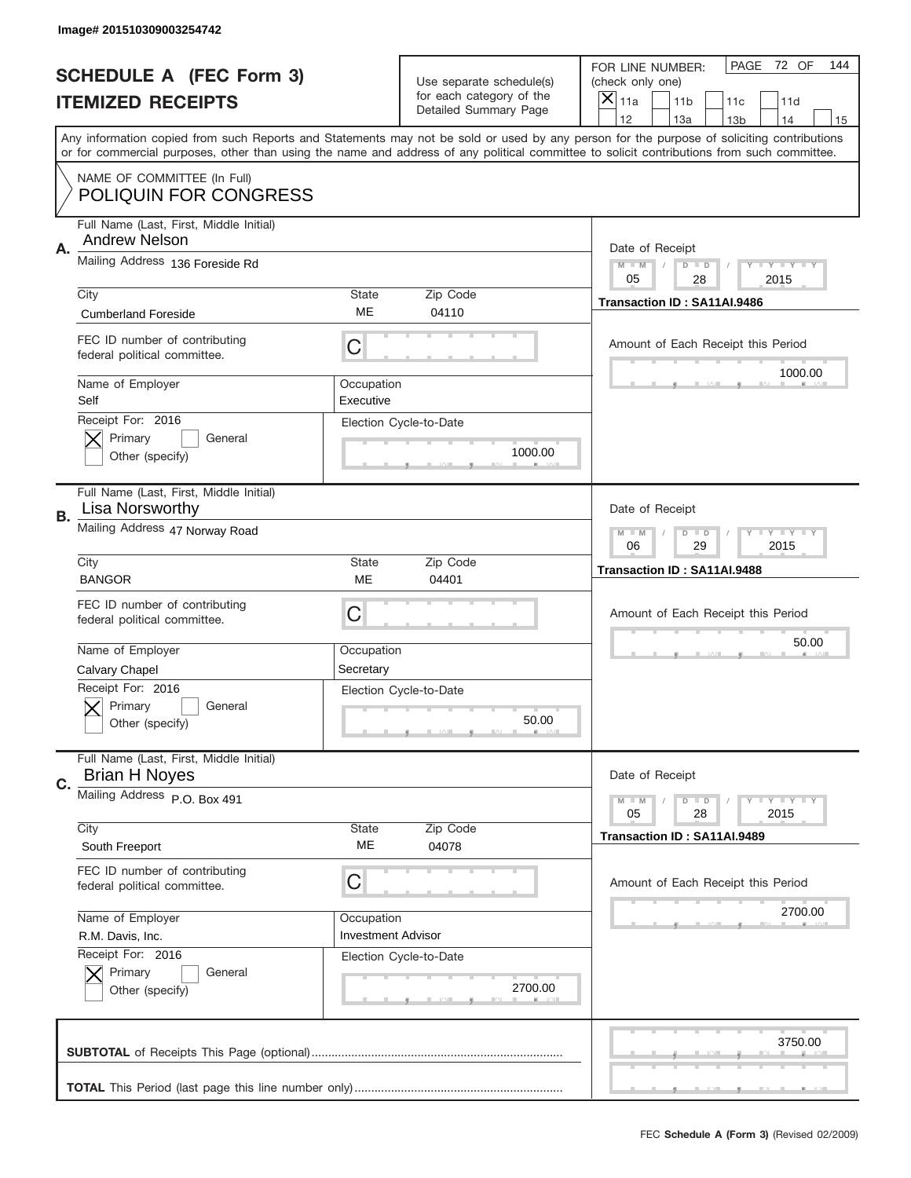Image# 201510309003254742

# SCHEDULE A (FEC Form 3)
## ITEMIZED RECEIPTS

Use separate schedule(s) for each category of the Detailed Summary Page

FOR LINE NUMBER: (check only one)
[X] 11a  [ ] 11b  [ ] 11c  [ ] 11d  [ ] 12  [ ] 13a  [ ] 13b  [ ] 14  [ ] 15

Any information copied from such Reports and Statements may not be sold or used by any person for the purpose of soliciting contributions or for commercial purposes, other than using the name and address of any political committee to solicit contributions from such committee.

NAME OF COMMITTEE (In Full)
POLIQUIN FOR CONGRESS

---

**A.** Full Name (Last, First, Middle Initial): Andrew Nelson
Mailing Address: 136 Foreside Rd
City: Cumberland Foreside | State: ME | Zip Code: 04110
FEC ID number of contributing federal political committee: C
Name of Employer: Self | Occupation: Executive
Receipt For: 2016 — [X] Primary [ ] General [ ] Other (specify)
Election Cycle-to-Date: 1000.00
Date of Receipt: 05 / 28 / 2015
Transaction ID : SA11AI.9486
Amount of Each Receipt this Period: 1000.00

---

**B.** Full Name (Last, First, Middle Initial): Lisa Norsworthy
Mailing Address: 47 Norway Road
City: BANGOR | State: ME | Zip Code: 04401
FEC ID number of contributing federal political committee: C
Name of Employer: Calvary Chapel | Occupation: Secretary
Receipt For: 2016 — [X] Primary [ ] General [ ] Other (specify)
Election Cycle-to-Date: 50.00
Date of Receipt: 06 / 29 / 2015
Transaction ID : SA11AI.9488
Amount of Each Receipt this Period: 50.00

---

**C.** Full Name (Last, First, Middle Initial): Brian H Noyes
Mailing Address: P.O. Box 491
City: South Freeport | State: ME | Zip Code: 04078
FEC ID number of contributing federal political committee: C
Name of Employer: R.M. Davis, Inc. | Occupation: Investment Advisor
Receipt For: 2016 — [X] Primary [ ] General [ ] Other (specify)
Election Cycle-to-Date: 2700.00
Date of Receipt: 05 / 28 / 2015
Transaction ID : SA11AI.9489
Amount of Each Receipt this Period: 2700.00

---

**SUBTOTAL** of Receipts This Page (optional): 3750.00

**TOTAL** This Period (last page this line number only):

FEC **Schedule A (Form 3)** (Revised 02/2009)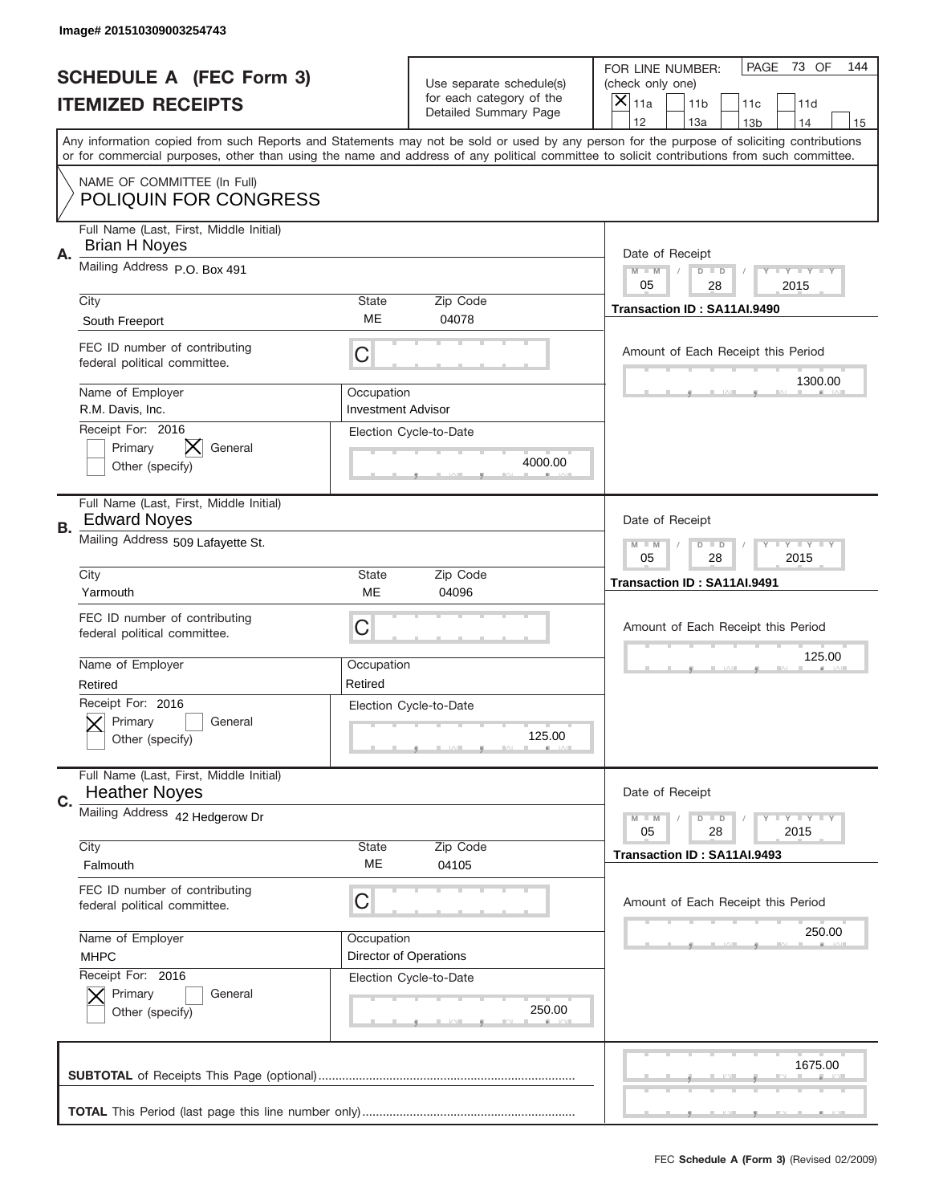Image# 201510309003254743

# SCHEDULE A (FEC Form 3)
# ITEMIZED RECEIPTS

Use separate schedule(s) for each category of the Detailed Summary Page

FOR LINE NUMBER: (check only one)
[X] 11a [ ] 11b [ ] 11c [ ] 11d [ ] 12 [ ] 13a [ ] 13b [ ] 14 [ ] 15

PAGE 73 OF 144

Any information copied from such Reports and Statements may not be sold or used by any person for the purpose of soliciting contributions or for commercial purposes, other than using the name and address of any political committee to solicit contributions from such committee.

NAME OF COMMITTEE (In Full)
POLIQUIN FOR CONGRESS

## A.
Full Name (Last, First, Middle Initial): Brian H Noyes
Mailing Address: P.O. Box 491
City: South Freeport
State: ME
Zip Code: 04078
FEC ID number of contributing federal political committee: C
Name of Employer: R.M. Davis, Inc.
Occupation: Investment Advisor
Receipt For: 2016 [ ] Primary [X] General [ ] Other (specify)
Election Cycle-to-Date: 4000.00
Date of Receipt: 05 / 28 / 2015
Transaction ID : SA11AI.9490
Amount of Each Receipt this Period: 1300.00

## B.
Full Name (Last, First, Middle Initial): Edward Noyes
Mailing Address: 509 Lafayette St.
City: Yarmouth
State: ME
Zip Code: 04096
FEC ID number of contributing federal political committee: C
Name of Employer: Retired
Occupation: Retired
Receipt For: 2016 [X] Primary [ ] General [ ] Other (specify)
Election Cycle-to-Date: 125.00
Date of Receipt: 05 / 28 / 2015
Transaction ID : SA11AI.9491
Amount of Each Receipt this Period: 125.00

## C.
Full Name (Last, First, Middle Initial): Heather Noyes
Mailing Address: 42 Hedgerow Dr
City: Falmouth
State: ME
Zip Code: 04105
FEC ID number of contributing federal political committee: C
Name of Employer: MHPC
Occupation: Director of Operations
Receipt For: 2016 [X] Primary [ ] General [ ] Other (specify)
Election Cycle-to-Date: 250.00
Date of Receipt: 05 / 28 / 2015
Transaction ID : SA11AI.9493
Amount of Each Receipt this Period: 250.00

**SUBTOTAL** of Receipts This Page (optional): 1675.00

**TOTAL** This Period (last page this line number only):

FEC **Schedule A (Form 3)** (Revised 02/2009)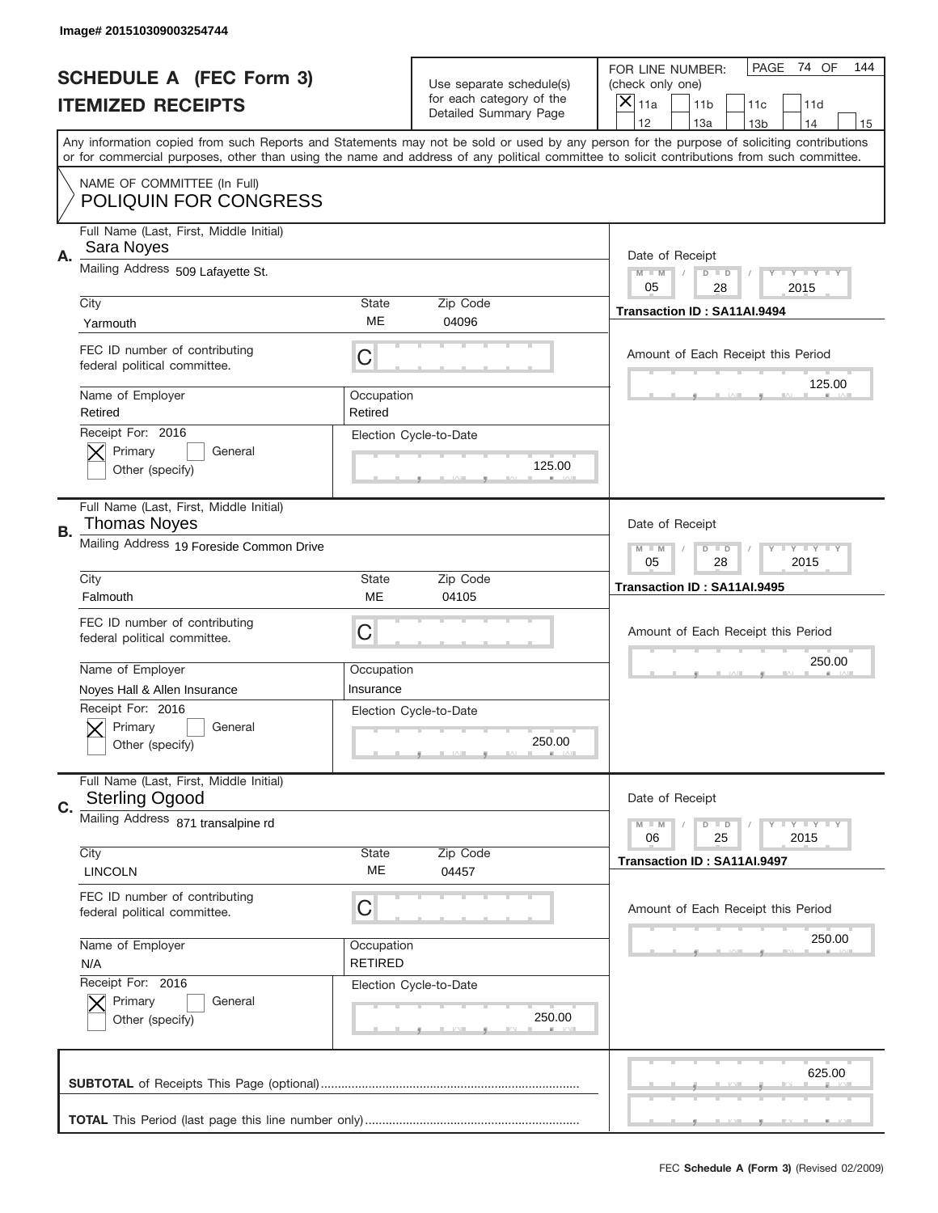Image# 201510309003254744

# SCHEDULE A (FEC Form 3)
## ITEMIZED RECEIPTS

Use separate schedule(s) for each category of the Detailed Summary Page

FOR LINE NUMBER: (check only one)
[X] 11a [ ] 11b [ ] 11c [ ] 11d [ ] 12 [ ] 13a [ ] 13b [ ] 14 [ ] 15

PAGE 74 OF 144

Any information copied from such Reports and Statements may not be sold or used by any person for the purpose of soliciting contributions or for commercial purposes, other than using the name and address of any political committee to solicit contributions from such committee.

NAME OF COMMITTEE (In Full)
POLIQUIN FOR CONGRESS

---

**A.**
Full Name (Last, First, Middle Initial): Sara Noyes
Mailing Address: 509 Lafayette St.
City: Yarmouth | State: ME | Zip Code: 04096
FEC ID number of contributing federal political committee: C
Name of Employer: Retired | Occupation: Retired
Receipt For: 2016 — [X] Primary [ ] General [ ] Other (specify)
Election Cycle-to-Date: 125.00
Date of Receipt: 05 / 28 / 2015
Transaction ID : SA11AI.9494
Amount of Each Receipt this Period: 125.00

---

**B.**
Full Name (Last, First, Middle Initial): Thomas Noyes
Mailing Address: 19 Foreside Common Drive
City: Falmouth | State: ME | Zip Code: 04105
FEC ID number of contributing federal political committee: C
Name of Employer: Noyes Hall & Allen Insurance | Occupation: Insurance
Receipt For: 2016 — [X] Primary [ ] General [ ] Other (specify)
Election Cycle-to-Date: 250.00
Date of Receipt: 05 / 28 / 2015
Transaction ID : SA11AI.9495
Amount of Each Receipt this Period: 250.00

---

**C.**
Full Name (Last, First, Middle Initial): Sterling Ogood
Mailing Address: 871 transalpine rd
City: LINCOLN | State: ME | Zip Code: 04457
FEC ID number of contributing federal political committee: C
Name of Employer: N/A | Occupation: RETIRED
Receipt For: 2016 — [X] Primary [ ] General [ ] Other (specify)
Election Cycle-to-Date: 250.00
Date of Receipt: 06 / 25 / 2015
Transaction ID : SA11AI.9497
Amount of Each Receipt this Period: 250.00

---

**SUBTOTAL** of Receipts This Page (optional): 625.00

**TOTAL** This Period (last page this line number only):

FEC **Schedule A (Form 3)** (Revised 02/2009)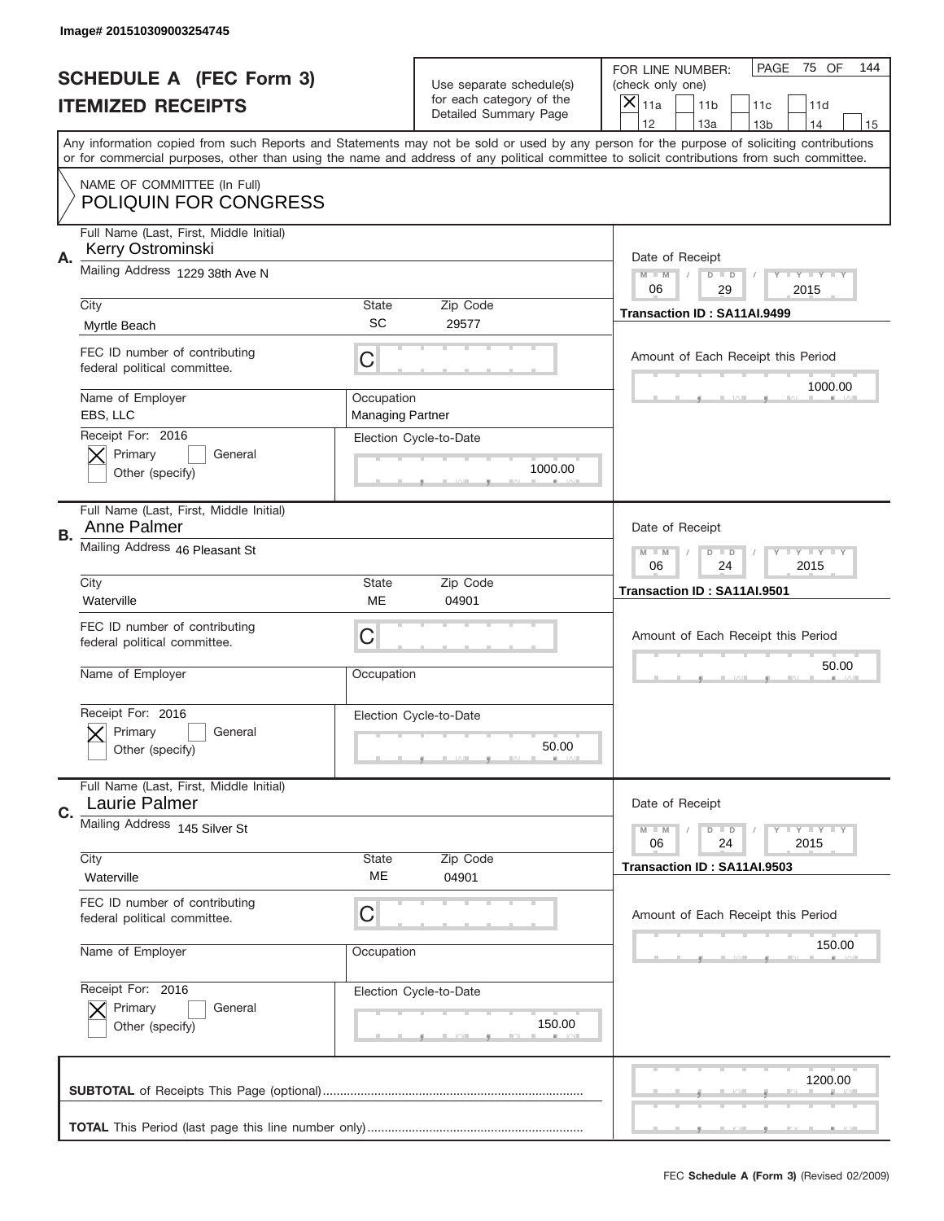Image# 201510309003254745

# SCHEDULE A (FEC Form 3)
## ITEMIZED RECEIPTS

Use separate schedule(s) for each category of the Detailed Summary Page

FOR LINE NUMBER: (check only one)
[X] 11a [ ] 11b [ ] 11c [ ] 11d [ ] 12 [ ] 13a [ ] 13b [ ] 14 [ ] 15

PAGE 75 OF 144

Any information copied from such Reports and Statements may not be sold or used by any person for the purpose of soliciting contributions or for commercial purposes, other than using the name and address of any political committee to solicit contributions from such committee.

NAME OF COMMITTEE (In Full)
POLIQUIN FOR CONGRESS

**A.** Full Name (Last, First, Middle Initial): Kerry Ostrominski
Mailing Address: 1229 38th Ave N
City: Myrtle Beach | State: SC | Zip Code: 29577
FEC ID number of contributing federal political committee: C
Name of Employer: EBS, LLC
Occupation: Managing Partner
Receipt For: 2016 — [X] Primary [ ] General [ ] Other (specify)
Election Cycle-to-Date: 1000.00
Date of Receipt: 06 / 29 / 2015
Transaction ID : SA11AI.9499
Amount of Each Receipt this Period: 1000.00

**B.** Full Name (Last, First, Middle Initial): Anne Palmer
Mailing Address: 46 Pleasant St
City: Waterville | State: ME | Zip Code: 04901
FEC ID number of contributing federal political committee: C
Name of Employer:
Occupation:
Receipt For: 2016 — [X] Primary [ ] General [ ] Other (specify)
Election Cycle-to-Date: 50.00
Date of Receipt: 06 / 24 / 2015
Transaction ID : SA11AI.9501
Amount of Each Receipt this Period: 50.00

**C.** Full Name (Last, First, Middle Initial): Laurie Palmer
Mailing Address: 145 Silver St
City: Waterville | State: ME | Zip Code: 04901
FEC ID number of contributing federal political committee: C
Name of Employer:
Occupation:
Receipt For: 2016 — [X] Primary [ ] General [ ] Other (specify)
Election Cycle-to-Date: 150.00
Date of Receipt: 06 / 24 / 2015
Transaction ID : SA11AI.9503
Amount of Each Receipt this Period: 150.00

**SUBTOTAL** of Receipts This Page (optional): 1200.00

**TOTAL** This Period (last page this line number only):

FEC **Schedule A (Form 3)** (Revised 02/2009)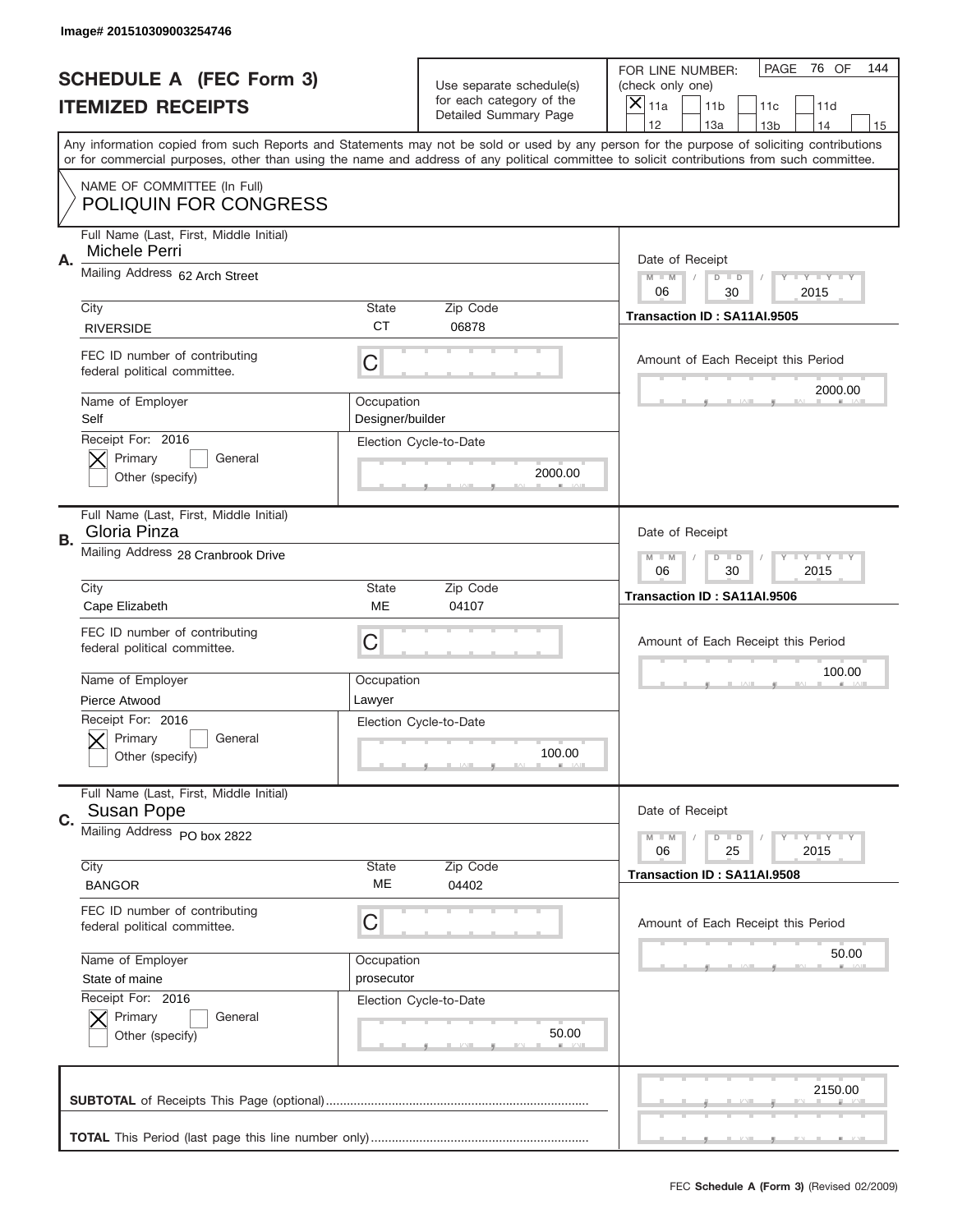Image# 201510309003254746

# SCHEDULE A (FEC Form 3)
## ITEMIZED RECEIPTS

Use separate schedule(s) for each category of the Detailed Summary Page

FOR LINE NUMBER: (check only one)

- [x] 11a
- [ ] 11b
- [ ] 11c
- [ ] 11d
- [ ] 12
- [ ] 13a
- [ ] 13b
- [ ] 14
- [ ] 15

PAGE 76 OF 144

Any information copied from such Reports and Statements may not be sold or used by any person for the purpose of soliciting contributions or for commercial purposes, other than using the name and address of any political committee to solicit contributions from such committee.

NAME OF COMMITTEE (In Full)
POLIQUIN FOR CONGRESS

---

**A.** Full Name (Last, First, Middle Initial): Michele Perri

Mailing Address: 62 Arch Street

City: RIVERSIDE | State: CT | Zip Code: 06878

FEC ID number of contributing federal political committee: C

Name of Employer: Self | Occupation: Designer/builder

Receipt For: 2016
- [x] Primary
- [ ] General
- Other (specify)

Election Cycle-to-Date: 2000.00

Date of Receipt: 06 / 30 / 2015

Transaction ID : SA11AI.9505

Amount of Each Receipt this Period: 2000.00

---

**B.** Full Name (Last, First, Middle Initial): Gloria Pinza

Mailing Address: 28 Cranbrook Drive

City: Cape Elizabeth | State: ME | Zip Code: 04107

FEC ID number of contributing federal political committee: C

Name of Employer: Pierce Atwood | Occupation: Lawyer

Receipt For: 2016
- [x] Primary
- [ ] General
- Other (specify)

Election Cycle-to-Date: 100.00

Date of Receipt: 06 / 30 / 2015

Transaction ID : SA11AI.9506

Amount of Each Receipt this Period: 100.00

---

**C.** Full Name (Last, First, Middle Initial): Susan Pope

Mailing Address: PO box 2822

City: BANGOR | State: ME | Zip Code: 04402

FEC ID number of contributing federal political committee: C

Name of Employer: State of maine | Occupation: prosecutor

Receipt For: 2016
- [x] Primary
- [ ] General
- Other (specify)

Election Cycle-to-Date: 50.00

Date of Receipt: 06 / 25 / 2015

Transaction ID : SA11AI.9508

Amount of Each Receipt this Period: 50.00

---

**SUBTOTAL** of Receipts This Page (optional): 2150.00

**TOTAL** This Period (last page this line number only):

FEC **Schedule A (Form 3)** (Revised 02/2009)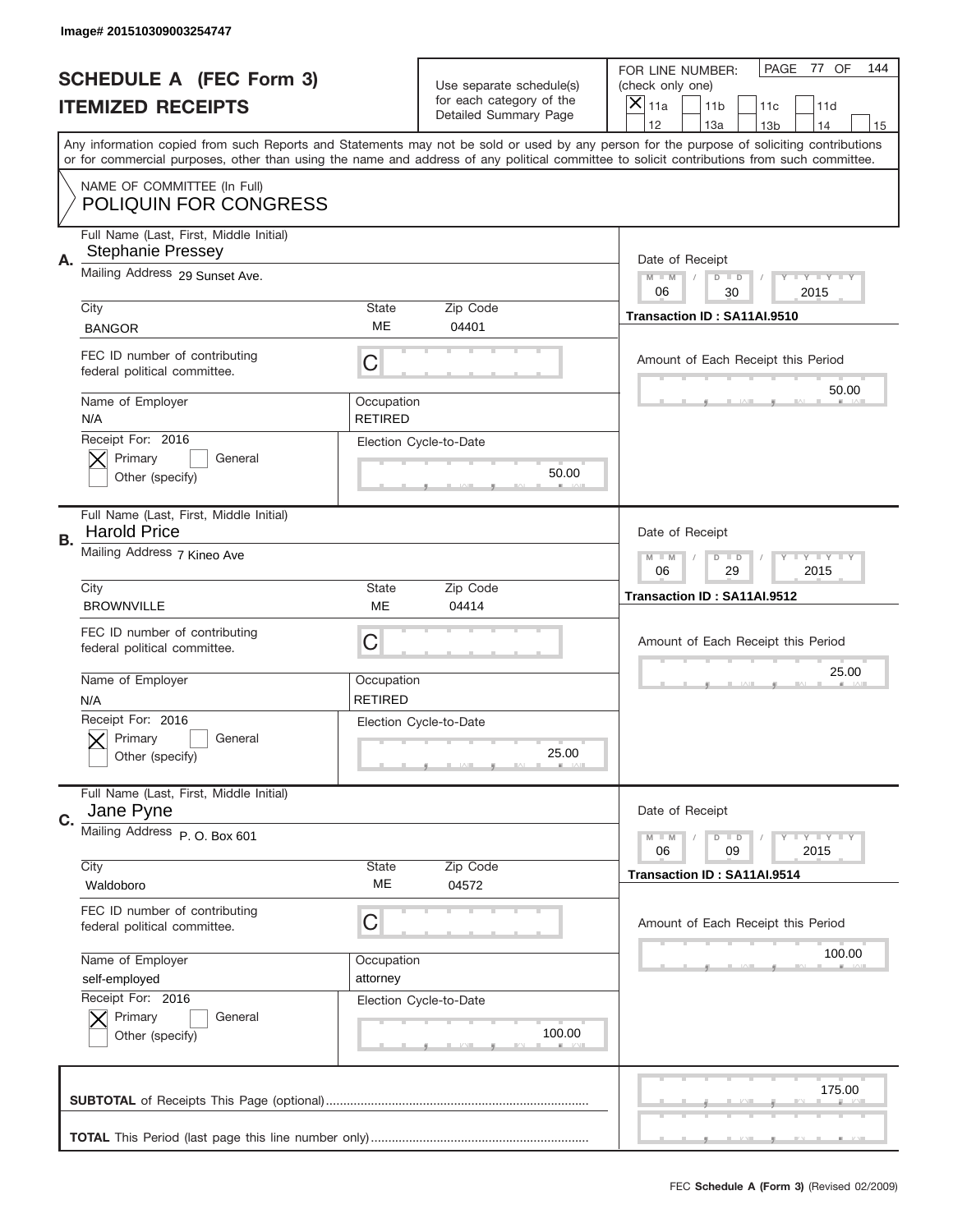Image# 201510309003254747

# SCHEDULE A (FEC Form 3)
## ITEMIZED RECEIPTS

Use separate schedule(s) for each category of the Detailed Summary Page

FOR LINE NUMBER: (check only one)
[X] 11a [ ] 11b [ ] 11c [ ] 11d [ ] 12 [ ] 13a [ ] 13b [ ] 14 [ ] 15

PAGE 77 OF 144

Any information copied from such Reports and Statements may not be sold or used by any person for the purpose of soliciting contributions or for commercial purposes, other than using the name and address of any political committee to solicit contributions from such committee.

NAME OF COMMITTEE (In Full)
POLIQUIN FOR CONGRESS

---

**A.** Full Name (Last, First, Middle Initial): Stephanie Pressey

Mailing Address: 29 Sunset Ave.

City: BANGOR | State: ME | Zip Code: 04401

FEC ID number of contributing federal political committee: C

Name of Employer: N/A | Occupation: RETIRED

Receipt For: 2016 — [X] Primary [ ] General [ ] Other (specify)

Election Cycle-to-Date: 50.00

Date of Receipt: 06 / 30 / 2015

Transaction ID : SA11AI.9510

Amount of Each Receipt this Period: 50.00

---

**B.** Full Name (Last, First, Middle Initial): Harold Price

Mailing Address: 7 Kineo Ave

City: BROWNVILLE | State: ME | Zip Code: 04414

FEC ID number of contributing federal political committee: C

Name of Employer: N/A | Occupation: RETIRED

Receipt For: 2016 — [X] Primary [ ] General [ ] Other (specify)

Election Cycle-to-Date: 25.00

Date of Receipt: 06 / 29 / 2015

Transaction ID : SA11AI.9512

Amount of Each Receipt this Period: 25.00

---

**C.** Full Name (Last, First, Middle Initial): Jane Pyne

Mailing Address: P. O. Box 601

City: Waldoboro | State: ME | Zip Code: 04572

FEC ID number of contributing federal political committee: C

Name of Employer: self-employed | Occupation: attorney

Receipt For: 2016 — [X] Primary [ ] General [ ] Other (specify)

Election Cycle-to-Date: 100.00

Date of Receipt: 06 / 09 / 2015

Transaction ID : SA11AI.9514

Amount of Each Receipt this Period: 100.00

---

**SUBTOTAL** of Receipts This Page (optional): 175.00

**TOTAL** This Period (last page this line number only):

FEC **Schedule A (Form 3)** (Revised 02/2009)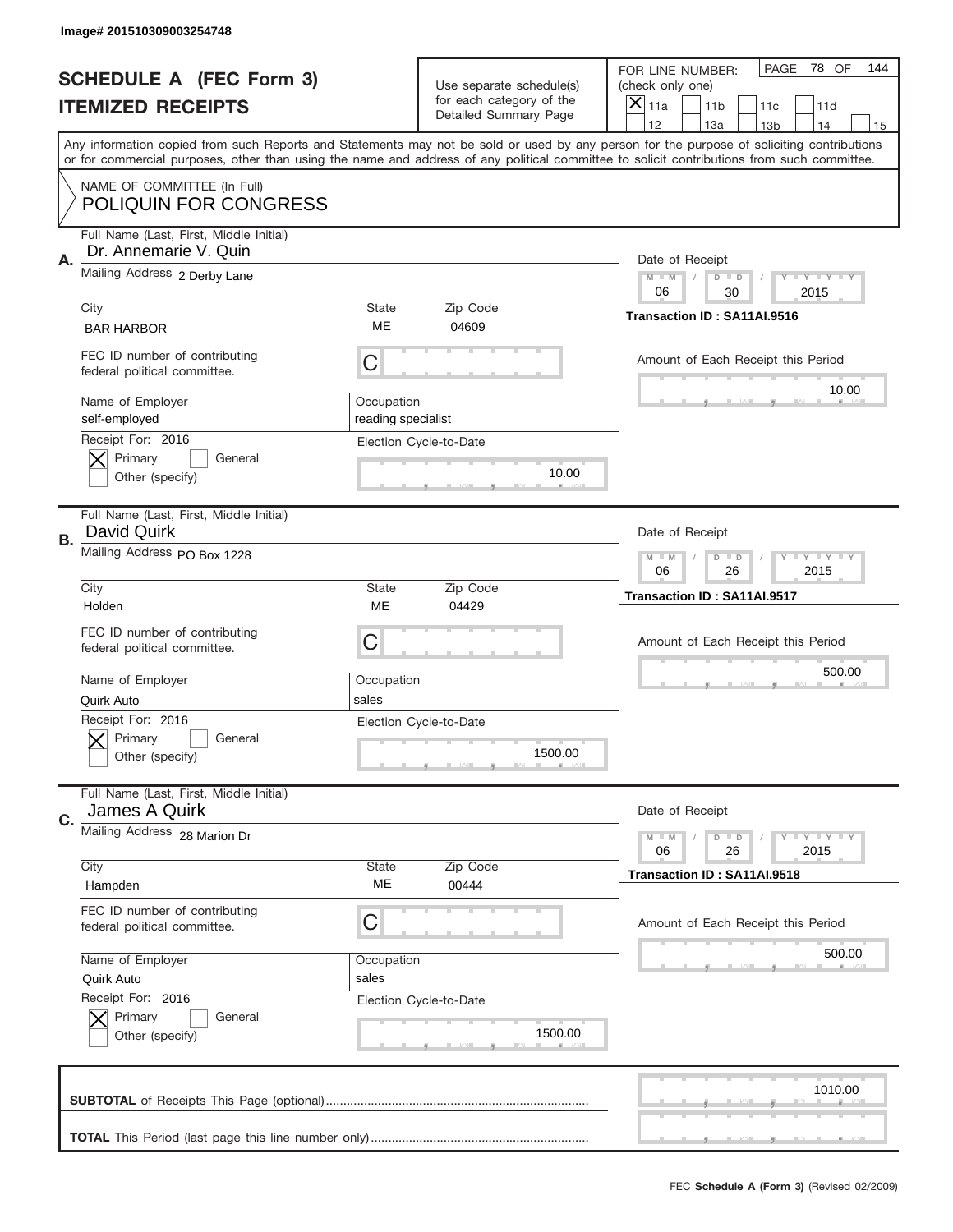Image# 201510309003254748

# SCHEDULE A (FEC Form 3)
## ITEMIZED RECEIPTS

Use separate schedule(s) for each category of the Detailed Summary Page

FOR LINE NUMBER: (check only one)
[X] 11a [ ] 11b [ ] 11c [ ] 11d [ ] 12 [ ] 13a [ ] 13b [ ] 14 [ ] 15

PAGE 78 OF 144

Any information copied from such Reports and Statements may not be sold or used by any person for the purpose of soliciting contributions or for commercial purposes, other than using the name and address of any political committee to solicit contributions from such committee.

NAME OF COMMITTEE (In Full)
POLIQUIN FOR CONGRESS

---

**A.** Full Name (Last, First, Middle Initial): Dr. Annemarie V. Quin
Mailing Address: 2 Derby Lane
City: BAR HARBOR | State: ME | Zip Code: 04609
FEC ID number of contributing federal political committee: C
Name of Employer: self-employed
Occupation: reading specialist
Receipt For: 2016 — [X] Primary [ ] General [ ] Other (specify)
Election Cycle-to-Date: 10.00
Date of Receipt: 06 / 30 / 2015
Transaction ID : SA11AI.9516
Amount of Each Receipt this Period: 10.00

---

**B.** Full Name (Last, First, Middle Initial): David Quirk
Mailing Address: PO Box 1228
City: Holden | State: ME | Zip Code: 04429
FEC ID number of contributing federal political committee: C
Name of Employer: Quirk Auto
Occupation: sales
Receipt For: 2016 — [X] Primary [ ] General [ ] Other (specify)
Election Cycle-to-Date: 1500.00
Date of Receipt: 06 / 26 / 2015
Transaction ID : SA11AI.9517
Amount of Each Receipt this Period: 500.00

---

**C.** Full Name (Last, First, Middle Initial): James A Quirk
Mailing Address: 28 Marion Dr
City: Hampden | State: ME | Zip Code: 00444
FEC ID number of contributing federal political committee: C
Name of Employer: Quirk Auto
Occupation: sales
Receipt For: 2016 — [X] Primary [ ] General [ ] Other (specify)
Election Cycle-to-Date: 1500.00
Date of Receipt: 06 / 26 / 2015
Transaction ID : SA11AI.9518
Amount of Each Receipt this Period: 500.00

---

**SUBTOTAL** of Receipts This Page (optional): 1010.00

**TOTAL** This Period (last page this line number only):

FEC Schedule A (Form 3) (Revised 02/2009)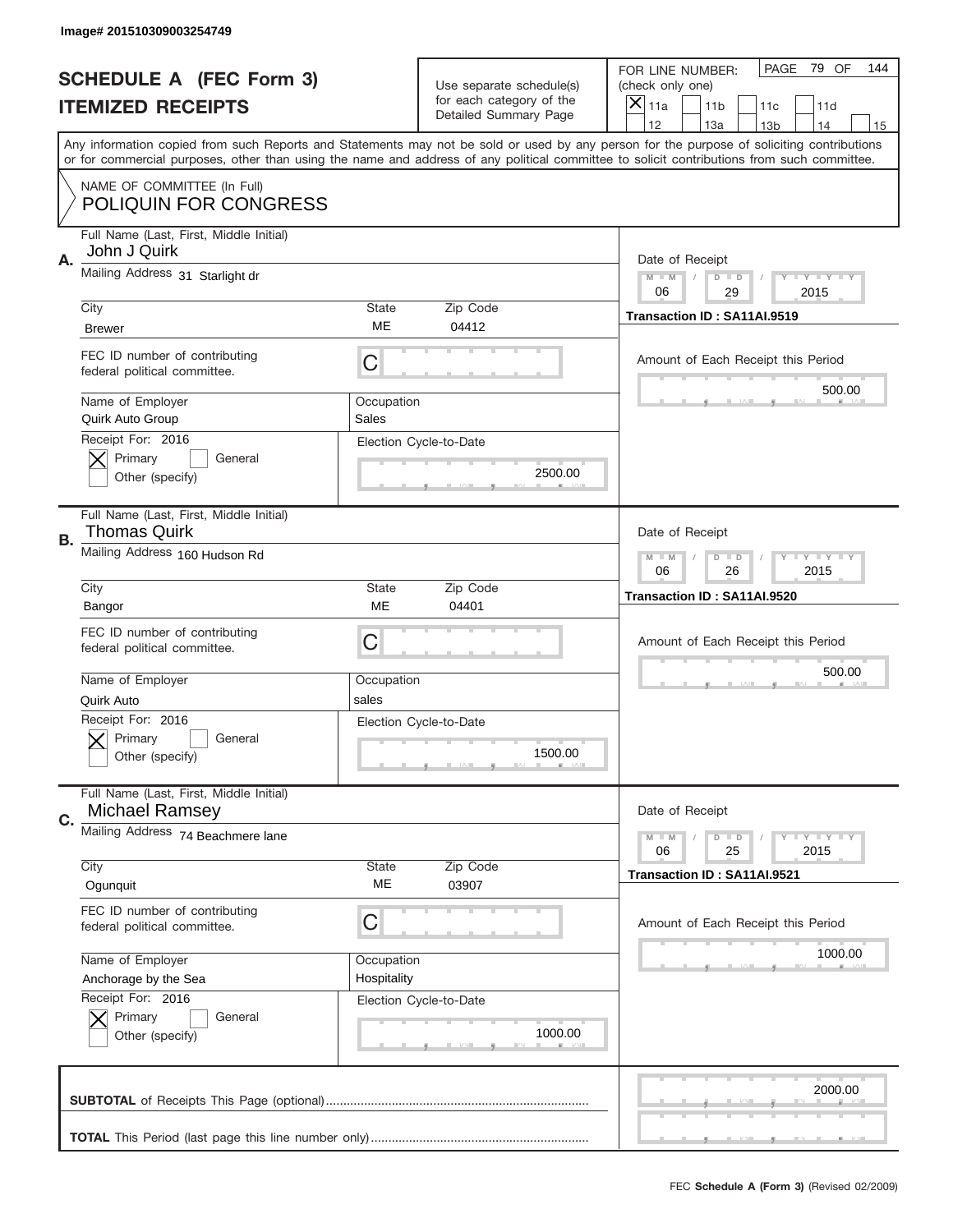Image# 201510309003254749

# SCHEDULE A (FEC Form 3)
## ITEMIZED RECEIPTS

Use separate schedule(s) for each category of the Detailed Summary Page

FOR LINE NUMBER: (check only one)
☒ 11a ☐ 11b ☐ 11c ☐ 11d ☐ 12 ☐ 13a ☐ 13b ☐ 14 ☐ 15

PAGE 79 OF 144

Any information copied from such Reports and Statements may not be sold or used by any person for the purpose of soliciting contributions or for commercial purposes, other than using the name and address of any political committee to solicit contributions from such committee.

NAME OF COMMITTEE (In Full)
POLIQUIN FOR CONGRESS

---

**A.**

Full Name (Last, First, Middle Initial): John J Quirk

Mailing Address: 31 Starlight dr

City: Brewer | State: ME | Zip Code: 04412

FEC ID number of contributing federal political committee: C

Name of Employer: Quirk Auto Group | Occupation: Sales

Receipt For: 2016 ☒ Primary ☐ General ☐ Other (specify)

Election Cycle-to-Date: 2500.00

Date of Receipt: 06 / 29 / 2015

Transaction ID : SA11AI.9519

Amount of Each Receipt this Period: 500.00

---

**B.**

Full Name (Last, First, Middle Initial): Thomas Quirk

Mailing Address: 160 Hudson Rd

City: Bangor | State: ME | Zip Code: 04401

FEC ID number of contributing federal political committee: C

Name of Employer: Quirk Auto | Occupation: sales

Receipt For: 2016 ☒ Primary ☐ General ☐ Other (specify)

Election Cycle-to-Date: 1500.00

Date of Receipt: 06 / 26 / 2015

Transaction ID : SA11AI.9520

Amount of Each Receipt this Period: 500.00

---

**C.**

Full Name (Last, First, Middle Initial): Michael Ramsey

Mailing Address: 74 Beachmere lane

City: Ogunquit | State: ME | Zip Code: 03907

FEC ID number of contributing federal political committee: C

Name of Employer: Anchorage by the Sea | Occupation: Hospitality

Receipt For: 2016 ☒ Primary ☐ General ☐ Other (specify)

Election Cycle-to-Date: 1000.00

Date of Receipt: 06 / 25 / 2015

Transaction ID : SA11AI.9521

Amount of Each Receipt this Period: 1000.00

---

**SUBTOTAL** of Receipts This Page (optional): 2000.00

**TOTAL** This Period (last page this line number only):

FEC Schedule A (Form 3) (Revised 02/2009)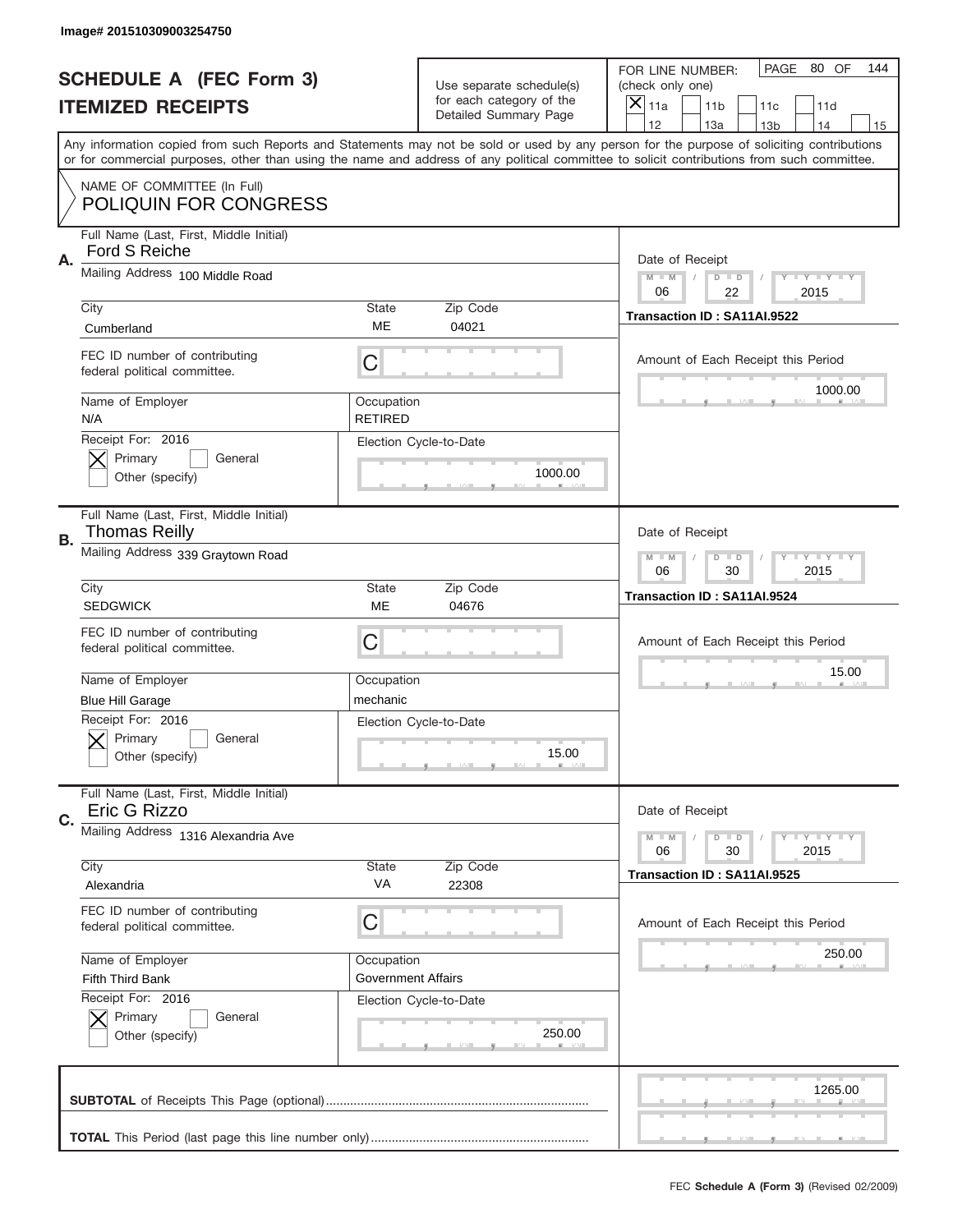Image# 201510309003254750

# SCHEDULE A (FEC Form 3)
## ITEMIZED RECEIPTS

Use separate schedule(s) for each category of the Detailed Summary Page

FOR LINE NUMBER: (check only one)

- [X] 11a
- [ ] 11b
- [ ] 11c
- [ ] 11d
- [ ] 12
- [ ] 13a
- [ ] 13b
- [ ] 14
- [ ] 15

Any information copied from such Reports and Statements may not be sold or used by any person for the purpose of soliciting contributions or for commercial purposes, other than using the name and address of any political committee to solicit contributions from such committee.

NAME OF COMMITTEE (In Full)
POLIQUIN FOR CONGRESS

---

**A.** Full Name (Last, First, Middle Initial): Ford S Reiche

Mailing Address: 100 Middle Road

City: Cumberland | State: ME | Zip Code: 04021

FEC ID number of contributing federal political committee: C

Name of Employer: N/A | Occupation: RETIRED

Receipt For: 2016 — [X] Primary [ ] General [ ] Other (specify)

Election Cycle-to-Date: 1000.00

Date of Receipt: 06 / 22 / 2015

Transaction ID : SA11AI.9522

Amount of Each Receipt this Period: 1000.00

---

**B.** Full Name (Last, First, Middle Initial): Thomas Reilly

Mailing Address: 339 Graytown Road

City: SEDGWICK | State: ME | Zip Code: 04676

FEC ID number of contributing federal political committee: C

Name of Employer: Blue Hill Garage | Occupation: mechanic

Receipt For: 2016 — [X] Primary [ ] General [ ] Other (specify)

Election Cycle-to-Date: 15.00

Date of Receipt: 06 / 30 / 2015

Transaction ID : SA11AI.9524

Amount of Each Receipt this Period: 15.00

---

**C.** Full Name (Last, First, Middle Initial): Eric G Rizzo

Mailing Address: 1316 Alexandria Ave

City: Alexandria | State: VA | Zip Code: 22308

FEC ID number of contributing federal political committee: C

Name of Employer: Fifth Third Bank | Occupation: Government Affairs

Receipt For: 2016 — [X] Primary [ ] General [ ] Other (specify)

Election Cycle-to-Date: 250.00

Date of Receipt: 06 / 30 / 2015

Transaction ID : SA11AI.9525

Amount of Each Receipt this Period: 250.00

---

**SUBTOTAL** of Receipts This Page (optional): 1265.00

**TOTAL** This Period (last page this line number only):

FEC **Schedule A (Form 3)** (Revised 02/2009)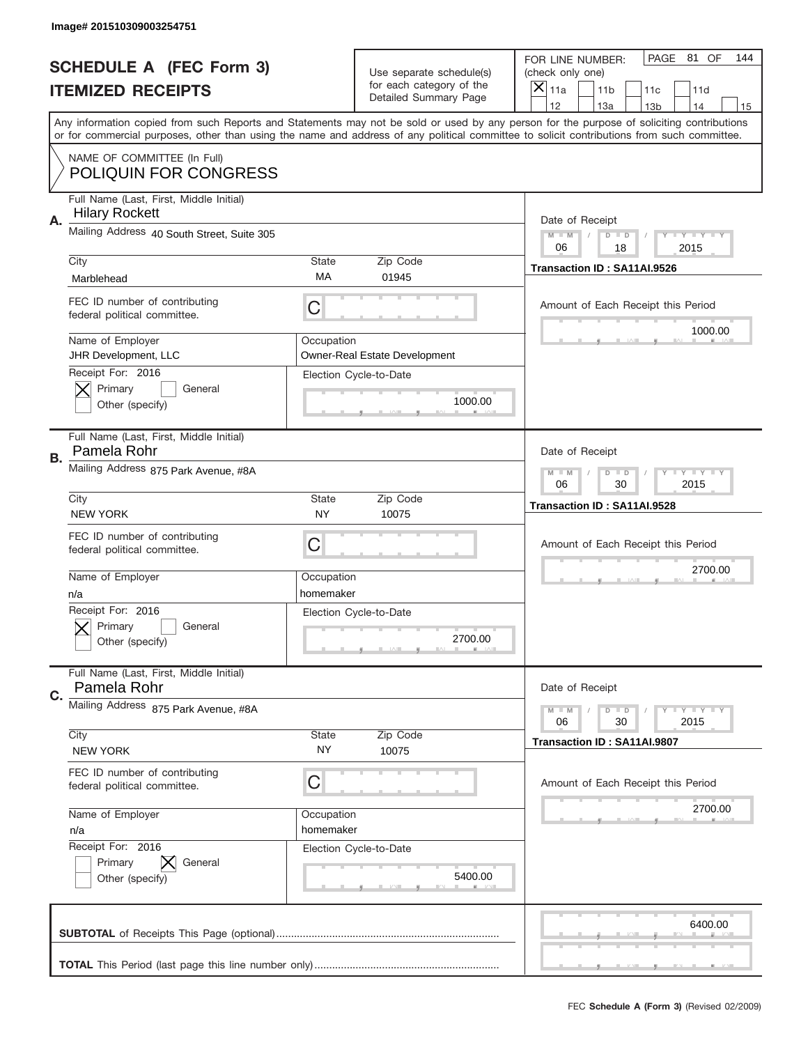Image# 201510309003254751

# SCHEDULE A (FEC Form 3)
## ITEMIZED RECEIPTS

Use separate schedule(s) for each category of the Detailed Summary Page

FOR LINE NUMBER: (check only one)
[X] 11a  [ ] 11b  [ ] 11c  [ ] 11d  [ ] 12  [ ] 13a  [ ] 13b  [ ] 14  [ ] 15

Any information copied from such Reports and Statements may not be sold or used by any person for the purpose of soliciting contributions or for commercial purposes, other than using the name and address of any political committee to solicit contributions from such committee.

NAME OF COMMITTEE (In Full)
POLIQUIN FOR CONGRESS

---

**A.** Full Name (Last, First, Middle Initial): Hilary Rockett

Mailing Address: 40 South Street, Suite 305

City: Marblehead | State: MA | Zip Code: 01945

FEC ID number of contributing federal political committee: C

Name of Employer: JHR Development, LLC

Occupation: Owner-Real Estate Development

Receipt For: 2016 — [X] Primary [ ] General [ ] Other (specify)

Election Cycle-to-Date: 1000.00

Date of Receipt: 06 / 18 / 2015

Transaction ID : SA11AI.9526

Amount of Each Receipt this Period: 1000.00

---

**B.** Full Name (Last, First, Middle Initial): Pamela Rohr

Mailing Address: 875 Park Avenue, #8A

City: NEW YORK | State: NY | Zip Code: 10075

FEC ID number of contributing federal political committee: C

Name of Employer: n/a

Occupation: homemaker

Receipt For: 2016 — [X] Primary [ ] General [ ] Other (specify)

Election Cycle-to-Date: 2700.00

Date of Receipt: 06 / 30 / 2015

Transaction ID : SA11AI.9528

Amount of Each Receipt this Period: 2700.00

---

**C.** Full Name (Last, First, Middle Initial): Pamela Rohr

Mailing Address: 875 Park Avenue, #8A

City: NEW YORK | State: NY | Zip Code: 10075

FEC ID number of contributing federal political committee: C

Name of Employer: n/a

Occupation: homemaker

Receipt For: 2016 — [ ] Primary [X] General [ ] Other (specify)

Election Cycle-to-Date: 5400.00

Date of Receipt: 06 / 30 / 2015

Transaction ID : SA11AI.9807

Amount of Each Receipt this Period: 2700.00

---

**SUBTOTAL** of Receipts This Page (optional): 6400.00

**TOTAL** This Period (last page this line number only):

FEC Schedule A (Form 3) (Revised 02/2009)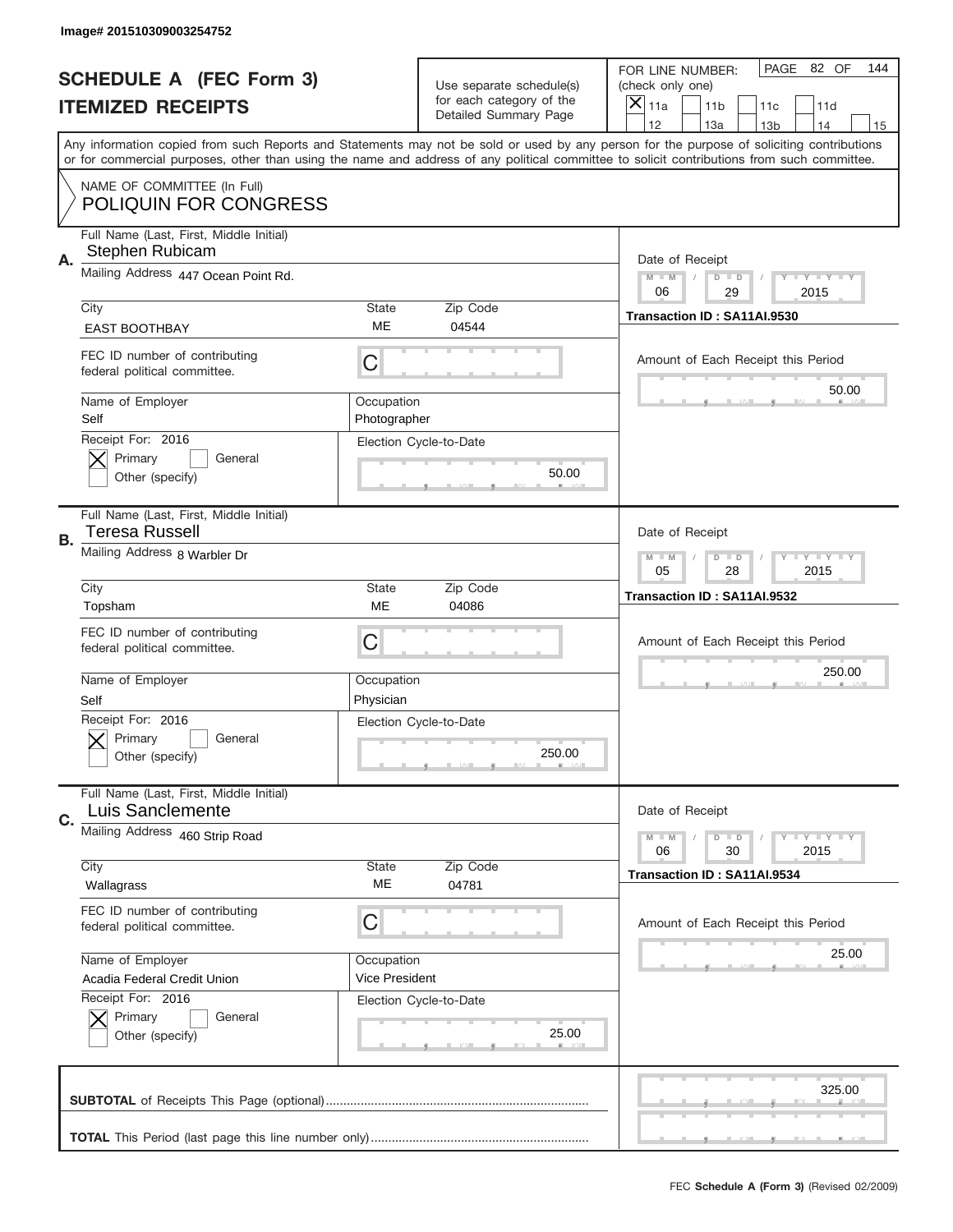Image# 201510309003254752

# SCHEDULE A (FEC Form 3)
# ITEMIZED RECEIPTS

Use separate schedule(s) for each category of the Detailed Summary Page

FOR LINE NUMBER: (check only one)
[X] 11a [ ] 11b [ ] 11c [ ] 11d [ ] 12 [ ] 13a [ ] 13b [ ] 14 [ ] 15

PAGE 82 OF 144

Any information copied from such Reports and Statements may not be sold or used by any person for the purpose of soliciting contributions or for commercial purposes, other than using the name and address of any political committee to solicit contributions from such committee.

NAME OF COMMITTEE (In Full)
POLIQUIN FOR CONGRESS

---

**A.** Full Name (Last, First, Middle Initial): Stephen Rubicam
Mailing Address: 447 Ocean Point Rd.
City: EAST BOOTHBAY | State: ME | Zip Code: 04544
FEC ID number of contributing federal political committee: C
Name of Employer: Self | Occupation: Photographer
Receipt For: 2016 [X] Primary [ ] General [ ] Other (specify)
Election Cycle-to-Date: 50.00
Date of Receipt: 06 / 29 / 2015
Transaction ID : SA11AI.9530
Amount of Each Receipt this Period: 50.00

---

**B.** Full Name (Last, First, Middle Initial): Teresa Russell
Mailing Address: 8 Warbler Dr
City: Topsham | State: ME | Zip Code: 04086
FEC ID number of contributing federal political committee: C
Name of Employer: Self | Occupation: Physician
Receipt For: 2016 [X] Primary [ ] General [ ] Other (specify)
Election Cycle-to-Date: 250.00
Date of Receipt: 05 / 28 / 2015
Transaction ID : SA11AI.9532
Amount of Each Receipt this Period: 250.00

---

**C.** Full Name (Last, First, Middle Initial): Luis Sanclemente
Mailing Address: 460 Strip Road
City: Wallagrass | State: ME | Zip Code: 04781
FEC ID number of contributing federal political committee: C
Name of Employer: Acadia Federal Credit Union | Occupation: Vice President
Receipt For: 2016 [X] Primary [ ] General [ ] Other (specify)
Election Cycle-to-Date: 25.00
Date of Receipt: 06 / 30 / 2015
Transaction ID : SA11AI.9534
Amount of Each Receipt this Period: 25.00

---

**SUBTOTAL** of Receipts This Page (optional): 325.00

**TOTAL** This Period (last page this line number only):

FEC **Schedule A (Form 3)** (Revised 02/2009)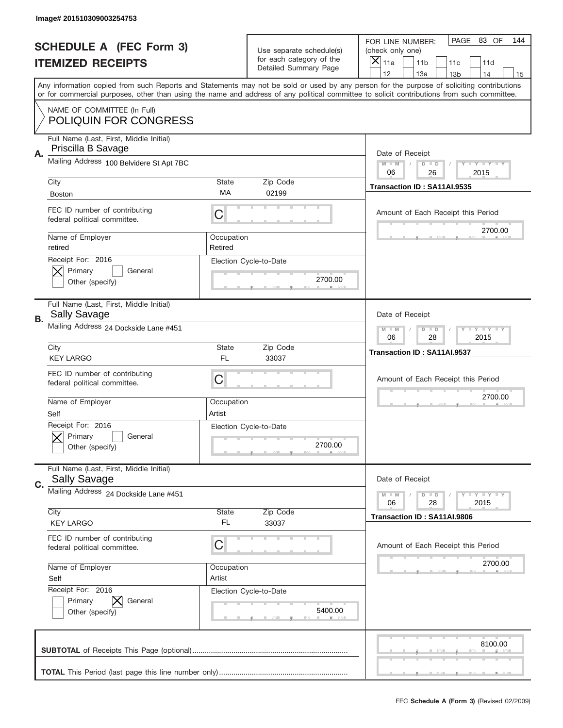Image# 201510309003254753

# SCHEDULE A (FEC Form 3)
## ITEMIZED RECEIPTS

Use separate schedule(s) for each category of the Detailed Summary Page

FOR LINE NUMBER: (check only one)
[X] 11a [ ] 11b [ ] 11c [ ] 11d [ ] 12 [ ] 13a [ ] 13b [ ] 14 [ ] 15

PAGE 83 OF 144

Any information copied from such Reports and Statements may not be sold or used by any person for the purpose of soliciting contributions or for commercial purposes, other than using the name and address of any political committee to solicit contributions from such committee.

NAME OF COMMITTEE (In Full)
POLIQUIN FOR CONGRESS

---

**A.** Full Name (Last, First, Middle Initial): Priscilla B Savage
Mailing Address: 100 Belvidere St Apt 7BC
City: Boston | State: MA | Zip Code: 02199
FEC ID number of contributing federal political committee: C
Name of Employer: retired | Occupation: Retired
Receipt For: 2016 — [X] Primary [ ] General [ ] Other (specify)
Election Cycle-to-Date: 2700.00
Date of Receipt: 06 / 26 / 2015
Transaction ID : SA11AI.9535
Amount of Each Receipt this Period: 2700.00

---

**B.** Full Name (Last, First, Middle Initial): Sally Savage
Mailing Address: 24 Dockside Lane #451
City: KEY LARGO | State: FL | Zip Code: 33037
FEC ID number of contributing federal political committee: C
Name of Employer: Self | Occupation: Artist
Receipt For: 2016 — [X] Primary [ ] General [ ] Other (specify)
Election Cycle-to-Date: 2700.00
Date of Receipt: 06 / 28 / 2015
Transaction ID : SA11AI.9537
Amount of Each Receipt this Period: 2700.00

---

**C.** Full Name (Last, First, Middle Initial): Sally Savage
Mailing Address: 24 Dockside Lane #451
City: KEY LARGO | State: FL | Zip Code: 33037
FEC ID number of contributing federal political committee: C
Name of Employer: Self | Occupation: Artist
Receipt For: 2016 — [ ] Primary [X] General [ ] Other (specify)
Election Cycle-to-Date: 5400.00
Date of Receipt: 06 / 28 / 2015
Transaction ID : SA11AI.9806
Amount of Each Receipt this Period: 2700.00

---

**SUBTOTAL** of Receipts This Page (optional): 8100.00

**TOTAL** This Period (last page this line number only):

FEC Schedule A (Form 3) (Revised 02/2009)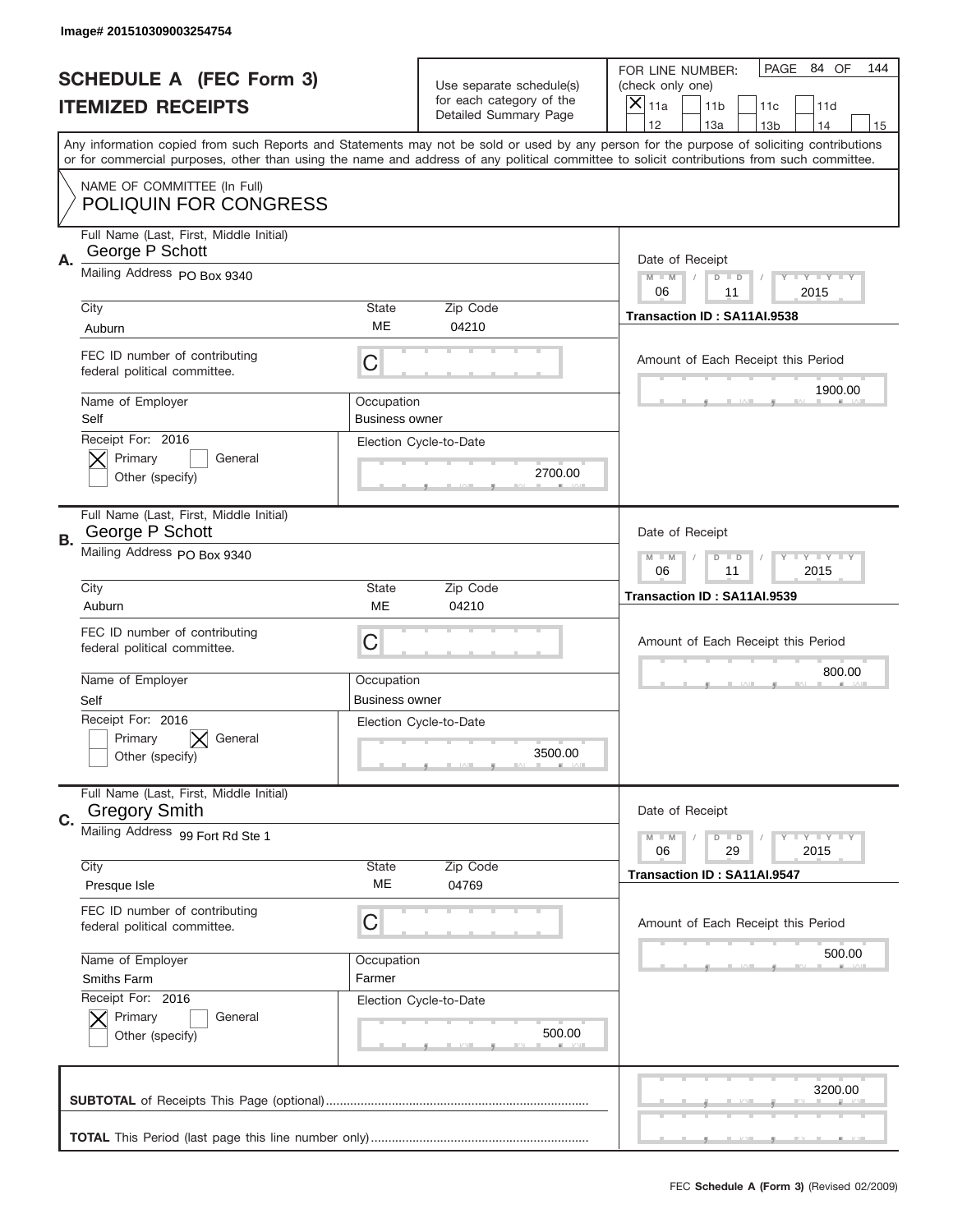Image# 201510309003254754

# SCHEDULE A (FEC Form 3)
# ITEMIZED RECEIPTS

Use separate schedule(s) for each category of the Detailed Summary Page

FOR LINE NUMBER: (check only one)

- [x] 11a
- [ ] 11b
- [ ] 11c
- [ ] 11d
- [ ] 12
- [ ] 13a
- [ ] 13b
- [ ] 14
- [ ] 15

PAGE 84 OF 144

Any information copied from such Reports and Statements may not be sold or used by any person for the purpose of soliciting contributions or for commercial purposes, other than using the name and address of any political committee to solicit contributions from such committee.

NAME OF COMMITTEE (In Full)
POLIQUIN FOR CONGRESS

---

**A.** Full Name (Last, First, Middle Initial): George P Schott
Mailing Address: PO Box 9340
City: Auburn | State: ME | Zip Code: 04210
FEC ID number of contributing federal political committee: C
Name of Employer: Self | Occupation: Business owner
Receipt For: 2016
- [x] Primary
- [ ] General
- [ ] Other (specify)

Election Cycle-to-Date: 2700.00

Date of Receipt: 06 / 11 / 2015
Transaction ID : SA11AI.9538
Amount of Each Receipt this Period: 1900.00

---

**B.** Full Name (Last, First, Middle Initial): George P Schott
Mailing Address: PO Box 9340
City: Auburn | State: ME | Zip Code: 04210
FEC ID number of contributing federal political committee: C
Name of Employer: Self | Occupation: Business owner
Receipt For: 2016
- [ ] Primary
- [x] General
- [ ] Other (specify)

Election Cycle-to-Date: 3500.00

Date of Receipt: 06 / 11 / 2015
Transaction ID : SA11AI.9539
Amount of Each Receipt this Period: 800.00

---

**C.** Full Name (Last, First, Middle Initial): Gregory Smith
Mailing Address: 99 Fort Rd Ste 1
City: Presque Isle | State: ME | Zip Code: 04769
FEC ID number of contributing federal political committee: C
Name of Employer: Smiths Farm | Occupation: Farmer
Receipt For: 2016
- [x] Primary
- [ ] General
- [ ] Other (specify)

Election Cycle-to-Date: 500.00

Date of Receipt: 06 / 29 / 2015
Transaction ID : SA11AI.9547
Amount of Each Receipt this Period: 500.00

---

**SUBTOTAL** of Receipts This Page (optional): 3200.00

**TOTAL** This Period (last page this line number only):

FEC **Schedule A (Form 3)** (Revised 02/2009)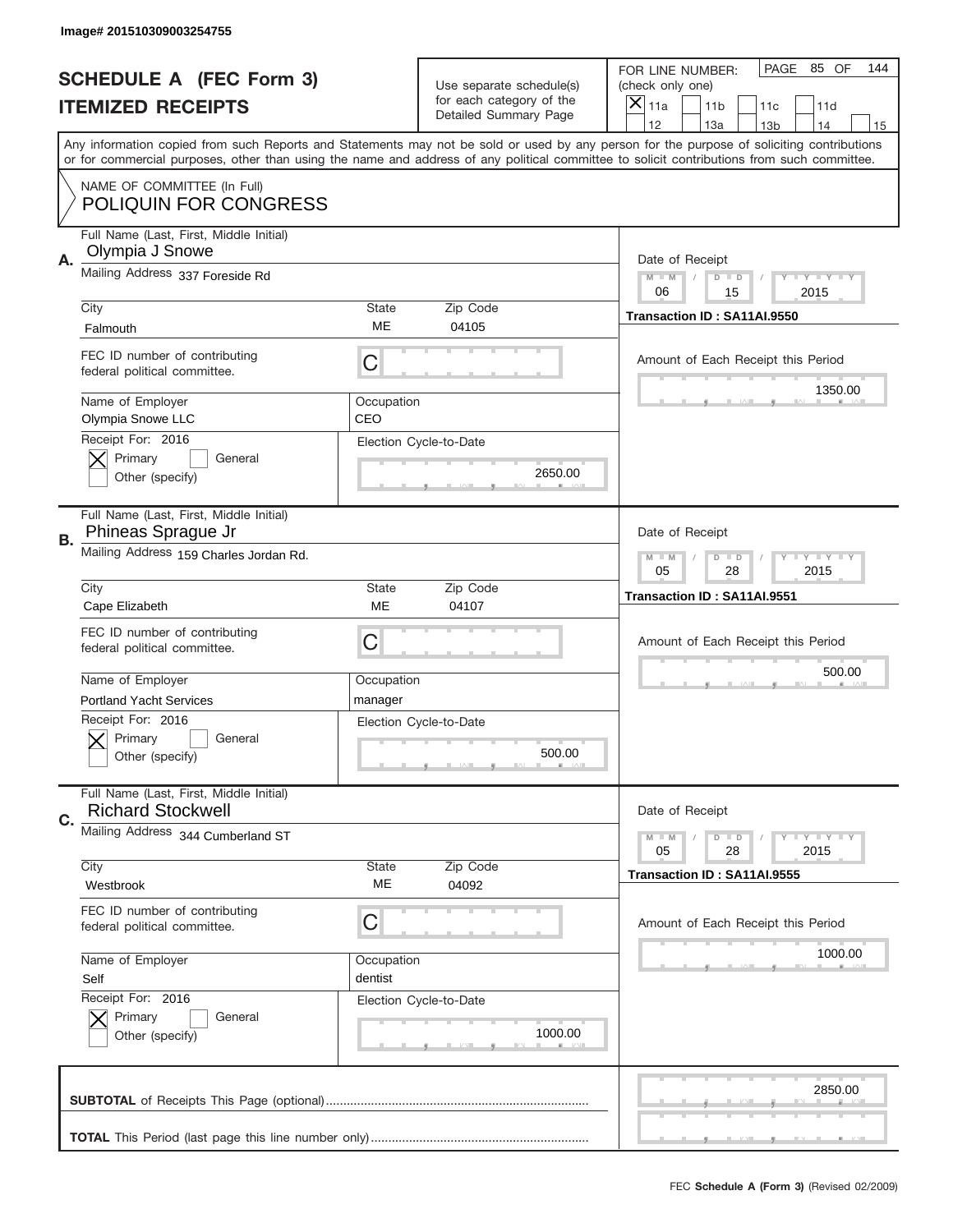Image# 201510309003254755

# SCHEDULE A (FEC Form 3)
## ITEMIZED RECEIPTS

Use separate schedule(s) for each category of the Detailed Summary Page

FOR LINE NUMBER: (check only one)
[X] 11a [ ] 11b [ ] 11c [ ] 11d [ ] 12 [ ] 13a [ ] 13b [ ] 14 [ ] 15

PAGE 85 OF 144

Any information copied from such Reports and Statements may not be sold or used by any person for the purpose of soliciting contributions or for commercial purposes, other than using the name and address of any political committee to solicit contributions from such committee.

NAME OF COMMITTEE (In Full)
POLIQUIN FOR CONGRESS

---

**A.** Full Name (Last, First, Middle Initial): Olympia J Snowe
Mailing Address: 337 Foreside Rd
City: Falmouth | State: ME | Zip Code: 04105
FEC ID number of contributing federal political committee: C
Name of Employer: Olympia Snowe LLC | Occupation: CEO
Receipt For: 2016 — [X] Primary [ ] General [ ] Other (specify)
Election Cycle-to-Date: 2650.00
Date of Receipt: 06/15/2015
Transaction ID : SA11AI.9550
Amount of Each Receipt this Period: 1350.00

---

**B.** Full Name (Last, First, Middle Initial): Phineas Sprague Jr
Mailing Address: 159 Charles Jordan Rd.
City: Cape Elizabeth | State: ME | Zip Code: 04107
FEC ID number of contributing federal political committee: C
Name of Employer: Portland Yacht Services | Occupation: manager
Receipt For: 2016 — [X] Primary [ ] General [ ] Other (specify)
Election Cycle-to-Date: 500.00
Date of Receipt: 05/28/2015
Transaction ID : SA11AI.9551
Amount of Each Receipt this Period: 500.00

---

**C.** Full Name (Last, First, Middle Initial): Richard Stockwell
Mailing Address: 344 Cumberland ST
City: Westbrook | State: ME | Zip Code: 04092
FEC ID number of contributing federal political committee: C
Name of Employer: Self | Occupation: dentist
Receipt For: 2016 — [X] Primary [ ] General [ ] Other (specify)
Election Cycle-to-Date: 1000.00
Date of Receipt: 05/28/2015
Transaction ID : SA11AI.9555
Amount of Each Receipt this Period: 1000.00

---

**SUBTOTAL** of Receipts This Page (optional): 2850.00

**TOTAL** This Period (last page this line number only):

FEC **Schedule A (Form 3)** (Revised 02/2009)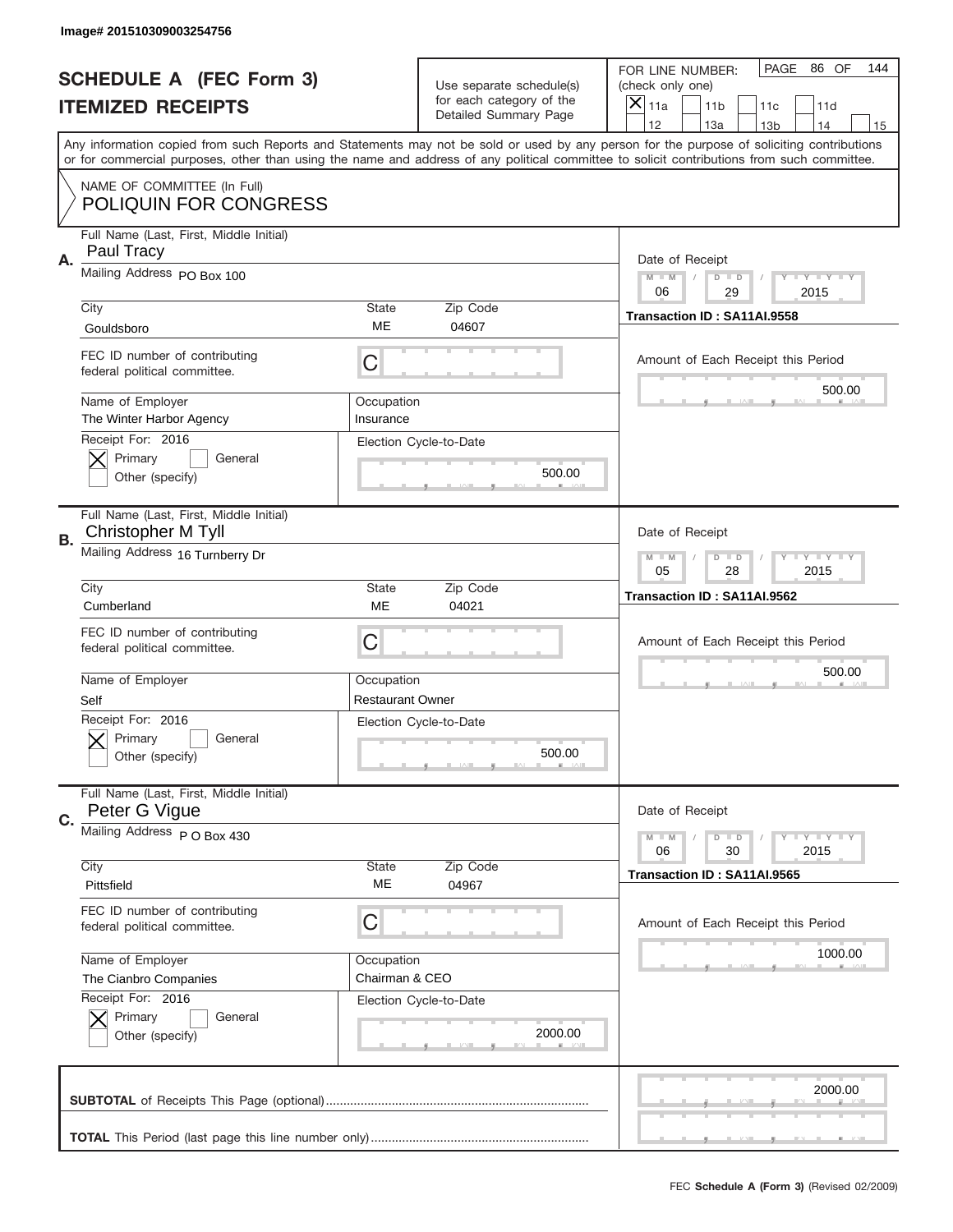Image# 201510309003254756

# SCHEDULE A (FEC Form 3)
## ITEMIZED RECEIPTS

Use separate schedule(s) for each category of the Detailed Summary Page

FOR LINE NUMBER: (check only one)
[X] 11a [ ] 11b [ ] 11c [ ] 11d [ ] 12 [ ] 13a [ ] 13b [ ] 14 [ ] 15

PAGE 86 OF 144

Any information copied from such Reports and Statements may not be sold or used by any person for the purpose of soliciting contributions or for commercial purposes, other than using the name and address of any political committee to solicit contributions from such committee.

NAME OF COMMITTEE (In Full)
POLIQUIN FOR CONGRESS

---

**A.**
Full Name (Last, First, Middle Initial): Paul Tracy
Mailing Address: PO Box 100
City: Gouldsboro | State: ME | Zip Code: 04607
FEC ID number of contributing federal political committee: C
Name of Employer: The Winter Harbor Agency
Occupation: Insurance
Receipt For: 2016 — [X] Primary [ ] General [ ] Other (specify)
Election Cycle-to-Date: 500.00

Date of Receipt: 06 / 29 / 2015
Transaction ID : SA11AI.9558
Amount of Each Receipt this Period: 500.00

---

**B.**
Full Name (Last, First, Middle Initial): Christopher M Tyll
Mailing Address: 16 Turnberry Dr
City: Cumberland | State: ME | Zip Code: 04021
FEC ID number of contributing federal political committee: C
Name of Employer: Self
Occupation: Restaurant Owner
Receipt For: 2016 — [X] Primary [ ] General [ ] Other (specify)
Election Cycle-to-Date: 500.00

Date of Receipt: 05 / 28 / 2015
Transaction ID : SA11AI.9562
Amount of Each Receipt this Period: 500.00

---

**C.**
Full Name (Last, First, Middle Initial): Peter G Vigue
Mailing Address: P O Box 430
City: Pittsfield | State: ME | Zip Code: 04967
FEC ID number of contributing federal political committee: C
Name of Employer: The Cianbro Companies
Occupation: Chairman & CEO
Receipt For: 2016 — [X] Primary [ ] General [ ] Other (specify)
Election Cycle-to-Date: 2000.00

Date of Receipt: 06 / 30 / 2015
Transaction ID : SA11AI.9565
Amount of Each Receipt this Period: 1000.00

---

**SUBTOTAL** of Receipts This Page (optional): 2000.00

**TOTAL** This Period (last page this line number only):

FEC **Schedule A (Form 3)** (Revised 02/2009)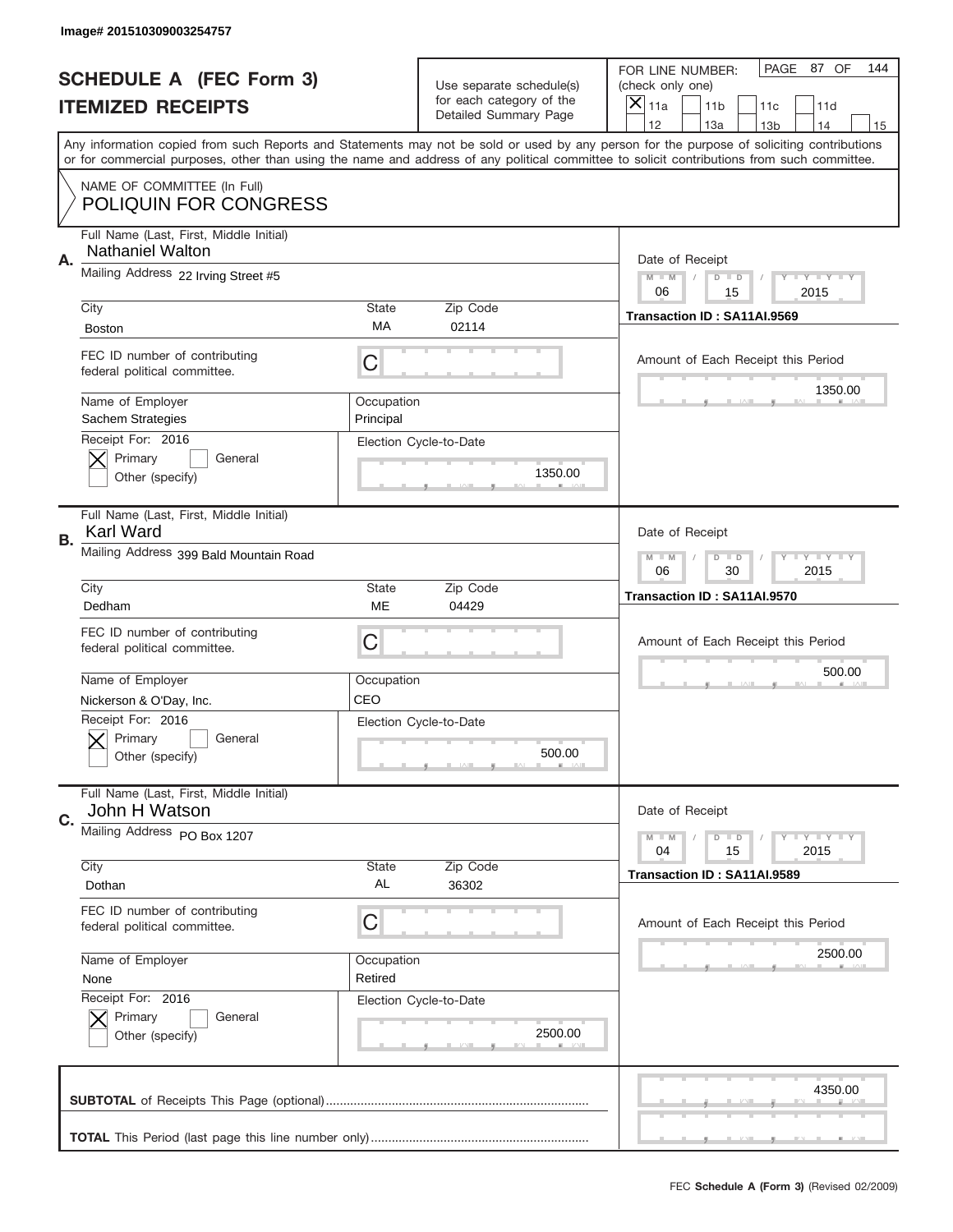Image# 201510309003254757

# SCHEDULE A (FEC Form 3)
# ITEMIZED RECEIPTS

Use separate schedule(s) for each category of the Detailed Summary Page

FOR LINE NUMBER: (check only one)

[X] 11a [ ] 11b [ ] 11c [ ] 11d [ ] 12 [ ] 13a [ ] 13b [ ] 14 [ ] 15

PAGE 87 OF 144

Any information copied from such Reports and Statements may not be sold or used by any person for the purpose of soliciting contributions or for commercial purposes, other than using the name and address of any political committee to solicit contributions from such committee.

NAME OF COMMITTEE (In Full)
POLIQUIN FOR CONGRESS

**A.**

Full Name (Last, First, Middle Initial): Nathaniel Walton

Mailing Address: 22 Irving Street #5

City: Boston | State: MA | Zip Code: 02114

FEC ID number of contributing federal political committee: C

Name of Employer: Sachem Strategies | Occupation: Principal

Receipt For: 2016 — [X] Primary [ ] General [ ] Other (specify)

Election Cycle-to-Date: 1350.00

Date of Receipt: 06 / 15 / 2015

Transaction ID : SA11AI.9569

Amount of Each Receipt this Period: 1350.00

**B.**

Full Name (Last, First, Middle Initial): Karl Ward

Mailing Address: 399 Bald Mountain Road

City: Dedham | State: ME | Zip Code: 04429

FEC ID number of contributing federal political committee: C

Name of Employer: Nickerson & O'Day, Inc. | Occupation: CEO

Receipt For: 2016 — [X] Primary [ ] General [ ] Other (specify)

Election Cycle-to-Date: 500.00

Date of Receipt: 06 / 30 / 2015

Transaction ID : SA11AI.9570

Amount of Each Receipt this Period: 500.00

**C.**

Full Name (Last, First, Middle Initial): John H Watson

Mailing Address: PO Box 1207

City: Dothan | State: AL | Zip Code: 36302

FEC ID number of contributing federal political committee: C

Name of Employer: None | Occupation: Retired

Receipt For: 2016 — [X] Primary [ ] General [ ] Other (specify)

Election Cycle-to-Date: 2500.00

Date of Receipt: 04 / 15 / 2015

Transaction ID : SA11AI.9589

Amount of Each Receipt this Period: 2500.00

**SUBTOTAL** of Receipts This Page (optional): 4350.00

**TOTAL** This Period (last page this line number only):

FEC **Schedule A (Form 3)** (Revised 02/2009)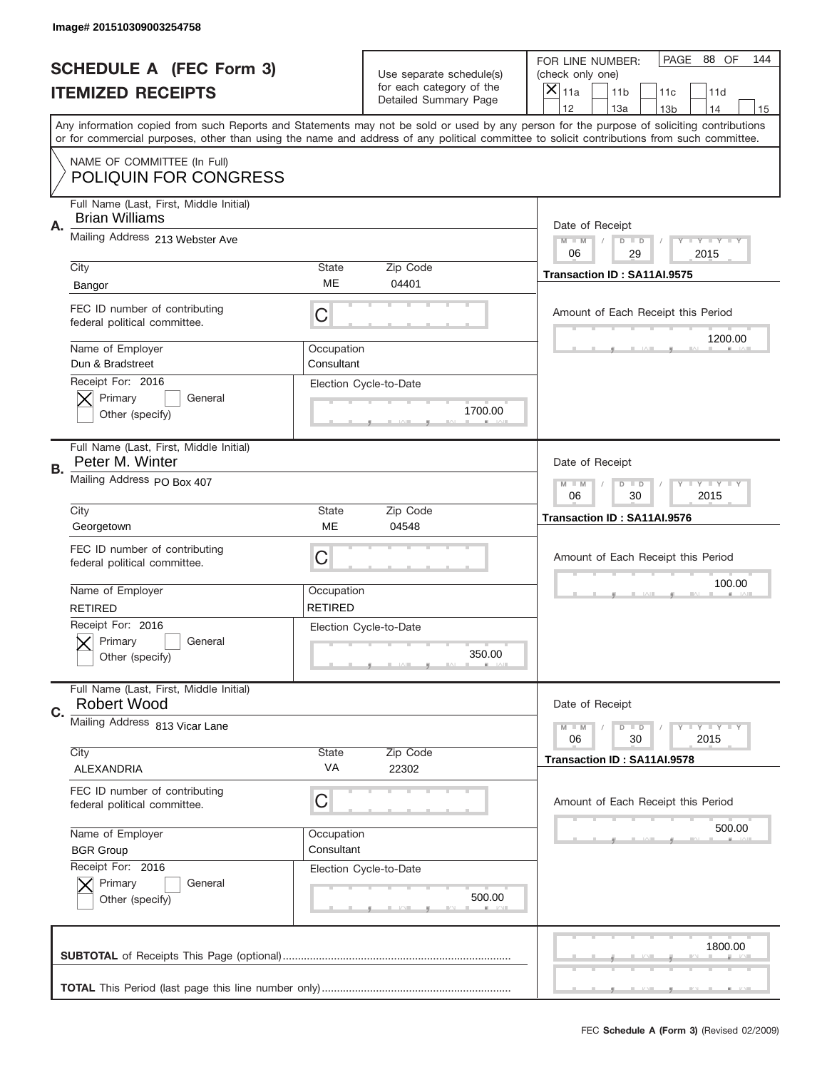Image# 201510309003254758

# SCHEDULE A (FEC Form 3)
## ITEMIZED RECEIPTS

Use separate schedule(s) for each category of the Detailed Summary Page

FOR LINE NUMBER: (check only one)
[X] 11a [ ] 11b [ ] 11c [ ] 11d [ ] 12 [ ] 13a [ ] 13b [ ] 14 [ ] 15

PAGE 88 OF 144

Any information copied from such Reports and Statements may not be sold or used by any person for the purpose of soliciting contributions or for commercial purposes, other than using the name and address of any political committee to solicit contributions from such committee.

NAME OF COMMITTEE (In Full)
POLIQUIN FOR CONGRESS

---

**A.**
Full Name (Last, First, Middle Initial): Brian Williams
Mailing Address: 213 Webster Ave
City: Bangor | State: ME | Zip Code: 04401
FEC ID number of contributing federal political committee: C
Name of Employer: Dun & Bradstreet
Occupation: Consultant
Receipt For: 2016 — [X] Primary [ ] General [ ] Other (specify)
Election Cycle-to-Date: 1700.00
Date of Receipt: 06 / 29 / 2015
Transaction ID : SA11AI.9575
Amount of Each Receipt this Period: 1200.00

---

**B.**
Full Name (Last, First, Middle Initial): Peter M. Winter
Mailing Address: PO Box 407
City: Georgetown | State: ME | Zip Code: 04548
FEC ID number of contributing federal political committee: C
Name of Employer: RETIRED
Occupation: RETIRED
Receipt For: 2016 — [X] Primary [ ] General [ ] Other (specify)
Election Cycle-to-Date: 350.00
Date of Receipt: 06 / 30 / 2015
Transaction ID : SA11AI.9576
Amount of Each Receipt this Period: 100.00

---

**C.**
Full Name (Last, First, Middle Initial): Robert Wood
Mailing Address: 813 Vicar Lane
City: ALEXANDRIA | State: VA | Zip Code: 22302
FEC ID number of contributing federal political committee: C
Name of Employer: BGR Group
Occupation: Consultant
Receipt For: 2016 — [X] Primary [ ] General [ ] Other (specify)
Election Cycle-to-Date: 500.00
Date of Receipt: 06 / 30 / 2015
Transaction ID : SA11AI.9578
Amount of Each Receipt this Period: 500.00

---

**SUBTOTAL** of Receipts This Page (optional): 1800.00

**TOTAL** This Period (last page this line number only):

FEC **Schedule A (Form 3)** (Revised 02/2009)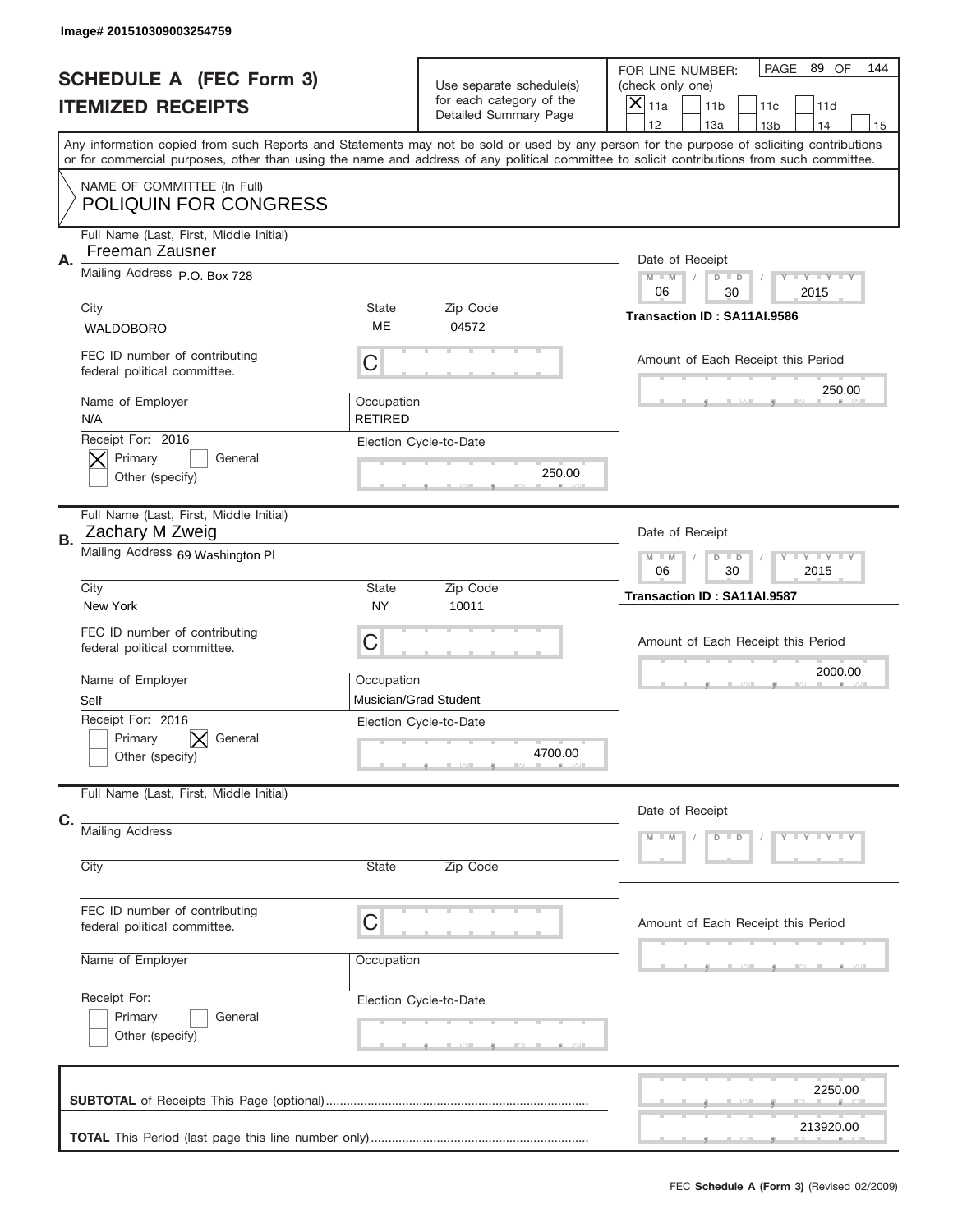Image# 201510309003254759

# SCHEDULE A (FEC Form 3)
## ITEMIZED RECEIPTS

Use separate schedule(s) for each category of the Detailed Summary Page

FOR LINE NUMBER: (check only one)

- [X] 11a
- [ ] 11b
- [ ] 11c
- [ ] 11d
- [ ] 12
- [ ] 13a
- [ ] 13b
- [ ] 14
- [ ] 15

PAGE 89 OF 144

Any information copied from such Reports and Statements may not be sold or used by any person for the purpose of soliciting contributions or for commercial purposes, other than using the name and address of any political committee to solicit contributions from such committee.

NAME OF COMMITTEE (In Full)
POLIQUIN FOR CONGRESS

---

**A.** Full Name (Last, First, Middle Initial): Freeman Zausner

Mailing Address: P.O. Box 728

City: WALDOBORO | State: ME | Zip Code: 04572

FEC ID number of contributing federal political committee: C

Name of Employer: N/A

Occupation: RETIRED

Receipt For: 2016
- [X] Primary
- [ ] General
- [ ] Other (specify)

Election Cycle-to-Date: 250.00

Date of Receipt: 06 / 30 / 2015

Transaction ID : SA11AI.9586

Amount of Each Receipt this Period: 250.00

---

**B.** Full Name (Last, First, Middle Initial): Zachary M Zweig

Mailing Address: 69 Washington Pl

City: New York | State: NY | Zip Code: 10011

FEC ID number of contributing federal political committee: C

Name of Employer: Self

Occupation: Musician/Grad Student

Receipt For: 2016
- [ ] Primary
- [X] General
- [ ] Other (specify)

Election Cycle-to-Date: 4700.00

Date of Receipt: 06 / 30 / 2015

Transaction ID : SA11AI.9587

Amount of Each Receipt this Period: 2000.00

---

**C.** Full Name (Last, First, Middle Initial):

Mailing Address:

City: | State: | Zip Code:

FEC ID number of contributing federal political committee: C

Name of Employer:

Occupation:

Receipt For:
- [ ] Primary
- [ ] General
- [ ] Other (specify)

Election Cycle-to-Date:

Date of Receipt: M M / D D / Y Y Y Y

Amount of Each Receipt this Period:

---

**SUBTOTAL** of Receipts This Page (optional): 2250.00

**TOTAL** This Period (last page this line number only): 213920.00

FEC **Schedule A (Form 3)** (Revised 02/2009)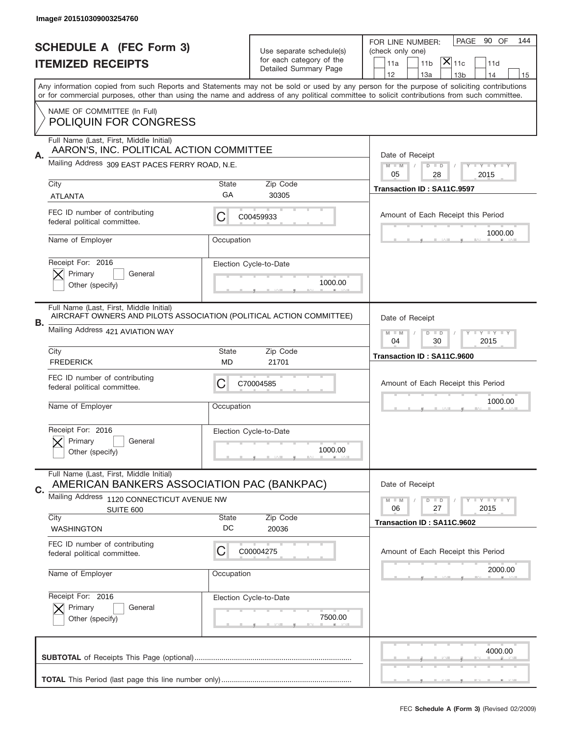Image# 201510309003254760

# SCHEDULE A (FEC Form 3)
## ITEMIZED RECEIPTS

Use separate schedule(s) for each category of the Detailed Summary Page

FOR LINE NUMBER: (check only one)

11a | 11b | [X] 11c | 11d | 12 | 13a | 13b | 14 | 15

Any information copied from such Reports and Statements may not be sold or used by any person for the purpose of soliciting contributions or for commercial purposes, other than using the name and address of any political committee to solicit contributions from such committee.

NAME OF COMMITTEE (In Full)
POLIQUIN FOR CONGRESS

---

**A.** Full Name (Last, First, Middle Initial): AARON'S, INC. POLITICAL ACTION COMMITTEE

Mailing Address: 309 EAST PACES FERRY ROAD, N.E.

City: ATLANTA | State: GA | Zip Code: 30305

FEC ID number of contributing federal political committee: C00459933

Name of Employer: | Occupation:

Receipt For: 2016 — [X] Primary [ ] General [ ] Other (specify)

Election Cycle-to-Date: 1000.00

Date of Receipt: 05/28/2015

Transaction ID : SA11C.9597

Amount of Each Receipt this Period: 1000.00

---

**B.** Full Name (Last, First, Middle Initial): AIRCRAFT OWNERS AND PILOTS ASSOCIATION (POLITICAL ACTION COMMITTEE)

Mailing Address: 421 AVIATION WAY

City: FREDERICK | State: MD | Zip Code: 21701

FEC ID number of contributing federal political committee: C70004585

Name of Employer: | Occupation:

Receipt For: 2016 — [X] Primary [ ] General [ ] Other (specify)

Election Cycle-to-Date: 1000.00

Date of Receipt: 04/30/2015

Transaction ID : SA11C.9600

Amount of Each Receipt this Period: 1000.00

---

**C.** Full Name (Last, First, Middle Initial): AMERICAN BANKERS ASSOCIATION PAC (BANKPAC)

Mailing Address: 1120 CONNECTICUT AVENUE NW SUITE 600

City: WASHINGTON | State: DC | Zip Code: 20036

FEC ID number of contributing federal political committee: C00004275

Name of Employer: | Occupation:

Receipt For: 2016 — [X] Primary [ ] General [ ] Other (specify)

Election Cycle-to-Date: 7500.00

Date of Receipt: 06/27/2015

Transaction ID : SA11C.9602

Amount of Each Receipt this Period: 2000.00

---

**SUBTOTAL** of Receipts This Page (optional): 4000.00

**TOTAL** This Period (last page this line number only):

FEC Schedule A (Form 3) (Revised 02/2009)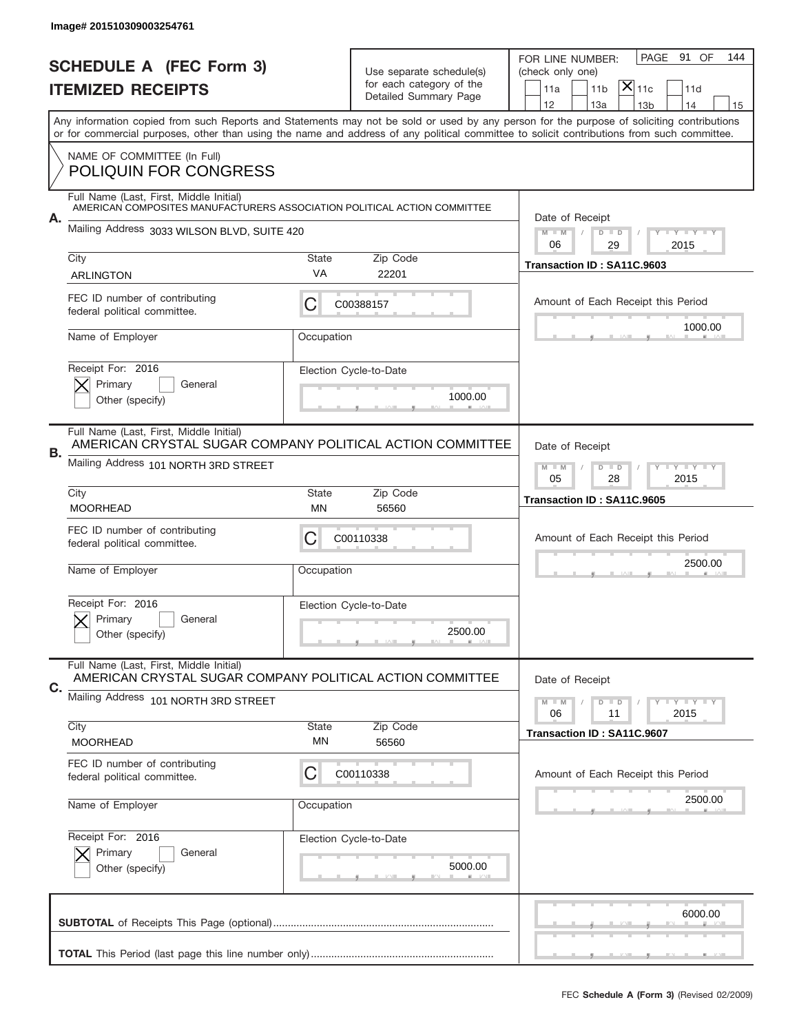Image# 201510309003254761

# SCHEDULE A (FEC Form 3)
## ITEMIZED RECEIPTS

Use separate schedule(s) for each category of the Detailed Summary Page

FOR LINE NUMBER: (check only one)
11a | 11b | [X] 11c | 11d | 12 | 13a | 13b | 14 | 15

PAGE 91 OF 144

Any information copied from such Reports and Statements may not be sold or used by any person for the purpose of soliciting contributions or for commercial purposes, other than using the name and address of any political committee to solicit contributions from such committee.

NAME OF COMMITTEE (In Full)
POLIQUIN FOR CONGRESS

**A.** Full Name (Last, First, Middle Initial): AMERICAN COMPOSITES MANUFACTURERS ASSOCIATION POLITICAL ACTION COMMITTEE
Mailing Address: 3033 WILSON BLVD, SUITE 420
City: ARLINGTON | State: VA | Zip Code: 22201
FEC ID number of contributing federal political committee: C C00388157
Name of Employer: | Occupation:
Receipt For: 2016 [X] Primary [ ] General [ ] Other (specify)
Election Cycle-to-Date: 1000.00
Date of Receipt: 06 / 29 / 2015
Transaction ID : SA11C.9603
Amount of Each Receipt this Period: 1000.00

**B.** Full Name (Last, First, Middle Initial): AMERICAN CRYSTAL SUGAR COMPANY POLITICAL ACTION COMMITTEE
Mailing Address: 101 NORTH 3RD STREET
City: MOORHEAD | State: MN | Zip Code: 56560
FEC ID number of contributing federal political committee: C C00110338
Name of Employer: | Occupation:
Receipt For: 2016 [X] Primary [ ] General [ ] Other (specify)
Election Cycle-to-Date: 2500.00
Date of Receipt: 05 / 28 / 2015
Transaction ID : SA11C.9605
Amount of Each Receipt this Period: 2500.00

**C.** Full Name (Last, First, Middle Initial): AMERICAN CRYSTAL SUGAR COMPANY POLITICAL ACTION COMMITTEE
Mailing Address: 101 NORTH 3RD STREET
City: MOORHEAD | State: MN | Zip Code: 56560
FEC ID number of contributing federal political committee: C C00110338
Name of Employer: | Occupation:
Receipt For: 2016 [X] Primary [ ] General [ ] Other (specify)
Election Cycle-to-Date: 5000.00
Date of Receipt: 06 / 11 / 2015
Transaction ID : SA11C.9607
Amount of Each Receipt this Period: 2500.00

**SUBTOTAL** of Receipts This Page (optional): 6000.00

**TOTAL** This Period (last page this line number only):

FEC **Schedule A (Form 3)** (Revised 02/2009)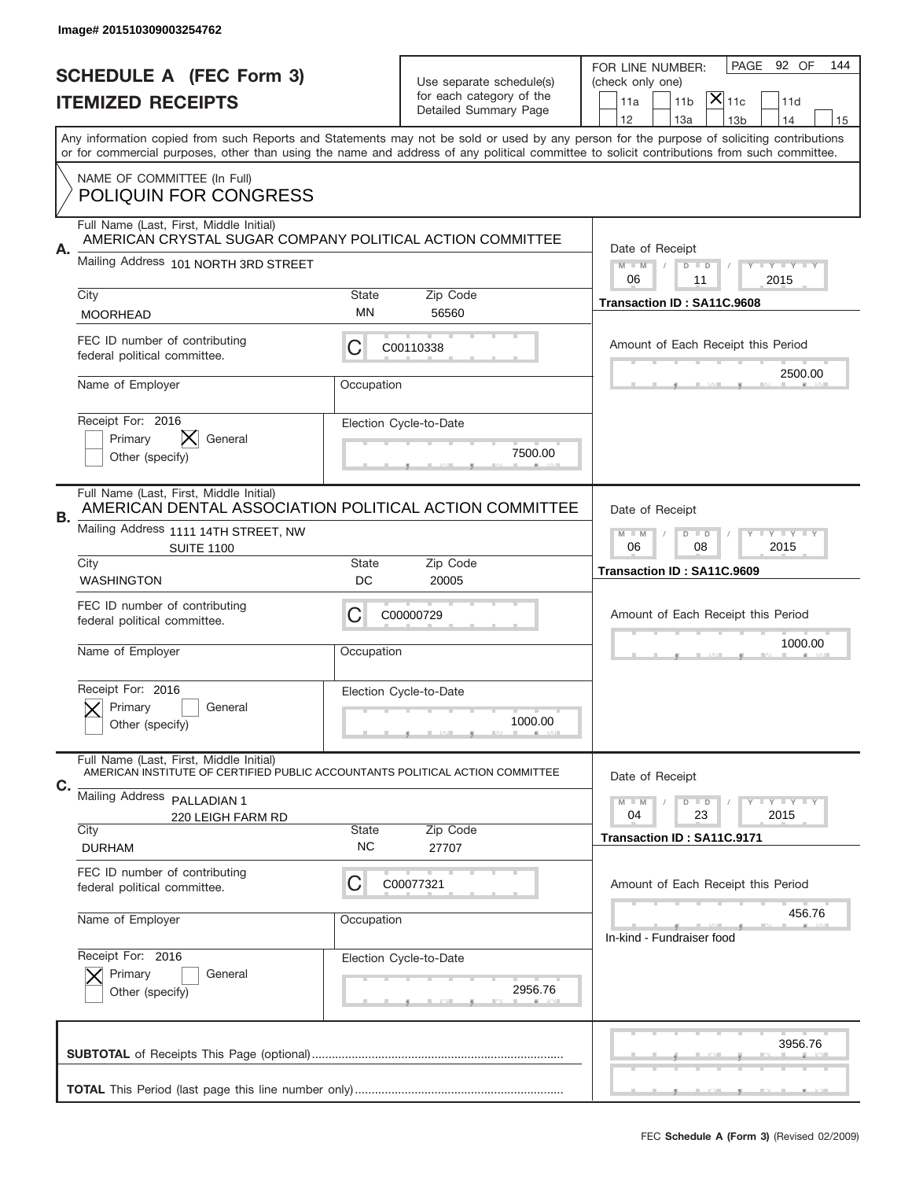Image# 201510309003254762

# SCHEDULE A (FEC Form 3)
## ITEMIZED RECEIPTS

Use separate schedule(s) for each category of the Detailed Summary Page

FOR LINE NUMBER: (check only one)
11a | 11b | [X] 11c | 11d | 12 | 13a | 13b | 14 | 15

PAGE 92 OF 144

Any information copied from such Reports and Statements may not be sold or used by any person for the purpose of soliciting contributions or for commercial purposes, other than using the name and address of any political committee to solicit contributions from such committee.

NAME OF COMMITTEE (In Full)
POLIQUIN FOR CONGRESS

---

**A.** Full Name (Last, First, Middle Initial): AMERICAN CRYSTAL SUGAR COMPANY POLITICAL ACTION COMMITTEE

Mailing Address: 101 NORTH 3RD STREET

City: MOORHEAD | State: MN | Zip Code: 56560

FEC ID number of contributing federal political committee: C C00110338

Name of Employer: | Occupation:

Receipt For: 2016 — [ ] Primary [X] General [ ] Other (specify)

Election Cycle-to-Date: 7500.00

Date of Receipt: 06 / 11 / 2015

Transaction ID : SA11C.9608

Amount of Each Receipt this Period: 2500.00

---

**B.** Full Name (Last, First, Middle Initial): AMERICAN DENTAL ASSOCIATION POLITICAL ACTION COMMITTEE

Mailing Address: 1111 14TH STREET, NW
SUITE 1100

City: WASHINGTON | State: DC | Zip Code: 20005

FEC ID number of contributing federal political committee: C C00000729

Name of Employer: | Occupation:

Receipt For: 2016 — [X] Primary [ ] General [ ] Other (specify)

Election Cycle-to-Date: 1000.00

Date of Receipt: 06 / 08 / 2015

Transaction ID : SA11C.9609

Amount of Each Receipt this Period: 1000.00

---

**C.** Full Name (Last, First, Middle Initial): AMERICAN INSTITUTE OF CERTIFIED PUBLIC ACCOUNTANTS POLITICAL ACTION COMMITTEE

Mailing Address: PALLADIAN 1
220 LEIGH FARM RD

City: DURHAM | State: NC | Zip Code: 27707

FEC ID number of contributing federal political committee: C C00077321

Name of Employer: | Occupation:

Receipt For: 2016 — [X] Primary [ ] General [ ] Other (specify)

Election Cycle-to-Date: 2956.76

Date of Receipt: 04 / 23 / 2015

Transaction ID : SA11C.9171

Amount of Each Receipt this Period: 456.76

In-kind - Fundraiser food

---

**SUBTOTAL** of Receipts This Page (optional): 3956.76

**TOTAL** This Period (last page this line number only):

FEC **Schedule A (Form 3)** (Revised 02/2009)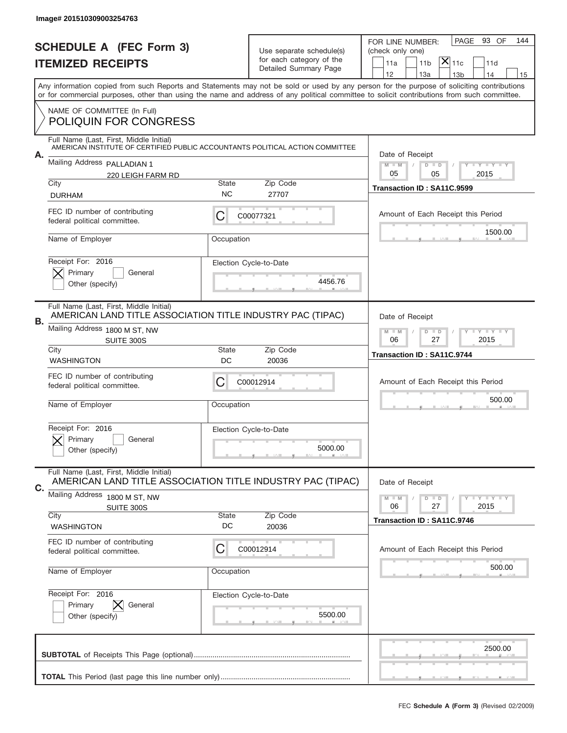Image# 201510309003254763

# SCHEDULE A (FEC Form 3)
## ITEMIZED RECEIPTS

Use separate schedule(s) for each category of the Detailed Summary Page

FOR LINE NUMBER: (check only one)

11a | 11b | [X] 11c | 11d | 12 | 13a | 13b | 14 | 15

PAGE 93 OF 144

Any information copied from such Reports and Statements may not be sold or used by any person for the purpose of soliciting contributions or for commercial purposes, other than using the name and address of any political committee to solicit contributions from such committee.

NAME OF COMMITTEE (In Full)
POLIQUIN FOR CONGRESS

---

**A.** Full Name (Last, First, Middle Initial): AMERICAN INSTITUTE OF CERTIFIED PUBLIC ACCOUNTANTS POLITICAL ACTION COMMITTEE

Mailing Address: PALLADIAN 1, 220 LEIGH FARM RD

City: DURHAM | State: NC | Zip Code: 27707

FEC ID number of contributing federal political committee: C C00077321

Name of Employer: | Occupation:

Receipt For: 2016 — [X] Primary [ ] General [ ] Other (specify)

Election Cycle-to-Date: 4456.76

Date of Receipt: 05 / 05 / 2015

Transaction ID : SA11C.9599

Amount of Each Receipt this Period: 1500.00

---

**B.** Full Name (Last, First, Middle Initial): AMERICAN LAND TITLE ASSOCIATION TITLE INDUSTRY PAC (TIPAC)

Mailing Address: 1800 M ST, NW, SUITE 300S

City: WASHINGTON | State: DC | Zip Code: 20036

FEC ID number of contributing federal political committee: C C00012914

Name of Employer: | Occupation:

Receipt For: 2016 — [X] Primary [ ] General [ ] Other (specify)

Election Cycle-to-Date: 5000.00

Date of Receipt: 06 / 27 / 2015

Transaction ID : SA11C.9744

Amount of Each Receipt this Period: 500.00

---

**C.** Full Name (Last, First, Middle Initial): AMERICAN LAND TITLE ASSOCIATION TITLE INDUSTRY PAC (TIPAC)

Mailing Address: 1800 M ST, NW, SUITE 300S

City: WASHINGTON | State: DC | Zip Code: 20036

FEC ID number of contributing federal political committee: C C00012914

Name of Employer: | Occupation:

Receipt For: 2016 — [ ] Primary [X] General [ ] Other (specify)

Election Cycle-to-Date: 5500.00

Date of Receipt: 06 / 27 / 2015

Transaction ID : SA11C.9746

Amount of Each Receipt this Period: 500.00

---

**SUBTOTAL** of Receipts This Page (optional): 2500.00

**TOTAL** This Period (last page this line number only):

FEC **Schedule A (Form 3)** (Revised 02/2009)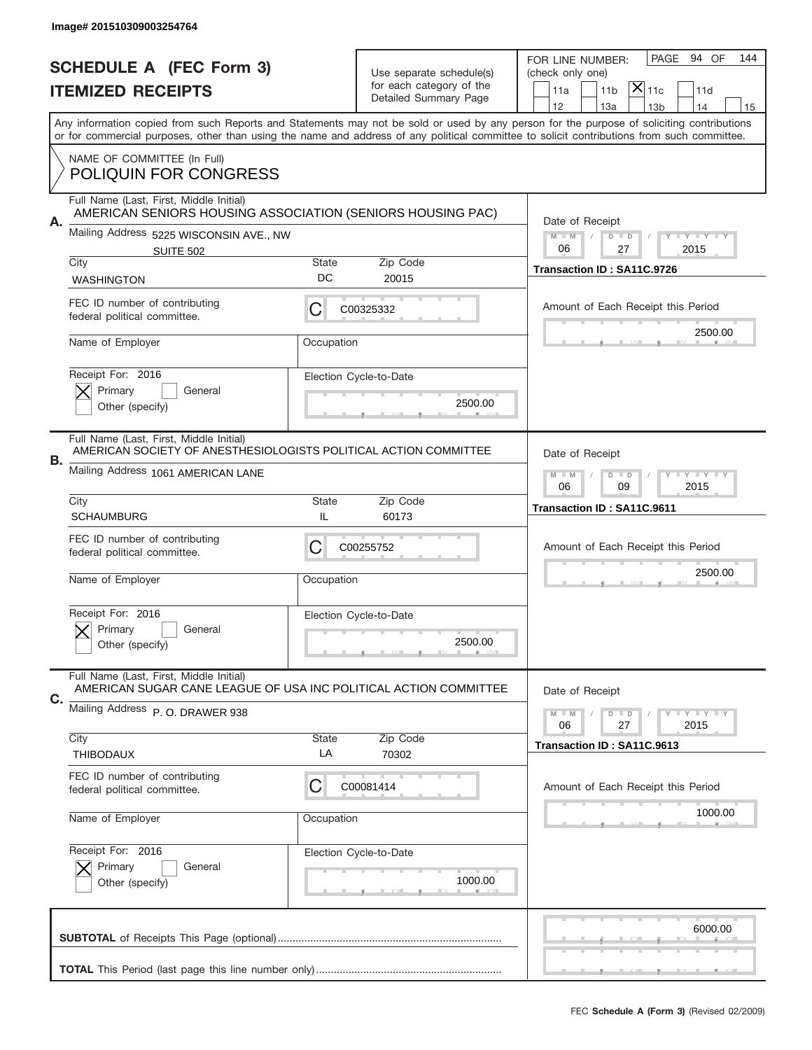Image# 201510309003254764

# SCHEDULE A (FEC Form 3)
# ITEMIZED RECEIPTS

Use separate schedule(s) for each category of the Detailed Summary Page

FOR LINE NUMBER: (check only one)

11a | 11b | **[X] 11c** | 11d | 12 | 13a | 13b | 14 | 15

PAGE 94 OF 144

Any information copied from such Reports and Statements may not be sold or used by any person for the purpose of soliciting contributions or for commercial purposes, other than using the name and address of any political committee to solicit contributions from such committee.

NAME OF COMMITTEE (In Full)
POLIQUIN FOR CONGRESS

---

**A.**

Full Name (Last, First, Middle Initial): AMERICAN SENIORS HOUSING ASSOCIATION (SENIORS HOUSING PAC)

Mailing Address: 5225 WISCONSIN AVE., NW, SUITE 502

City: WASHINGTON | State: DC | Zip Code: 20015

FEC ID number of contributing federal political committee: C C00325332

Name of Employer: | Occupation:

Receipt For: 2016 — [X] Primary [ ] General [ ] Other (specify)

Election Cycle-to-Date: 2500.00

Date of Receipt: 06 / 27 / 2015

Transaction ID : SA11C.9726

Amount of Each Receipt this Period: 2500.00

---

**B.**

Full Name (Last, First, Middle Initial): AMERICAN SOCIETY OF ANESTHESIOLOGISTS POLITICAL ACTION COMMITTEE

Mailing Address: 1061 AMERICAN LANE

City: SCHAUMBURG | State: IL | Zip Code: 60173

FEC ID number of contributing federal political committee: C C00255752

Name of Employer: | Occupation:

Receipt For: 2016 — [X] Primary [ ] General [ ] Other (specify)

Election Cycle-to-Date: 2500.00

Date of Receipt: 06 / 09 / 2015

Transaction ID : SA11C.9611

Amount of Each Receipt this Period: 2500.00

---

**C.**

Full Name (Last, First, Middle Initial): AMERICAN SUGAR CANE LEAGUE OF USA INC POLITICAL ACTION COMMITTEE

Mailing Address: P. O. DRAWER 938

City: THIBODAUX | State: LA | Zip Code: 70302

FEC ID number of contributing federal political committee: C C00081414

Name of Employer: | Occupation:

Receipt For: 2016 — [X] Primary [ ] General [ ] Other (specify)

Election Cycle-to-Date: 1000.00

Date of Receipt: 06 / 27 / 2015

Transaction ID : SA11C.9613

Amount of Each Receipt this Period: 1000.00

---

**SUBTOTAL** of Receipts This Page (optional): 6000.00

**TOTAL** This Period (last page this line number only):

FEC **Schedule A (Form 3)** (Revised 02/2009)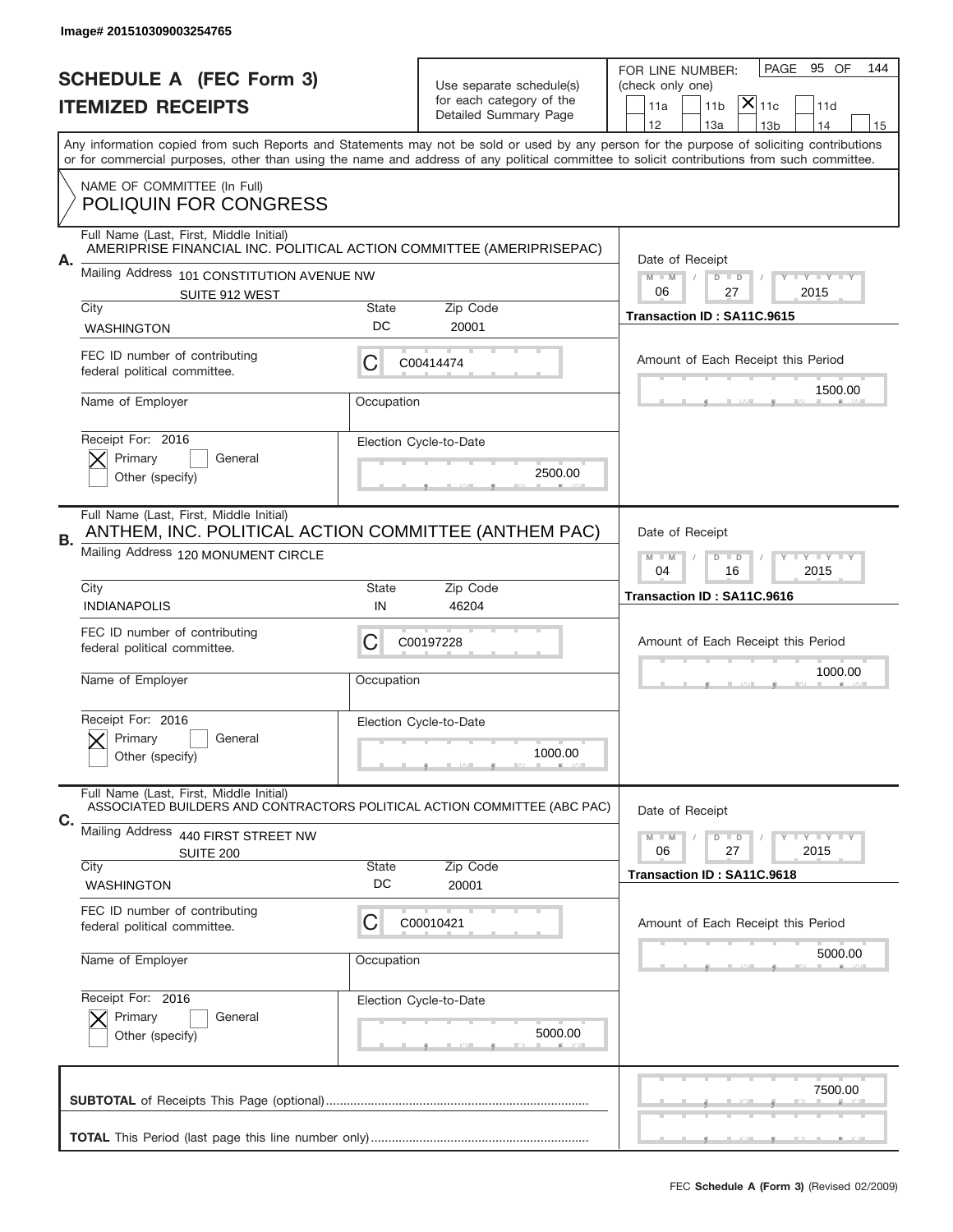Image# 201510309003254765

# SCHEDULE A (FEC Form 3)
## ITEMIZED RECEIPTS

Use separate schedule(s) for each category of the Detailed Summary Page

FOR LINE NUMBER: (check only one)

- [ ] 11a
- [ ] 11b
- [x] 11c
- [ ] 11d
- [ ] 12
- [ ] 13a
- [ ] 13b
- [ ] 14
- [ ] 15

PAGE 95 OF 144

Any information copied from such Reports and Statements may not be sold or used by any person for the purpose of soliciting contributions or for commercial purposes, other than using the name and address of any political committee to solicit contributions from such committee.

NAME OF COMMITTEE (In Full)
POLIQUIN FOR CONGRESS

---

**A.** Full Name (Last, First, Middle Initial): AMERIPRISE FINANCIAL INC. POLITICAL ACTION COMMITTEE (AMERIPRISEPAC)

Mailing Address: 101 CONSTITUTION AVENUE NW, SUITE 912 WEST

City: WASHINGTON | State: DC | Zip Code: 20001

FEC ID number of contributing federal political committee: C00414474

Name of Employer: | Occupation:

Receipt For: 2016 — [x] Primary [ ] General [ ] Other (specify)

Election Cycle-to-Date: 2500.00

Date of Receipt: 06 / 27 / 2015

Transaction ID : SA11C.9615

Amount of Each Receipt this Period: 1500.00

---

**B.** Full Name (Last, First, Middle Initial): ANTHEM, INC. POLITICAL ACTION COMMITTEE (ANTHEM PAC)

Mailing Address: 120 MONUMENT CIRCLE

City: INDIANAPOLIS | State: IN | Zip Code: 46204

FEC ID number of contributing federal political committee: C00197228

Name of Employer: | Occupation:

Receipt For: 2016 — [x] Primary [ ] General [ ] Other (specify)

Election Cycle-to-Date: 1000.00

Date of Receipt: 04 / 16 / 2015

Transaction ID : SA11C.9616

Amount of Each Receipt this Period: 1000.00

---

**C.** Full Name (Last, First, Middle Initial): ASSOCIATED BUILDERS AND CONTRACTORS POLITICAL ACTION COMMITTEE (ABC PAC)

Mailing Address: 440 FIRST STREET NW, SUITE 200

City: WASHINGTON | State: DC | Zip Code: 20001

FEC ID number of contributing federal political committee: C00010421

Name of Employer: | Occupation:

Receipt For: 2016 — [x] Primary [ ] General [ ] Other (specify)

Election Cycle-to-Date: 5000.00

Date of Receipt: 06 / 27 / 2015

Transaction ID : SA11C.9618

Amount of Each Receipt this Period: 5000.00

---

**SUBTOTAL** of Receipts This Page (optional): 7500.00

**TOTAL** This Period (last page this line number only):

FEC Schedule A (Form 3) (Revised 02/2009)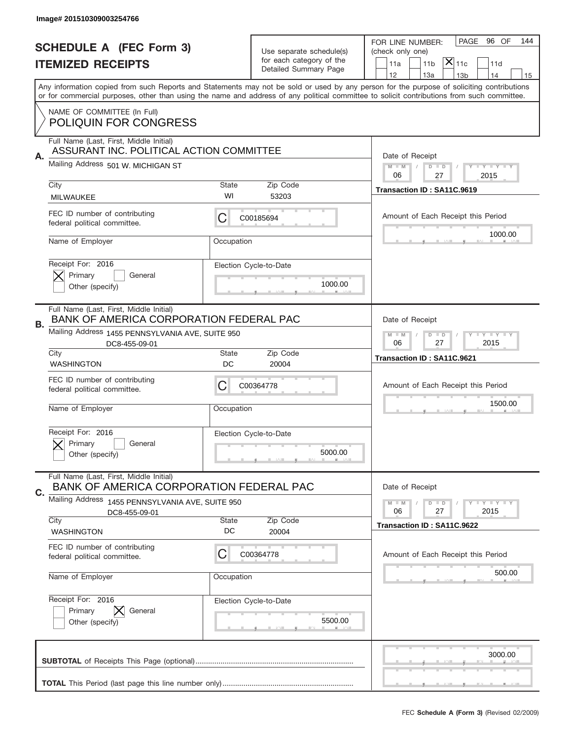Image# 201510309003254766

# SCHEDULE A (FEC Form 3)
## ITEMIZED RECEIPTS

Use separate schedule(s) for each category of the Detailed Summary Page

FOR LINE NUMBER: (check only one)

11a | 11b | [X] 11c | 11d | 12 | 13a | 13b | 14 | 15

PAGE 96 OF 144

Any information copied from such Reports and Statements may not be sold or used by any person for the purpose of soliciting contributions or for commercial purposes, other than using the name and address of any political committee to solicit contributions from such committee.

NAME OF COMMITTEE (In Full)
POLIQUIN FOR CONGRESS

---

**A.** Full Name (Last, First, Middle Initial): ASSURANT INC. POLITICAL ACTION COMMITTEE

Mailing Address: 501 W. MICHIGAN ST

City: MILWAUKEE | State: WI | Zip Code: 53203

FEC ID number of contributing federal political committee: C C00185694

Name of Employer: | Occupation:

Receipt For: 2016 — [X] Primary [ ] General [ ] Other (specify)

Date of Receipt: 06 / 27 / 2015

Transaction ID : SA11C.9619

Amount of Each Receipt this Period: 1000.00

Election Cycle-to-Date: 1000.00

---

**B.** Full Name (Last, First, Middle Initial): BANK OF AMERICA CORPORATION FEDERAL PAC

Mailing Address: 1455 PENNSYLVANIA AVE, SUITE 950 DC8-455-09-01

City: WASHINGTON | State: DC | Zip Code: 20004

FEC ID number of contributing federal political committee: C C00364778

Name of Employer: | Occupation:

Receipt For: 2016 — [X] Primary [ ] General [ ] Other (specify)

Date of Receipt: 06 / 27 / 2015

Transaction ID : SA11C.9621

Amount of Each Receipt this Period: 1500.00

Election Cycle-to-Date: 5000.00

---

**C.** Full Name (Last, First, Middle Initial): BANK OF AMERICA CORPORATION FEDERAL PAC

Mailing Address: 1455 PENNSYLVANIA AVE, SUITE 950 DC8-455-09-01

City: WASHINGTON | State: DC | Zip Code: 20004

FEC ID number of contributing federal political committee: C C00364778

Name of Employer: | Occupation:

Receipt For: 2016 — [ ] Primary [X] General [ ] Other (specify)

Date of Receipt: 06 / 27 / 2015

Transaction ID : SA11C.9622

Amount of Each Receipt this Period: 500.00

Election Cycle-to-Date: 5500.00

---

**SUBTOTAL** of Receipts This Page (optional): 3000.00

**TOTAL** This Period (last page this line number only):

FEC **Schedule A (Form 3)** (Revised 02/2009)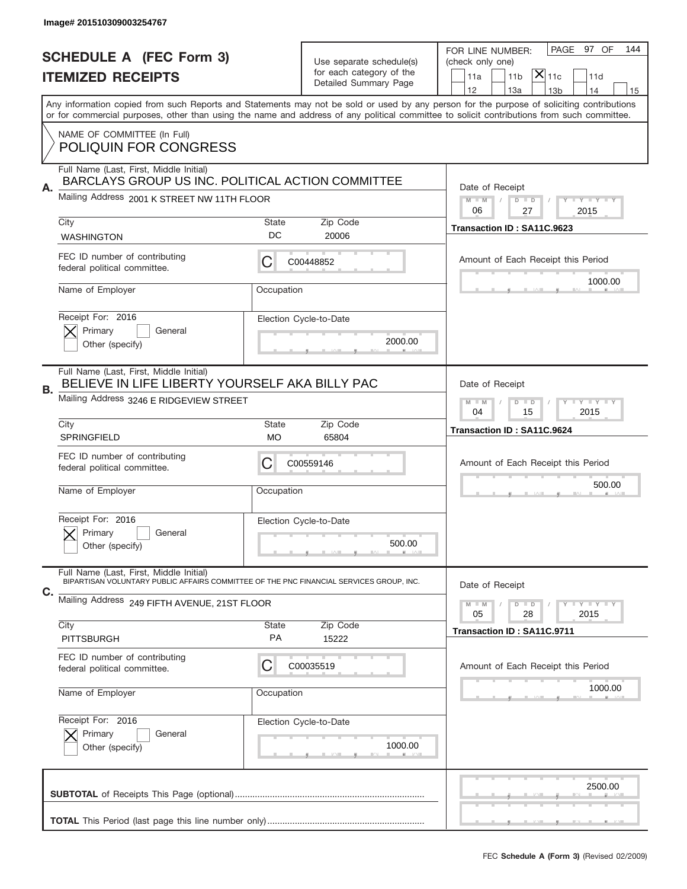Image# 201510309003254767

# SCHEDULE A (FEC Form 3)
## ITEMIZED RECEIPTS

Use separate schedule(s) for each category of the Detailed Summary Page

FOR LINE NUMBER: (check only one)

PAGE 97 OF 144

11a | 11b | [X] 11c | 11d | 12 | 13a | 13b | 14 | 15

Any information copied from such Reports and Statements may not be sold or used by any person for the purpose of soliciting contributions or for commercial purposes, other than using the name and address of any political committee to solicit contributions from such committee.

NAME OF COMMITTEE (In Full)
POLIQUIN FOR CONGRESS

---

**A.** Full Name (Last, First, Middle Initial)
BARCLAYS GROUP US INC. POLITICAL ACTION COMMITTEE

Mailing Address 2001 K STREET NW 11TH FLOOR

City: WASHINGTON | State: DC | Zip Code: 20006

FEC ID number of contributing federal political committee: C | C00448852

Name of Employer | Occupation

Receipt For: 2016 — [X] Primary [ ] General [ ] Other (specify)

Election Cycle-to-Date: 2000.00

Date of Receipt: 06 / 27 / 2015

Transaction ID : SA11C.9623

Amount of Each Receipt this Period: 1000.00

---

**B.** Full Name (Last, First, Middle Initial)
BELIEVE IN LIFE LIBERTY YOURSELF AKA BILLY PAC

Mailing Address 3246 E RIDGEVIEW STREET

City: SPRINGFIELD | State: MO | Zip Code: 65804

FEC ID number of contributing federal political committee: C | C00559146

Name of Employer | Occupation

Receipt For: 2016 — [X] Primary [ ] General [ ] Other (specify)

Election Cycle-to-Date: 500.00

Date of Receipt: 04 / 15 / 2015

Transaction ID : SA11C.9624

Amount of Each Receipt this Period: 500.00

---

**C.** Full Name (Last, First, Middle Initial)
BIPARTISAN VOLUNTARY PUBLIC AFFAIRS COMMITTEE OF THE PNC FINANCIAL SERVICES GROUP, INC.

Mailing Address 249 FIFTH AVENUE, 21ST FLOOR

City: PITTSBURGH | State: PA | Zip Code: 15222

FEC ID number of contributing federal political committee: C | C00035519

Name of Employer | Occupation

Receipt For: 2016 — [X] Primary [ ] General [ ] Other (specify)

Election Cycle-to-Date: 1000.00

Date of Receipt: 05 / 28 / 2015

Transaction ID : SA11C.9711

Amount of Each Receipt this Period: 1000.00

---

**SUBTOTAL** of Receipts This Page (optional): 2500.00

**TOTAL** This Period (last page this line number only):

FEC **Schedule A (Form 3)** (Revised 02/2009)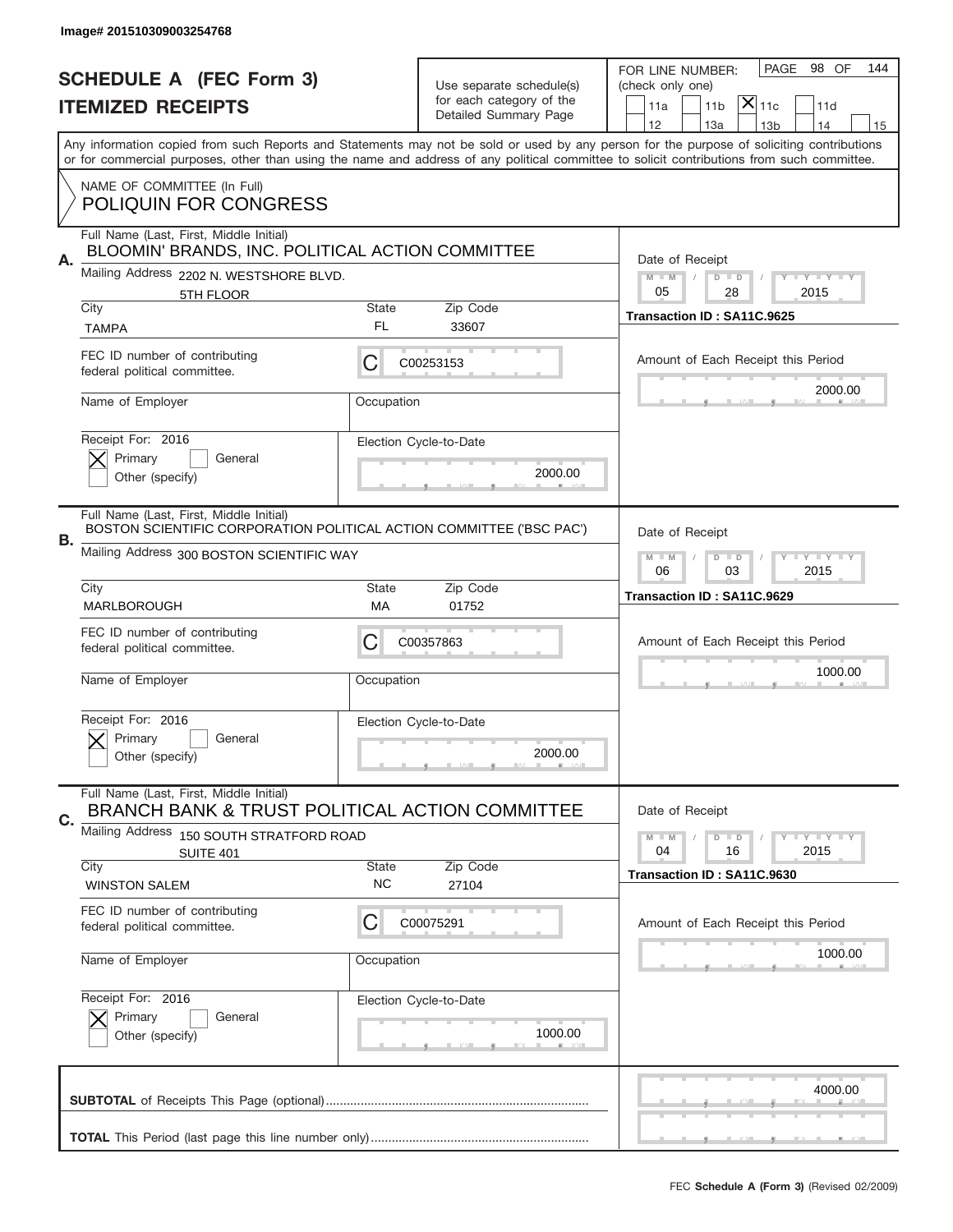Image# 201510309003254768

# SCHEDULE A (FEC Form 3)
## ITEMIZED RECEIPTS

Use separate schedule(s) for each category of the Detailed Summary Page

FOR LINE NUMBER: (check only one)

PAGE 98 OF 144

- [ ] 11a
- [ ] 11b
- [x] 11c
- [ ] 11d
- [ ] 12
- [ ] 13a
- [ ] 13b
- [ ] 14
- [ ] 15

Any information copied from such Reports and Statements may not be sold or used by any person for the purpose of soliciting contributions or for commercial purposes, other than using the name and address of any political committee to solicit contributions from such committee.

NAME OF COMMITTEE (In Full)
POLIQUIN FOR CONGRESS

---

**A.** Full Name (Last, First, Middle Initial): BLOOMIN' BRANDS, INC. POLITICAL ACTION COMMITTEE

Mailing Address: 2202 N. WESTSHORE BLVD. 5TH FLOOR

City: TAMPA | State: FL | Zip Code: 33607

FEC ID number of contributing federal political committee: C C00253153

Name of Employer: | Occupation:

Receipt For: 2016 — [x] Primary [ ] General [ ] Other (specify)

Election Cycle-to-Date: 2000.00

Date of Receipt: 05 / 28 / 2015

Transaction ID : SA11C.9625

Amount of Each Receipt this Period: 2000.00

---

**B.** Full Name (Last, First, Middle Initial): BOSTON SCIENTIFIC CORPORATION POLITICAL ACTION COMMITTEE ('BSC PAC')

Mailing Address: 300 BOSTON SCIENTIFIC WAY

City: MARLBOROUGH | State: MA | Zip Code: 01752

FEC ID number of contributing federal political committee: C C00357863

Name of Employer: | Occupation:

Receipt For: 2016 — [x] Primary [ ] General [ ] Other (specify)

Election Cycle-to-Date: 2000.00

Date of Receipt: 06 / 03 / 2015

Transaction ID : SA11C.9629

Amount of Each Receipt this Period: 1000.00

---

**C.** Full Name (Last, First, Middle Initial): BRANCH BANK & TRUST POLITICAL ACTION COMMITTEE

Mailing Address: 150 SOUTH STRATFORD ROAD SUITE 401

City: WINSTON SALEM | State: NC | Zip Code: 27104

FEC ID number of contributing federal political committee: C C00075291

Name of Employer: | Occupation:

Receipt For: 2016 — [x] Primary [ ] General [ ] Other (specify)

Election Cycle-to-Date: 1000.00

Date of Receipt: 04 / 16 / 2015

Transaction ID : SA11C.9630

Amount of Each Receipt this Period: 1000.00

---

**SUBTOTAL** of Receipts This Page (optional): 4000.00

**TOTAL** This Period (last page this line number only):

FEC **Schedule A (Form 3)** (Revised 02/2009)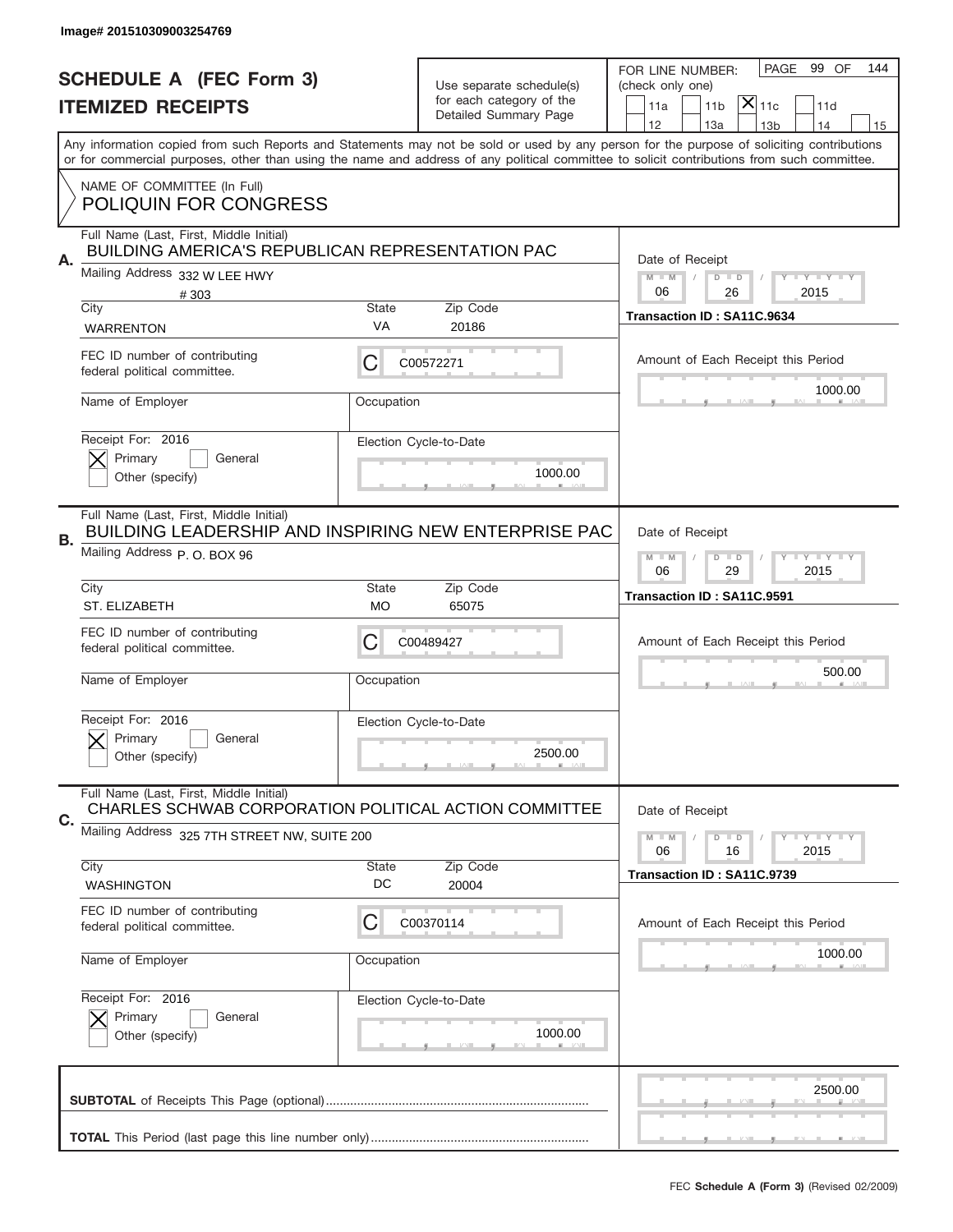Image# 201510309003254769

# SCHEDULE A (FEC Form 3)
## ITEMIZED RECEIPTS

Use separate schedule(s) for each category of the Detailed Summary Page

FOR LINE NUMBER: (check only one)
11a | 11b | [X] 11c | 11d | 12 | 13a | 13b | 14 | 15

PAGE 99 OF 144

Any information copied from such Reports and Statements may not be sold or used by any person for the purpose of soliciting contributions or for commercial purposes, other than using the name and address of any political committee to solicit contributions from such committee.

NAME OF COMMITTEE (In Full)
POLIQUIN FOR CONGRESS

---

**A.** Full Name (Last, First, Middle Initial): BUILDING AMERICA'S REPUBLICAN REPRESENTATION PAC

Mailing Address: 332 W LEE HWY # 303

City: WARRENTON | State: VA | Zip Code: 20186

FEC ID number of contributing federal political committee: C C00572271

Name of Employer: | Occupation:

Receipt For: 2016 — [X] Primary [ ] General [ ] Other (specify)

Election Cycle-to-Date: 1000.00

Date of Receipt: 06 / 26 / 2015

Transaction ID : SA11C.9634

Amount of Each Receipt this Period: 1000.00

---

**B.** Full Name (Last, First, Middle Initial): BUILDING LEADERSHIP AND INSPIRING NEW ENTERPRISE PAC

Mailing Address: P. O. BOX 96

City: ST. ELIZABETH | State: MO | Zip Code: 65075

FEC ID number of contributing federal political committee: C C00489427

Name of Employer: | Occupation:

Receipt For: 2016 — [X] Primary [ ] General [ ] Other (specify)

Election Cycle-to-Date: 2500.00

Date of Receipt: 06 / 29 / 2015

Transaction ID : SA11C.9591

Amount of Each Receipt this Period: 500.00

---

**C.** Full Name (Last, First, Middle Initial): CHARLES SCHWAB CORPORATION POLITICAL ACTION COMMITTEE

Mailing Address: 325 7TH STREET NW, SUITE 200

City: WASHINGTON | State: DC | Zip Code: 20004

FEC ID number of contributing federal political committee: C C00370114

Name of Employer: | Occupation:

Receipt For: 2016 — [X] Primary [ ] General [ ] Other (specify)

Election Cycle-to-Date: 1000.00

Date of Receipt: 06 / 16 / 2015

Transaction ID : SA11C.9739

Amount of Each Receipt this Period: 1000.00

---

**SUBTOTAL** of Receipts This Page (optional): 2500.00

**TOTAL** This Period (last page this line number only):

FEC **Schedule A (Form 3)** (Revised 02/2009)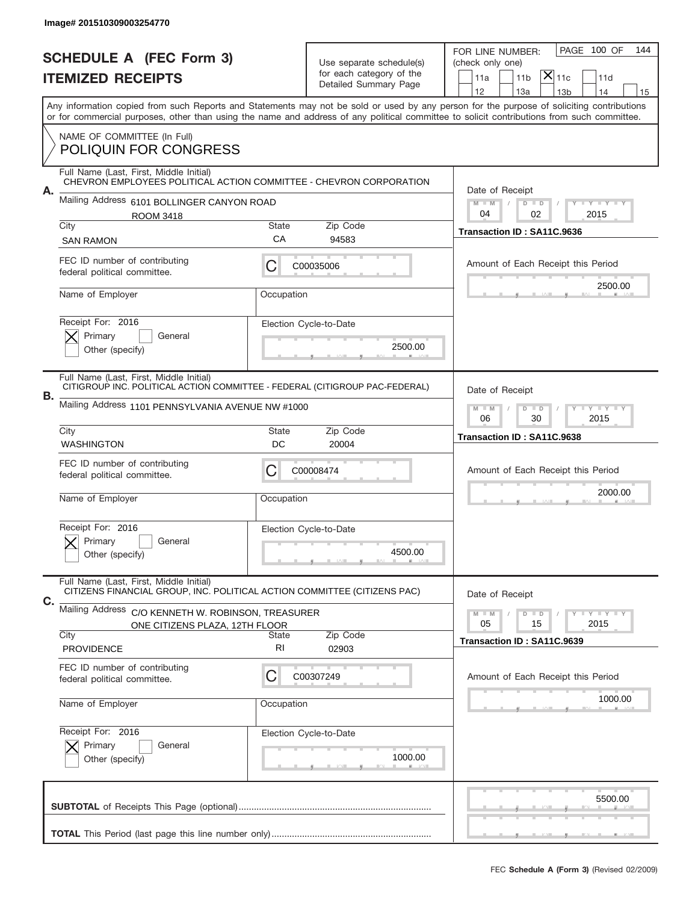Image# 201510309003254770

# SCHEDULE A (FEC Form 3)
## ITEMIZED RECEIPTS

Use separate schedule(s) for each category of the Detailed Summary Page

FOR LINE NUMBER: (check only one)
11a | 11b | [X] 11c | 11d
12 | 13a | 13b | 14 | 15

PAGE 100 OF 144

Any information copied from such Reports and Statements may not be sold or used by any person for the purpose of soliciting contributions or for commercial purposes, other than using the name and address of any political committee to solicit contributions from such committee.

NAME OF COMMITTEE (In Full)
POLIQUIN FOR CONGRESS

---

**A.** Full Name (Last, First, Middle Initial): CHEVRON EMPLOYEES POLITICAL ACTION COMMITTEE - CHEVRON CORPORATION

Mailing Address: 6101 BOLLINGER CANYON ROAD, ROOM 3418

City: SAN RAMON | State: CA | Zip Code: 94583

FEC ID number of contributing federal political committee: C C00035006

Name of Employer: | Occupation:

Receipt For: 2016 [X] Primary [ ] General [ ] Other (specify)

Election Cycle-to-Date: 2500.00

Date of Receipt: 04 / 02 / 2015

Transaction ID : SA11C.9636

Amount of Each Receipt this Period: 2500.00

---

**B.** Full Name (Last, First, Middle Initial): CITIGROUP INC. POLITICAL ACTION COMMITTEE - FEDERAL (CITIGROUP PAC-FEDERAL)

Mailing Address: 1101 PENNSYLVANIA AVENUE NW #1000

City: WASHINGTON | State: DC | Zip Code: 20004

FEC ID number of contributing federal political committee: C C00008474

Name of Employer: | Occupation:

Receipt For: 2016 [X] Primary [ ] General [ ] Other (specify)

Election Cycle-to-Date: 4500.00

Date of Receipt: 06 / 30 / 2015

Transaction ID : SA11C.9638

Amount of Each Receipt this Period: 2000.00

---

**C.** Full Name (Last, First, Middle Initial): CITIZENS FINANCIAL GROUP, INC. POLITICAL ACTION COMMITTEE (CITIZENS PAC)

Mailing Address: C/O KENNETH W. ROBINSON, TREASURER, ONE CITIZENS PLAZA, 12TH FLOOR

City: PROVIDENCE | State: RI | Zip Code: 02903

FEC ID number of contributing federal political committee: C C00307249

Name of Employer: | Occupation:

Receipt For: 2016 [X] Primary [ ] General [ ] Other (specify)

Election Cycle-to-Date: 1000.00

Date of Receipt: 05 / 15 / 2015

Transaction ID : SA11C.9639

Amount of Each Receipt this Period: 1000.00

---

**SUBTOTAL** of Receipts This Page (optional): 5500.00

**TOTAL** This Period (last page this line number only):

FEC **Schedule A (Form 3)** (Revised 02/2009)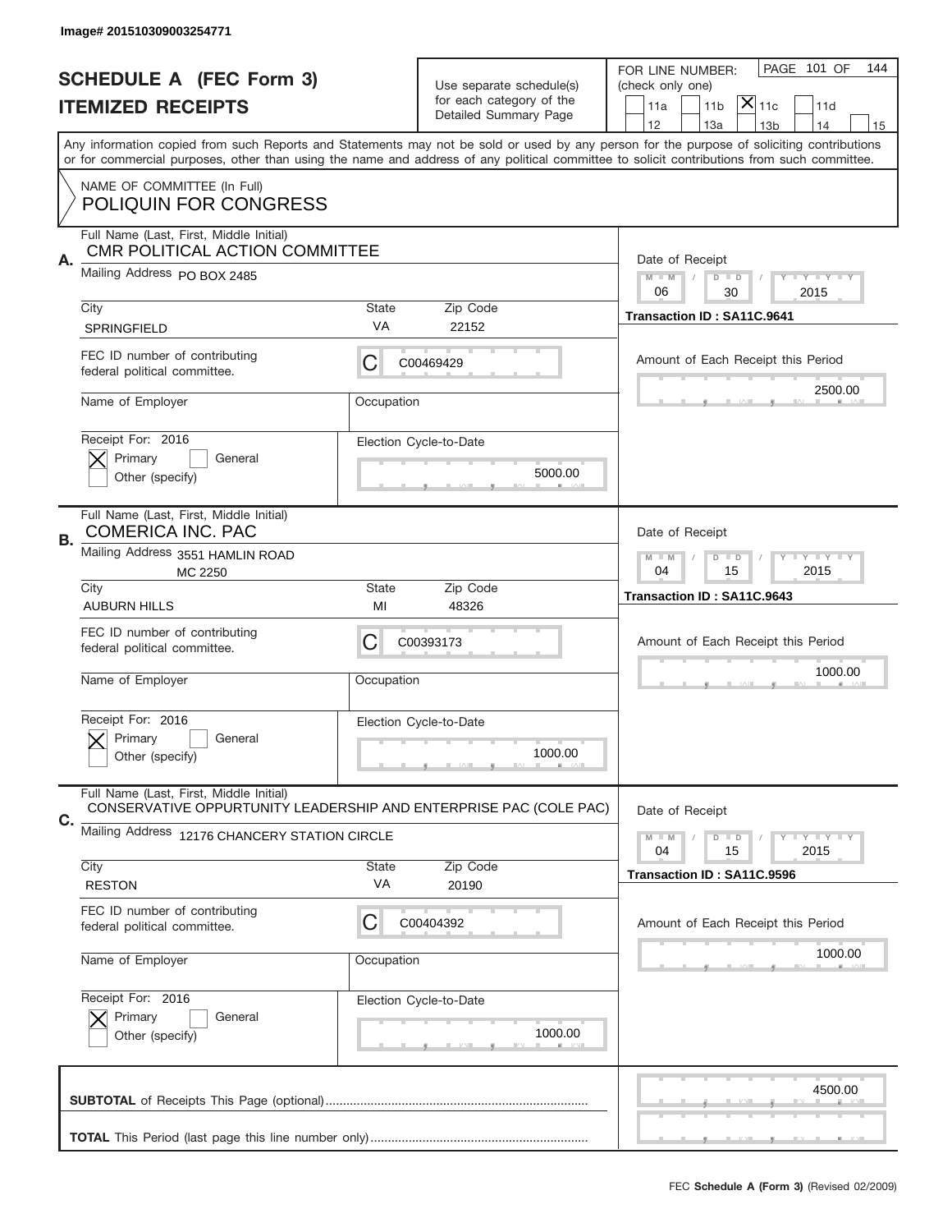Image# 201510309003254771

# SCHEDULE A (FEC Form 3)
## ITEMIZED RECEIPTS

Use separate schedule(s) for each category of the Detailed Summary Page

FOR LINE NUMBER: (check only one)
11a | 11b | [X] 11c | 11d | 12 | 13a | 13b | 14 | 15

PAGE 101 OF 144

Any information copied from such Reports and Statements may not be sold or used by any person for the purpose of soliciting contributions or for commercial purposes, other than using the name and address of any political committee to solicit contributions from such committee.

NAME OF COMMITTEE (In Full)
POLIQUIN FOR CONGRESS

---

**A.** Full Name (Last, First, Middle Initial): CMR POLITICAL ACTION COMMITTEE

Mailing Address: PO BOX 2485

City: SPRINGFIELD | State: VA | Zip Code: 22152

FEC ID number of contributing federal political committee: C C00469429

Name of Employer: | Occupation:

Receipt For: 2016 — [X] Primary [ ] General [ ] Other (specify)

Election Cycle-to-Date: 5000.00

Date of Receipt: 06 / 30 / 2015

Transaction ID : SA11C.9641

Amount of Each Receipt this Period: 2500.00

---

**B.** Full Name (Last, First, Middle Initial): COMERICA INC. PAC

Mailing Address: 3551 HAMLIN ROAD, MC 2250

City: AUBURN HILLS | State: MI | Zip Code: 48326

FEC ID number of contributing federal political committee: C C00393173

Name of Employer: | Occupation:

Receipt For: 2016 — [X] Primary [ ] General [ ] Other (specify)

Election Cycle-to-Date: 1000.00

Date of Receipt: 04 / 15 / 2015

Transaction ID : SA11C.9643

Amount of Each Receipt this Period: 1000.00

---

**C.** Full Name (Last, First, Middle Initial): CONSERVATIVE OPPURTUNITY LEADERSHIP AND ENTERPRISE PAC (COLE PAC)

Mailing Address: 12176 CHANCERY STATION CIRCLE

City: RESTON | State: VA | Zip Code: 20190

FEC ID number of contributing federal political committee: C C00404392

Name of Employer: | Occupation:

Receipt For: 2016 — [X] Primary [ ] General [ ] Other (specify)

Election Cycle-to-Date: 1000.00

Date of Receipt: 04 / 15 / 2015

Transaction ID : SA11C.9596

Amount of Each Receipt this Period: 1000.00

---

**SUBTOTAL** of Receipts This Page (optional): 4500.00

**TOTAL** This Period (last page this line number only):

FEC **Schedule A (Form 3)** (Revised 02/2009)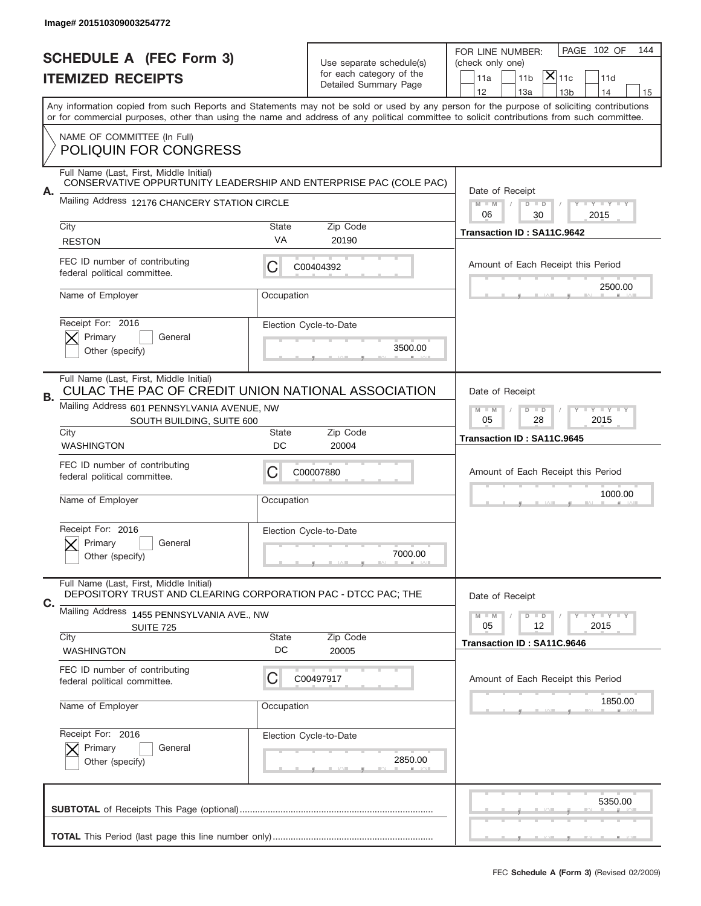Image# 201510309003254772

# SCHEDULE A (FEC Form 3)
# ITEMIZED RECEIPTS

Use separate schedule(s) for each category of the Detailed Summary Page

FOR LINE NUMBER: (check only one)

PAGE 102 OF 144

☐ 11a ☐ 11b ☒ 11c ☐ 11d
☐ 12 ☐ 13a ☐ 13b ☐ 14 ☐ 15

Any information copied from such Reports and Statements may not be sold or used by any person for the purpose of soliciting contributions or for commercial purposes, other than using the name and address of any political committee to solicit contributions from such committee.

NAME OF COMMITTEE (In Full)
POLIQUIN FOR CONGRESS

---

**A.** Full Name (Last, First, Middle Initial)
CONSERVATIVE OPPURTUNITY LEADERSHIP AND ENTERPRISE PAC (COLE PAC)

Mailing Address 12176 CHANCERY STATION CIRCLE

City: RESTON | State: VA | Zip Code: 20190

FEC ID number of contributing federal political committee: C C00404392

Name of Employer: | Occupation:

Receipt For: 2016 ☒ Primary ☐ General ☐ Other (specify)

Election Cycle-to-Date: 3500.00

Date of Receipt: 06 / 30 / 2015

Transaction ID : SA11C.9642

Amount of Each Receipt this Period: 2500.00

---

**B.** Full Name (Last, First, Middle Initial)
CULAC THE PAC OF CREDIT UNION NATIONAL ASSOCIATION

Mailing Address 601 PENNSYLVANIA AVENUE, NW
SOUTH BUILDING, SUITE 600

City: WASHINGTON | State: DC | Zip Code: 20004

FEC ID number of contributing federal political committee: C C00007880

Name of Employer: | Occupation:

Receipt For: 2016 ☒ Primary ☐ General ☐ Other (specify)

Election Cycle-to-Date: 7000.00

Date of Receipt: 05 / 28 / 2015

Transaction ID : SA11C.9645

Amount of Each Receipt this Period: 1000.00

---

**C.** Full Name (Last, First, Middle Initial)
DEPOSITORY TRUST AND CLEARING CORPORATION PAC - DTCC PAC; THE

Mailing Address 1455 PENNSYLVANIA AVE., NW
SUITE 725

City: WASHINGTON | State: DC | Zip Code: 20005

FEC ID number of contributing federal political committee: C C00497917

Name of Employer: | Occupation:

Receipt For: 2016 ☒ Primary ☐ General ☐ Other (specify)

Election Cycle-to-Date: 2850.00

Date of Receipt: 05 / 12 / 2015

Transaction ID : SA11C.9646

Amount of Each Receipt this Period: 1850.00

---

**SUBTOTAL** of Receipts This Page (optional): 5350.00

**TOTAL** This Period (last page this line number only):

FEC **Schedule A (Form 3)** (Revised 02/2009)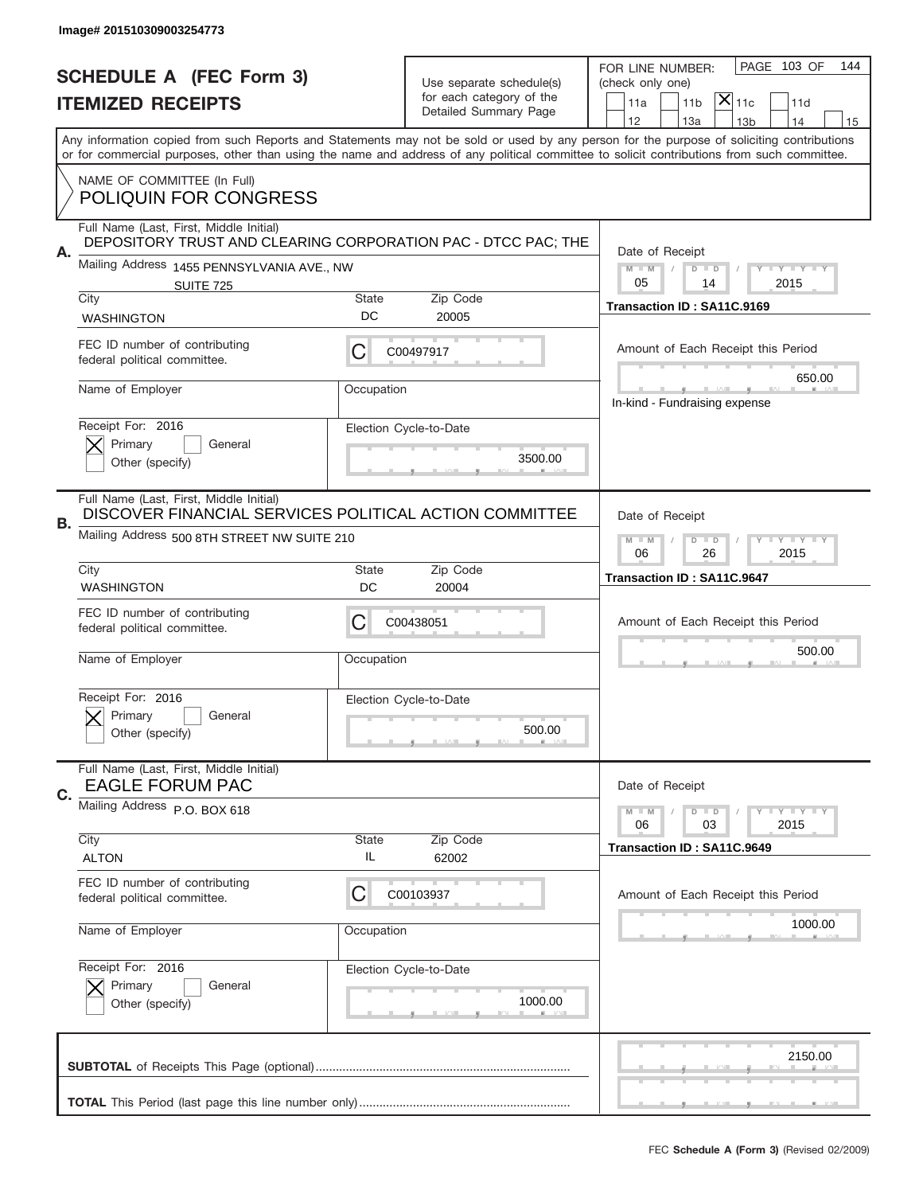Image# 201510309003254773

# SCHEDULE A (FEC Form 3)
## ITEMIZED RECEIPTS

Use separate schedule(s) for each category of the Detailed Summary Page

FOR LINE NUMBER: (check only one)

11a | 11b | [X] 11c | 11d | 12 | 13a | 13b | 14 | 15

PAGE 103 OF 144

Any information copied from such Reports and Statements may not be sold or used by any person for the purpose of soliciting contributions or for commercial purposes, other than using the name and address of any political committee to solicit contributions from such committee.

NAME OF COMMITTEE (In Full)
POLIQUIN FOR CONGRESS

---

**A.** Full Name (Last, First, Middle Initial): DEPOSITORY TRUST AND CLEARING CORPORATION PAC - DTCC PAC; THE

Mailing Address: 1455 PENNSYLVANIA AVE., NW SUITE 725

City: WASHINGTON | State: DC | Zip Code: 20005

FEC ID number of contributing federal political committee: C C00497917

Name of Employer: | Occupation:

Receipt For: 2016 — [X] Primary [ ] General [ ] Other (specify)

Election Cycle-to-Date: 3500.00

Date of Receipt: 05 / 14 / 2015

Transaction ID : SA11C.9169

Amount of Each Receipt this Period: 650.00

In-kind - Fundraising expense

---

**B.** Full Name (Last, First, Middle Initial): DISCOVER FINANCIAL SERVICES POLITICAL ACTION COMMITTEE

Mailing Address: 500 8TH STREET NW SUITE 210

City: WASHINGTON | State: DC | Zip Code: 20004

FEC ID number of contributing federal political committee: C C00438051

Name of Employer: | Occupation:

Receipt For: 2016 — [X] Primary [ ] General [ ] Other (specify)

Election Cycle-to-Date: 500.00

Date of Receipt: 06 / 26 / 2015

Transaction ID : SA11C.9647

Amount of Each Receipt this Period: 500.00

---

**C.** Full Name (Last, First, Middle Initial): EAGLE FORUM PAC

Mailing Address: P.O. BOX 618

City: ALTON | State: IL | Zip Code: 62002

FEC ID number of contributing federal political committee: C C00103937

Name of Employer: | Occupation:

Receipt For: 2016 — [X] Primary [ ] General [ ] Other (specify)

Election Cycle-to-Date: 1000.00

Date of Receipt: 06 / 03 / 2015

Transaction ID : SA11C.9649

Amount of Each Receipt this Period: 1000.00

---

**SUBTOTAL** of Receipts This Page (optional): 2150.00

**TOTAL** This Period (last page this line number only):

FEC **Schedule A (Form 3)** (Revised 02/2009)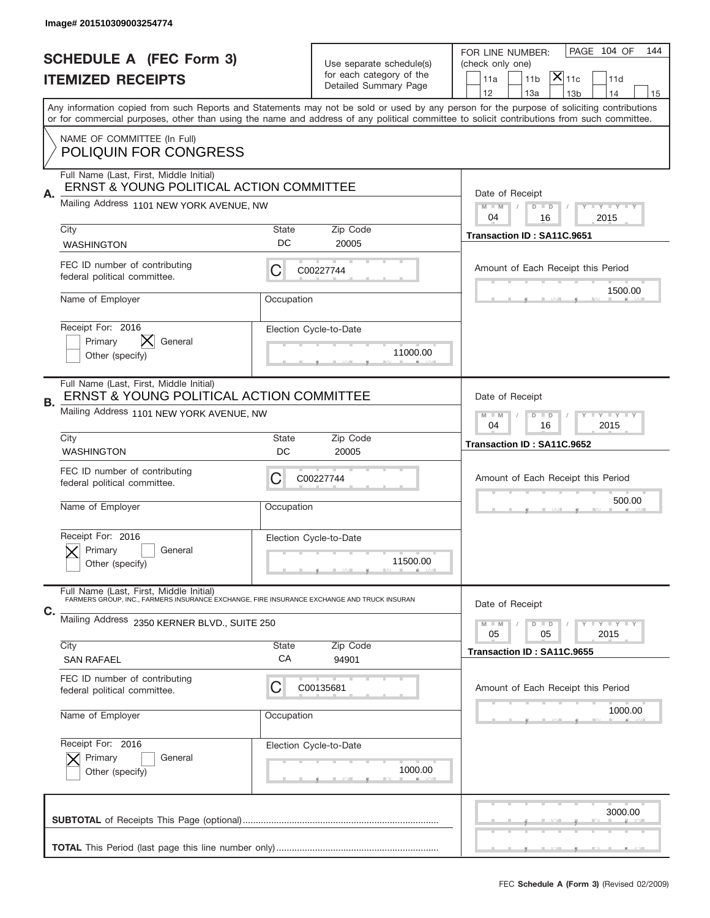Image# 201510309003254774

# SCHEDULE A (FEC Form 3)
## ITEMIZED RECEIPTS

Use separate schedule(s) for each category of the Detailed Summary Page

FOR LINE NUMBER: (check only one)

☐ 11a ☐ 11b ☒ 11c ☐ 11d ☐ 12 ☐ 13a ☐ 13b ☐ 14 ☐ 15

Any information copied from such Reports and Statements may not be sold or used by any person for the purpose of soliciting contributions or for commercial purposes, other than using the name and address of any political committee to solicit contributions from such committee.

NAME OF COMMITTEE (In Full)
POLIQUIN FOR CONGRESS

---

**A.** Full Name (Last, First, Middle Initial): ERNST & YOUNG POLITICAL ACTION COMMITTEE

Mailing Address: 1101 NEW YORK AVENUE, NW

City: WASHINGTON | State: DC | Zip Code: 20005

FEC ID number of contributing federal political committee: C00227744

Name of Employer: | Occupation:

Receipt For: 2016 — ☐ Primary ☒ General ☐ Other (specify)

Election Cycle-to-Date: 11000.00

Date of Receipt: 04 / 16 / 2015

Transaction ID : SA11C.9651

Amount of Each Receipt this Period: 1500.00

---

**B.** Full Name (Last, First, Middle Initial): ERNST & YOUNG POLITICAL ACTION COMMITTEE

Mailing Address: 1101 NEW YORK AVENUE, NW

City: WASHINGTON | State: DC | Zip Code: 20005

FEC ID number of contributing federal political committee: C00227744

Name of Employer: | Occupation:

Receipt For: 2016 — ☒ Primary ☐ General ☐ Other (specify)

Election Cycle-to-Date: 11500.00

Date of Receipt: 04 / 16 / 2015

Transaction ID : SA11C.9652

Amount of Each Receipt this Period: 500.00

---

**C.** Full Name (Last, First, Middle Initial): FARMERS GROUP, INC., FARMERS INSURANCE EXCHANGE, FIRE INSURANCE EXCHANGE AND TRUCK INSURAN

Mailing Address: 2350 KERNER BLVD., SUITE 250

City: SAN RAFAEL | State: CA | Zip Code: 94901

FEC ID number of contributing federal political committee: C00135681

Name of Employer: | Occupation:

Receipt For: 2016 — ☒ Primary ☐ General ☐ Other (specify)

Election Cycle-to-Date: 1000.00

Date of Receipt: 05 / 05 / 2015

Transaction ID : SA11C.9655

Amount of Each Receipt this Period: 1000.00

---

**SUBTOTAL** of Receipts This Page (optional): 3000.00

**TOTAL** This Period (last page this line number only):

FEC **Schedule A (Form 3)** (Revised 02/2009)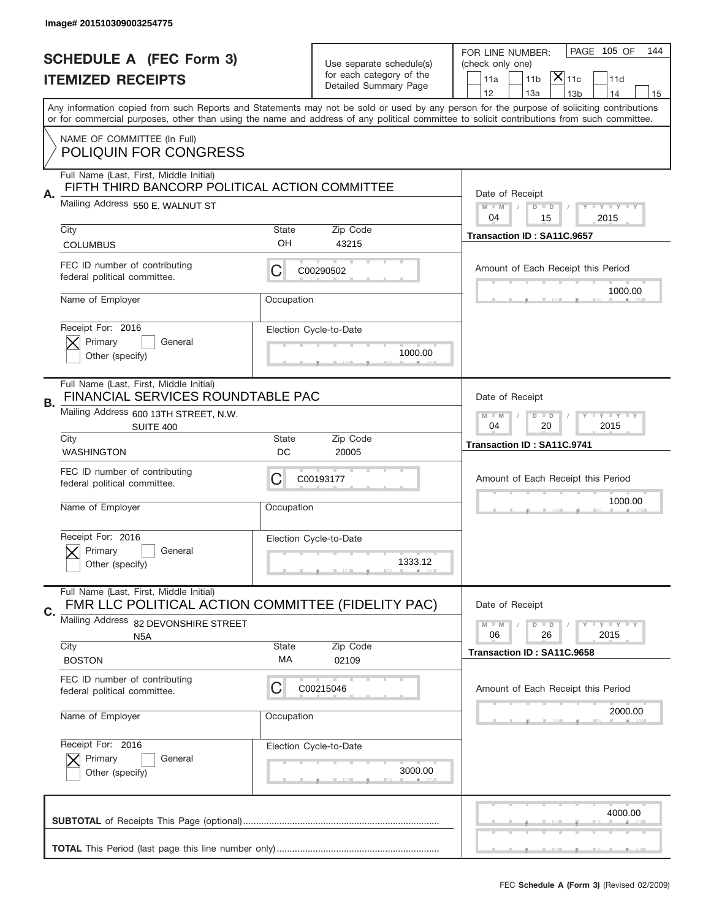Image# 201510309003254775

# SCHEDULE A (FEC Form 3)
## ITEMIZED RECEIPTS

Use separate schedule(s) for each category of the Detailed Summary Page

FOR LINE NUMBER: (check only one)

11a | 11b | [X] 11c | 11d | 12 | 13a | 13b | 14 | 15

Any information copied from such Reports and Statements may not be sold or used by any person for the purpose of soliciting contributions or for commercial purposes, other than using the name and address of any political committee to solicit contributions from such committee.

NAME OF COMMITTEE (In Full)
POLIQUIN FOR CONGRESS

---

**A.** Full Name (Last, First, Middle Initial): FIFTH THIRD BANCORP POLITICAL ACTION COMMITTEE

Mailing Address: 550 E. WALNUT ST

City: COLUMBUS | State: OH | Zip Code: 43215

FEC ID number of contributing federal political committee: C C00290502

Name of Employer: | Occupation:

Receipt For: 2016 — [X] Primary [ ] General [ ] Other (specify)

Election Cycle-to-Date: 1000.00

Date of Receipt: 04 / 15 / 2015

Transaction ID : SA11C.9657

Amount of Each Receipt this Period: 1000.00

---

**B.** Full Name (Last, First, Middle Initial): FINANCIAL SERVICES ROUNDTABLE PAC

Mailing Address: 600 13TH STREET, N.W. SUITE 400

City: WASHINGTON | State: DC | Zip Code: 20005

FEC ID number of contributing federal political committee: C C00193177

Name of Employer: | Occupation:

Receipt For: 2016 — [X] Primary [ ] General [ ] Other (specify)

Election Cycle-to-Date: 1333.12

Date of Receipt: 04 / 20 / 2015

Transaction ID : SA11C.9741

Amount of Each Receipt this Period: 1000.00

---

**C.** Full Name (Last, First, Middle Initial): FMR LLC POLITICAL ACTION COMMITTEE (FIDELITY PAC)

Mailing Address: 82 DEVONSHIRE STREET N5A

City: BOSTON | State: MA | Zip Code: 02109

FEC ID number of contributing federal political committee: C C00215046

Name of Employer: | Occupation:

Receipt For: 2016 — [X] Primary [ ] General [ ] Other (specify)

Election Cycle-to-Date: 3000.00

Date of Receipt: 06 / 26 / 2015

Transaction ID : SA11C.9658

Amount of Each Receipt this Period: 2000.00

---

**SUBTOTAL** of Receipts This Page (optional): 4000.00

**TOTAL** This Period (last page this line number only):

FEC **Schedule A (Form 3)** (Revised 02/2009)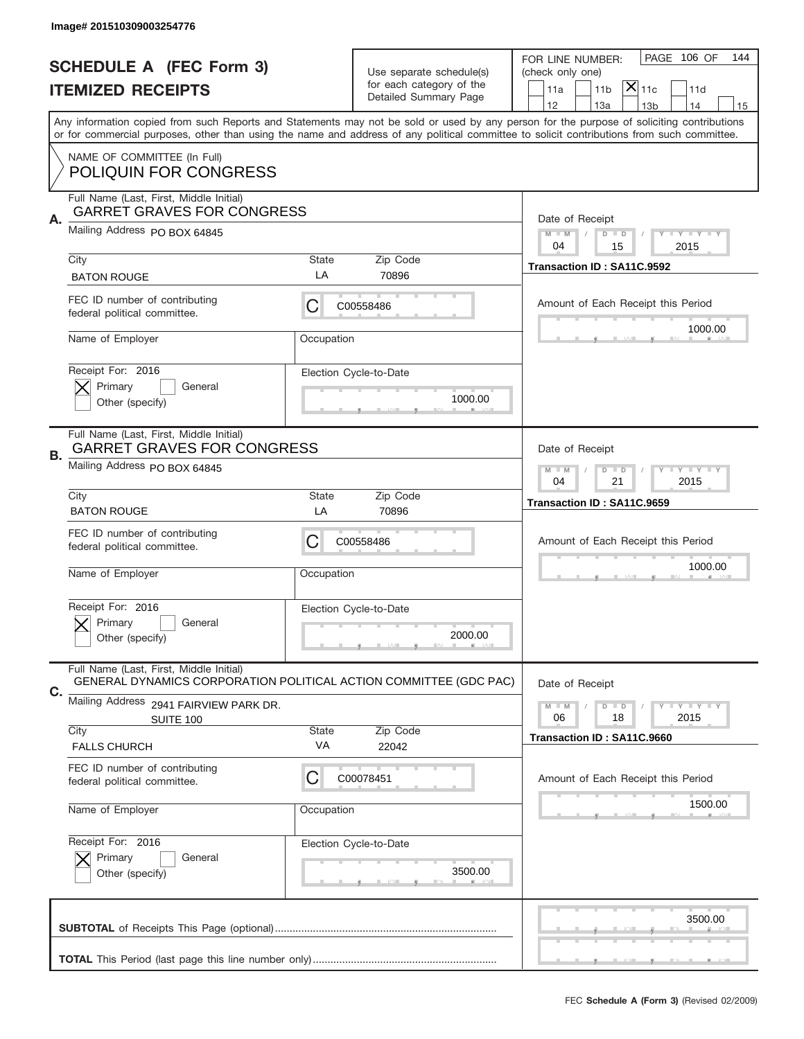Image# 201510309003254776

# SCHEDULE A (FEC Form 3)
## ITEMIZED RECEIPTS

Use separate schedule(s) for each category of the Detailed Summary Page

FOR LINE NUMBER: (check only one)
11a | 11b | [X] 11c | 11d | 12 | 13a | 13b | 14 | 15

PAGE 106 OF 144

Any information copied from such Reports and Statements may not be sold or used by any person for the purpose of soliciting contributions or for commercial purposes, other than using the name and address of any political committee to solicit contributions from such committee.

NAME OF COMMITTEE (In Full)
POLIQUIN FOR CONGRESS

---

**A.**
Full Name (Last, First, Middle Initial): GARRET GRAVES FOR CONGRESS
Mailing Address: PO BOX 64845
City: BATON ROUGE | State: LA | Zip Code: 70896
FEC ID number of contributing federal political committee: C00558486
Name of Employer: | Occupation:
Receipt For: 2016 — [X] Primary [ ] General [ ] Other (specify)
Election Cycle-to-Date: 1000.00
Date of Receipt: 04 / 15 / 2015
Transaction ID : SA11C.9592
Amount of Each Receipt this Period: 1000.00

---

**B.**
Full Name (Last, First, Middle Initial): GARRET GRAVES FOR CONGRESS
Mailing Address: PO BOX 64845
City: BATON ROUGE | State: LA | Zip Code: 70896
FEC ID number of contributing federal political committee: C00558486
Name of Employer: | Occupation:
Receipt For: 2016 — [X] Primary [ ] General [ ] Other (specify)
Election Cycle-to-Date: 2000.00
Date of Receipt: 04 / 21 / 2015
Transaction ID : SA11C.9659
Amount of Each Receipt this Period: 1000.00

---

**C.**
Full Name (Last, First, Middle Initial): GENERAL DYNAMICS CORPORATION POLITICAL ACTION COMMITTEE (GDC PAC)
Mailing Address: 2941 FAIRVIEW PARK DR. SUITE 100
City: FALLS CHURCH | State: VA | Zip Code: 22042
FEC ID number of contributing federal political committee: C00078451
Name of Employer: | Occupation:
Receipt For: 2016 — [X] Primary [ ] General [ ] Other (specify)
Election Cycle-to-Date: 3500.00
Date of Receipt: 06 / 18 / 2015
Transaction ID : SA11C.9660
Amount of Each Receipt this Period: 1500.00

---

**SUBTOTAL** of Receipts This Page (optional): 3500.00

**TOTAL** This Period (last page this line number only):

FEC **Schedule A (Form 3)** (Revised 02/2009)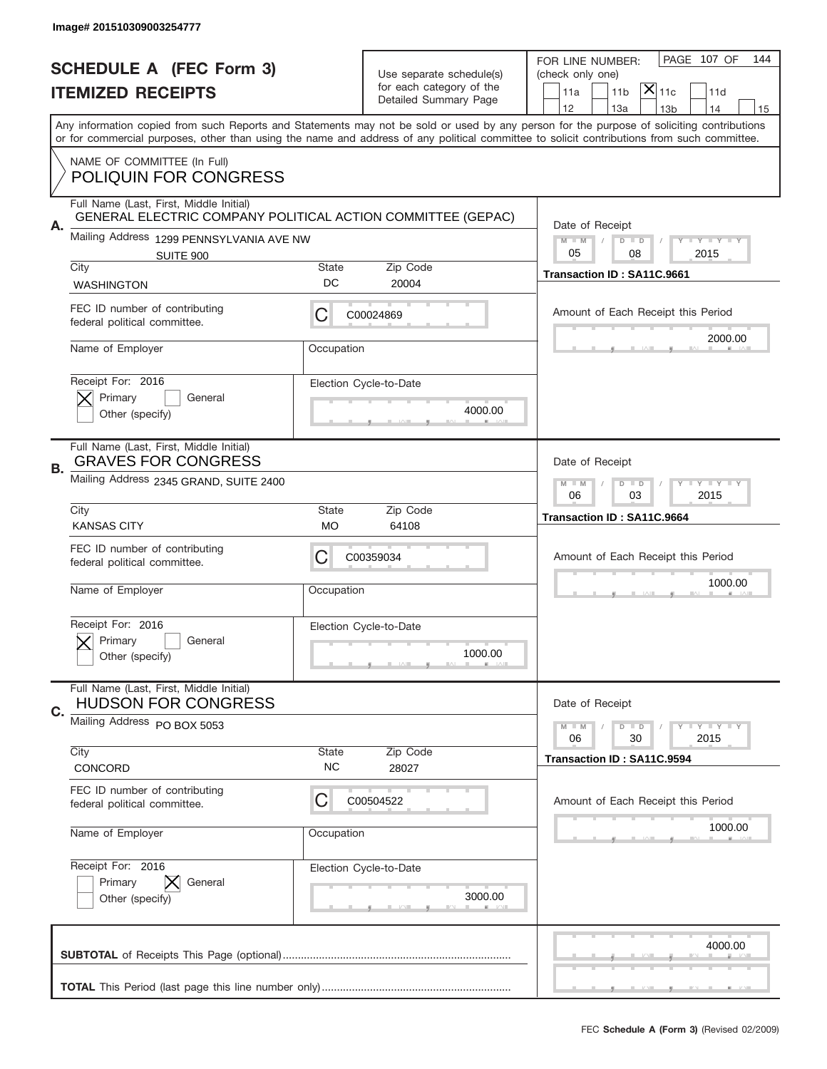Image# 201510309003254777

# SCHEDULE A (FEC Form 3)
## ITEMIZED RECEIPTS

Use separate schedule(s) for each category of the Detailed Summary Page

FOR LINE NUMBER: (check only one)

- [ ] 11a
- [ ] 11b
- [x] 11c
- [ ] 11d
- [ ] 12
- [ ] 13a
- [ ] 13b
- [ ] 14
- [ ] 15

PAGE 107 OF 144

Any information copied from such Reports and Statements may not be sold or used by any person for the purpose of soliciting contributions or for commercial purposes, other than using the name and address of any political committee to solicit contributions from such committee.

NAME OF COMMITTEE (In Full)
POLIQUIN FOR CONGRESS

---

**A.** Full Name (Last, First, Middle Initial): GENERAL ELECTRIC COMPANY POLITICAL ACTION COMMITTEE (GEPAC)

Mailing Address: 1299 PENNSYLVANIA AVE NW, SUITE 900

City: WASHINGTON | State: DC | Zip Code: 20004

FEC ID number of contributing federal political committee: C C00024869

Name of Employer: | Occupation:

Receipt For: 2016 — [x] Primary [ ] General [ ] Other (specify)

Election Cycle-to-Date: 4000.00

Date of Receipt: 05 / 08 / 2015

Transaction ID : SA11C.9661

Amount of Each Receipt this Period: 2000.00

---

**B.** Full Name (Last, First, Middle Initial): GRAVES FOR CONGRESS

Mailing Address: 2345 GRAND, SUITE 2400

City: KANSAS CITY | State: MO | Zip Code: 64108

FEC ID number of contributing federal political committee: C C00359034

Name of Employer: | Occupation:

Receipt For: 2016 — [x] Primary [ ] General [ ] Other (specify)

Election Cycle-to-Date: 1000.00

Date of Receipt: 06 / 03 / 2015

Transaction ID : SA11C.9664

Amount of Each Receipt this Period: 1000.00

---

**C.** Full Name (Last, First, Middle Initial): HUDSON FOR CONGRESS

Mailing Address: PO BOX 5053

City: CONCORD | State: NC | Zip Code: 28027

FEC ID number of contributing federal political committee: C C00504522

Name of Employer: | Occupation:

Receipt For: 2016 — [ ] Primary [x] General [ ] Other (specify)

Election Cycle-to-Date: 3000.00

Date of Receipt: 06 / 30 / 2015

Transaction ID : SA11C.9594

Amount of Each Receipt this Period: 1000.00

---

**SUBTOTAL** of Receipts This Page (optional): 4000.00

**TOTAL** This Period (last page this line number only):

FEC **Schedule A (Form 3)** (Revised 02/2009)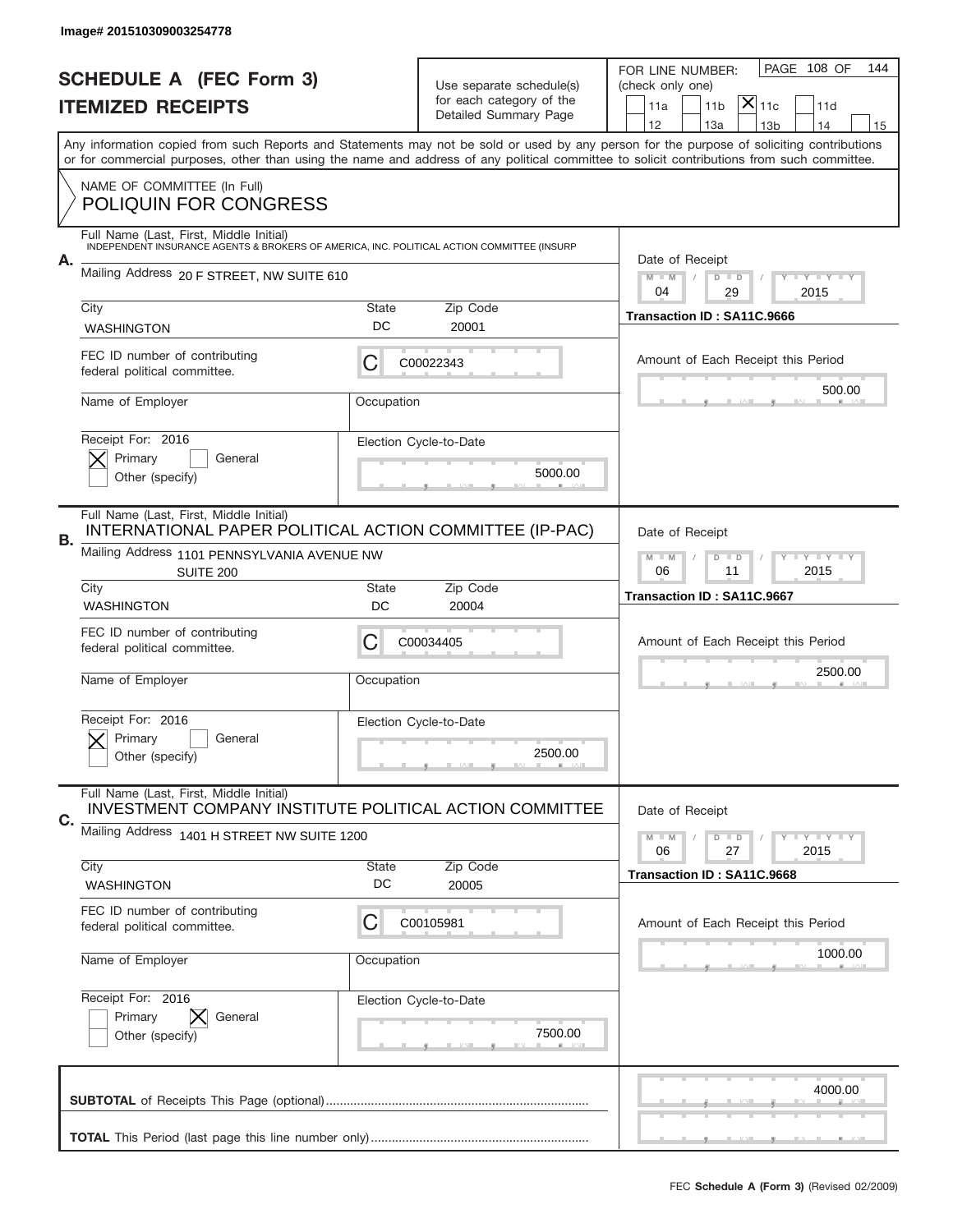Image# 201510309003254778

# SCHEDULE A (FEC Form 3)
## ITEMIZED RECEIPTS

Use separate schedule(s) for each category of the Detailed Summary Page

FOR LINE NUMBER: (check only one)

11a | 11b | [X] 11c | 11d | 12 | 13a | 13b | 14 | 15

PAGE 108 OF 144

Any information copied from such Reports and Statements may not be sold or used by any person for the purpose of soliciting contributions or for commercial purposes, other than using the name and address of any political committee to solicit contributions from such committee.

NAME OF COMMITTEE (In Full)
POLIQUIN FOR CONGRESS

**A.**

Full Name (Last, First, Middle Initial): INDEPENDENT INSURANCE AGENTS & BROKERS OF AMERICA, INC. POLITICAL ACTION COMMITTEE (INSURP

Mailing Address: 20 F STREET, NW SUITE 610

City: WASHINGTON | State: DC | Zip Code: 20001

FEC ID number of contributing federal political committee: C C00022343

Name of Employer: | Occupation:

Receipt For: 2016 — [X] Primary [ ] General [ ] Other (specify)

Election Cycle-to-Date: 5000.00

Date of Receipt: 04 / 29 / 2015

Transaction ID : SA11C.9666

Amount of Each Receipt this Period: 500.00

**B.**

Full Name (Last, First, Middle Initial): INTERNATIONAL PAPER POLITICAL ACTION COMMITTEE (IP-PAC)

Mailing Address: 1101 PENNSYLVANIA AVENUE NW SUITE 200

City: WASHINGTON | State: DC | Zip Code: 20004

FEC ID number of contributing federal political committee: C C00034405

Name of Employer: | Occupation:

Receipt For: 2016 — [X] Primary [ ] General [ ] Other (specify)

Election Cycle-to-Date: 2500.00

Date of Receipt: 06 / 11 / 2015

Transaction ID : SA11C.9667

Amount of Each Receipt this Period: 2500.00

**C.**

Full Name (Last, First, Middle Initial): INVESTMENT COMPANY INSTITUTE POLITICAL ACTION COMMITTEE

Mailing Address: 1401 H STREET NW SUITE 1200

City: WASHINGTON | State: DC | Zip Code: 20005

FEC ID number of contributing federal political committee: C C00105981

Name of Employer: | Occupation:

Receipt For: 2016 — [ ] Primary [X] General [ ] Other (specify)

Election Cycle-to-Date: 7500.00

Date of Receipt: 06 / 27 / 2015

Transaction ID : SA11C.9668

Amount of Each Receipt this Period: 1000.00

**SUBTOTAL** of Receipts This Page (optional): 4000.00

**TOTAL** This Period (last page this line number only):

FEC **Schedule A (Form 3)** (Revised 02/2009)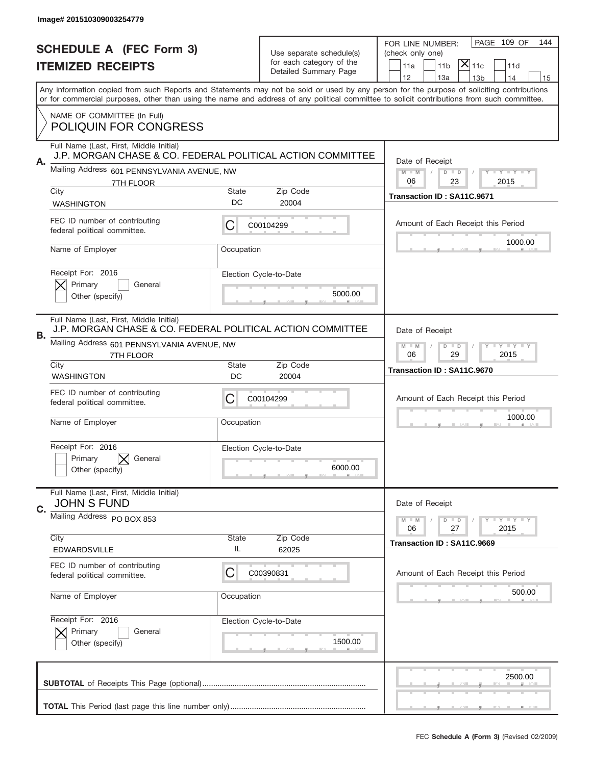Image# 201510309003254779

# SCHEDULE A (FEC Form 3)
## ITEMIZED RECEIPTS

Use separate schedule(s) for each category of the Detailed Summary Page

FOR LINE NUMBER: (check only one)

☐ 11a ☐ 11b ☒ 11c ☐ 11d ☐ 12 ☐ 13a ☐ 13b ☐ 14 ☐ 15

Any information copied from such Reports and Statements may not be sold or used by any person for the purpose of soliciting contributions or for commercial purposes, other than using the name and address of any political committee to solicit contributions from such committee.

NAME OF COMMITTEE (In Full)
POLIQUIN FOR CONGRESS

**A.** Full Name (Last, First, Middle Initial): J.P. MORGAN CHASE & CO. FEDERAL POLITICAL ACTION COMMITTEE

Mailing Address: 601 PENNSYLVANIA AVENUE, NW, 7TH FLOOR

City: WASHINGTON | State: DC | Zip Code: 20004

FEC ID number of contributing federal political committee: C C00104299

Name of Employer: | Occupation:

Receipt For: 2016 ☒ Primary ☐ General ☐ Other (specify)

Election Cycle-to-Date: 5000.00

Date of Receipt: 06 / 23 / 2015

Transaction ID : SA11C.9671

Amount of Each Receipt this Period: 1000.00

**B.** Full Name (Last, First, Middle Initial): J.P. MORGAN CHASE & CO. FEDERAL POLITICAL ACTION COMMITTEE

Mailing Address: 601 PENNSYLVANIA AVENUE, NW, 7TH FLOOR

City: WASHINGTON | State: DC | Zip Code: 20004

FEC ID number of contributing federal political committee: C C00104299

Name of Employer: | Occupation:

Receipt For: 2016 ☐ Primary ☒ General ☐ Other (specify)

Election Cycle-to-Date: 6000.00

Date of Receipt: 06 / 29 / 2015

Transaction ID : SA11C.9670

Amount of Each Receipt this Period: 1000.00

**C.** Full Name (Last, First, Middle Initial): JOHN S FUND

Mailing Address: PO BOX 853

City: EDWARDSVILLE | State: IL | Zip Code: 62025

FEC ID number of contributing federal political committee: C C00390831

Name of Employer: | Occupation:

Receipt For: 2016 ☒ Primary ☐ General ☐ Other (specify)

Election Cycle-to-Date: 1500.00

Date of Receipt: 06 / 27 / 2015

Transaction ID : SA11C.9669

Amount of Each Receipt this Period: 500.00

**SUBTOTAL** of Receipts This Page (optional): 2500.00

**TOTAL** This Period (last page this line number only):

FEC **Schedule A (Form 3)** (Revised 02/2009)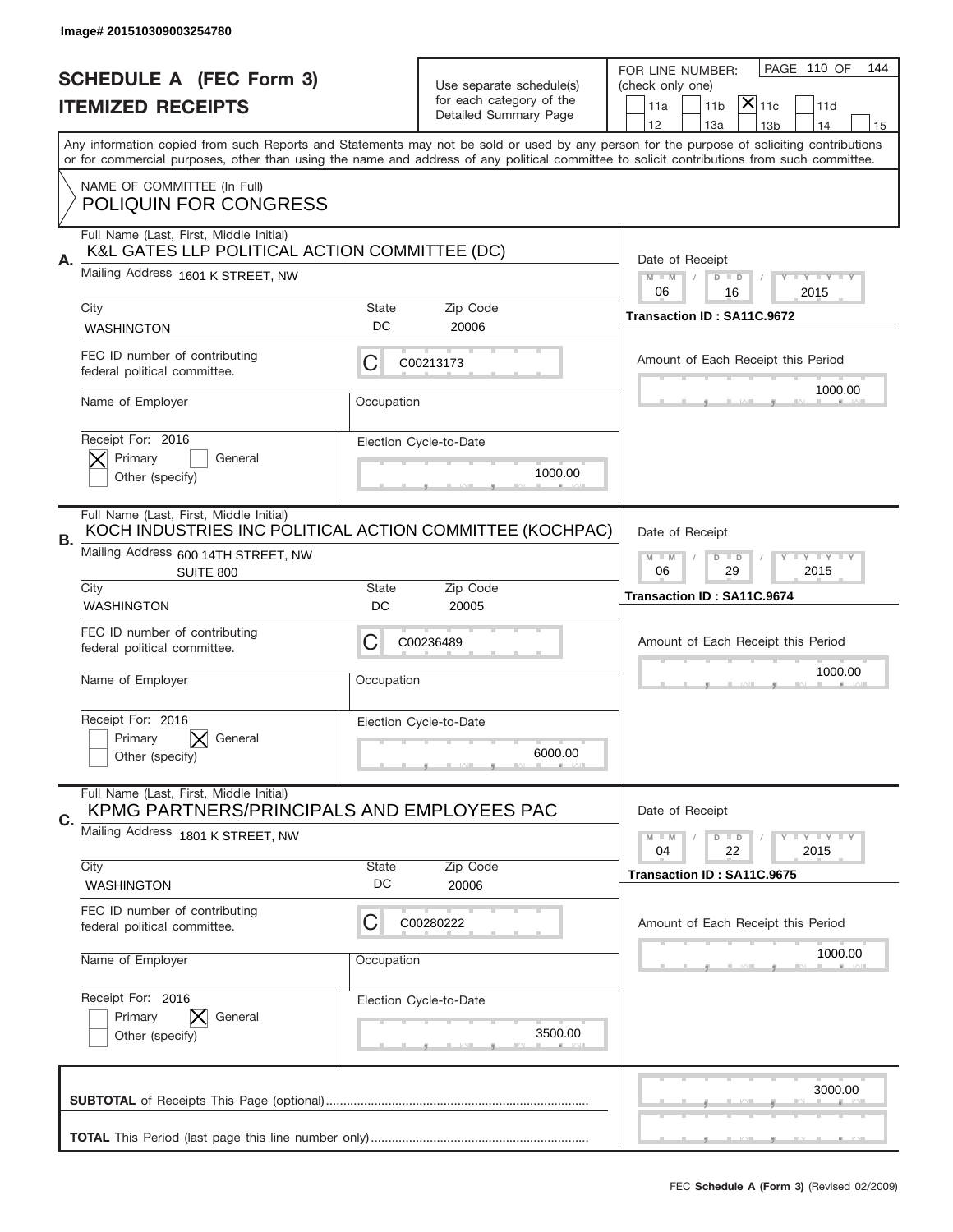Image# 201510309003254780

# SCHEDULE A (FEC Form 3)
# ITEMIZED RECEIPTS

Use separate schedule(s) for each category of the Detailed Summary Page

FOR LINE NUMBER: (check only one)

11a | 11b | [X] 11c | 11d | 12 | 13a | 13b | 14 | 15

Any information copied from such Reports and Statements may not be sold or used by any person for the purpose of soliciting contributions or for commercial purposes, other than using the name and address of any political committee to solicit contributions from such committee.

NAME OF COMMITTEE (In Full)
POLIQUIN FOR CONGRESS

---

**A.** Full Name (Last, First, Middle Initial): K&L GATES LLP POLITICAL ACTION COMMITTEE (DC)

Mailing Address: 1601 K STREET, NW

City: WASHINGTON | State: DC | Zip Code: 20006

FEC ID number of contributing federal political committee: C C00213173

Name of Employer: | Occupation:

Receipt For: 2016 — [X] Primary [ ] General [ ] Other (specify)

Election Cycle-to-Date: 1000.00

Date of Receipt: 06 / 16 / 2015

Transaction ID : SA11C.9672

Amount of Each Receipt this Period: 1000.00

---

**B.** Full Name (Last, First, Middle Initial): KOCH INDUSTRIES INC POLITICAL ACTION COMMITTEE (KOCHPAC)

Mailing Address: 600 14TH STREET, NW SUITE 800

City: WASHINGTON | State: DC | Zip Code: 20005

FEC ID number of contributing federal political committee: C C00236489

Name of Employer: | Occupation:

Receipt For: 2016 — [ ] Primary [X] General [ ] Other (specify)

Election Cycle-to-Date: 6000.00

Date of Receipt: 06 / 29 / 2015

Transaction ID : SA11C.9674

Amount of Each Receipt this Period: 1000.00

---

**C.** Full Name (Last, First, Middle Initial): KPMG PARTNERS/PRINCIPALS AND EMPLOYEES PAC

Mailing Address: 1801 K STREET, NW

City: WASHINGTON | State: DC | Zip Code: 20006

FEC ID number of contributing federal political committee: C C00280222

Name of Employer: | Occupation:

Receipt For: 2016 — [ ] Primary [X] General [ ] Other (specify)

Election Cycle-to-Date: 3500.00

Date of Receipt: 04 / 22 / 2015

Transaction ID : SA11C.9675

Amount of Each Receipt this Period: 1000.00

---

**SUBTOTAL** of Receipts This Page (optional): 3000.00

**TOTAL** This Period (last page this line number only):

FEC **Schedule A (Form 3)** (Revised 02/2009)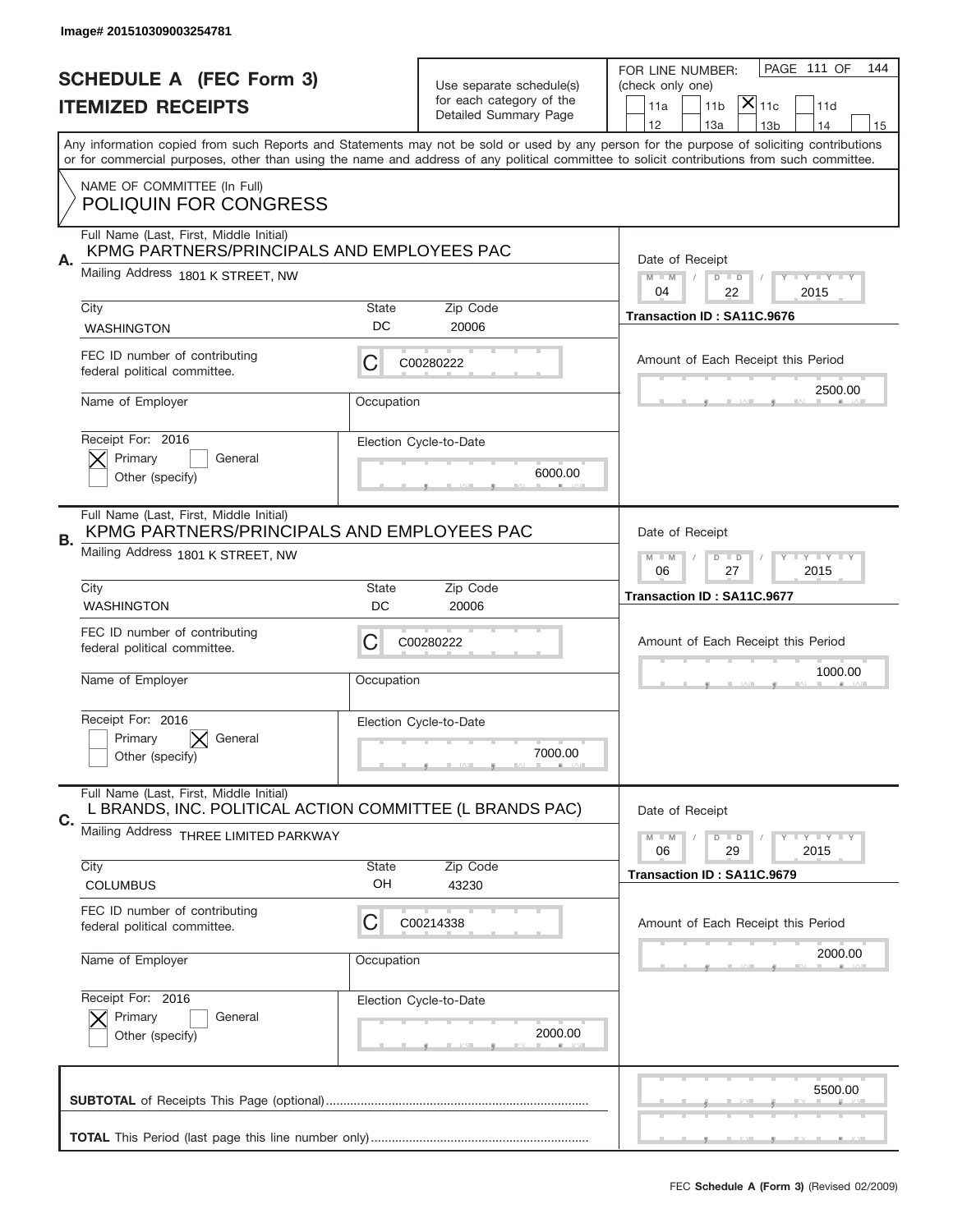Image# 201510309003254781

# SCHEDULE A (FEC Form 3)
## ITEMIZED RECEIPTS

Use separate schedule(s) for each category of the Detailed Summary Page

FOR LINE NUMBER: (check only one)

PAGE 111 OF 144

11a | 11b | [X] 11c | 11d | 12 | 13a | 13b | 14 | 15

Any information copied from such Reports and Statements may not be sold or used by any person for the purpose of soliciting contributions or for commercial purposes, other than using the name and address of any political committee to solicit contributions from such committee.

NAME OF COMMITTEE (In Full)
POLIQUIN FOR CONGRESS

---

**A.** Full Name (Last, First, Middle Initial): KPMG PARTNERS/PRINCIPALS AND EMPLOYEES PAC

Mailing Address: 1801 K STREET, NW

City: WASHINGTON | State: DC | Zip Code: 20006

FEC ID number of contributing federal political committee: C00280222

Name of Employer: | Occupation:

Receipt For: 2016 — [X] Primary [ ] General [ ] Other (specify)

Election Cycle-to-Date: 6000.00

Date of Receipt: 04 / 22 / 2015

Transaction ID : SA11C.9676

Amount of Each Receipt this Period: 2500.00

---

**B.** Full Name (Last, First, Middle Initial): KPMG PARTNERS/PRINCIPALS AND EMPLOYEES PAC

Mailing Address: 1801 K STREET, NW

City: WASHINGTON | State: DC | Zip Code: 20006

FEC ID number of contributing federal political committee: C00280222

Name of Employer: | Occupation:

Receipt For: 2016 — [ ] Primary [X] General [ ] Other (specify)

Election Cycle-to-Date: 7000.00

Date of Receipt: 06 / 27 / 2015

Transaction ID : SA11C.9677

Amount of Each Receipt this Period: 1000.00

---

**C.** Full Name (Last, First, Middle Initial): L BRANDS, INC. POLITICAL ACTION COMMITTEE (L BRANDS PAC)

Mailing Address: THREE LIMITED PARKWAY

City: COLUMBUS | State: OH | Zip Code: 43230

FEC ID number of contributing federal political committee: C00214338

Name of Employer: | Occupation:

Receipt For: 2016 — [X] Primary [ ] General [ ] Other (specify)

Election Cycle-to-Date: 2000.00

Date of Receipt: 06 / 29 / 2015

Transaction ID : SA11C.9679

Amount of Each Receipt this Period: 2000.00

---

**SUBTOTAL** of Receipts This Page (optional): 5500.00

**TOTAL** This Period (last page this line number only):

FEC **Schedule A (Form 3)** (Revised 02/2009)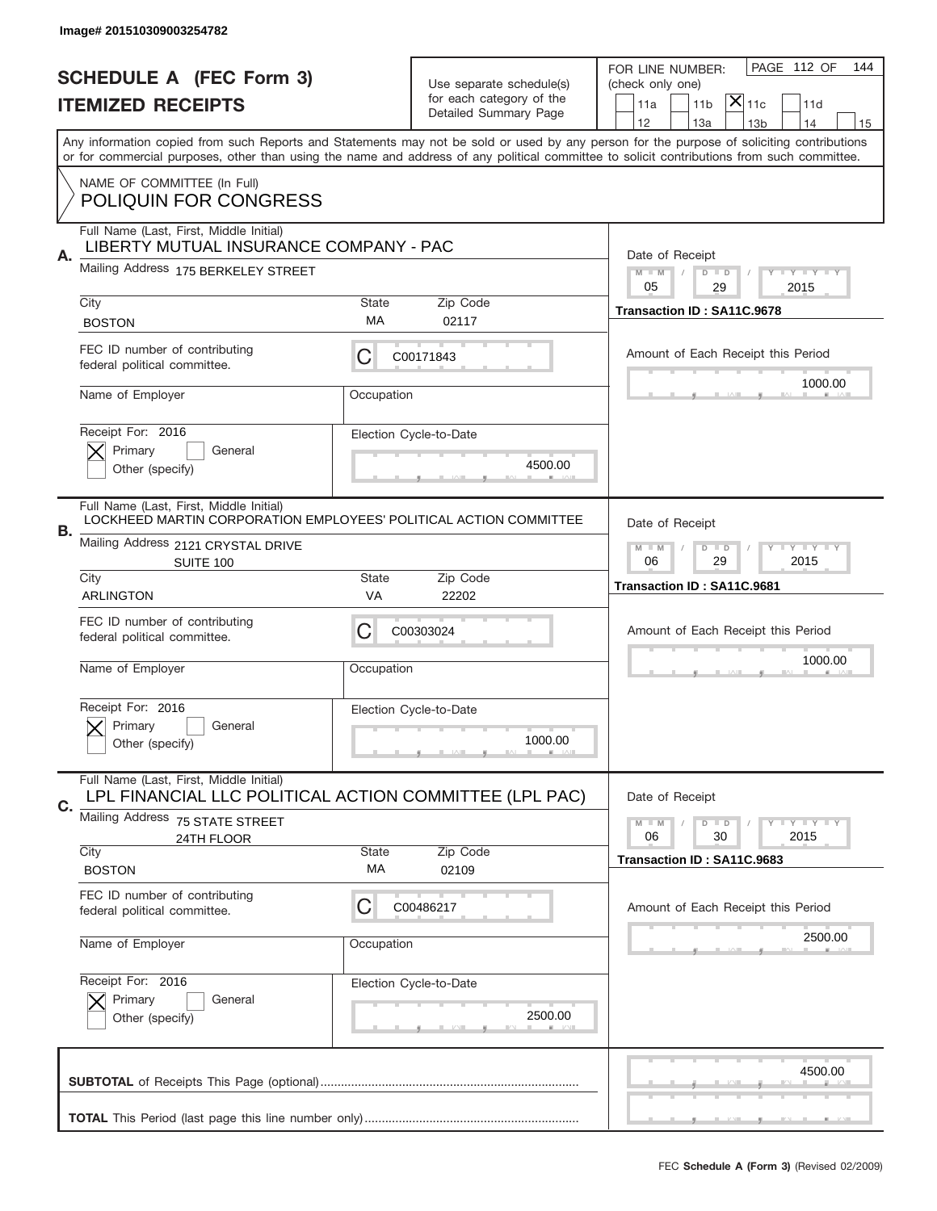Image# 201510309003254782

# SCHEDULE A (FEC Form 3)
## ITEMIZED RECEIPTS

Use separate schedule(s) for each category of the Detailed Summary Page

FOR LINE NUMBER: (check only one)

- [ ] 11a
- [ ] 11b
- [X] 11c
- [ ] 11d
- [ ] 12
- [ ] 13a
- [ ] 13b
- [ ] 14
- [ ] 15

PAGE 112 OF 144

Any information copied from such Reports and Statements may not be sold or used by any person for the purpose of soliciting contributions or for commercial purposes, other than using the name and address of any political committee to solicit contributions from such committee.

NAME OF COMMITTEE (In Full)
POLIQUIN FOR CONGRESS

---

**A.** Full Name (Last, First, Middle Initial): LIBERTY MUTUAL INSURANCE COMPANY - PAC

Mailing Address: 175 BERKELEY STREET

City: BOSTON | State: MA | Zip Code: 02117

FEC ID number of contributing federal political committee: C C00171843

Name of Employer:

Occupation:

Receipt For: 2016 — [X] Primary [ ] General [ ] Other (specify)

Election Cycle-to-Date: 4500.00

Date of Receipt: 05 / 29 / 2015

Transaction ID : SA11C.9678

Amount of Each Receipt this Period: 1000.00

---

**B.** Full Name (Last, First, Middle Initial): LOCKHEED MARTIN CORPORATION EMPLOYEES' POLITICAL ACTION COMMITTEE

Mailing Address: 2121 CRYSTAL DRIVE, SUITE 100

City: ARLINGTON | State: VA | Zip Code: 22202

FEC ID number of contributing federal political committee: C C00303024

Name of Employer:

Occupation:

Receipt For: 2016 — [X] Primary [ ] General [ ] Other (specify)

Election Cycle-to-Date: 1000.00

Date of Receipt: 06 / 29 / 2015

Transaction ID : SA11C.9681

Amount of Each Receipt this Period: 1000.00

---

**C.** Full Name (Last, First, Middle Initial): LPL FINANCIAL LLC POLITICAL ACTION COMMITTEE (LPL PAC)

Mailing Address: 75 STATE STREET, 24TH FLOOR

City: BOSTON | State: MA | Zip Code: 02109

FEC ID number of contributing federal political committee: C C00486217

Name of Employer:

Occupation:

Receipt For: 2016 — [X] Primary [ ] General [ ] Other (specify)

Election Cycle-to-Date: 2500.00

Date of Receipt: 06 / 30 / 2015

Transaction ID : SA11C.9683

Amount of Each Receipt this Period: 2500.00

---

**SUBTOTAL** of Receipts This Page (optional): 4500.00

**TOTAL** This Period (last page this line number only):

FEC Schedule A (Form 3) (Revised 02/2009)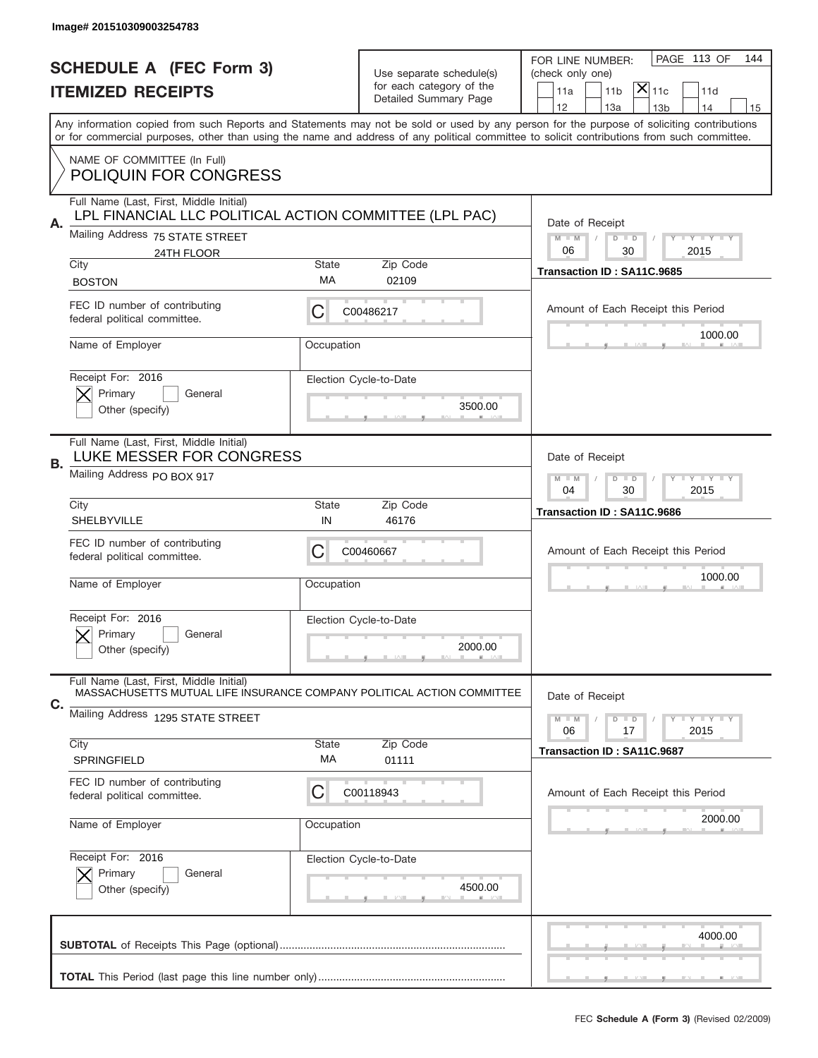Image# 201510309003254783

# SCHEDULE A (FEC Form 3)
## ITEMIZED RECEIPTS

Use separate schedule(s) for each category of the Detailed Summary Page

FOR LINE NUMBER: (check only one)

11a | 11b | [X] 11c | 11d
12 | 13a | 13b | 14 | 15

PAGE 113 OF 144

Any information copied from such Reports and Statements may not be sold or used by any person for the purpose of soliciting contributions or for commercial purposes, other than using the name and address of any political committee to solicit contributions from such committee.

NAME OF COMMITTEE (In Full)
POLIQUIN FOR CONGRESS

---

**A.** Full Name (Last, First, Middle Initial): LPL FINANCIAL LLC POLITICAL ACTION COMMITTEE (LPL PAC)

Mailing Address: 75 STATE STREET, 24TH FLOOR

City: BOSTON | State: MA | Zip Code: 02109

FEC ID number of contributing federal political committee: C C00486217

Name of Employer: | Occupation:

Receipt For: 2016 — [X] Primary [ ] General [ ] Other (specify)

Election Cycle-to-Date: 3500.00

Date of Receipt: 06 / 30 / 2015

Transaction ID : SA11C.9685

Amount of Each Receipt this Period: 1000.00

---

**B.** Full Name (Last, First, Middle Initial): LUKE MESSER FOR CONGRESS

Mailing Address: PO BOX 917

City: SHELBYVILLE | State: IN | Zip Code: 46176

FEC ID number of contributing federal political committee: C C00460667

Name of Employer: | Occupation:

Receipt For: 2016 — [X] Primary [ ] General [ ] Other (specify)

Election Cycle-to-Date: 2000.00

Date of Receipt: 04 / 30 / 2015

Transaction ID : SA11C.9686

Amount of Each Receipt this Period: 1000.00

---

**C.** Full Name (Last, First, Middle Initial): MASSACHUSETTS MUTUAL LIFE INSURANCE COMPANY POLITICAL ACTION COMMITTEE

Mailing Address: 1295 STATE STREET

City: SPRINGFIELD | State: MA | Zip Code: 01111

FEC ID number of contributing federal political committee: C C00118943

Name of Employer: | Occupation:

Receipt For: 2016 — [X] Primary [ ] General [ ] Other (specify)

Election Cycle-to-Date: 4500.00

Date of Receipt: 06 / 17 / 2015

Transaction ID : SA11C.9687

Amount of Each Receipt this Period: 2000.00

---

**SUBTOTAL** of Receipts This Page (optional): 4000.00

**TOTAL** This Period (last page this line number only):

FEC **Schedule A (Form 3)** (Revised 02/2009)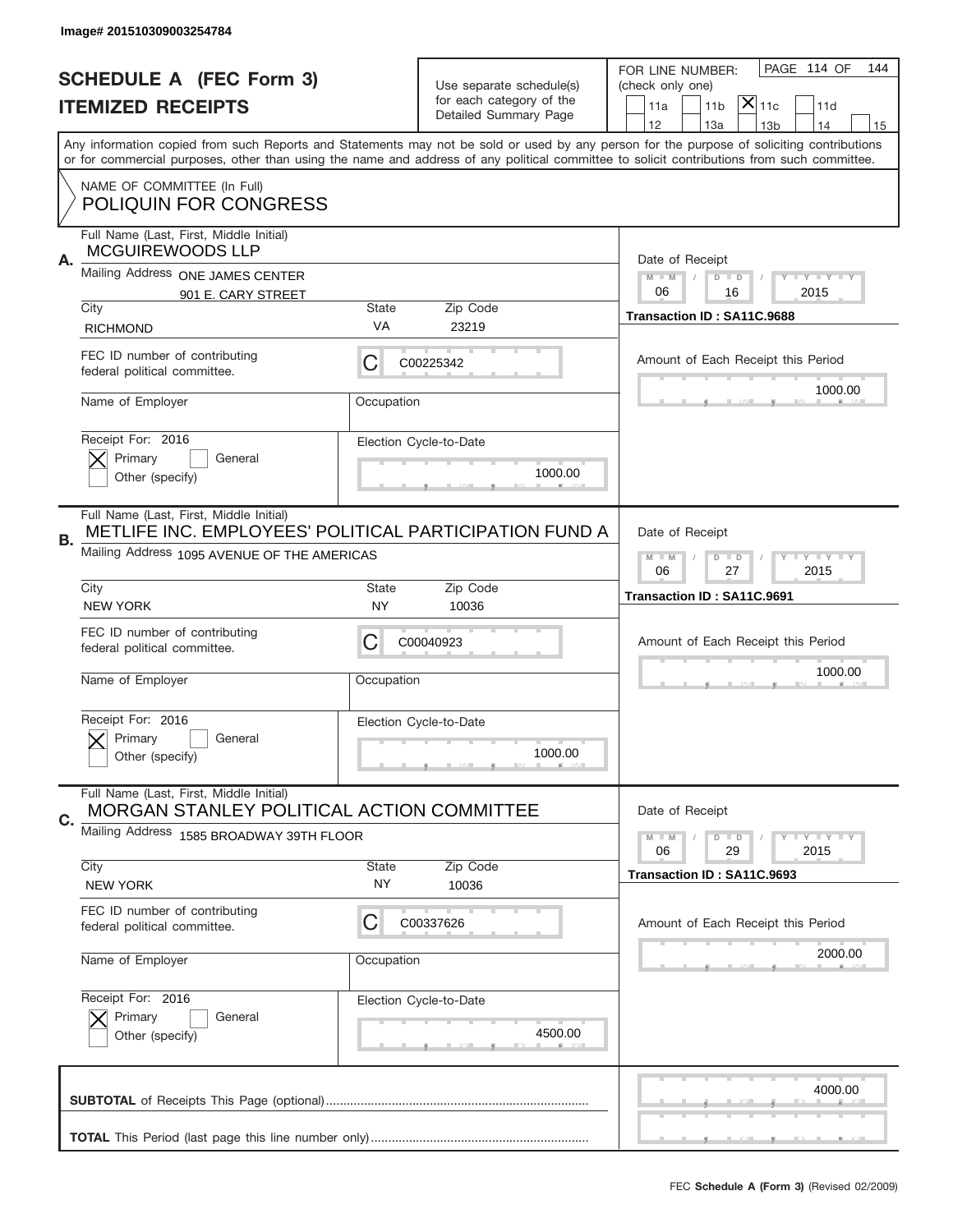Image# 201510309003254784

# SCHEDULE A (FEC Form 3)
## ITEMIZED RECEIPTS

Use separate schedule(s) for each category of the Detailed Summary Page

FOR LINE NUMBER: (check only one)
11a | 11b | [X] 11c | 11d | 12 | 13a | 13b | 14 | 15

Any information copied from such Reports and Statements may not be sold or used by any person for the purpose of soliciting contributions or for commercial purposes, other than using the name and address of any political committee to solicit contributions from such committee.

NAME OF COMMITTEE (In Full)
POLIQUIN FOR CONGRESS

---

**A.** Full Name (Last, First, Middle Initial): MCGUIREWOODS LLP

Mailing Address: ONE JAMES CENTER, 901 E. CARY STREET

City: RICHMOND | State: VA | Zip Code: 23219

FEC ID number of contributing federal political committee: C00225342

Name of Employer: | Occupation:

Receipt For: 2016 — [X] Primary [ ] General [ ] Other (specify)

Date of Receipt: 06/16/2015

Transaction ID : SA11C.9688

Amount of Each Receipt this Period: 1000.00

Election Cycle-to-Date: 1000.00

---

**B.** Full Name (Last, First, Middle Initial): METLIFE INC. EMPLOYEES' POLITICAL PARTICIPATION FUND A

Mailing Address: 1095 AVENUE OF THE AMERICAS

City: NEW YORK | State: NY | Zip Code: 10036

FEC ID number of contributing federal political committee: C00040923

Name of Employer: | Occupation:

Receipt For: 2016 — [X] Primary [ ] General [ ] Other (specify)

Date of Receipt: 06/27/2015

Transaction ID : SA11C.9691

Amount of Each Receipt this Period: 1000.00

Election Cycle-to-Date: 1000.00

---

**C.** Full Name (Last, First, Middle Initial): MORGAN STANLEY POLITICAL ACTION COMMITTEE

Mailing Address: 1585 BROADWAY 39TH FLOOR

City: NEW YORK | State: NY | Zip Code: 10036

FEC ID number of contributing federal political committee: C00337626

Name of Employer: | Occupation:

Receipt For: 2016 — [X] Primary [ ] General [ ] Other (specify)

Date of Receipt: 06/29/2015

Transaction ID : SA11C.9693

Amount of Each Receipt this Period: 2000.00

Election Cycle-to-Date: 4500.00

---

**SUBTOTAL** of Receipts This Page (optional): 4000.00

**TOTAL** This Period (last page this line number only):

FEC **Schedule A (Form 3)** (Revised 02/2009)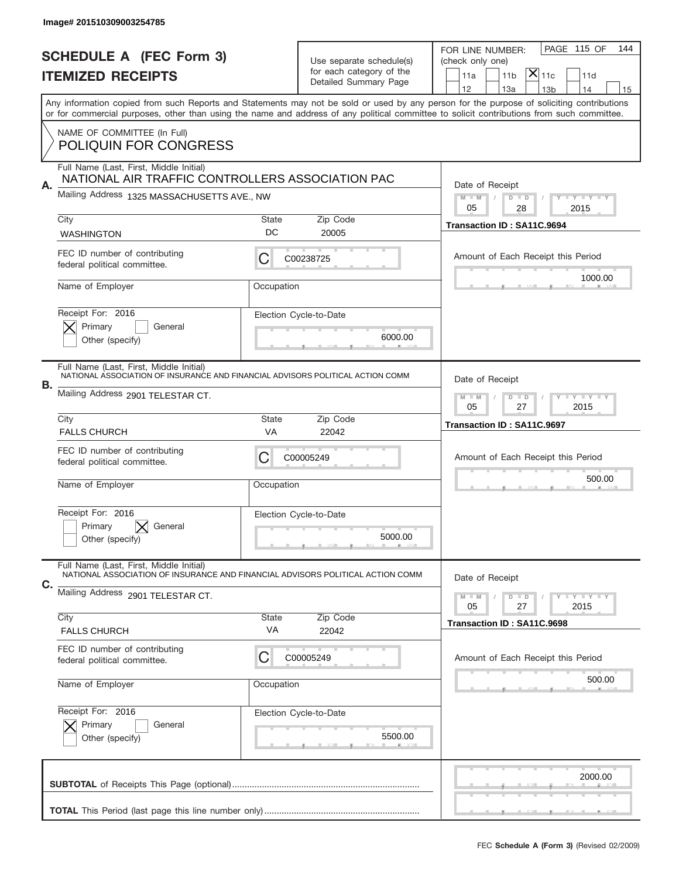Image# 201510309003254785

# SCHEDULE A (FEC Form 3)
# ITEMIZED RECEIPTS

Use separate schedule(s) for each category of the Detailed Summary Page

FOR LINE NUMBER: (check only one)
11a | 11b | [X] 11c | 11d | 12 | 13a | 13b | 14 | 15

PAGE 115 OF 144

Any information copied from such Reports and Statements may not be sold or used by any person for the purpose of soliciting contributions or for commercial purposes, other than using the name and address of any political committee to solicit contributions from such committee.

NAME OF COMMITTEE (In Full)
POLIQUIN FOR CONGRESS

---

**A.** Full Name (Last, First, Middle Initial)
NATIONAL AIR TRAFFIC CONTROLLERS ASSOCIATION PAC

Mailing Address 1325 MASSACHUSETTS AVE., NW

City: WASHINGTON | State: DC | Zip Code: 20005

FEC ID number of contributing federal political committee: C C00238725

Name of Employer:
Occupation:

Receipt For: 2016
[X] Primary [ ] General
Other (specify)

Election Cycle-to-Date: 6000.00

Date of Receipt: 05 / 28 / 2015
Transaction ID : SA11C.9694
Amount of Each Receipt this Period: 1000.00

---

**B.** Full Name (Last, First, Middle Initial)
NATIONAL ASSOCIATION OF INSURANCE AND FINANCIAL ADVISORS POLITICAL ACTION COMM

Mailing Address 2901 TELESTAR CT.

City: FALLS CHURCH | State: VA | Zip Code: 22042

FEC ID number of contributing federal political committee: C C00005249

Name of Employer:
Occupation:

Receipt For: 2016
[ ] Primary [X] General
Other (specify)

Election Cycle-to-Date: 5000.00

Date of Receipt: 05 / 27 / 2015
Transaction ID : SA11C.9697
Amount of Each Receipt this Period: 500.00

---

**C.** Full Name (Last, First, Middle Initial)
NATIONAL ASSOCIATION OF INSURANCE AND FINANCIAL ADVISORS POLITICAL ACTION COMM

Mailing Address 2901 TELESTAR CT.

City: FALLS CHURCH | State: VA | Zip Code: 22042

FEC ID number of contributing federal political committee: C C00005249

Name of Employer:
Occupation:

Receipt For: 2016
[X] Primary [ ] General
Other (specify)

Election Cycle-to-Date: 5500.00

Date of Receipt: 05 / 27 / 2015
Transaction ID : SA11C.9698
Amount of Each Receipt this Period: 500.00

---

**SUBTOTAL** of Receipts This Page (optional): 2000.00

**TOTAL** This Period (last page this line number only):

FEC **Schedule A (Form 3)** (Revised 02/2009)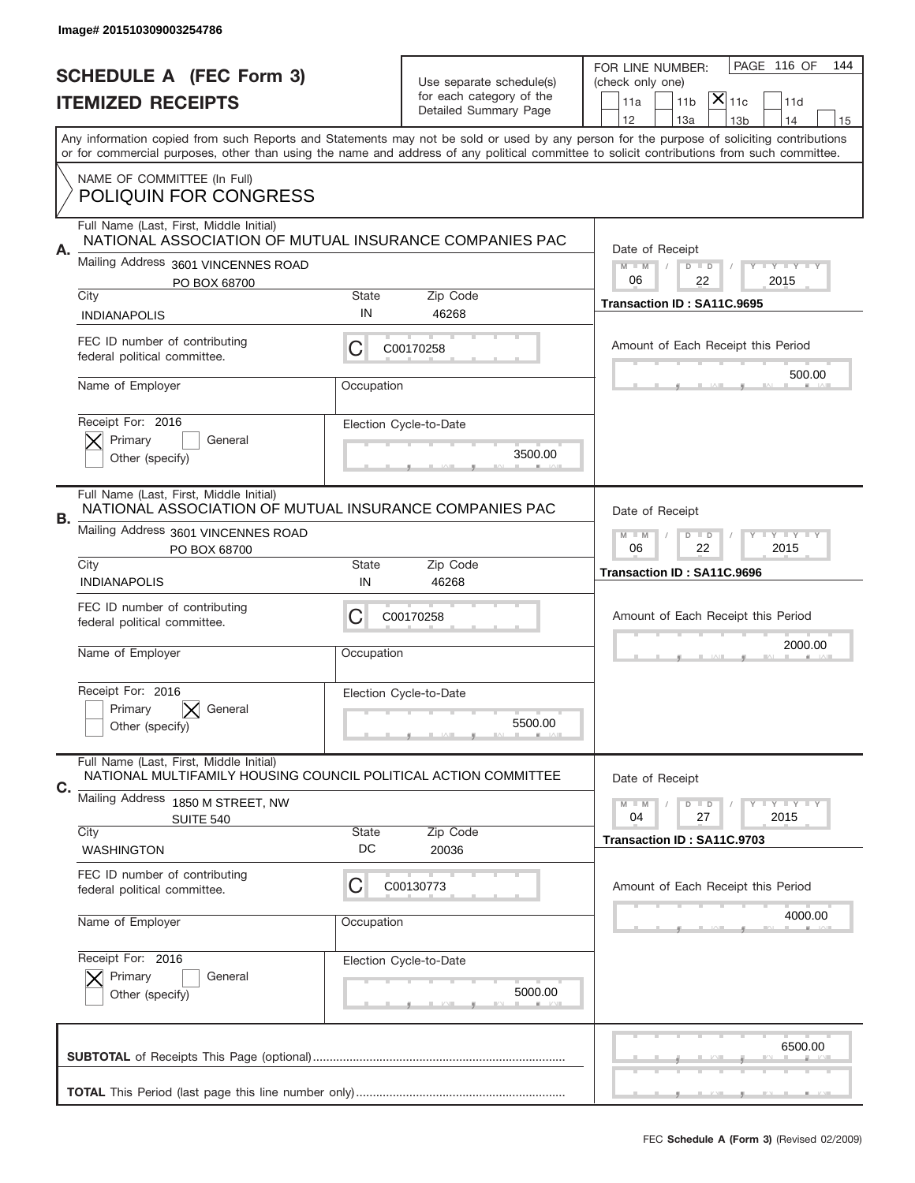Image# 201510309003254786

# SCHEDULE A (FEC Form 3)
## ITEMIZED RECEIPTS

Use separate schedule(s) for each category of the Detailed Summary Page

FOR LINE NUMBER: (check only one)

- [ ] 11a
- [ ] 11b
- [x] 11c
- [ ] 11d
- [ ] 12
- [ ] 13a
- [ ] 13b
- [ ] 14
- [ ] 15

PAGE 116 OF 144

Any information copied from such Reports and Statements may not be sold or used by any person for the purpose of soliciting contributions or for commercial purposes, other than using the name and address of any political committee to solicit contributions from such committee.

NAME OF COMMITTEE (In Full)
POLIQUIN FOR CONGRESS

---

**A.**

Full Name (Last, First, Middle Initial): NATIONAL ASSOCIATION OF MUTUAL INSURANCE COMPANIES PAC

Mailing Address: 3601 VINCENNES ROAD, PO BOX 68700

City: INDIANAPOLIS | State: IN | Zip Code: 46268

FEC ID number of contributing federal political committee: C C00170258

Name of Employer:

Occupation:

Receipt For: 2016
- [x] Primary
- [ ] General
- [ ] Other (specify)

Election Cycle-to-Date: 3500.00

Date of Receipt: 06 / 22 / 2015

Transaction ID : SA11C.9695

Amount of Each Receipt this Period: 500.00

---

**B.**

Full Name (Last, First, Middle Initial): NATIONAL ASSOCIATION OF MUTUAL INSURANCE COMPANIES PAC

Mailing Address: 3601 VINCENNES ROAD, PO BOX 68700

City: INDIANAPOLIS | State: IN | Zip Code: 46268

FEC ID number of contributing federal political committee: C C00170258

Name of Employer:

Occupation:

Receipt For: 2016
- [ ] Primary
- [x] General
- [ ] Other (specify)

Election Cycle-to-Date: 5500.00

Date of Receipt: 06 / 22 / 2015

Transaction ID : SA11C.9696

Amount of Each Receipt this Period: 2000.00

---

**C.**

Full Name (Last, First, Middle Initial): NATIONAL MULTIFAMILY HOUSING COUNCIL POLITICAL ACTION COMMITTEE

Mailing Address: 1850 M STREET, NW, SUITE 540

City: WASHINGTON | State: DC | Zip Code: 20036

FEC ID number of contributing federal political committee: C C00130773

Name of Employer:

Occupation:

Receipt For: 2016
- [x] Primary
- [ ] General
- [ ] Other (specify)

Election Cycle-to-Date: 5000.00

Date of Receipt: 04 / 27 / 2015

Transaction ID : SA11C.9703

Amount of Each Receipt this Period: 4000.00

---

**SUBTOTAL** of Receipts This Page (optional): 6500.00

**TOTAL** This Period (last page this line number only):

FEC **Schedule A (Form 3)** (Revised 02/2009)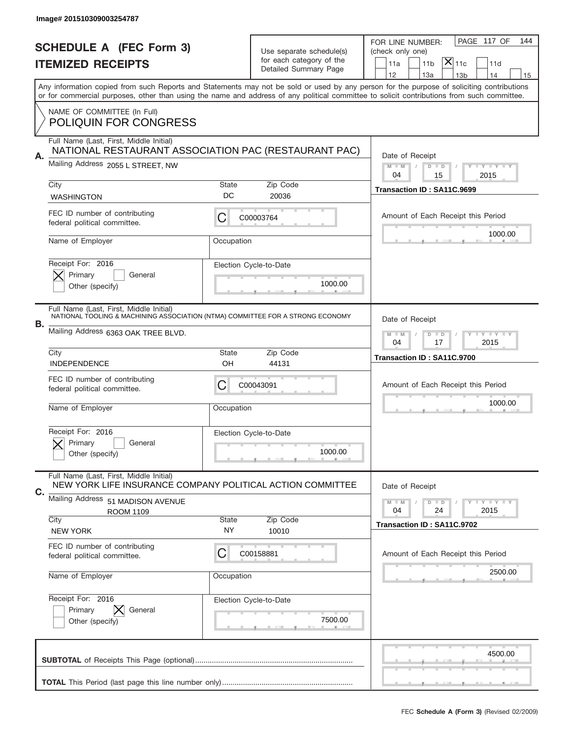Image# 201510309003254787

# SCHEDULE A (FEC Form 3)
## ITEMIZED RECEIPTS

Use separate schedule(s) for each category of the Detailed Summary Page

FOR LINE NUMBER: (check only one)
11a | 11b | [X] 11c | 11d | 12 | 13a | 13b | 14 | 15

PAGE 117 OF 144

Any information copied from such Reports and Statements may not be sold or used by any person for the purpose of soliciting contributions or for commercial purposes, other than using the name and address of any political committee to solicit contributions from such committee.

NAME OF COMMITTEE (In Full)
POLIQUIN FOR CONGRESS

---

**A.** Full Name (Last, First, Middle Initial): NATIONAL RESTAURANT ASSOCIATION PAC (RESTAURANT PAC)

Mailing Address: 2055 L STREET, NW

City: WASHINGTON | State: DC | Zip Code: 20036

FEC ID number of contributing federal political committee: C C00003764

Name of Employer: | Occupation:

Receipt For: 2016 — [X] Primary [ ] General [ ] Other (specify)

Election Cycle-to-Date: 1000.00

Date of Receipt: 04 / 15 / 2015

Transaction ID : SA11C.9699

Amount of Each Receipt this Period: 1000.00

---

**B.** Full Name (Last, First, Middle Initial): NATIONAL TOOLING & MACHINING ASSOCIATION (NTMA) COMMITTEE FOR A STRONG ECONOMY

Mailing Address: 6363 OAK TREE BLVD.

City: INDEPENDENCE | State: OH | Zip Code: 44131

FEC ID number of contributing federal political committee: C C00043091

Name of Employer: | Occupation:

Receipt For: 2016 — [X] Primary [ ] General [ ] Other (specify)

Election Cycle-to-Date: 1000.00

Date of Receipt: 04 / 17 / 2015

Transaction ID : SA11C.9700

Amount of Each Receipt this Period: 1000.00

---

**C.** Full Name (Last, First, Middle Initial): NEW YORK LIFE INSURANCE COMPANY POLITICAL ACTION COMMITTEE

Mailing Address: 51 MADISON AVENUE, ROOM 1109

City: NEW YORK | State: NY | Zip Code: 10010

FEC ID number of contributing federal political committee: C C00158881

Name of Employer: | Occupation:

Receipt For: 2016 — [ ] Primary [X] General [ ] Other (specify)

Election Cycle-to-Date: 7500.00

Date of Receipt: 04 / 24 / 2015

Transaction ID : SA11C.9702

Amount of Each Receipt this Period: 2500.00

---

**SUBTOTAL** of Receipts This Page (optional): 4500.00

**TOTAL** This Period (last page this line number only):

FEC Schedule A (Form 3) (Revised 02/2009)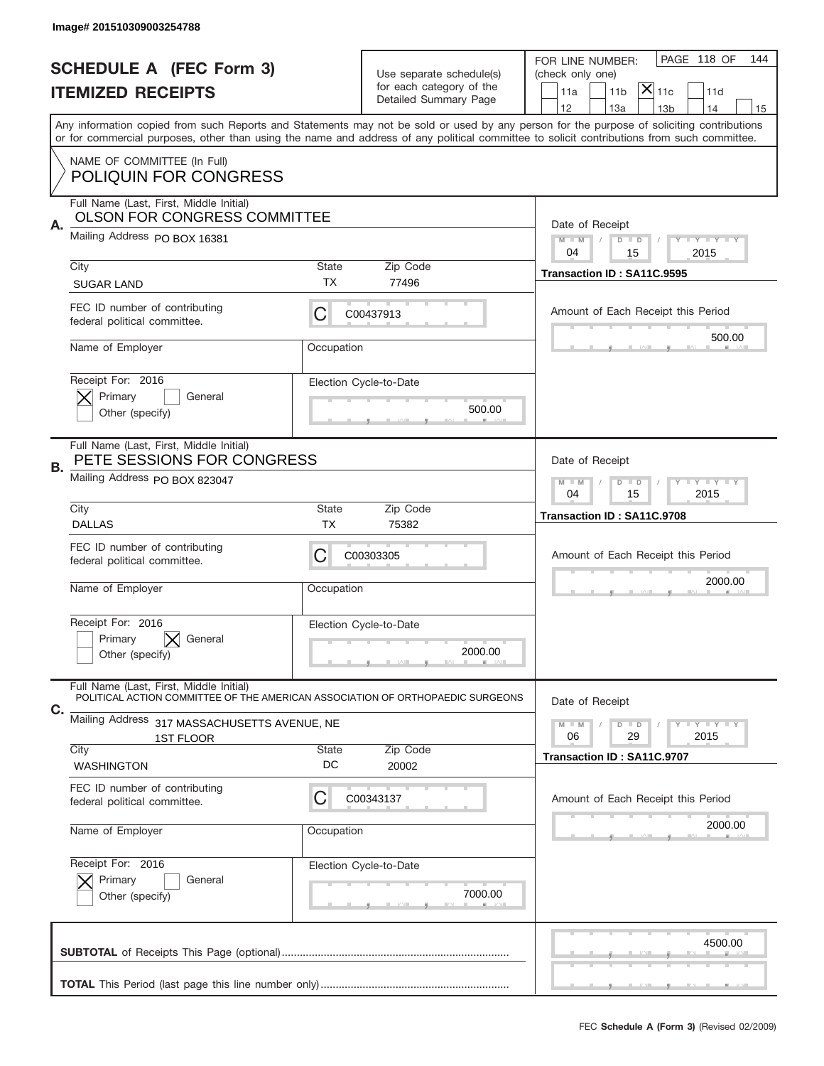Image# 201510309003254788

# SCHEDULE A (FEC Form 3)
## ITEMIZED RECEIPTS

Use separate schedule(s) for each category of the Detailed Summary Page

FOR LINE NUMBER: (check only one)

11a | 11b | [X] 11c | 11d | 12 | 13a | 13b | 14 | 15

PAGE 118 OF 144

Any information copied from such Reports and Statements may not be sold or used by any person for the purpose of soliciting contributions or for commercial purposes, other than using the name and address of any political committee to solicit contributions from such committee.

NAME OF COMMITTEE (In Full)
POLIQUIN FOR CONGRESS

**A.** Full Name (Last, First, Middle Initial): OLSON FOR CONGRESS COMMITTEE
Mailing Address: PO BOX 16381
City: SUGAR LAND | State: TX | Zip Code: 77496
FEC ID number of contributing federal political committee: C C00437913
Name of Employer: | Occupation:
Receipt For: 2016 — [X] Primary [ ] General [ ] Other (specify)
Election Cycle-to-Date: 500.00
Date of Receipt: 04 / 15 / 2015
Transaction ID : SA11C.9595
Amount of Each Receipt this Period: 500.00

**B.** Full Name (Last, First, Middle Initial): PETE SESSIONS FOR CONGRESS
Mailing Address: PO BOX 823047
City: DALLAS | State: TX | Zip Code: 75382
FEC ID number of contributing federal political committee: C C00303305
Name of Employer: | Occupation:
Receipt For: 2016 — [ ] Primary [X] General [ ] Other (specify)
Election Cycle-to-Date: 2000.00
Date of Receipt: 04 / 15 / 2015
Transaction ID : SA11C.9708
Amount of Each Receipt this Period: 2000.00

**C.** Full Name (Last, First, Middle Initial): POLITICAL ACTION COMMITTEE OF THE AMERICAN ASSOCIATION OF ORTHOPAEDIC SURGEONS
Mailing Address: 317 MASSACHUSETTS AVENUE, NE 1ST FLOOR
City: WASHINGTON | State: DC | Zip Code: 20002
FEC ID number of contributing federal political committee: C C00343137
Name of Employer: | Occupation:
Receipt For: 2016 — [X] Primary [ ] General [ ] Other (specify)
Election Cycle-to-Date: 7000.00
Date of Receipt: 06 / 29 / 2015
Transaction ID : SA11C.9707
Amount of Each Receipt this Period: 2000.00

**SUBTOTAL** of Receipts This Page (optional): 4500.00

**TOTAL** This Period (last page this line number only):

FEC **Schedule A (Form 3)** (Revised 02/2009)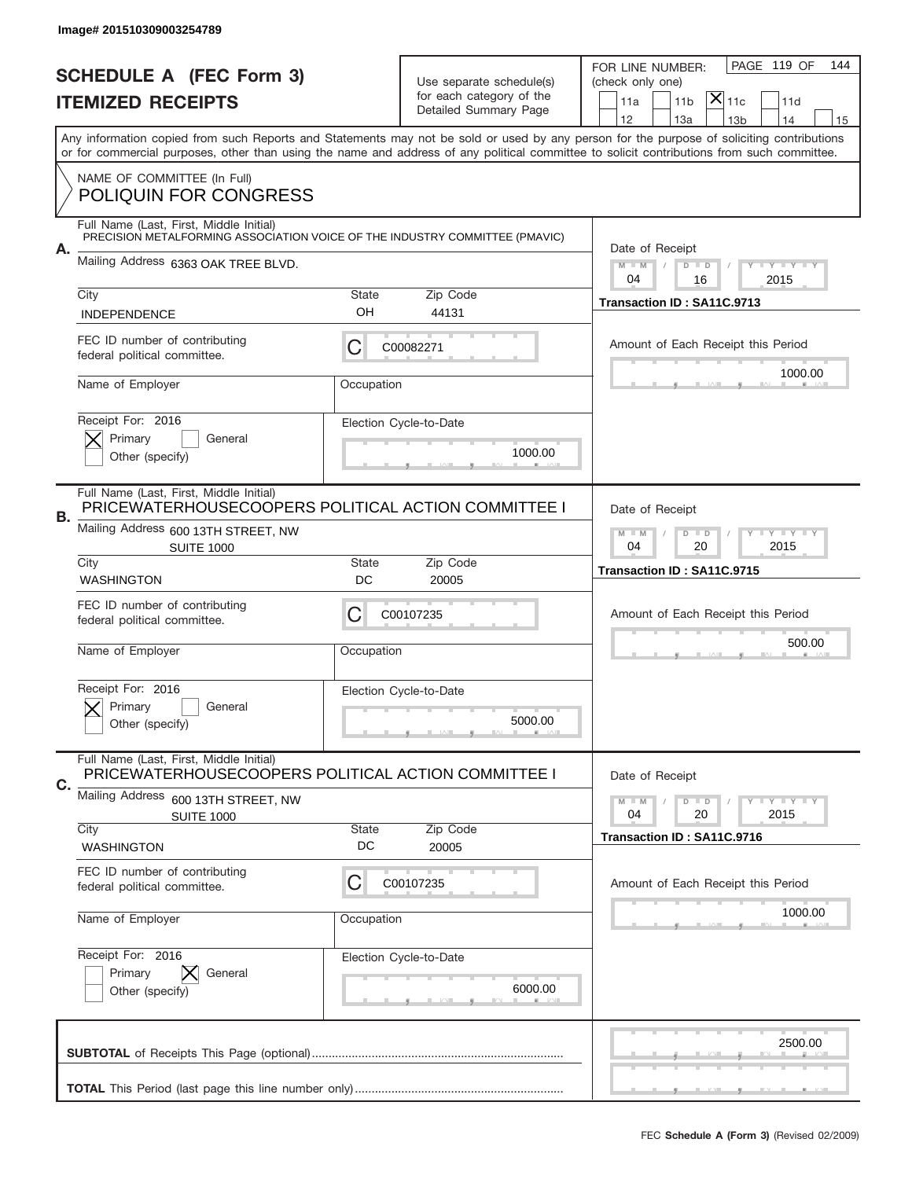Image# 201510309003254789

# SCHEDULE A (FEC Form 3)
## ITEMIZED RECEIPTS

Use separate schedule(s) for each category of the Detailed Summary Page

FOR LINE NUMBER: (check only one)

11a | 11b | [X] 11c | 11d | 12 | 13a | 13b | 14 | 15

PAGE 119 OF 144

Any information copied from such Reports and Statements may not be sold or used by any person for the purpose of soliciting contributions or for commercial purposes, other than using the name and address of any political committee to solicit contributions from such committee.

NAME OF COMMITTEE (In Full)
**POLIQUIN FOR CONGRESS**

---

**A.** Full Name (Last, First, Middle Initial): PRECISION METALFORMING ASSOCIATION VOICE OF THE INDUSTRY COMMITTEE (PMAVIC)

Mailing Address: 6363 OAK TREE BLVD.

City: INDEPENDENCE | State: OH | Zip Code: 44131

FEC ID number of contributing federal political committee: C C00082271

Name of Employer: | Occupation:

Receipt For: 2016 — [X] Primary [ ] General [ ] Other (specify)

Election Cycle-to-Date: 1000.00

Date of Receipt: 04 / 16 / 2015

Transaction ID : SA11C.9713

Amount of Each Receipt this Period: 1000.00

---

**B.** Full Name (Last, First, Middle Initial): PRICEWATERHOUSECOOPERS POLITICAL ACTION COMMITTEE I

Mailing Address: 600 13TH STREET, NW SUITE 1000

City: WASHINGTON | State: DC | Zip Code: 20005

FEC ID number of contributing federal political committee: C C00107235

Name of Employer: | Occupation:

Receipt For: 2016 — [X] Primary [ ] General [ ] Other (specify)

Election Cycle-to-Date: 5000.00

Date of Receipt: 04 / 20 / 2015

Transaction ID : SA11C.9715

Amount of Each Receipt this Period: 500.00

---

**C.** Full Name (Last, First, Middle Initial): PRICEWATERHOUSECOOPERS POLITICAL ACTION COMMITTEE I

Mailing Address: 600 13TH STREET, NW SUITE 1000

City: WASHINGTON | State: DC | Zip Code: 20005

FEC ID number of contributing federal political committee: C C00107235

Name of Employer: | Occupation:

Receipt For: 2016 — [ ] Primary [X] General [ ] Other (specify)

Election Cycle-to-Date: 6000.00

Date of Receipt: 04 / 20 / 2015

Transaction ID : SA11C.9716

Amount of Each Receipt this Period: 1000.00

---

**SUBTOTAL** of Receipts This Page (optional): 2500.00

**TOTAL** This Period (last page this line number only):

FEC **Schedule A (Form 3)** (Revised 02/2009)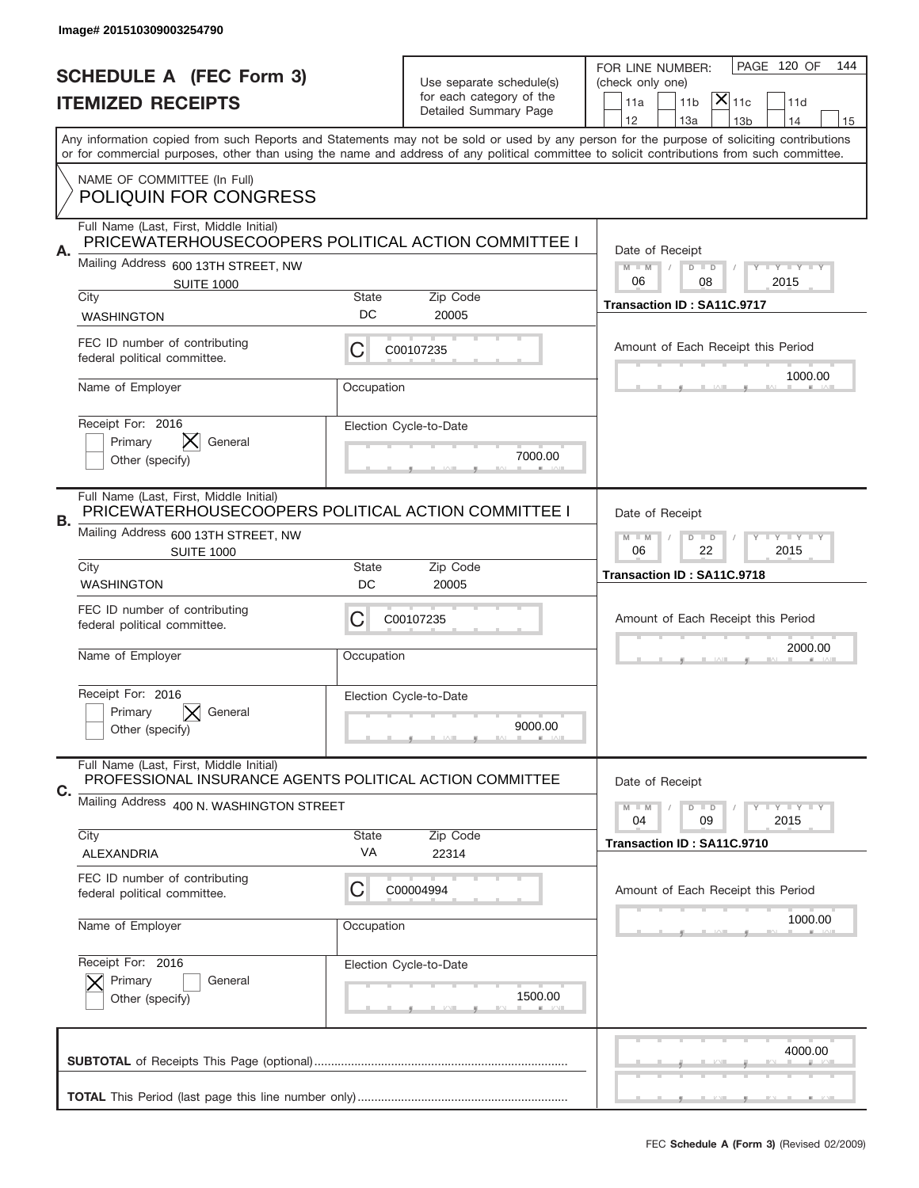Image# 201510309003254790

# SCHEDULE A (FEC Form 3)
## ITEMIZED RECEIPTS

Use separate schedule(s) for each category of the Detailed Summary Page

FOR LINE NUMBER: (check only one)
11a | 11b | [X] 11c | 11d | 12 | 13a | 13b | 14 | 15

Any information copied from such Reports and Statements may not be sold or used by any person for the purpose of soliciting contributions or for commercial purposes, other than using the name and address of any political committee to solicit contributions from such committee.

NAME OF COMMITTEE (In Full)
POLIQUIN FOR CONGRESS

**A.**
Full Name (Last, First, Middle Initial): PRICEWATERHOUSECOOPERS POLITICAL ACTION COMMITTEE I
Mailing Address: 600 13TH STREET, NW, SUITE 1000
City: WASHINGTON | State: DC | Zip Code: 20005
FEC ID number of contributing federal political committee: C | C00107235
Name of Employer: | Occupation:
Receipt For: 2016 — Primary [ ] General [X] Other (specify) [ ]
Election Cycle-to-Date: 7000.00
Date of Receipt: 06 / 08 / 2015
Transaction ID : SA11C.9717
Amount of Each Receipt this Period: 1000.00

**B.**
Full Name (Last, First, Middle Initial): PRICEWATERHOUSECOOPERS POLITICAL ACTION COMMITTEE I
Mailing Address: 600 13TH STREET, NW, SUITE 1000
City: WASHINGTON | State: DC | Zip Code: 20005
FEC ID number of contributing federal political committee: C | C00107235
Name of Employer: | Occupation:
Receipt For: 2016 — Primary [ ] General [X] Other (specify) [ ]
Election Cycle-to-Date: 9000.00
Date of Receipt: 06 / 22 / 2015
Transaction ID : SA11C.9718
Amount of Each Receipt this Period: 2000.00

**C.**
Full Name (Last, First, Middle Initial): PROFESSIONAL INSURANCE AGENTS POLITICAL ACTION COMMITTEE
Mailing Address: 400 N. WASHINGTON STREET
City: ALEXANDRIA | State: VA | Zip Code: 22314
FEC ID number of contributing federal political committee: C | C00004994
Name of Employer: | Occupation:
Receipt For: 2016 — Primary [X] General [ ] Other (specify) [ ]
Election Cycle-to-Date: 1500.00
Date of Receipt: 04 / 09 / 2015
Transaction ID : SA11C.9710
Amount of Each Receipt this Period: 1000.00

**SUBTOTAL** of Receipts This Page (optional): 4000.00

**TOTAL** This Period (last page this line number only):

FEC **Schedule A (Form 3)** (Revised 02/2009)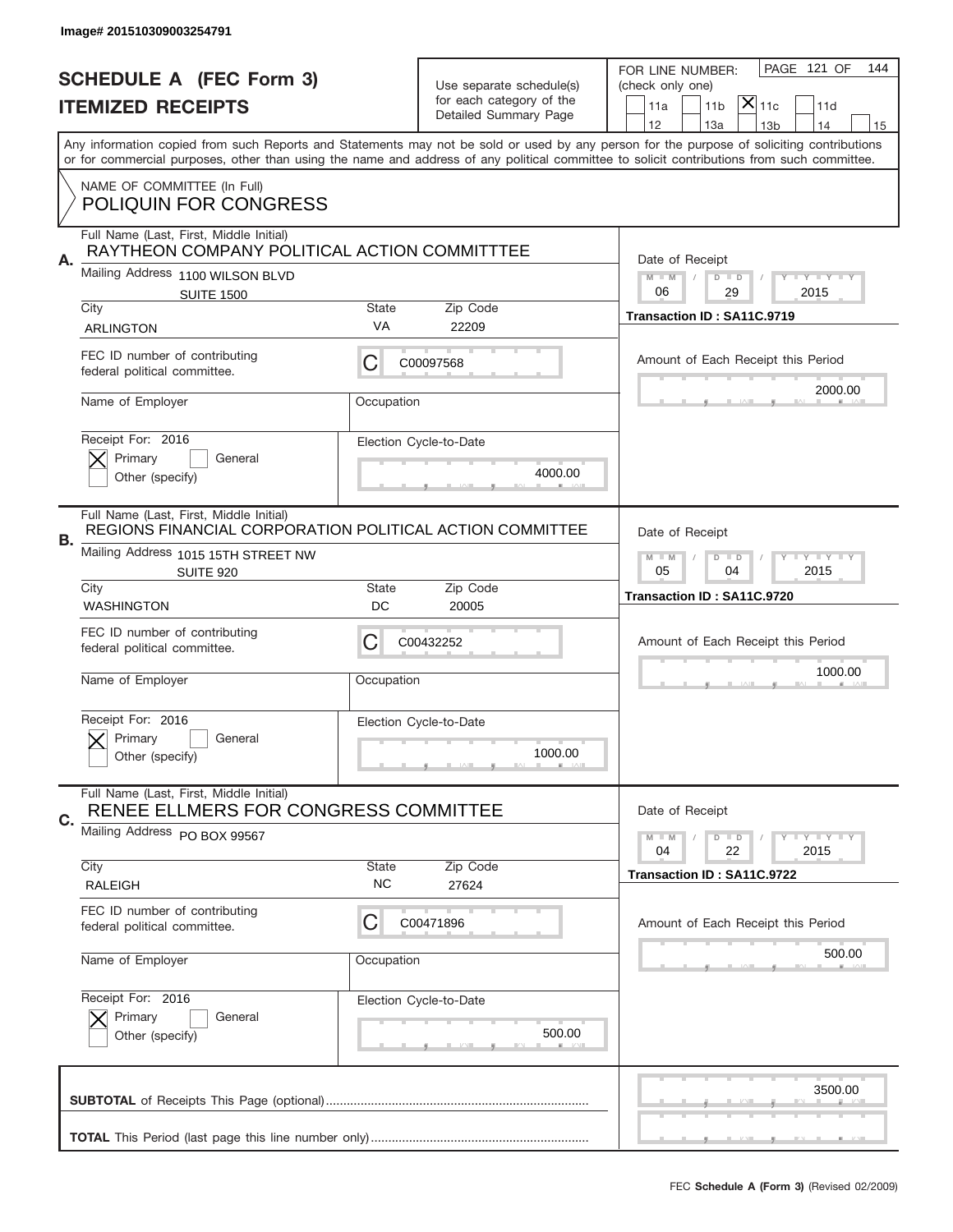Image# 201510309003254791

# SCHEDULE A (FEC Form 3)
## ITEMIZED RECEIPTS

Use separate schedule(s) for each category of the Detailed Summary Page

FOR LINE NUMBER: (check only one)

11a | 11b | [X] 11c | 11d | 12 | 13a | 13b | 14 | 15

PAGE 121 OF 144

Any information copied from such Reports and Statements may not be sold or used by any person for the purpose of soliciting contributions or for commercial purposes, other than using the name and address of any political committee to solicit contributions from such committee.

NAME OF COMMITTEE (In Full)
POLIQUIN FOR CONGRESS

---

**A.** Full Name (Last, First, Middle Initial): RAYTHEON COMPANY POLITICAL ACTION COMMITTTEE

Mailing Address: 1100 WILSON BLVD, SUITE 1500

City: ARLINGTON | State: VA | Zip Code: 22209

FEC ID number of contributing federal political committee: C00097568

Name of Employer: | Occupation:

Receipt For: 2016 — [X] Primary [ ] General [ ] Other (specify)

Election Cycle-to-Date: 4000.00

Date of Receipt: 06/29/2015

Transaction ID : SA11C.9719

Amount of Each Receipt this Period: 2000.00

---

**B.** Full Name (Last, First, Middle Initial): REGIONS FINANCIAL CORPORATION POLITICAL ACTION COMMITTEE

Mailing Address: 1015 15TH STREET NW, SUITE 920

City: WASHINGTON | State: DC | Zip Code: 20005

FEC ID number of contributing federal political committee: C00432252

Name of Employer: | Occupation:

Receipt For: 2016 — [X] Primary [ ] General [ ] Other (specify)

Election Cycle-to-Date: 1000.00

Date of Receipt: 05/04/2015

Transaction ID : SA11C.9720

Amount of Each Receipt this Period: 1000.00

---

**C.** Full Name (Last, First, Middle Initial): RENEE ELLMERS FOR CONGRESS COMMITTEE

Mailing Address: PO BOX 99567

City: RALEIGH | State: NC | Zip Code: 27624

FEC ID number of contributing federal political committee: C00471896

Name of Employer: | Occupation:

Receipt For: 2016 — [X] Primary [ ] General [ ] Other (specify)

Election Cycle-to-Date: 500.00

Date of Receipt: 04/22/2015

Transaction ID : SA11C.9722

Amount of Each Receipt this Period: 500.00

---

**SUBTOTAL** of Receipts This Page (optional): 3500.00

**TOTAL** This Period (last page this line number only):

FEC **Schedule A (Form 3)** (Revised 02/2009)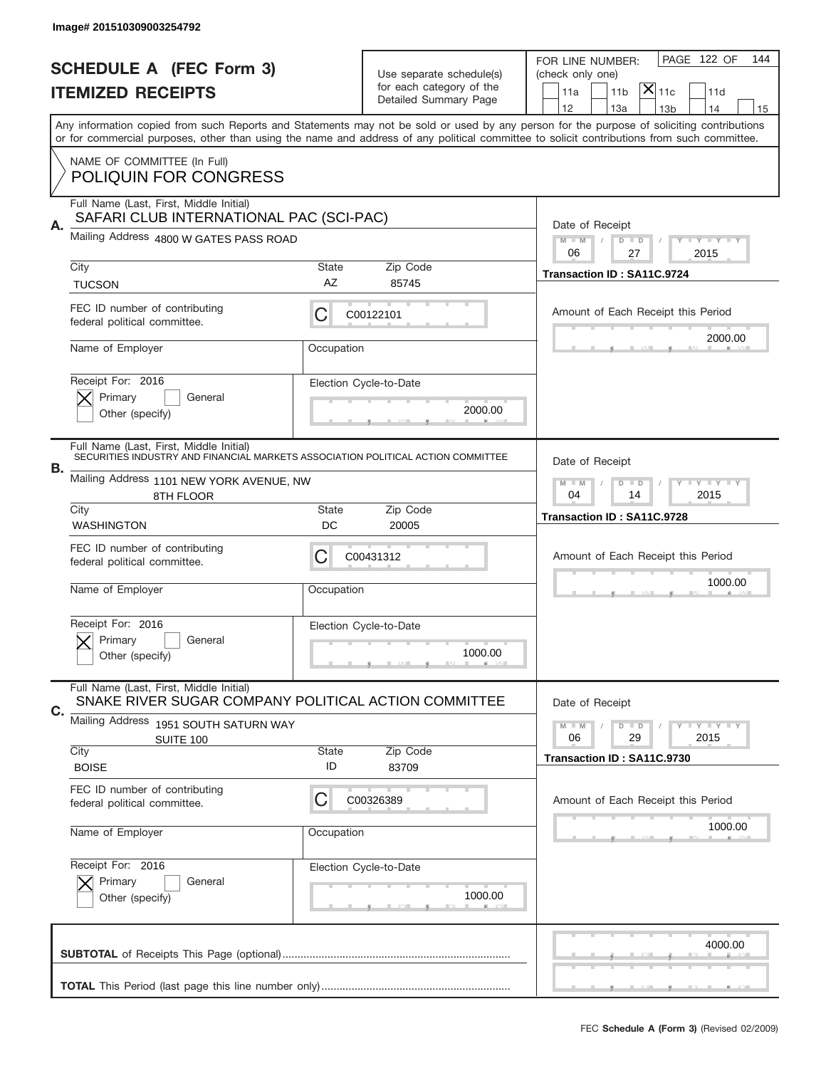Image# 201510309003254792

# SCHEDULE A (FEC Form 3)
## ITEMIZED RECEIPTS

Use separate schedule(s) for each category of the Detailed Summary Page

FOR LINE NUMBER: (check only one)
11a | 11b | [X] 11c | 11d | 12 | 13a | 13b | 14 | 15

PAGE 122 OF 144

Any information copied from such Reports and Statements may not be sold or used by any person for the purpose of soliciting contributions or for commercial purposes, other than using the name and address of any political committee to solicit contributions from such committee.

NAME OF COMMITTEE (In Full)
POLIQUIN FOR CONGRESS

---

**A.** Full Name (Last, First, Middle Initial): SAFARI CLUB INTERNATIONAL PAC (SCI-PAC)

Mailing Address: 4800 W GATES PASS ROAD

City: TUCSON | State: AZ | Zip Code: 85745

FEC ID number of contributing federal political committee: C C00122101

Name of Employer: | Occupation:

Receipt For: 2016 — [X] Primary [ ] General [ ] Other (specify)

Election Cycle-to-Date: 2000.00

Date of Receipt: 06 / 27 / 2015

Transaction ID : SA11C.9724

Amount of Each Receipt this Period: 2000.00

---

**B.** Full Name (Last, First, Middle Initial): SECURITIES INDUSTRY AND FINANCIAL MARKETS ASSOCIATION POLITICAL ACTION COMMITTEE

Mailing Address: 1101 NEW YORK AVENUE, NW
8TH FLOOR

City: WASHINGTON | State: DC | Zip Code: 20005

FEC ID number of contributing federal political committee: C C00431312

Name of Employer: | Occupation:

Receipt For: 2016 — [X] Primary [ ] General [ ] Other (specify)

Election Cycle-to-Date: 1000.00

Date of Receipt: 04 / 14 / 2015

Transaction ID : SA11C.9728

Amount of Each Receipt this Period: 1000.00

---

**C.** Full Name (Last, First, Middle Initial): SNAKE RIVER SUGAR COMPANY POLITICAL ACTION COMMITTEE

Mailing Address: 1951 SOUTH SATURN WAY
SUITE 100

City: BOISE | State: ID | Zip Code: 83709

FEC ID number of contributing federal political committee: C C00326389

Name of Employer: | Occupation:

Receipt For: 2016 — [X] Primary [ ] General [ ] Other (specify)

Election Cycle-to-Date: 1000.00

Date of Receipt: 06 / 29 / 2015

Transaction ID : SA11C.9730

Amount of Each Receipt this Period: 1000.00

---

**SUBTOTAL** of Receipts This Page (optional): 4000.00

**TOTAL** This Period (last page this line number only):

FEC **Schedule A (Form 3)** (Revised 02/2009)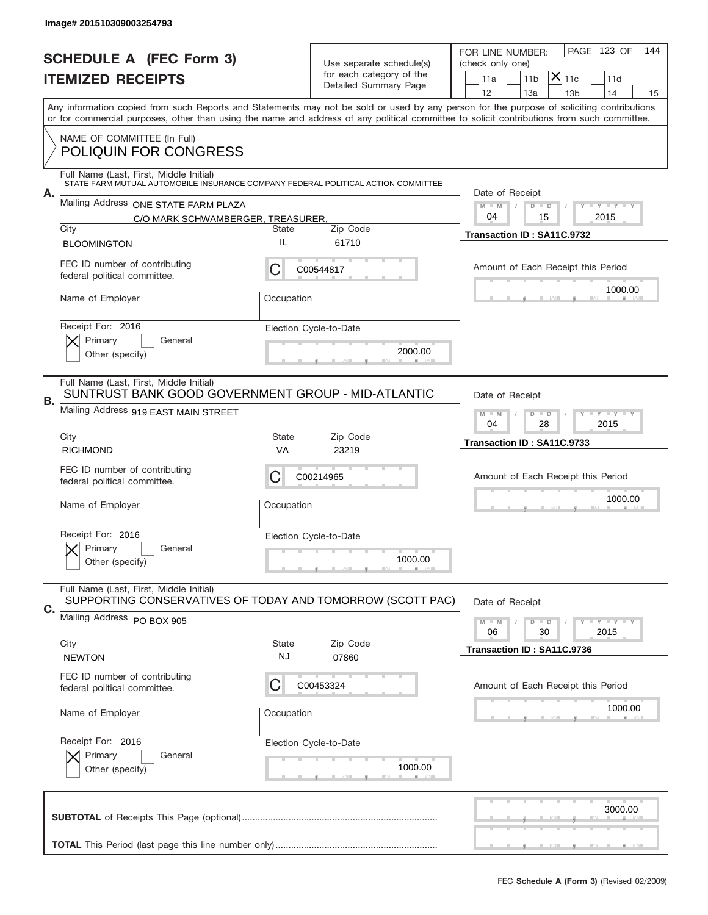Image# 201510309003254793

# SCHEDULE A (FEC Form 3)
# ITEMIZED RECEIPTS

Use separate schedule(s) for each category of the Detailed Summary Page

FOR LINE NUMBER: (check only one)

11a | 11b | [X] 11c | 11d | 12 | 13a | 13b | 14 | 15

Any information copied from such Reports and Statements may not be sold or used by any person for the purpose of soliciting contributions or for commercial purposes, other than using the name and address of any political committee to solicit contributions from such committee.

NAME OF COMMITTEE (In Full)
POLIQUIN FOR CONGRESS

**A.** Full Name (Last, First, Middle Initial): STATE FARM MUTUAL AUTOMOBILE INSURANCE COMPANY FEDERAL POLITICAL ACTION COMMITTEE

Mailing Address: ONE STATE FARM PLAZA, C/O MARK SCHWAMBERGER, TREASURER,

City: BLOOMINGTON | State: IL | Zip Code: 61710

FEC ID number of contributing federal political committee: C00544817

Name of Employer: | Occupation:

Receipt For: 2016 — [X] Primary [ ] General [ ] Other (specify)

Election Cycle-to-Date: 2000.00

Date of Receipt: 04 / 15 / 2015

Transaction ID : SA11C.9732

Amount of Each Receipt this Period: 1000.00

**B.** Full Name (Last, First, Middle Initial): SUNTRUST BANK GOOD GOVERNMENT GROUP - MID-ATLANTIC

Mailing Address: 919 EAST MAIN STREET

City: RICHMOND | State: VA | Zip Code: 23219

FEC ID number of contributing federal political committee: C00214965

Name of Employer: | Occupation:

Receipt For: 2016 — [X] Primary [ ] General [ ] Other (specify)

Election Cycle-to-Date: 1000.00

Date of Receipt: 04 / 28 / 2015

Transaction ID : SA11C.9733

Amount of Each Receipt this Period: 1000.00

**C.** Full Name (Last, First, Middle Initial): SUPPORTING CONSERVATIVES OF TODAY AND TOMORROW (SCOTT PAC)

Mailing Address: PO BOX 905

City: NEWTON | State: NJ | Zip Code: 07860

FEC ID number of contributing federal political committee: C00453324

Name of Employer: | Occupation:

Receipt For: 2016 — [X] Primary [ ] General [ ] Other (specify)

Election Cycle-to-Date: 1000.00

Date of Receipt: 06 / 30 / 2015

Transaction ID : SA11C.9736

Amount of Each Receipt this Period: 1000.00

**SUBTOTAL** of Receipts This Page (optional): 3000.00

**TOTAL** This Period (last page this line number only):

FEC **Schedule A (Form 3)** (Revised 02/2009)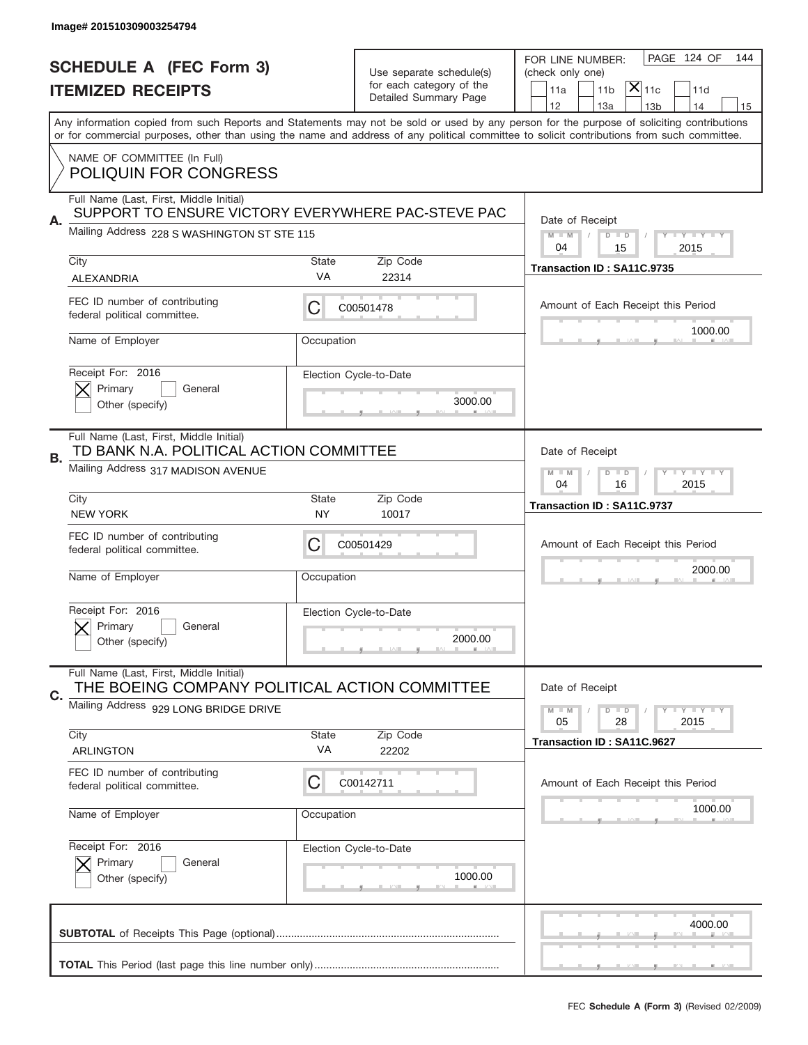Image# 201510309003254794

# SCHEDULE A (FEC Form 3)
## ITEMIZED RECEIPTS

Use separate schedule(s) for each category of the Detailed Summary Page

FOR LINE NUMBER: (check only one)

☐ 11a ☐ 11b ☒ 11c ☐ 11d
☐ 12 ☐ 13a ☐ 13b ☐ 14 ☐ 15

PAGE 124 OF 144

Any information copied from such Reports and Statements may not be sold or used by any person for the purpose of soliciting contributions or for commercial purposes, other than using the name and address of any political committee to solicit contributions from such committee.

NAME OF COMMITTEE (In Full)
POLIQUIN FOR CONGRESS

---

**A.** Full Name (Last, First, Middle Initial)
SUPPORT TO ENSURE VICTORY EVERYWHERE PAC-STEVE PAC

Mailing Address 228 S WASHINGTON ST STE 115

City: ALEXANDRIA | State: VA | Zip Code: 22314

FEC ID number of contributing federal political committee: C C00501478

Name of Employer:
Occupation:

Receipt For: 2016
☒ Primary ☐ General
☐ Other (specify)

Election Cycle-to-Date: 3000.00

Date of Receipt: 04 / 15 / 2015

Transaction ID : SA11C.9735

Amount of Each Receipt this Period: 1000.00

---

**B.** Full Name (Last, First, Middle Initial)
TD BANK N.A. POLITICAL ACTION COMMITTEE

Mailing Address 317 MADISON AVENUE

City: NEW YORK | State: NY | Zip Code: 10017

FEC ID number of contributing federal political committee: C C00501429

Name of Employer:
Occupation:

Receipt For: 2016
☒ Primary ☐ General
☐ Other (specify)

Election Cycle-to-Date: 2000.00

Date of Receipt: 04 / 16 / 2015

Transaction ID : SA11C.9737

Amount of Each Receipt this Period: 2000.00

---

**C.** Full Name (Last, First, Middle Initial)
THE BOEING COMPANY POLITICAL ACTION COMMITTEE

Mailing Address 929 LONG BRIDGE DRIVE

City: ARLINGTON | State: VA | Zip Code: 22202

FEC ID number of contributing federal political committee: C C00142711

Name of Employer:
Occupation:

Receipt For: 2016
☒ Primary ☐ General
☐ Other (specify)

Election Cycle-to-Date: 1000.00

Date of Receipt: 05 / 28 / 2015

Transaction ID : SA11C.9627

Amount of Each Receipt this Period: 1000.00

---

**SUBTOTAL** of Receipts This Page (optional): 4000.00

**TOTAL** This Period (last page this line number only):

FEC **Schedule A (Form 3)** (Revised 02/2009)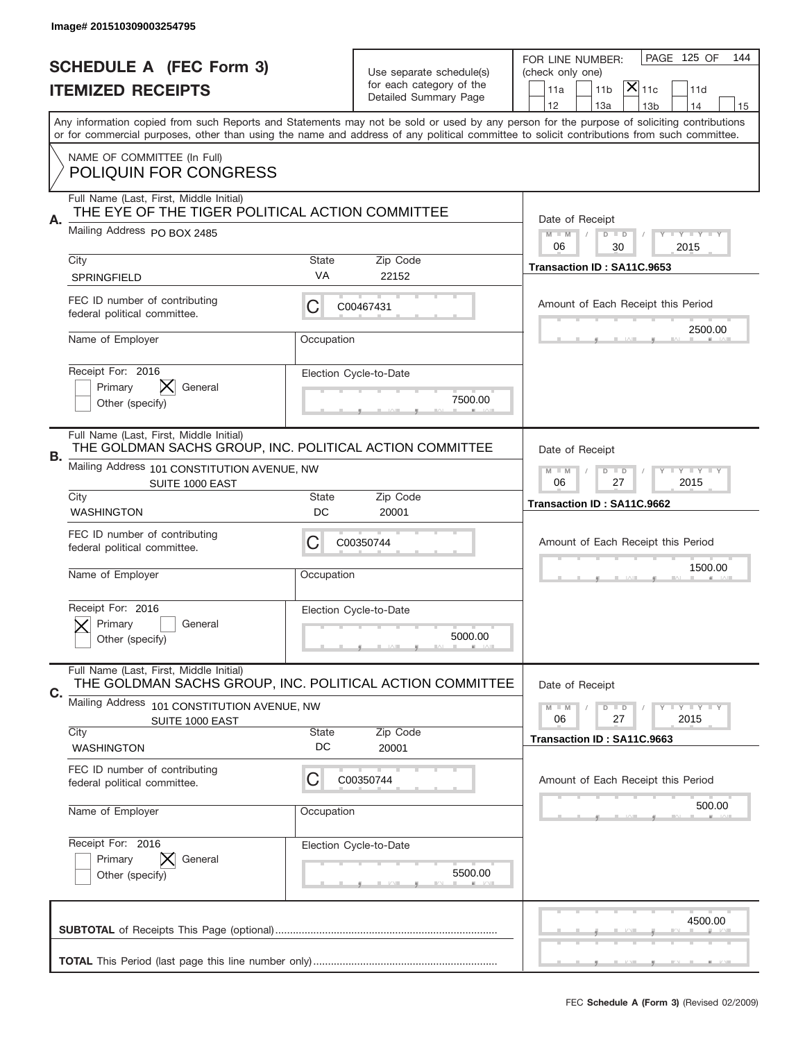Image# 201510309003254795

# SCHEDULE A (FEC Form 3)
# ITEMIZED RECEIPTS

Use separate schedule(s) for each category of the Detailed Summary Page

FOR LINE NUMBER: (check only one)

11a | 11b | [X] 11c | 11d | 12 | 13a | 13b | 14 | 15

PAGE 125 OF 144

Any information copied from such Reports and Statements may not be sold or used by any person for the purpose of soliciting contributions or for commercial purposes, other than using the name and address of any political committee to solicit contributions from such committee.

NAME OF COMMITTEE (In Full)
POLIQUIN FOR CONGRESS

---

**A.** Full Name (Last, First, Middle Initial)
THE EYE OF THE TIGER POLITICAL ACTION COMMITTEE

Mailing Address: PO BOX 2485

City: SPRINGFIELD | State: VA | Zip Code: 22152

FEC ID number of contributing federal political committee: C | C00467431

Name of Employer: | Occupation:

Receipt For: 2016 — Primary [ ] General [X] Other (specify) [ ]

Election Cycle-to-Date: 7500.00

Date of Receipt: 06 / 30 / 2015

Transaction ID : SA11C.9653

Amount of Each Receipt this Period: 2500.00

---

**B.** Full Name (Last, First, Middle Initial)
THE GOLDMAN SACHS GROUP, INC. POLITICAL ACTION COMMITTEE

Mailing Address: 101 CONSTITUTION AVENUE, NW SUITE 1000 EAST

City: WASHINGTON | State: DC | Zip Code: 20001

FEC ID number of contributing federal political committee: C | C00350744

Name of Employer: | Occupation:

Receipt For: 2016 — Primary [X] General [ ] Other (specify) [ ]

Election Cycle-to-Date: 5000.00

Date of Receipt: 06 / 27 / 2015

Transaction ID : SA11C.9662

Amount of Each Receipt this Period: 1500.00

---

**C.** Full Name (Last, First, Middle Initial)
THE GOLDMAN SACHS GROUP, INC. POLITICAL ACTION COMMITTEE

Mailing Address: 101 CONSTITUTION AVENUE, NW SUITE 1000 EAST

City: WASHINGTON | State: DC | Zip Code: 20001

FEC ID number of contributing federal political committee: C | C00350744

Name of Employer: | Occupation:

Receipt For: 2016 — Primary [ ] General [X] Other (specify) [ ]

Election Cycle-to-Date: 5500.00

Date of Receipt: 06 / 27 / 2015

Transaction ID : SA11C.9663

Amount of Each Receipt this Period: 500.00

---

**SUBTOTAL** of Receipts This Page (optional): 4500.00

**TOTAL** This Period (last page this line number only):

FEC **Schedule A (Form 3)** (Revised 02/2009)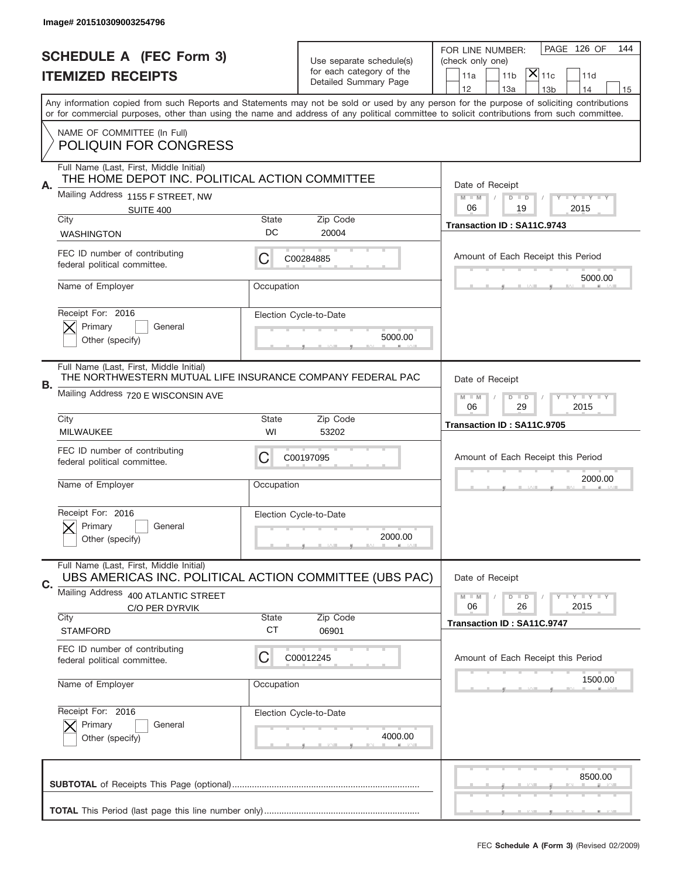Image# 201510309003254796

# SCHEDULE A (FEC Form 3)
## ITEMIZED RECEIPTS

Use separate schedule(s) for each category of the Detailed Summary Page

FOR LINE NUMBER: (check only one)

11a | 11b | [X] 11c | 11d | 12 | 13a | 13b | 14 | 15

Any information copied from such Reports and Statements may not be sold or used by any person for the purpose of soliciting contributions or for commercial purposes, other than using the name and address of any political committee to solicit contributions from such committee.

NAME OF COMMITTEE (In Full)
POLIQUIN FOR CONGRESS

---

**A.** Full Name (Last, First, Middle Initial): THE HOME DEPOT INC. POLITICAL ACTION COMMITTEE

Mailing Address: 1155 F STREET, NW, SUITE 400

City: WASHINGTON | State: DC | Zip Code: 20004

FEC ID number of contributing federal political committee: C00284885

Name of Employer: | Occupation:

Receipt For: 2016 — [X] Primary [ ] General [ ] Other (specify)

Election Cycle-to-Date: 5000.00

Date of Receipt: 06 / 19 / 2015

Transaction ID : SA11C.9743

Amount of Each Receipt this Period: 5000.00

---

**B.** Full Name (Last, First, Middle Initial): THE NORTHWESTERN MUTUAL LIFE INSURANCE COMPANY FEDERAL PAC

Mailing Address: 720 E WISCONSIN AVE

City: MILWAUKEE | State: WI | Zip Code: 53202

FEC ID number of contributing federal political committee: C00197095

Name of Employer: | Occupation:

Receipt For: 2016 — [X] Primary [ ] General [ ] Other (specify)

Election Cycle-to-Date: 2000.00

Date of Receipt: 06 / 29 / 2015

Transaction ID : SA11C.9705

Amount of Each Receipt this Period: 2000.00

---

**C.** Full Name (Last, First, Middle Initial): UBS AMERICAS INC. POLITICAL ACTION COMMITTEE (UBS PAC)

Mailing Address: 400 ATLANTIC STREET, C/O PER DYRVIK

City: STAMFORD | State: CT | Zip Code: 06901

FEC ID number of contributing federal political committee: C00012245

Name of Employer: | Occupation:

Receipt For: 2016 — [X] Primary [ ] General [ ] Other (specify)

Election Cycle-to-Date: 4000.00

Date of Receipt: 06 / 26 / 2015

Transaction ID : SA11C.9747

Amount of Each Receipt this Period: 1500.00

---

**SUBTOTAL** of Receipts This Page (optional): 8500.00

**TOTAL** This Period (last page this line number only):

FEC Schedule A (Form 3) (Revised 02/2009)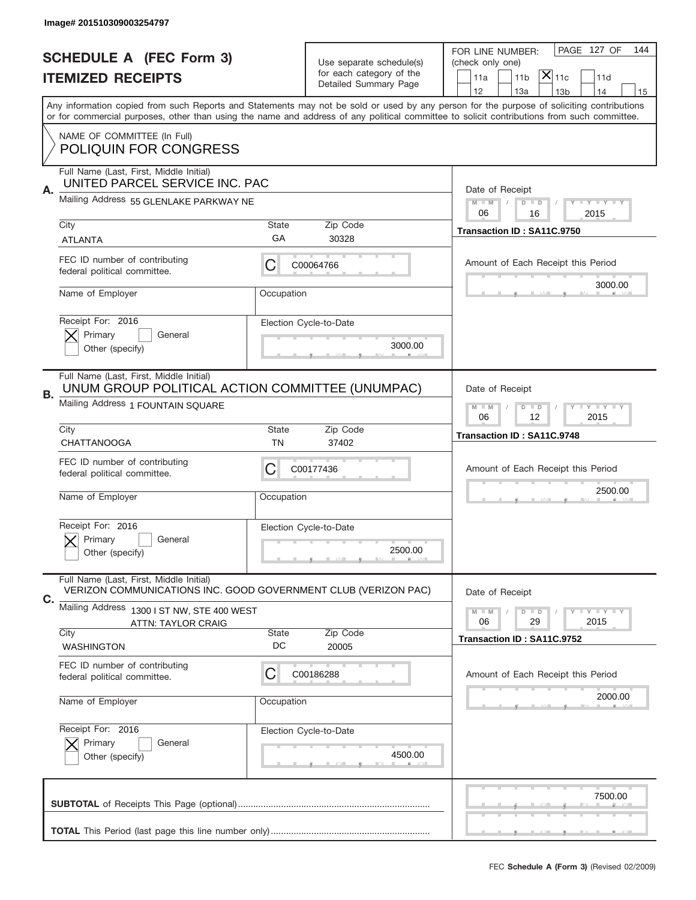Image# 201510309003254797

# SCHEDULE A (FEC Form 3)
## ITEMIZED RECEIPTS

Use separate schedule(s) for each category of the Detailed Summary Page

FOR LINE NUMBER: (check only one)

11a | 11b | [X] 11c | 11d | 12 | 13a | 13b | 14 | 15

Any information copied from such Reports and Statements may not be sold or used by any person for the purpose of soliciting contributions or for commercial purposes, other than using the name and address of any political committee to solicit contributions from such committee.

NAME OF COMMITTEE (In Full)
POLIQUIN FOR CONGRESS

---

**A.** Full Name (Last, First, Middle Initial): UNITED PARCEL SERVICE INC. PAC

Mailing Address: 55 GLENLAKE PARKWAY NE

City: ATLANTA | State: GA | Zip Code: 30328

FEC ID number of contributing federal political committee: C C00064766

Name of Employer: | Occupation:

Receipt For: 2016 — [X] Primary [ ] General [ ] Other (specify)

Election Cycle-to-Date: 3000.00

Date of Receipt: 06 / 16 / 2015

Transaction ID : SA11C.9750

Amount of Each Receipt this Period: 3000.00

---

**B.** Full Name (Last, First, Middle Initial): UNUM GROUP POLITICAL ACTION COMMITTEE (UNUMPAC)

Mailing Address: 1 FOUNTAIN SQUARE

City: CHATTANOOGA | State: TN | Zip Code: 37402

FEC ID number of contributing federal political committee: C C00177436

Name of Employer: | Occupation:

Receipt For: 2016 — [X] Primary [ ] General [ ] Other (specify)

Election Cycle-to-Date: 2500.00

Date of Receipt: 06 / 12 / 2015

Transaction ID : SA11C.9748

Amount of Each Receipt this Period: 2500.00

---

**C.** Full Name (Last, First, Middle Initial): VERIZON COMMUNICATIONS INC. GOOD GOVERNMENT CLUB (VERIZON PAC)

Mailing Address: 1300 I ST NW, STE 400 WEST ATTN: TAYLOR CRAIG

City: WASHINGTON | State: DC | Zip Code: 20005

FEC ID number of contributing federal political committee: C C00186288

Name of Employer: | Occupation:

Receipt For: 2016 — [X] Primary [ ] General [ ] Other (specify)

Election Cycle-to-Date: 4500.00

Date of Receipt: 06 / 29 / 2015

Transaction ID : SA11C.9752

Amount of Each Receipt this Period: 2000.00

---

**SUBTOTAL** of Receipts This Page (optional): 7500.00

**TOTAL** This Period (last page this line number only):

FEC **Schedule A (Form 3)** (Revised 02/2009)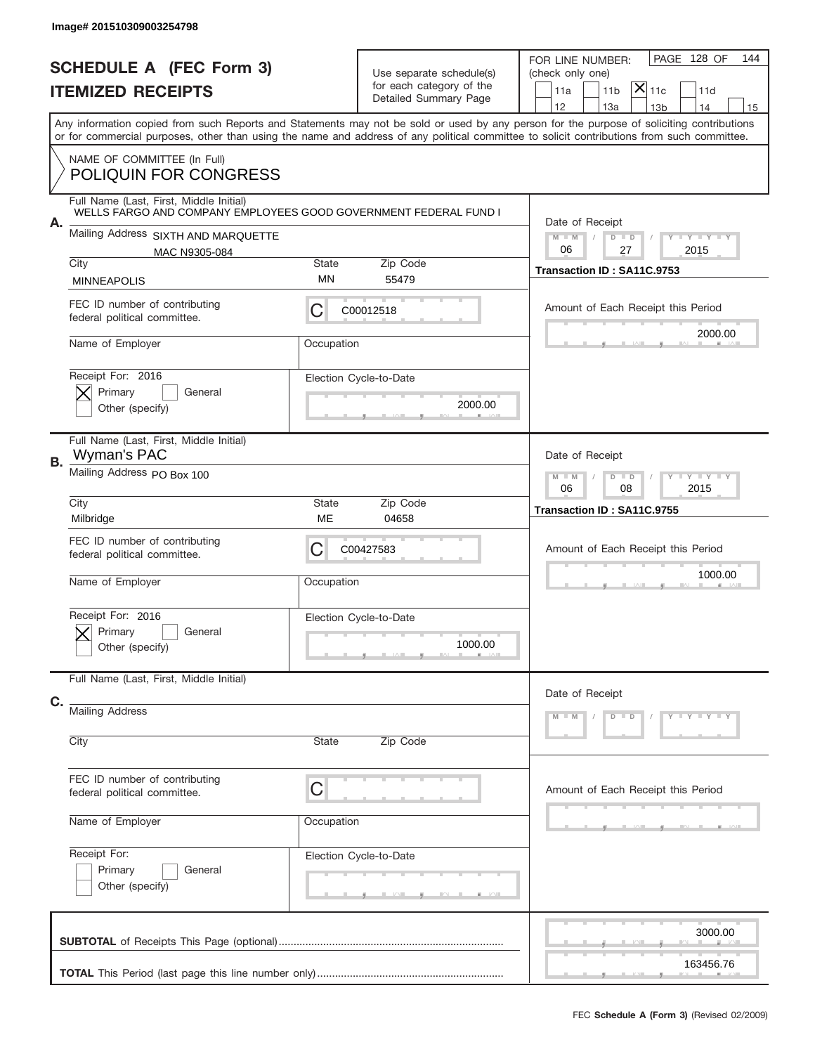Image# 201510309003254798

# SCHEDULE A (FEC Form 3)
## ITEMIZED RECEIPTS

Use separate schedule(s) for each category of the Detailed Summary Page

FOR LINE NUMBER: (check only one)
- [ ] 11a
- [ ] 11b
- [X] 11c
- [ ] 11d
- [ ] 12
- [ ] 13a
- [ ] 13b
- [ ] 14
- [ ] 15

PAGE 128 OF 144

Any information copied from such Reports and Statements may not be sold or used by any person for the purpose of soliciting contributions or for commercial purposes, other than using the name and address of any political committee to solicit contributions from such committee.

NAME OF COMMITTEE (In Full)
POLIQUIN FOR CONGRESS

---

**A.**

Full Name (Last, First, Middle Initial): WELLS FARGO AND COMPANY EMPLOYEES GOOD GOVERNMENT FEDERAL FUND I

Mailing Address: SIXTH AND MARQUETTE, MAC N9305-084

City: MINNEAPOLIS | State: MN | Zip Code: 55479

FEC ID number of contributing federal political committee: C00012518

Name of Employer: | Occupation:

Receipt For: 2016 — [X] Primary [ ] General [ ] Other (specify)

Election Cycle-to-Date: 2000.00

Date of Receipt: 06 / 27 / 2015

Transaction ID : SA11C.9753

Amount of Each Receipt this Period: 2000.00

---

**B.**

Full Name (Last, First, Middle Initial): Wyman's PAC

Mailing Address: PO Box 100

City: Milbridge | State: ME | Zip Code: 04658

FEC ID number of contributing federal political committee: C00427583

Name of Employer: | Occupation:

Receipt For: 2016 — [X] Primary [ ] General [ ] Other (specify)

Election Cycle-to-Date: 1000.00

Date of Receipt: 06 / 08 / 2015

Transaction ID : SA11C.9755

Amount of Each Receipt this Period: 1000.00

---

**C.**

Full Name (Last, First, Middle Initial):

Mailing Address:

City: | State: | Zip Code:

FEC ID number of contributing federal political committee: C

Name of Employer: | Occupation:

Receipt For: [ ] Primary [ ] General [ ] Other (specify)

Election Cycle-to-Date:

Date of Receipt:

Amount of Each Receipt this Period:

---

**SUBTOTAL** of Receipts This Page (optional): 3000.00

**TOTAL** This Period (last page this line number only): 163456.76

FEC **Schedule A (Form 3)** (Revised 02/2009)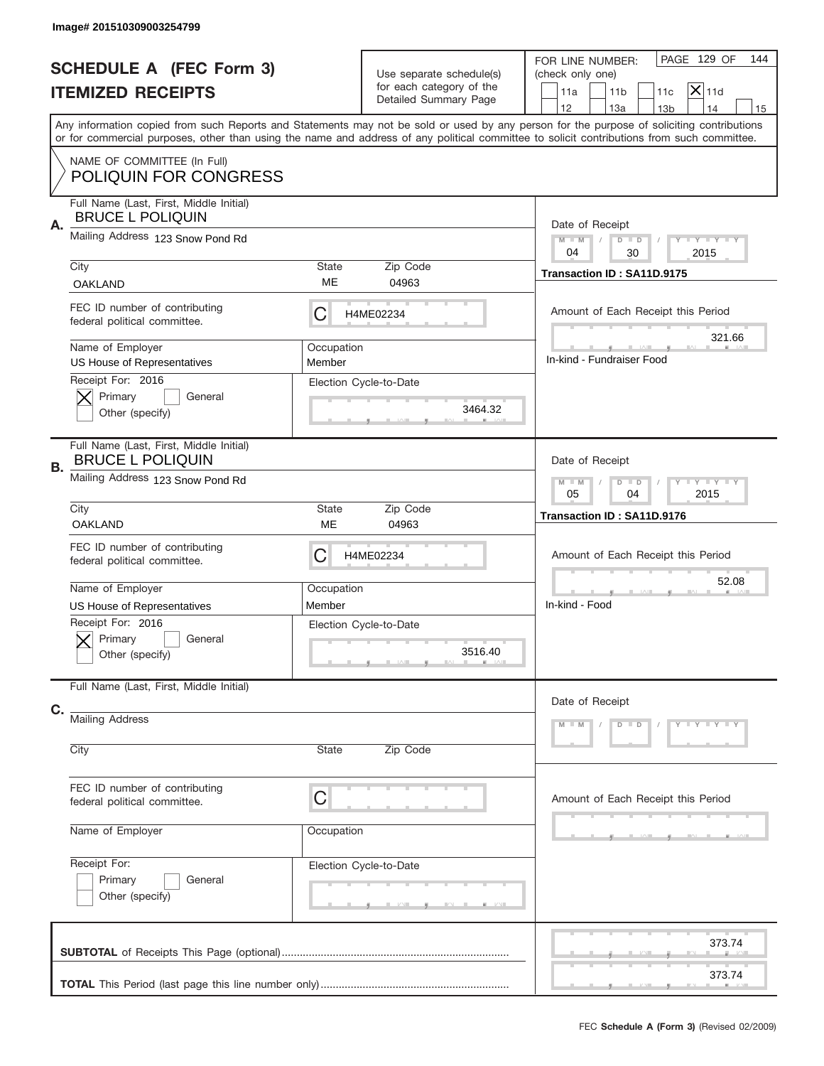Image# 201510309003254799

# SCHEDULE A (FEC Form 3)
## ITEMIZED RECEIPTS

Use separate schedule(s) for each category of the Detailed Summary Page

FOR LINE NUMBER: (check only one)

PAGE 129 OF 144

| 11a | 11b | 11c | **[X] 11d** |
|---|---|---|---|
| 12 | 13a | 13b | 14 | 15 |

Any information copied from such Reports and Statements may not be sold or used by any person for the purpose of soliciting contributions or for commercial purposes, other than using the name and address of any political committee to solicit contributions from such committee.

NAME OF COMMITTEE (In Full)
POLIQUIN FOR CONGRESS

---

**A.**

Full Name (Last, First, Middle Initial): BRUCE L POLIQUIN

Mailing Address: 123 Snow Pond Rd

City: OAKLAND | State: ME | Zip Code: 04963

FEC ID number of contributing federal political committee: C H4ME02234

Name of Employer: US House of Representatives | Occupation: Member

Receipt For: 2016 — [X] Primary [ ] General [ ] Other (specify)

Election Cycle-to-Date: 3464.32

Date of Receipt: 04 / 30 / 2015

Transaction ID : SA11D.9175

Amount of Each Receipt this Period: 321.66

In-kind - Fundraiser Food

---

**B.**

Full Name (Last, First, Middle Initial): BRUCE L POLIQUIN

Mailing Address: 123 Snow Pond Rd

City: OAKLAND | State: ME | Zip Code: 04963

FEC ID number of contributing federal political committee: C H4ME02234

Name of Employer: US House of Representatives | Occupation: Member

Receipt For: 2016 — [X] Primary [ ] General [ ] Other (specify)

Election Cycle-to-Date: 3516.40

Date of Receipt: 05 / 04 / 2015

Transaction ID : SA11D.9176

Amount of Each Receipt this Period: 52.08

In-kind - Food

---

**C.**

Full Name (Last, First, Middle Initial):

Mailing Address:

City: | State: | Zip Code:

FEC ID number of contributing federal political committee: C

Name of Employer: | Occupation:

Receipt For: [ ] Primary [ ] General [ ] Other (specify)

Election Cycle-to-Date:

Date of Receipt: M M / D D / Y Y Y Y

Amount of Each Receipt this Period:

---

**SUBTOTAL** of Receipts This Page (optional): 373.74

**TOTAL** This Period (last page this line number only): 373.74

FEC **Schedule A (Form 3)** (Revised 02/2009)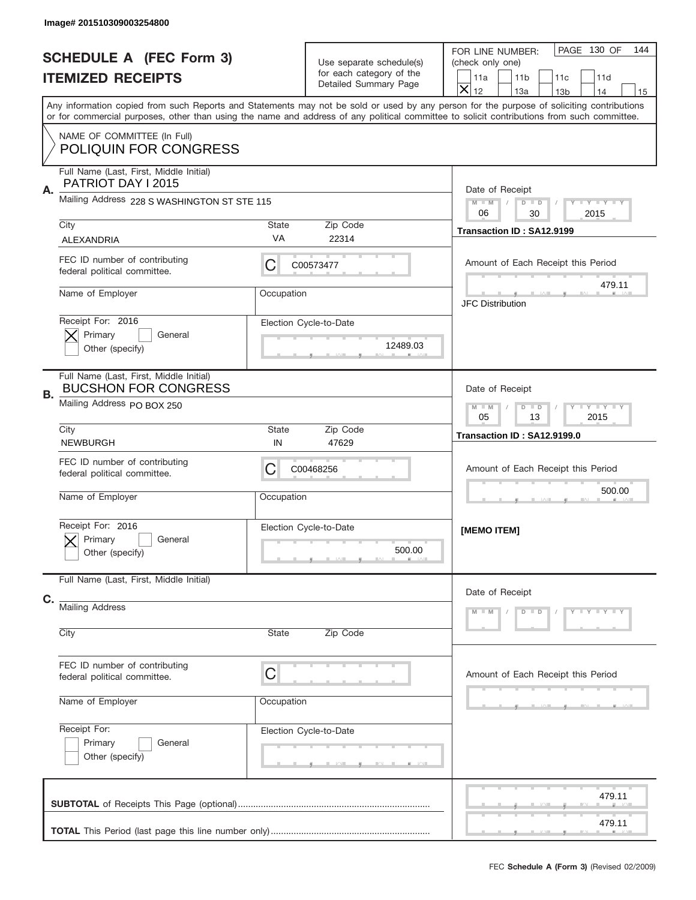Image# 201510309003254800

# SCHEDULE A (FEC Form 3)
## ITEMIZED RECEIPTS

Use separate schedule(s) for each category of the Detailed Summary Page

FOR LINE NUMBER: (check only one)

PAGE 130 OF 144

- [ ] 11a
- [ ] 11b
- [ ] 11c
- [ ] 11d
- [X] 12
- [ ] 13a
- [ ] 13b
- [ ] 14
- [ ] 15

Any information copied from such Reports and Statements may not be sold or used by any person for the purpose of soliciting contributions or for commercial purposes, other than using the name and address of any political committee to solicit contributions from such committee.

NAME OF COMMITTEE (In Full)
POLIQUIN FOR CONGRESS

---

**A.** Full Name (Last, First, Middle Initial): PATRIOT DAY I 2015

Mailing Address: 228 S WASHINGTON ST STE 115

City: ALEXANDRIA | State: VA | Zip Code: 22314

FEC ID number of contributing federal political committee: C00573477

Name of Employer: | Occupation:

Receipt For: 2016 — [X] Primary [ ] General [ ] Other (specify)

Election Cycle-to-Date: 12489.03

Date of Receipt: 06 / 30 / 2015

Transaction ID : SA12.9199

Amount of Each Receipt this Period: 479.11

JFC Distribution

---

**B.** Full Name (Last, First, Middle Initial): BUCSHON FOR CONGRESS

Mailing Address: PO BOX 250

City: NEWBURGH | State: IN | Zip Code: 47629

FEC ID number of contributing federal political committee: C00468256

Name of Employer: | Occupation:

Receipt For: 2016 — [X] Primary [ ] General [ ] Other (specify)

Election Cycle-to-Date: 500.00

Date of Receipt: 05 / 13 / 2015

Transaction ID : SA12.9199.0

Amount of Each Receipt this Period: 500.00

[MEMO ITEM]

---

**C.** Full Name (Last, First, Middle Initial):

Mailing Address:

City: | State: | Zip Code:

FEC ID number of contributing federal political committee: C

Name of Employer: | Occupation:

Receipt For: [ ] Primary [ ] General [ ] Other (specify)

Election Cycle-to-Date:

Date of Receipt: M M / D D / Y Y Y Y

Amount of Each Receipt this Period:

---

**SUBTOTAL** of Receipts This Page (optional): 479.11

**TOTAL** This Period (last page this line number only): 479.11

FEC **Schedule A (Form 3)** (Revised 02/2009)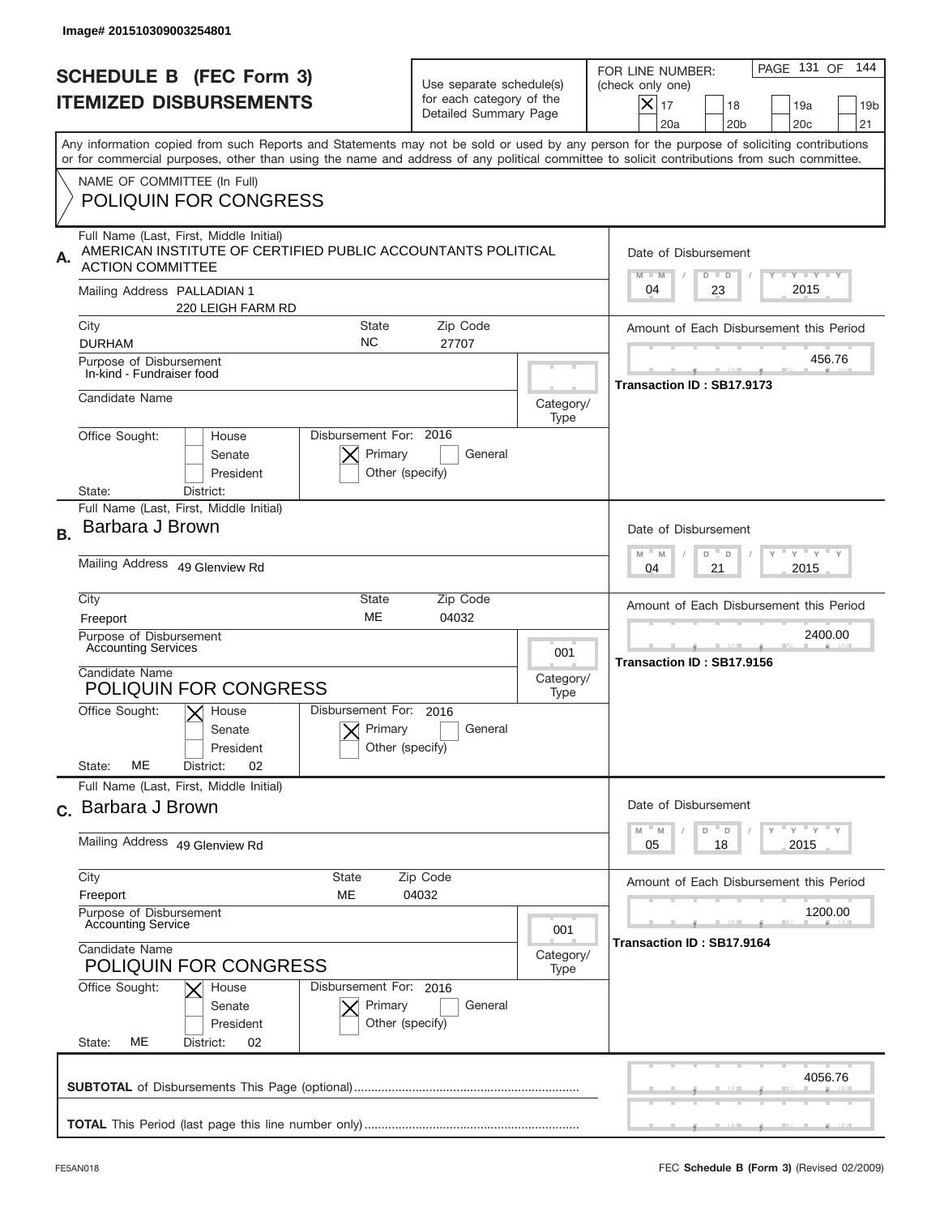Image# 201510309003254801

# SCHEDULE B (FEC Form 3)
## ITEMIZED DISBURSEMENTS

Use separate schedule(s) for each category of the Detailed Summary Page

FOR LINE NUMBER: (check only one)

- [x] 17
- [ ] 18
- [ ] 19a
- [ ] 19b
- [ ] 20a
- [ ] 20b
- [ ] 20c
- [ ] 21

PAGE 131 OF 144

Any information copied from such Reports and Statements may not be sold or used by any person for the purpose of soliciting contributions or for commercial purposes, other than using the name and address of any political committee to solicit contributions from such committee.

NAME OF COMMITTEE (In Full)
POLIQUIN FOR CONGRESS

---

**A.** Full Name (Last, First, Middle Initial): AMERICAN INSTITUTE OF CERTIFIED PUBLIC ACCOUNTANTS POLITICAL ACTION COMMITTEE

Mailing Address: PALLADIAN 1, 220 LEIGH FARM RD

City: DURHAM | State: NC | Zip Code: 27707

Purpose of Disbursement: In-kind - Fundraiser food

Candidate Name:

Category/Type:

Office Sought: [ ] House [ ] Senate [ ] President

State: | District:

Disbursement For: 2016 [x] Primary [ ] General [ ] Other (specify)

Date of Disbursement: 04 / 23 / 2015

Amount of Each Disbursement this Period: 456.76

Transaction ID : SB17.9173

---

**B.** Full Name (Last, First, Middle Initial): Barbara J Brown

Mailing Address: 49 Glenview Rd

City: Freeport | State: ME | Zip Code: 04032

Purpose of Disbursement: Accounting Services

Candidate Name: POLIQUIN FOR CONGRESS

Category/Type: 001

Office Sought: [x] House [ ] Senate [ ] President

State: ME | District: 02

Disbursement For: 2016 [x] Primary [ ] General [ ] Other (specify)

Date of Disbursement: 04 / 21 / 2015

Amount of Each Disbursement this Period: 2400.00

Transaction ID : SB17.9156

---

**C.** Full Name (Last, First, Middle Initial): Barbara J Brown

Mailing Address: 49 Glenview Rd

City: Freeport | State: ME | Zip Code: 04032

Purpose of Disbursement: Accounting Service

Candidate Name: POLIQUIN FOR CONGRESS

Category/Type: 001

Office Sought: [x] House [ ] Senate [ ] President

State: ME | District: 02

Disbursement For: 2016 [x] Primary [ ] General [ ] Other (specify)

Date of Disbursement: 05 / 18 / 2015

Amount of Each Disbursement this Period: 1200.00

Transaction ID : SB17.9164

---

**SUBTOTAL** of Disbursements This Page (optional): 4056.76

**TOTAL** This Period (last page this line number only):

FE5AN018 | FEC **Schedule B (Form 3)** (Revised 02/2009)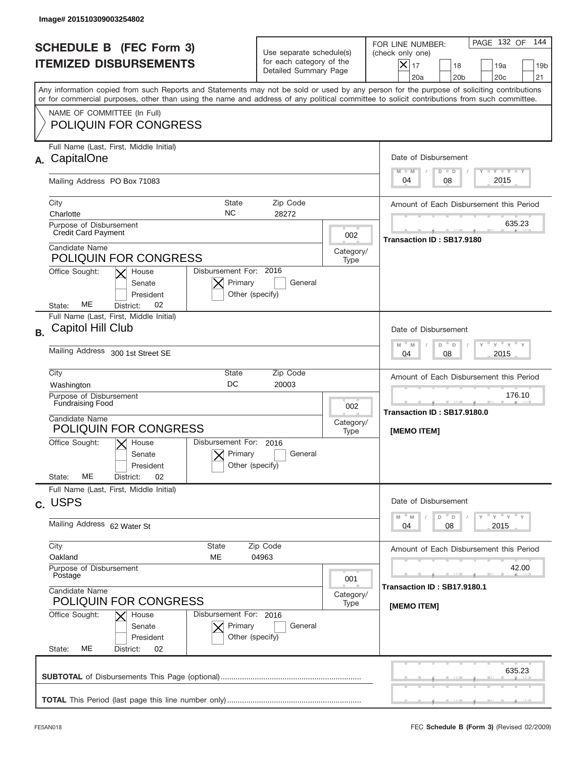Image# 201510309003254802

# SCHEDULE B (FEC Form 3)
## ITEMIZED DISBURSEMENTS

Use separate schedule(s) for each category of the Detailed Summary Page

FOR LINE NUMBER: (check only one)

- [X] 17
- [ ] 18
- [ ] 19a
- [ ] 19b
- [ ] 20a
- [ ] 20b
- [ ] 20c
- [ ] 21

PAGE 132 OF 144

Any information copied from such Reports and Statements may not be sold or used by any person for the purpose of soliciting contributions or for commercial purposes, other than using the name and address of any political committee to solicit contributions from such committee.

NAME OF COMMITTEE (In Full)
POLIQUIN FOR CONGRESS

---

**A.** Full Name (Last, First, Middle Initial): CapitalOne

Mailing Address: PO Box 71083

City: Charlotte | State: NC | Zip Code: 28272

Purpose of Disbursement: Credit Card Payment

Category/Type: 002

Candidate Name: POLIQUIN FOR CONGRESS

Office Sought: [X] House [ ] Senate [ ] President

State: ME District: 02

Disbursement For: 2016 [X] Primary [ ] General [ ] Other (specify)

Date of Disbursement: 04 / 08 / 2015

Amount of Each Disbursement this Period: 635.23

Transaction ID : SB17.9180

---

**B.** Full Name (Last, First, Middle Initial): Capitol Hill Club

Mailing Address: 300 1st Street SE

City: Washington | State: DC | Zip Code: 20003

Purpose of Disbursement: Fundraising Food

Category/Type: 002

Candidate Name: POLIQUIN FOR CONGRESS

Office Sought: [X] House [ ] Senate [ ] President

State: ME District: 02

Disbursement For: 2016 [X] Primary [ ] General [ ] Other (specify)

Date of Disbursement: 04 / 08 / 2015

Amount of Each Disbursement this Period: 176.10

Transaction ID : SB17.9180.0

[MEMO ITEM]

---

**C.** Full Name (Last, First, Middle Initial): USPS

Mailing Address: 62 Water St

City: Oakland | State: ME | Zip Code: 04963

Purpose of Disbursement: Postage

Category/Type: 001

Candidate Name: POLIQUIN FOR CONGRESS

Office Sought: [X] House [ ] Senate [ ] President

State: ME District: 02

Disbursement For: 2016 [X] Primary [ ] General [ ] Other (specify)

Date of Disbursement: 04 / 08 / 2015

Amount of Each Disbursement this Period: 42.00

Transaction ID : SB17.9180.1

[MEMO ITEM]

---

**SUBTOTAL** of Disbursements This Page (optional): 635.23

**TOTAL** This Period (last page this line number only):

FE5AN018 FEC **Schedule B (Form 3)** (Revised 02/2009)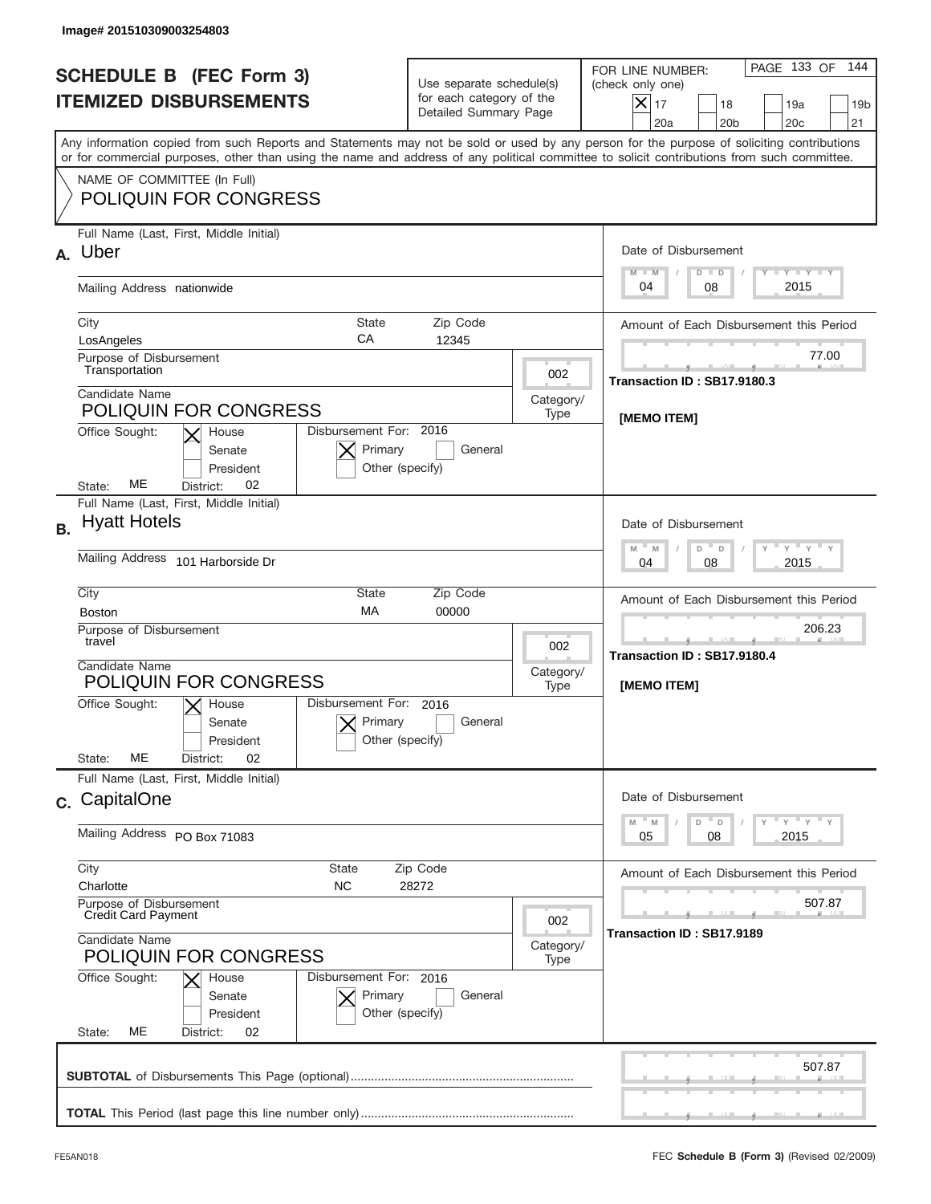Image# 201510309003254803

# SCHEDULE B (FEC Form 3)
## ITEMIZED DISBURSEMENTS

Use separate schedule(s) for each category of the Detailed Summary Page

FOR LINE NUMBER: (check only one)

[X] 17 [ ] 18 [ ] 19a [ ] 19b [ ] 20a [ ] 20b [ ] 20c [ ] 21

PAGE 133 OF 144

Any information copied from such Reports and Statements may not be sold or used by any person for the purpose of soliciting contributions or for commercial purposes, other than using the name and address of any political committee to solicit contributions from such committee.

NAME OF COMMITTEE (In Full)
POLIQUIN FOR CONGRESS

---

**A.** Full Name (Last, First, Middle Initial): Uber

Mailing Address: nationwide

City: LosAngeles State: CA Zip Code: 12345

Purpose of Disbursement: Transportation

Category/Type: 002

Candidate Name: POLIQUIN FOR CONGRESS

Office Sought: [X] House [ ] Senate [ ] President

State: ME District: 02

Disbursement For: 2016 [X] Primary [ ] General [ ] Other (specify)

Date of Disbursement: 04 / 08 / 2015

Amount of Each Disbursement this Period: 77.00

Transaction ID : SB17.9180.3

[MEMO ITEM]

---

**B.** Full Name (Last, First, Middle Initial): Hyatt Hotels

Mailing Address: 101 Harborside Dr

City: Boston State: MA Zip Code: 00000

Purpose of Disbursement: travel

Category/Type: 002

Candidate Name: POLIQUIN FOR CONGRESS

Office Sought: [X] House [ ] Senate [ ] President

State: ME District: 02

Disbursement For: 2016 [X] Primary [ ] General [ ] Other (specify)

Date of Disbursement: 04 / 08 / 2015

Amount of Each Disbursement this Period: 206.23

Transaction ID : SB17.9180.4

[MEMO ITEM]

---

**C.** Full Name (Last, First, Middle Initial): CapitalOne

Mailing Address: PO Box 71083

City: Charlotte State: NC Zip Code: 28272

Purpose of Disbursement: Credit Card Payment

Category/Type: 002

Candidate Name: POLIQUIN FOR CONGRESS

Office Sought: [X] House [ ] Senate [ ] President

State: ME District: 02

Disbursement For: 2016 [X] Primary [ ] General [ ] Other (specify)

Date of Disbursement: 05 / 08 / 2015

Amount of Each Disbursement this Period: 507.87

Transaction ID : SB17.9189

---

**SUBTOTAL** of Disbursements This Page (optional): 507.87

**TOTAL** This Period (last page this line number only):

FE5AN018 FEC **Schedule B (Form 3)** (Revised 02/2009)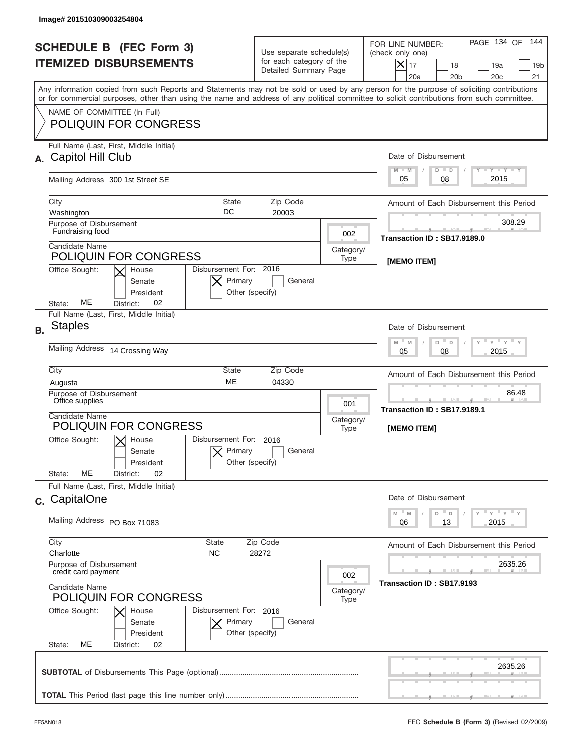Image# 201510309003254804

# SCHEDULE B (FEC Form 3)
## ITEMIZED DISBURSEMENTS

Use separate schedule(s) for each category of the Detailed Summary Page

FOR LINE NUMBER: (check only one)

- [X] 17
- [ ] 18
- [ ] 19a
- [ ] 19b
- [ ] 20a
- [ ] 20b
- [ ] 20c
- [ ] 21

PAGE 134 OF 144

Any information copied from such Reports and Statements may not be sold or used by any person for the purpose of soliciting contributions or for commercial purposes, other than using the name and address of any political committee to solicit contributions from such committee.

NAME OF COMMITTEE (In Full)
POLIQUIN FOR CONGRESS

---

**A.** Full Name (Last, First, Middle Initial): Capitol Hill Club

Mailing Address: 300 1st Street SE

City: Washington | State: DC | Zip Code: 20003

Purpose of Disbursement: Fundraising food

Category/Type: 002

Candidate Name: POLIQUIN FOR CONGRESS

Office Sought: [X] House [ ] Senate [ ] President

State: ME District: 02

Disbursement For: 2016 [X] Primary [ ] General [ ] Other (specify)

Date of Disbursement: 05/08/2015

Amount of Each Disbursement this Period: 308.29

Transaction ID : SB17.9189.0

[MEMO ITEM]

---

**B.** Full Name (Last, First, Middle Initial): Staples

Mailing Address: 14 Crossing Way

City: Augusta | State: ME | Zip Code: 04330

Purpose of Disbursement: Office supplies

Category/Type: 001

Candidate Name: POLIQUIN FOR CONGRESS

Office Sought: [X] House [ ] Senate [ ] President

State: ME District: 02

Disbursement For: 2016 [X] Primary [ ] General [ ] Other (specify)

Date of Disbursement: 05/08/2015

Amount of Each Disbursement this Period: 86.48

Transaction ID : SB17.9189.1

[MEMO ITEM]

---

**C.** Full Name (Last, First, Middle Initial): CapitalOne

Mailing Address: PO Box 71083

City: Charlotte | State: NC | Zip Code: 28272

Purpose of Disbursement: credit card payment

Category/Type: 002

Candidate Name: POLIQUIN FOR CONGRESS

Office Sought: [X] House [ ] Senate [ ] President

State: ME District: 02

Disbursement For: 2016 [X] Primary [ ] General [ ] Other (specify)

Date of Disbursement: 06/13/2015

Amount of Each Disbursement this Period: 2635.26

Transaction ID : SB17.9193

---

**SUBTOTAL** of Disbursements This Page (optional): 2635.26

**TOTAL** This Period (last page this line number only):

FE5AN018 FEC **Schedule B (Form 3)** (Revised 02/2009)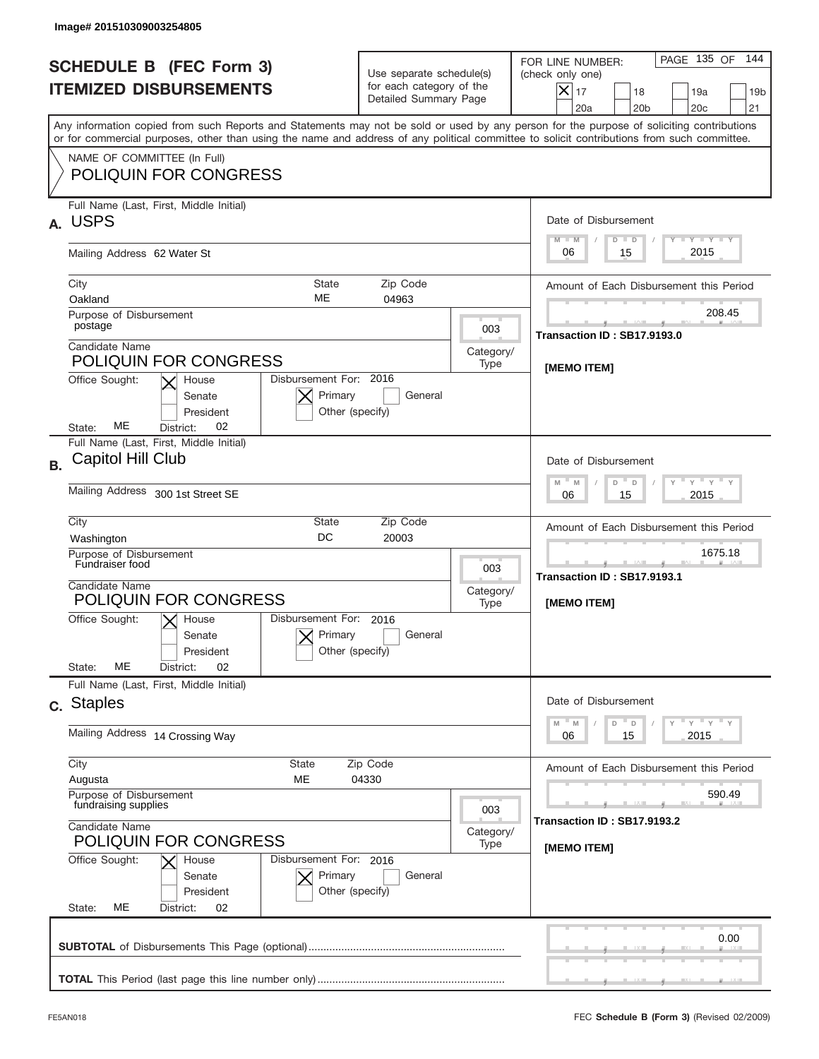Image# 201510309003254805

# SCHEDULE B (FEC Form 3)
## ITEMIZED DISBURSEMENTS

Use separate schedule(s) for each category of the Detailed Summary Page

FOR LINE NUMBER: (check only one)

- [X] 17
- [ ] 18
- [ ] 19a
- [ ] 19b
- [ ] 20a
- [ ] 20b
- [ ] 20c
- [ ] 21

PAGE 135 OF 144

Any information copied from such Reports and Statements may not be sold or used by any person for the purpose of soliciting contributions or for commercial purposes, other than using the name and address of any political committee to solicit contributions from such committee.

NAME OF COMMITTEE (In Full)
POLIQUIN FOR CONGRESS

---

**A.** Full Name (Last, First, Middle Initial): USPS

Mailing Address: 62 Water St

City: Oakland | State: ME | Zip Code: 04963

Purpose of Disbursement: postage

Category/Type: 003

Candidate Name: POLIQUIN FOR CONGRESS

Office Sought: [X] House [ ] Senate [ ] President

State: ME District: 02

Disbursement For: 2016 [X] Primary [ ] General [ ] Other (specify)

Date of Disbursement: 06 / 15 / 2015

Amount of Each Disbursement this Period: 208.45

Transaction ID : SB17.9193.0

[MEMO ITEM]

---

**B.** Full Name (Last, First, Middle Initial): Capitol Hill Club

Mailing Address: 300 1st Street SE

City: Washington | State: DC | Zip Code: 20003

Purpose of Disbursement: Fundraiser food

Category/Type: 003

Candidate Name: POLIQUIN FOR CONGRESS

Office Sought: [X] House [ ] Senate [ ] President

State: ME District: 02

Disbursement For: 2016 [X] Primary [ ] General [ ] Other (specify)

Date of Disbursement: 06 / 15 / 2015

Amount of Each Disbursement this Period: 1675.18

Transaction ID : SB17.9193.1

[MEMO ITEM]

---

**C.** Full Name (Last, First, Middle Initial): Staples

Mailing Address: 14 Crossing Way

City: Augusta | State: ME | Zip Code: 04330

Purpose of Disbursement: fundraising supplies

Category/Type: 003

Candidate Name: POLIQUIN FOR CONGRESS

Office Sought: [X] House [ ] Senate [ ] President

State: ME District: 02

Disbursement For: 2016 [X] Primary [ ] General [ ] Other (specify)

Date of Disbursement: 06 / 15 / 2015

Amount of Each Disbursement this Period: 590.49

Transaction ID : SB17.9193.2

[MEMO ITEM]

---

**SUBTOTAL** of Disbursements This Page (optional): 0.00

**TOTAL** This Period (last page this line number only):

FE5AN018 | FEC **Schedule B (Form 3)** (Revised 02/2009)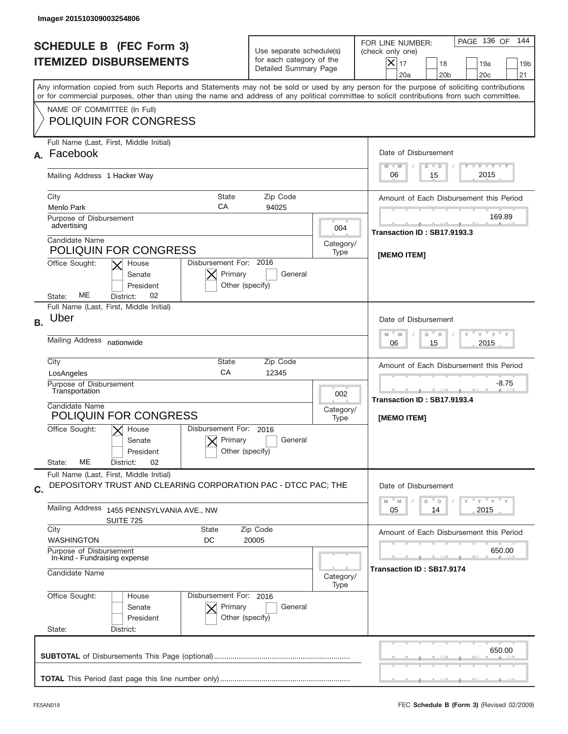Image# 201510309003254806

# SCHEDULE B (FEC Form 3)
## ITEMIZED DISBURSEMENTS

Use separate schedule(s) for each category of the Detailed Summary Page

FOR LINE NUMBER: (check only one)

[X] 17 [ ] 18 [ ] 19a [ ] 19b [ ] 20a [ ] 20b [ ] 20c [ ] 21

Any information copied from such Reports and Statements may not be sold or used by any person for the purpose of soliciting contributions or for commercial purposes, other than using the name and address of any political committee to solicit contributions from such committee.

NAME OF COMMITTEE (In Full)
POLIQUIN FOR CONGRESS

---

**A.** Full Name (Last, First, Middle Initial): Facebook

Mailing Address: 1 Hacker Way

City: Menlo Park | State: CA | Zip Code: 94025

Purpose of Disbursement: advertising

Category/Type: 004

Candidate Name: POLIQUIN FOR CONGRESS

Office Sought: [X] House [ ] Senate [ ] President

State: ME District: 02

Disbursement For: 2016 [X] Primary [ ] General [ ] Other (specify)

Date of Disbursement: 06 / 15 / 2015

Amount of Each Disbursement this Period: 169.89

Transaction ID : SB17.9193.3

[MEMO ITEM]

---

**B.** Full Name (Last, First, Middle Initial): Uber

Mailing Address: nationwide

City: LosAngeles | State: CA | Zip Code: 12345

Purpose of Disbursement: Transportation

Category/Type: 002

Candidate Name: POLIQUIN FOR CONGRESS

Office Sought: [X] House [ ] Senate [ ] President

State: ME District: 02

Disbursement For: 2016 [X] Primary [ ] General [ ] Other (specify)

Date of Disbursement: 06 / 15 / 2015

Amount of Each Disbursement this Period: -8.75

Transaction ID : SB17.9193.4

[MEMO ITEM]

---

**C.** Full Name (Last, First, Middle Initial): DEPOSITORY TRUST AND CLEARING CORPORATION PAC - DTCC PAC; THE

Mailing Address: 1455 PENNSYLVANIA AVE., NW SUITE 725

City: WASHINGTON | State: DC | Zip Code: 20005

Purpose of Disbursement: In-kind - Fundraising expense

Category/Type:

Candidate Name:

Office Sought: [ ] House [ ] Senate [ ] President

State: District:

Disbursement For: 2016 [X] Primary [ ] General [ ] Other (specify)

Date of Disbursement: 05 / 14 / 2015

Amount of Each Disbursement this Period: 650.00

Transaction ID : SB17.9174

---

**SUBTOTAL** of Disbursements This Page (optional): 650.00

**TOTAL** This Period (last page this line number only):

FE5AN018 FEC **Schedule B (Form 3)** (Revised 02/2009)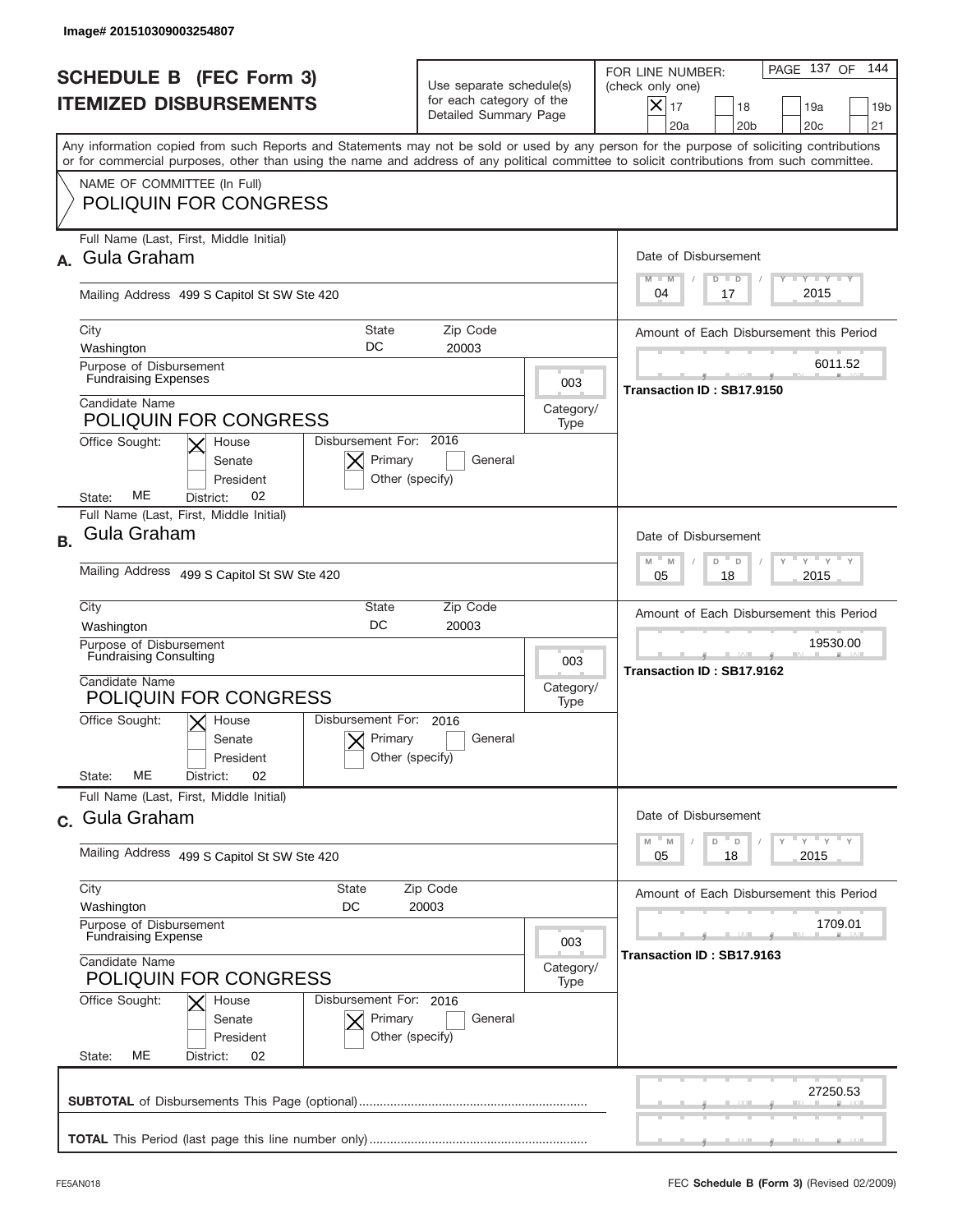Image# 201510309003254807

# SCHEDULE B (FEC Form 3)
## ITEMIZED DISBURSEMENTS

Use separate schedule(s) for each category of the Detailed Summary Page

FOR LINE NUMBER: (check only one)
[X] 17 [ ] 18 [ ] 19a [ ] 19b [ ] 20a [ ] 20b [ ] 20c [ ] 21

PAGE 137 OF 144

Any information copied from such Reports and Statements may not be sold or used by any person for the purpose of soliciting contributions or for commercial purposes, other than using the name and address of any political committee to solicit contributions from such committee.

NAME OF COMMITTEE (In Full)
POLIQUIN FOR CONGRESS

---

**A.** Full Name (Last, First, Middle Initial): Gula Graham

Mailing Address: 499 S Capitol St SW Ste 420

City: Washington | State: DC | Zip Code: 20003

Purpose of Disbursement: Fundraising Expenses

Category/Type: 003

Candidate Name: POLIQUIN FOR CONGRESS

Office Sought: [X] House [ ] Senate [ ] President

State: ME District: 02

Disbursement For: 2016 [X] Primary [ ] General [ ] Other (specify)

Date of Disbursement: 04 / 17 / 2015

Amount of Each Disbursement this Period: 6011.52

Transaction ID : SB17.9150

---

**B.** Full Name (Last, First, Middle Initial): Gula Graham

Mailing Address: 499 S Capitol St SW Ste 420

City: Washington | State: DC | Zip Code: 20003

Purpose of Disbursement: Fundraising Consulting

Category/Type: 003

Candidate Name: POLIQUIN FOR CONGRESS

Office Sought: [X] House [ ] Senate [ ] President

State: ME District: 02

Disbursement For: 2016 [X] Primary [ ] General [ ] Other (specify)

Date of Disbursement: 05 / 18 / 2015

Amount of Each Disbursement this Period: 19530.00

Transaction ID : SB17.9162

---

**C.** Full Name (Last, First, Middle Initial): Gula Graham

Mailing Address: 499 S Capitol St SW Ste 420

City: Washington | State: DC | Zip Code: 20003

Purpose of Disbursement: Fundraising Expense

Category/Type: 003

Candidate Name: POLIQUIN FOR CONGRESS

Office Sought: [X] House [ ] Senate [ ] President

State: ME District: 02

Disbursement For: 2016 [X] Primary [ ] General [ ] Other (specify)

Date of Disbursement: 05 / 18 / 2015

Amount of Each Disbursement this Period: 1709.01

Transaction ID : SB17.9163

---

**SUBTOTAL** of Disbursements This Page (optional): 27250.53

**TOTAL** This Period (last page this line number only):

FE5AN018 FEC **Schedule B (Form 3)** (Revised 02/2009)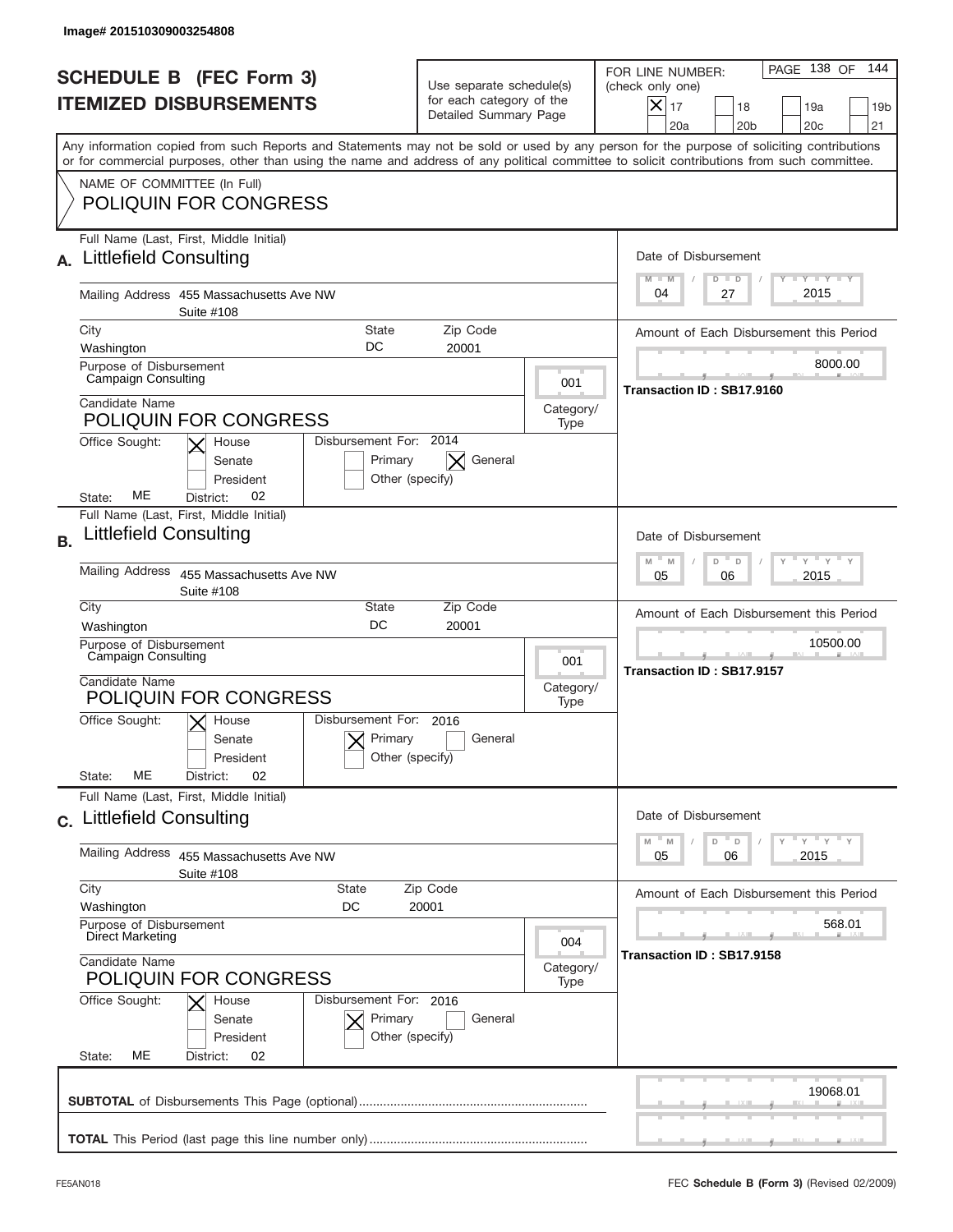Image# 201510309003254808

# SCHEDULE B (FEC Form 3)
## ITEMIZED DISBURSEMENTS

Use separate schedule(s) for each category of the Detailed Summary Page

FOR LINE NUMBER: (check only one)

- [x] 17
- [ ] 18
- [ ] 19a
- [ ] 19b
- [ ] 20a
- [ ] 20b
- [ ] 20c
- [ ] 21

Any information copied from such Reports and Statements may not be sold or used by any person for the purpose of soliciting contributions or for commercial purposes, other than using the name and address of any political committee to solicit contributions from such committee.

NAME OF COMMITTEE (In Full)
POLIQUIN FOR CONGRESS

---

**A.** Full Name (Last, First, Middle Initial): Littlefield Consulting

Mailing Address: 455 Massachusetts Ave NW, Suite #108

City: Washington | State: DC | Zip Code: 20001

Purpose of Disbursement: Campaign Consulting

Category/Type: 001

Candidate Name: POLIQUIN FOR CONGRESS

Office Sought: [x] House [ ] Senate [ ] President

State: ME District: 02

Disbursement For: 2014 [ ] Primary [x] General [ ] Other (specify)

Date of Disbursement: 04 / 27 / 2015

Amount of Each Disbursement this Period: 8000.00

Transaction ID : SB17.9160

---

**B.** Full Name (Last, First, Middle Initial): Littlefield Consulting

Mailing Address: 455 Massachusetts Ave NW, Suite #108

City: Washington | State: DC | Zip Code: 20001

Purpose of Disbursement: Campaign Consulting

Category/Type: 001

Candidate Name: POLIQUIN FOR CONGRESS

Office Sought: [x] House [ ] Senate [ ] President

State: ME District: 02

Disbursement For: 2016 [x] Primary [ ] General [ ] Other (specify)

Date of Disbursement: 05 / 06 / 2015

Amount of Each Disbursement this Period: 10500.00

Transaction ID : SB17.9157

---

**C.** Full Name (Last, First, Middle Initial): Littlefield Consulting

Mailing Address: 455 Massachusetts Ave NW, Suite #108

City: Washington | State: DC | Zip Code: 20001

Purpose of Disbursement: Direct Marketing

Category/Type: 004

Candidate Name: POLIQUIN FOR CONGRESS

Office Sought: [x] House [ ] Senate [ ] President

State: ME District: 02

Disbursement For: 2016 [x] Primary [ ] General [ ] Other (specify)

Date of Disbursement: 05 / 06 / 2015

Amount of Each Disbursement this Period: 568.01

Transaction ID : SB17.9158

---

**SUBTOTAL** of Disbursements This Page (optional): 19068.01

**TOTAL** This Period (last page this line number only):

FE5AN018 — FEC **Schedule B (Form 3)** (Revised 02/2009)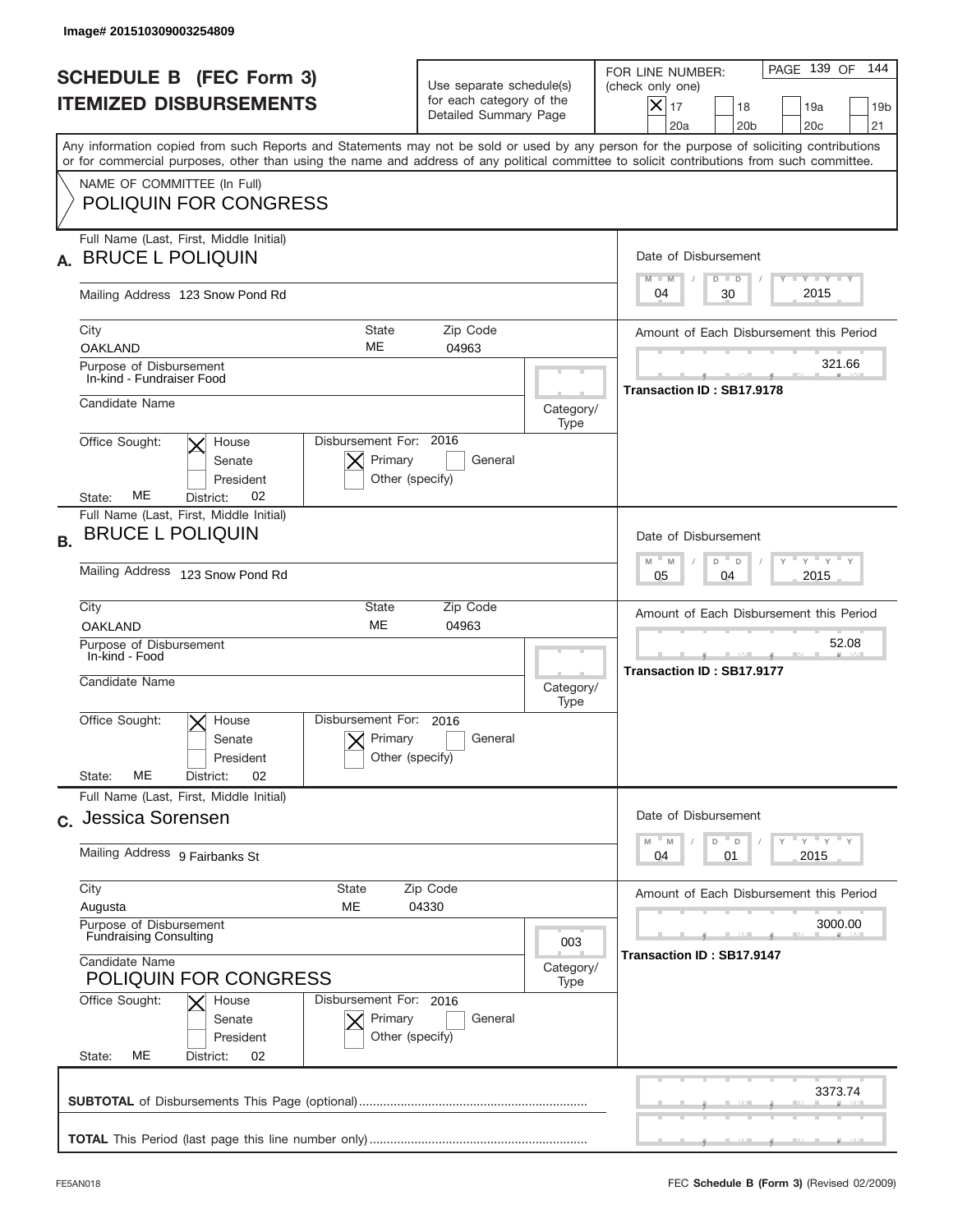Image# 201510309003254809

# SCHEDULE B (FEC Form 3)
# ITEMIZED DISBURSEMENTS

Use separate schedule(s) for each category of the Detailed Summary Page

FOR LINE NUMBER: (check only one)

- [x] 17
- [ ] 18
- [ ] 19a
- [ ] 19b
- [ ] 20a
- [ ] 20b
- [ ] 20c
- [ ] 21

PAGE 139 OF 144

Any information copied from such Reports and Statements may not be sold or used by any person for the purpose of soliciting contributions or for commercial purposes, other than using the name and address of any political committee to solicit contributions from such committee.

NAME OF COMMITTEE (In Full)
POLIQUIN FOR CONGRESS

---

**A.** Full Name (Last, First, Middle Initial): BRUCE L POLIQUIN

Mailing Address: 123 Snow Pond Rd

City: OAKLAND | State: ME | Zip Code: 04963

Purpose of Disbursement: In-kind - Fundraiser Food

Candidate Name:

Category/Type:

Office Sought: [x] House [ ] Senate [ ] President

State: ME | District: 02

Disbursement For: 2016 [x] Primary [ ] General [ ] Other (specify)

Date of Disbursement: 04 / 30 / 2015

Amount of Each Disbursement this Period: 321.66

Transaction ID : SB17.9178

---

**B.** Full Name (Last, First, Middle Initial): BRUCE L POLIQUIN

Mailing Address: 123 Snow Pond Rd

City: OAKLAND | State: ME | Zip Code: 04963

Purpose of Disbursement: In-kind - Food

Candidate Name:

Category/Type:

Office Sought: [x] House [ ] Senate [ ] President

State: ME | District: 02

Disbursement For: 2016 [x] Primary [ ] General [ ] Other (specify)

Date of Disbursement: 05 / 04 / 2015

Amount of Each Disbursement this Period: 52.08

Transaction ID : SB17.9177

---

**C.** Full Name (Last, First, Middle Initial): Jessica Sorensen

Mailing Address: 9 Fairbanks St

City: Augusta | State: ME | Zip Code: 04330

Purpose of Disbursement: Fundraising Consulting

Candidate Name: POLIQUIN FOR CONGRESS

Category/Type: 003

Office Sought: [x] House [ ] Senate [ ] President

State: ME | District: 02

Disbursement For: 2016 [x] Primary [ ] General [ ] Other (specify)

Date of Disbursement: 04 / 01 / 2015

Amount of Each Disbursement this Period: 3000.00

Transaction ID : SB17.9147

---

**SUBTOTAL** of Disbursements This Page (optional): 3373.74

**TOTAL** This Period (last page this line number only):

FE5AN018

FEC **Schedule B (Form 3)** (Revised 02/2009)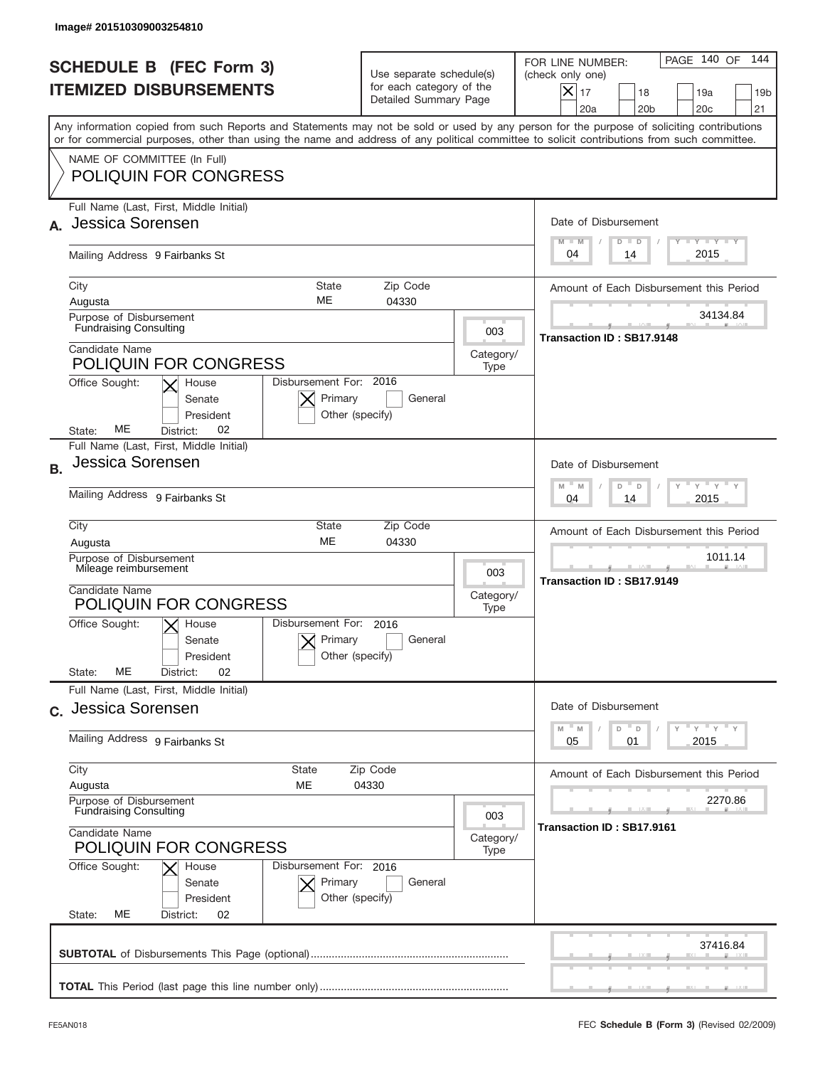Image# 201510309003254810

# SCHEDULE B (FEC Form 3)
# ITEMIZED DISBURSEMENTS

Use separate schedule(s) for each category of the Detailed Summary Page

FOR LINE NUMBER: (check only one)

- [x] 17
- [ ] 18
- [ ] 19a
- [ ] 19b
- [ ] 20a
- [ ] 20b
- [ ] 20c
- [ ] 21

PAGE 140 OF 144

Any information copied from such Reports and Statements may not be sold or used by any person for the purpose of soliciting contributions or for commercial purposes, other than using the name and address of any political committee to solicit contributions from such committee.

NAME OF COMMITTEE (In Full)
POLIQUIN FOR CONGRESS

---

**A.** Full Name (Last, First, Middle Initial): Jessica Sorensen

Mailing Address: 9 Fairbanks St

City: Augusta | State: ME | Zip Code: 04330

Purpose of Disbursement: Fundraising Consulting

Category/Type: 003

Candidate Name: POLIQUIN FOR CONGRESS

Office Sought: [x] House [ ] Senate [ ] President

State: ME | District: 02

Disbursement For: 2016 [x] Primary [ ] General [ ] Other (specify)

Date of Disbursement: 04/14/2015

Amount of Each Disbursement this Period: 34134.84

Transaction ID : SB17.9148

---

**B.** Full Name (Last, First, Middle Initial): Jessica Sorensen

Mailing Address: 9 Fairbanks St

City: Augusta | State: ME | Zip Code: 04330

Purpose of Disbursement: Mileage reimbursement

Category/Type: 003

Candidate Name: POLIQUIN FOR CONGRESS

Office Sought: [x] House [ ] Senate [ ] President

State: ME | District: 02

Disbursement For: 2016 [x] Primary [ ] General [ ] Other (specify)

Date of Disbursement: 04/14/2015

Amount of Each Disbursement this Period: 1011.14

Transaction ID : SB17.9149

---

**C.** Full Name (Last, First, Middle Initial): Jessica Sorensen

Mailing Address: 9 Fairbanks St

City: Augusta | State: ME | Zip Code: 04330

Purpose of Disbursement: Fundraising Consulting

Category/Type: 003

Candidate Name: POLIQUIN FOR CONGRESS

Office Sought: [x] House [ ] Senate [ ] President

State: ME | District: 02

Disbursement For: 2016 [x] Primary [ ] General [ ] Other (specify)

Date of Disbursement: 05/01/2015

Amount of Each Disbursement this Period: 2270.86

Transaction ID : SB17.9161

---

**SUBTOTAL** of Disbursements This Page (optional): 37416.84

**TOTAL** This Period (last page this line number only):

FE5AN018 — FEC **Schedule B (Form 3)** (Revised 02/2009)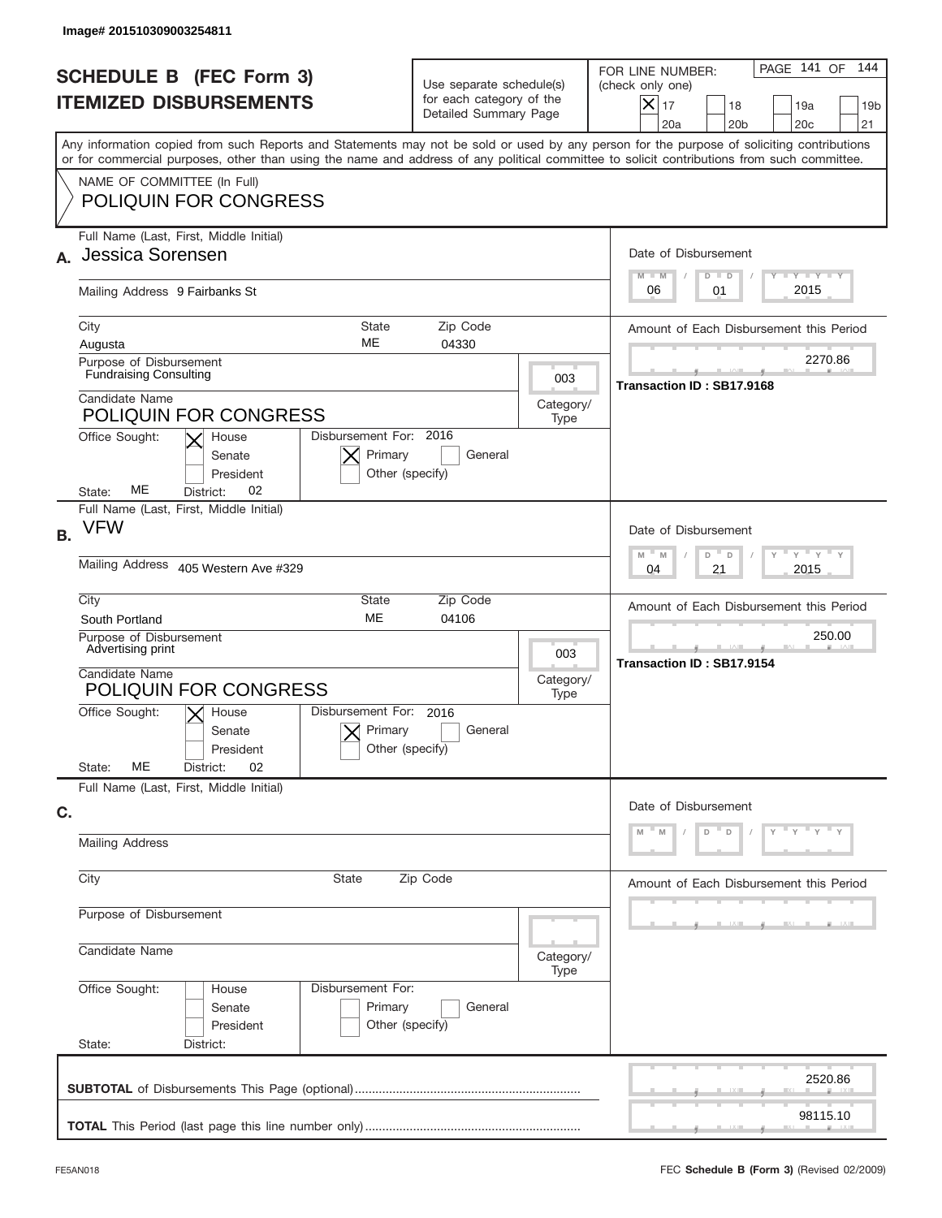Image# 201510309003254811

# SCHEDULE B (FEC Form 3)
## ITEMIZED DISBURSEMENTS

Use separate schedule(s) for each category of the Detailed Summary Page

FOR LINE NUMBER: (check only one)

[X] 17 [ ] 18 [ ] 19a [ ] 19b [ ] 20a [ ] 20b [ ] 20c [ ] 21

PAGE 141 OF 144

Any information copied from such Reports and Statements may not be sold or used by any person for the purpose of soliciting contributions or for commercial purposes, other than using the name and address of any political committee to solicit contributions from such committee.

NAME OF COMMITTEE (In Full)
POLIQUIN FOR CONGRESS

---

**A.** Full Name (Last, First, Middle Initial): Jessica Sorensen

Mailing Address: 9 Fairbanks St

City: Augusta | State: ME | Zip Code: 04330

Purpose of Disbursement: Fundraising Consulting

Category/Type: 003

Candidate Name: POLIQUIN FOR CONGRESS

Office Sought: [X] House [ ] Senate [ ] President

State: ME | District: 02

Disbursement For: 2016 [X] Primary [ ] General [ ] Other (specify)

Date of Disbursement: 06 / 01 / 2015

Amount of Each Disbursement this Period: 2270.86

Transaction ID : SB17.9168

---

**B.** Full Name (Last, First, Middle Initial): VFW

Mailing Address: 405 Western Ave #329

City: South Portland | State: ME | Zip Code: 04106

Purpose of Disbursement: Advertising print

Category/Type: 003

Candidate Name: POLIQUIN FOR CONGRESS

Office Sought: [X] House [ ] Senate [ ] President

State: ME | District: 02

Disbursement For: 2016 [X] Primary [ ] General [ ] Other (specify)

Date of Disbursement: 04 / 21 / 2015

Amount of Each Disbursement this Period: 250.00

Transaction ID : SB17.9154

---

**C.** Full Name (Last, First, Middle Initial):

Mailing Address:

City: | State: | Zip Code:

Purpose of Disbursement:

Category/Type:

Candidate Name:

Office Sought: [ ] House [ ] Senate [ ] President

State: | District:

Disbursement For: [ ] Primary [ ] General [ ] Other (specify)

Date of Disbursement:

Amount of Each Disbursement this Period:

---

**SUBTOTAL** of Disbursements This Page (optional): 2520.86

**TOTAL** This Period (last page this line number only): 98115.10

FE5AN018

FEC **Schedule B (Form 3)** (Revised 02/2009)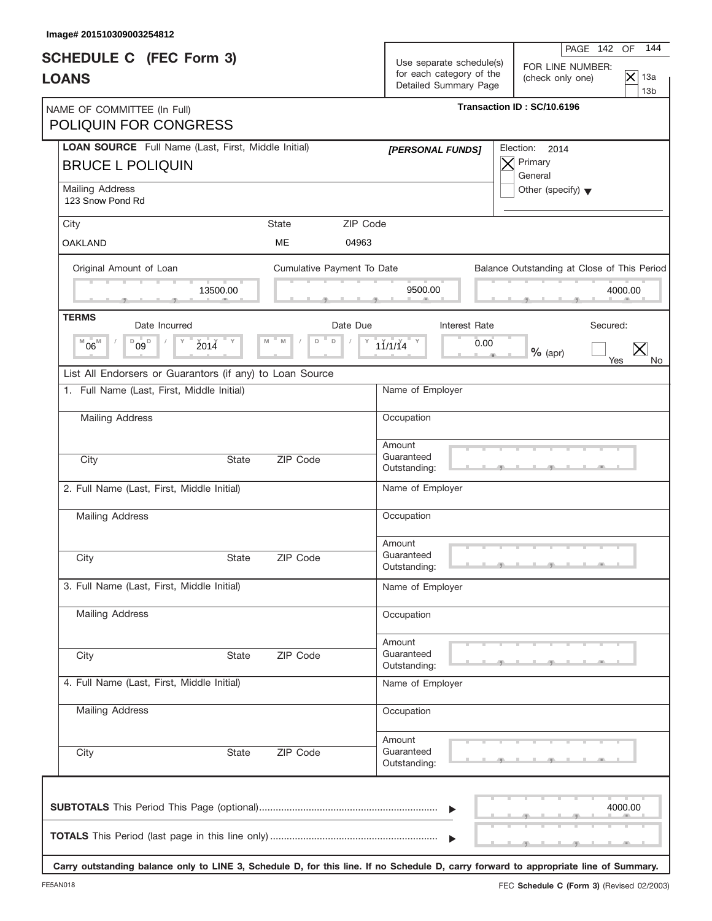Image# 201510309003254812

# SCHEDULE C (FEC Form 3)
# LOANS

Use separate schedule(s) for each category of the Detailed Summary Page

FOR LINE NUMBER: (check only one)
- [X] 13a
- [ ] 13b

Transaction ID : SC/10.6196

NAME OF COMMITTEE (In Full)
POLIQUIN FOR CONGRESS

LOAN SOURCE Full Name (Last, First, Middle Initial)
BRUCE L POLIQUIN

[PERSONAL FUNDS]

Election: 2014
- [X] Primary
- [ ] General
- [ ] Other (specify)

Mailing Address
123 Snow Pond Rd

| City | State | ZIP Code |
|---|---|---|
| OAKLAND | ME | 04963 |

| Original Amount of Loan | Cumulative Payment To Date | Balance Outstanding at Close of This Period |
|---|---|---|
| 13500.00 | 9500.00 | 4000.00 |

**TERMS**

| Date Incurred | Date Due | Interest Rate | Secured |
|---|---|---|---|
| 06 / 09 / 2014 | 11/1/14 | 0.00 % (apr) | [ ] Yes [X] No |

List All Endorsers or Guarantors (if any) to Loan Source

1. Full Name (Last, First, Middle Initial)
   Mailing Address
   City / State / ZIP Code
   Name of Employer
   Occupation
   Amount Guaranteed Outstanding:

2. Full Name (Last, First, Middle Initial)
   Mailing Address
   City / State / ZIP Code
   Name of Employer
   Occupation
   Amount Guaranteed Outstanding:

3. Full Name (Last, First, Middle Initial)
   Mailing Address
   City / State / ZIP Code
   Name of Employer
   Occupation
   Amount Guaranteed Outstanding:

4. Full Name (Last, First, Middle Initial)
   Mailing Address
   City / State / ZIP Code
   Name of Employer
   Occupation
   Amount Guaranteed Outstanding:

**SUBTOTALS** This Period This Page (optional) ........ 4000.00

**TOTALS** This Period (last page in this line only) ........

**Carry outstanding balance only to LINE 3, Schedule D, for this line. If no Schedule D, carry forward to appropriate line of Summary.**

FE5AN018 FEC **Schedule C (Form 3)** (Revised 02/2003)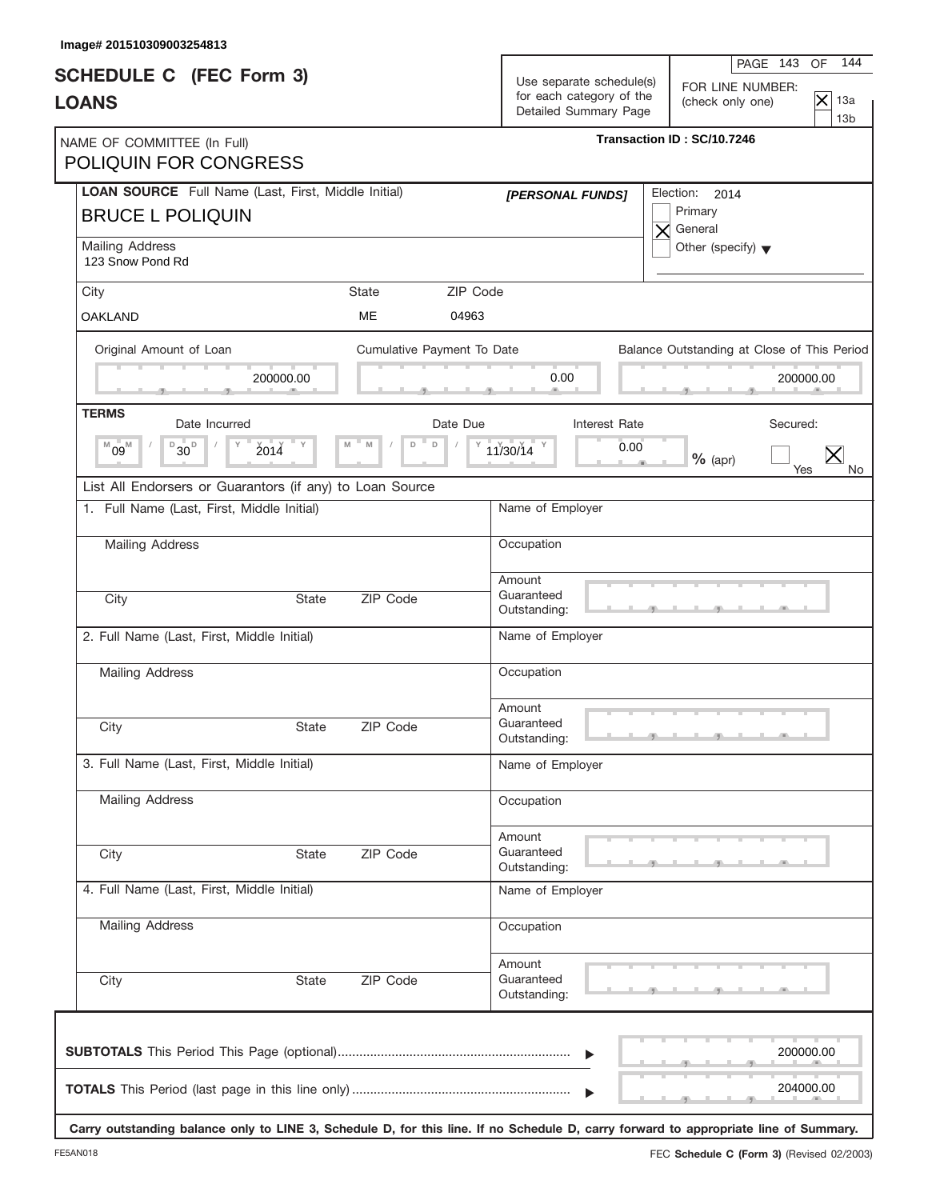Image# 201510309003254813

# SCHEDULE C (FEC Form 3)
## LOANS

Use separate schedule(s) for each category of the Detailed Summary Page

FOR LINE NUMBER: (check only one)
- [x] 13a
- [ ] 13b

NAME OF COMMITTEE (In Full): POLIQUIN FOR CONGRESS

Transaction ID : SC/10.7246

**LOAN SOURCE** Full Name (Last, First, Middle Initial): BRUCE L POLIQUIN — *[PERSONAL FUNDS]*

Election: 2014
- [ ] Primary
- [x] General
- [ ] Other (specify)

Mailing Address: 123 Snow Pond Rd

| City | State | ZIP Code |
|---|---|---|
| OAKLAND | ME | 04963 |

| Original Amount of Loan | Cumulative Payment To Date | Balance Outstanding at Close of This Period |
|---|---|---|
| 200000.00 | 0.00 | 200000.00 |

**TERMS**

| Date Incurred | Date Due | Interest Rate | Secured |
|---|---|---|---|
| 09/30/2014 | 11/30/14 | 0.00 % (apr) | [ ] Yes [x] No |

List All Endorsers or Guarantors (if any) to Loan Source

1. Full Name (Last, First, Middle Initial):
   Mailing Address:
   City: State: ZIP Code:
   Name of Employer:
   Occupation:
   Amount Guaranteed Outstanding:

2. Full Name (Last, First, Middle Initial):
   Mailing Address:
   City: State: ZIP Code:
   Name of Employer:
   Occupation:
   Amount Guaranteed Outstanding:

3. Full Name (Last, First, Middle Initial):
   Mailing Address:
   City: State: ZIP Code:
   Name of Employer:
   Occupation:
   Amount Guaranteed Outstanding:

4. Full Name (Last, First, Middle Initial):
   Mailing Address:
   City: State: ZIP Code:
   Name of Employer:
   Occupation:
   Amount Guaranteed Outstanding:

**SUBTOTALS** This Period This Page (optional) ▶ 200000.00

**TOTALS** This Period (last page in this line only) ▶ 204000.00

**Carry outstanding balance only to LINE 3, Schedule D, for this line. If no Schedule D, carry forward to appropriate line of Summary.**

FE5AN018

FEC **Schedule C (Form 3)** (Revised 02/2003)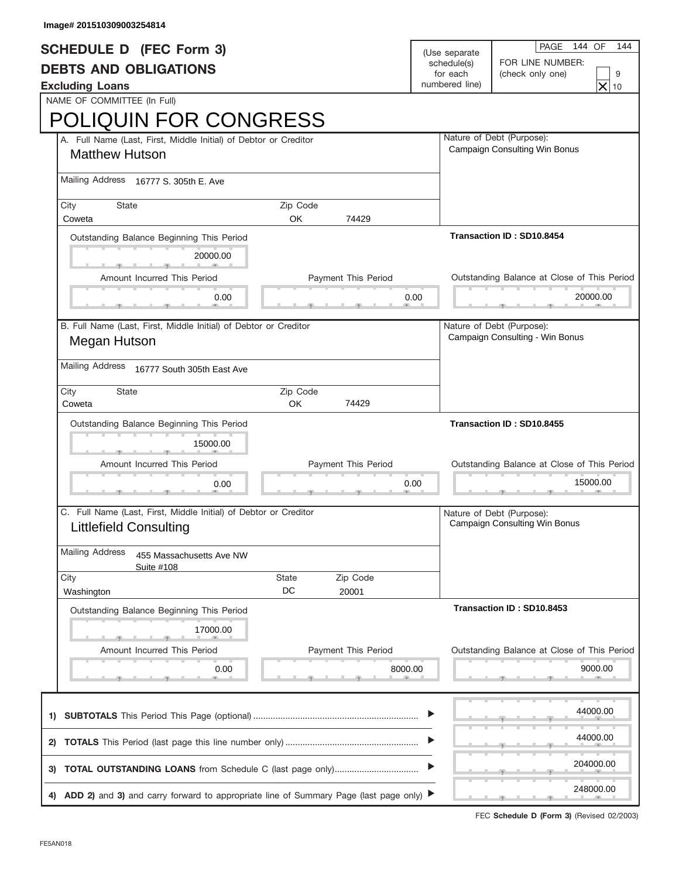Image# 201510309003254814

# SCHEDULE D (FEC Form 3)
## DEBTS AND OBLIGATIONS
**Excluding Loans**

(Use separate schedule(s) for each numbered line)

PAGE 144 OF 144

FOR LINE NUMBER: (check only one)
- [ ] 9
- [X] 10

NAME OF COMMITTEE (In Full)

# POLIQUIN FOR CONGRESS

---

**A.** Full Name (Last, First, Middle Initial) of Debtor or Creditor
Matthew Hutson

Nature of Debt (Purpose):
Campaign Consulting Win Bonus

Mailing Address: 16777 S. 305th E. Ave

City: Coweta | State: OK | Zip Code: 74429

Transaction ID : SD10.8454

| Outstanding Balance Beginning This Period | Amount Incurred This Period | Payment This Period | Outstanding Balance at Close of This Period |
|---|---|---|---|
| 20000.00 | 0.00 | 0.00 | 20000.00 |

---

**B.** Full Name (Last, First, Middle Initial) of Debtor or Creditor
Megan Hutson

Nature of Debt (Purpose):
Campaign Consulting - Win Bonus

Mailing Address: 16777 South 305th East Ave

City: Coweta | State: OK | Zip Code: 74429

Transaction ID : SD10.8455

| Outstanding Balance Beginning This Period | Amount Incurred This Period | Payment This Period | Outstanding Balance at Close of This Period |
|---|---|---|---|
| 15000.00 | 0.00 | 0.00 | 15000.00 |

---

**C.** Full Name (Last, First, Middle Initial) of Debtor or Creditor
Littlefield Consulting

Nature of Debt (Purpose):
Campaign Consulting Win Bonus

Mailing Address: 455 Massachusetts Ave NW, Suite #108

City: Washington | State: DC | Zip Code: 20001

Transaction ID : SD10.8453

| Outstanding Balance Beginning This Period | Amount Incurred This Period | Payment This Period | Outstanding Balance at Close of This Period |
|---|---|---|---|
| 17000.00 | 0.00 | 8000.00 | 9000.00 |

---

| | | |
|---|---|---|
| 1) | **SUBTOTALS** This Period This Page (optional) | 44000.00 |
| 2) | **TOTALS** This Period (last page this line number only) | 44000.00 |
| 3) | **TOTAL OUTSTANDING LOANS** from Schedule C (last page only) | 204000.00 |
| 4) | **ADD 2)** and **3)** and carry forward to appropriate line of Summary Page (last page only) | 248000.00 |

FEC **Schedule D (Form 3)** (Revised 02/2003)

FE5AN018